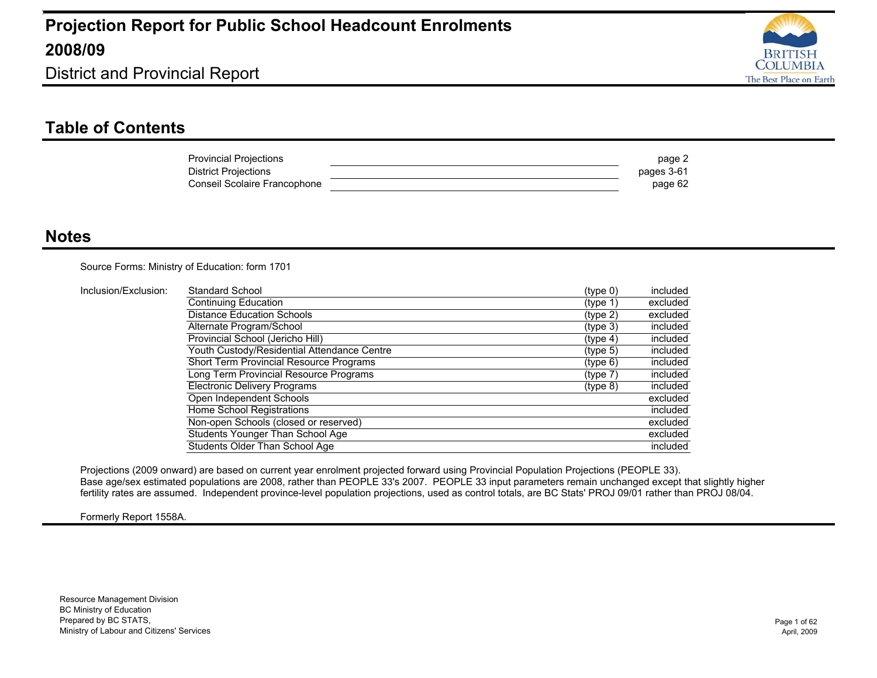# Projection Report for Public School Headcount Enrolments 2008/09

## District and Provincial Report

## Table of Contents

| | |
|---|---|
| Provincial Projections | page 2 |
| District Projections | pages 3-61 |
| Conseil Scolaire Francophone | page 62 |

## Notes

Source Forms: Ministry of Education: form 1701

Inclusion/Exclusion:

| | | |
|---|---|---|
| Standard School | (type 0) | included |
| Continuing Education | (type 1) | excluded |
| Distance Education Schools | (type 2) | excluded |
| Alternate Program/School | (type 3) | included |
| Provincial School (Jericho Hill) | (type 4) | included |
| Youth Custody/Residential Attendance Centre | (type 5) | included |
| Short Term Provincial Resource Programs | (type 6) | included |
| Long Term Provincial Resource Programs | (type 7) | included |
| Electronic Delivery Programs | (type 8) | included |
| Open Independent Schools | | excluded |
| Home School Registrations | | included |
| Non-open Schools (closed or reserved) | | excluded |
| Students Younger Than School Age | | excluded |
| Students Older Than School Age | | included |

Projections (2009 onward) are based on current year enrolment projected forward using Provincial Population Projections (PEOPLE 33). Base age/sex estimated populations are 2008, rather than PEOPLE 33's 2007. PEOPLE 33 input parameters remain unchanged except that slightly higher fertility rates are assumed. Independent province-level population projections, used as control totals, are BC Stats' PROJ 09/01 rather than PROJ 08/04.

Formerly Report 1558A.

Resource Management Division
BC Ministry of Education
Prepared by BC STATS,
Ministry of Labour and Citizens' Services

April, 2009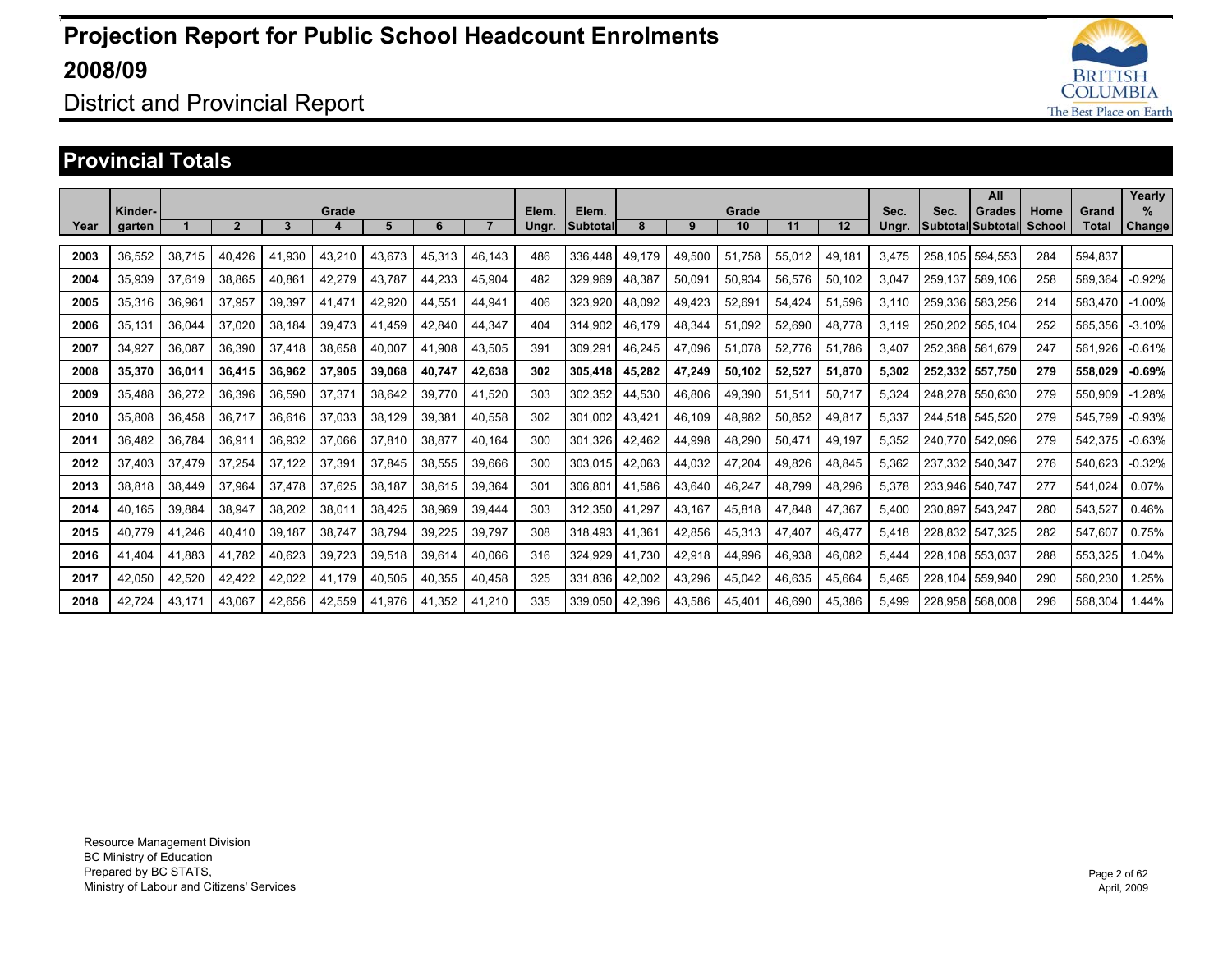# Projection Report for Public School Headcount Enrolments 2008/09

District and Provincial Report

## Provincial Totals

| Year | Kinder-garten | Grade 1 | 2 | 3 | 4 | 5 | 6 | 7 | Elem. Ungr. | Elem. Subtotal | Grade 8 | 9 | 10 | 11 | 12 | Sec. Ungr. | Sec. Subtotal | All Grades Subtotal | Home School | Grand Total | Yearly % Change |
|---|---|---|---|---|---|---|---|---|---|---|---|---|---|---|---|---|---|---|---|---|---|
| **2003** | 36,552 | 38,715 | 40,426 | 41,930 | 43,210 | 43,673 | 45,313 | 46,143 | 486 | 336,448 | 49,179 | 49,500 | 51,758 | 55,012 | 49,181 | 3,475 | 258,105 | 594,553 | 284 | 594,837 | |
| **2004** | 35,939 | 37,619 | 38,865 | 40,861 | 42,279 | 43,787 | 44,233 | 45,904 | 482 | 329,969 | 48,387 | 50,091 | 50,934 | 56,576 | 50,102 | 3,047 | 259,137 | 589,106 | 258 | 589,364 | -0.92% |
| **2005** | 35,316 | 36,961 | 37,957 | 39,397 | 41,471 | 42,920 | 44,551 | 44,941 | 406 | 323,920 | 48,092 | 49,423 | 52,691 | 54,424 | 51,596 | 3,110 | 259,336 | 583,256 | 214 | 583,470 | -1.00% |
| **2006** | 35,131 | 36,044 | 37,020 | 38,184 | 39,473 | 41,459 | 42,840 | 44,347 | 404 | 314,902 | 46,179 | 48,344 | 51,092 | 52,690 | 48,778 | 3,119 | 250,202 | 565,104 | 252 | 565,356 | -3.10% |
| **2007** | 34,927 | 36,087 | 36,390 | 37,418 | 38,658 | 40,007 | 41,908 | 43,505 | 391 | 309,291 | 46,245 | 47,096 | 51,078 | 52,776 | 51,786 | 3,407 | 252,388 | 561,679 | 247 | 561,926 | -0.61% |
| **2008** | **35,370** | **36,011** | **36,415** | **36,962** | **37,905** | **39,068** | **40,747** | **42,638** | **302** | **305,418** | **45,282** | **47,249** | **50,102** | **52,527** | **51,870** | **5,302** | **252,332** | **557,750** | **279** | **558,029** | **-0.69%** |
| **2009** | 35,488 | 36,272 | 36,396 | 36,590 | 37,371 | 38,642 | 39,770 | 41,520 | 303 | 302,352 | 44,530 | 46,806 | 49,390 | 51,511 | 50,717 | 5,324 | 248,278 | 550,630 | 279 | 550,909 | -1.28% |
| **2010** | 35,808 | 36,458 | 36,717 | 36,616 | 37,033 | 38,129 | 39,381 | 40,558 | 302 | 301,002 | 43,421 | 46,109 | 48,982 | 50,852 | 49,817 | 5,337 | 244,518 | 545,520 | 279 | 545,799 | -0.93% |
| **2011** | 36,482 | 36,784 | 36,911 | 36,932 | 37,066 | 37,810 | 38,877 | 40,164 | 300 | 301,326 | 42,462 | 44,998 | 48,290 | 50,471 | 49,197 | 5,352 | 240,770 | 542,096 | 279 | 542,375 | -0.63% |
| **2012** | 37,403 | 37,479 | 37,254 | 37,122 | 37,391 | 37,845 | 38,555 | 39,666 | 300 | 303,015 | 42,063 | 44,032 | 47,204 | 49,826 | 48,845 | 5,362 | 237,332 | 540,347 | 276 | 540,623 | -0.32% |
| **2013** | 38,818 | 38,449 | 37,964 | 37,478 | 37,625 | 38,187 | 38,615 | 39,364 | 301 | 306,801 | 41,586 | 43,640 | 46,247 | 48,799 | 48,296 | 5,378 | 233,946 | 540,747 | 277 | 541,024 | 0.07% |
| **2014** | 40,165 | 39,884 | 38,947 | 38,202 | 38,011 | 38,425 | 38,969 | 39,444 | 303 | 312,350 | 41,297 | 43,167 | 45,818 | 47,848 | 47,367 | 5,400 | 230,897 | 543,247 | 280 | 543,527 | 0.46% |
| **2015** | 40,779 | 41,246 | 40,410 | 39,187 | 38,747 | 38,794 | 39,225 | 39,797 | 308 | 318,493 | 41,361 | 42,856 | 45,313 | 47,407 | 46,477 | 5,418 | 228,832 | 547,325 | 282 | 547,607 | 0.75% |
| **2016** | 41,404 | 41,883 | 41,782 | 40,623 | 39,723 | 39,518 | 39,614 | 40,066 | 316 | 324,929 | 41,730 | 42,918 | 44,996 | 46,938 | 46,082 | 5,444 | 228,108 | 553,037 | 288 | 553,325 | 1.04% |
| **2017** | 42,050 | 42,520 | 42,422 | 42,022 | 41,179 | 40,505 | 40,355 | 40,458 | 325 | 331,836 | 42,002 | 43,296 | 45,042 | 46,635 | 45,664 | 5,465 | 228,104 | 559,940 | 290 | 560,230 | 1.25% |
| **2018** | 42,724 | 43,171 | 43,067 | 42,656 | 42,559 | 41,976 | 41,352 | 41,210 | 335 | 339,050 | 42,396 | 43,586 | 45,401 | 46,690 | 45,386 | 5,499 | 228,958 | 568,008 | 296 | 568,304 | 1.44% |

Resource Management Division
BC Ministry of Education
Prepared by BC STATS,
Ministry of Labour and Citizens' Services

April, 2009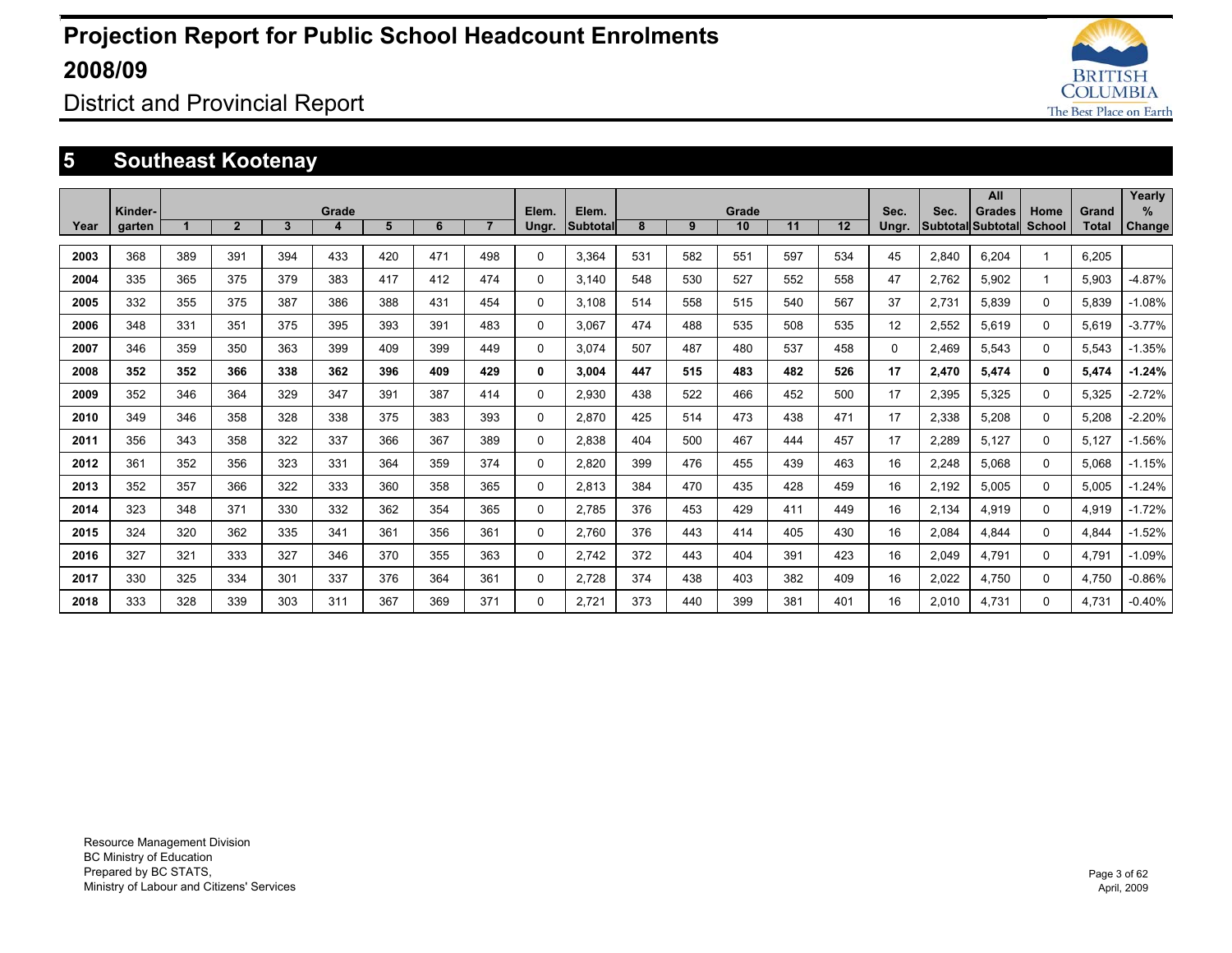# Projection Report for Public School Headcount Enrolments 2008/09

## District and Provincial Report

## 5 Southeast Kootenay

| Year | Kinder-garten | Grade 1 | 2 | 3 | 4 | 5 | 6 | 7 | Elem. Ungr. | Elem. Subtotal | Grade 8 | 9 | 10 | 11 | 12 | Sec. Ungr. | Sec. Subtotal | All Grades Subtotal | Home School | Grand Total | Yearly % Change |
|---|---|---|---|---|---|---|---|---|---|---|---|---|---|---|---|---|---|---|---|---|---|
| **2003** | 368 | 389 | 391 | 394 | 433 | 420 | 471 | 498 | 0 | 3,364 | 531 | 582 | 551 | 597 | 534 | 45 | 2,840 | 6,204 | 1 | 6,205 | |
| **2004** | 335 | 365 | 375 | 379 | 383 | 417 | 412 | 474 | 0 | 3,140 | 548 | 530 | 527 | 552 | 558 | 47 | 2,762 | 5,902 | 1 | 5,903 | -4.87% |
| **2005** | 332 | 355 | 375 | 387 | 386 | 388 | 431 | 454 | 0 | 3,108 | 514 | 558 | 515 | 540 | 567 | 37 | 2,731 | 5,839 | 0 | 5,839 | -1.08% |
| **2006** | 348 | 331 | 351 | 375 | 395 | 393 | 391 | 483 | 0 | 3,067 | 474 | 488 | 535 | 508 | 535 | 12 | 2,552 | 5,619 | 0 | 5,619 | -3.77% |
| **2007** | 346 | 359 | 350 | 363 | 399 | 409 | 399 | 449 | 0 | 3,074 | 507 | 487 | 480 | 537 | 458 | 0 | 2,469 | 5,543 | 0 | 5,543 | -1.35% |
| **2008** | **352** | **352** | **366** | **338** | **362** | **396** | **409** | **429** | **0** | **3,004** | **447** | **515** | **483** | **482** | **526** | **17** | **2,470** | **5,474** | **0** | **5,474** | **-1.24%** |
| **2009** | 352 | 346 | 364 | 329 | 347 | 391 | 387 | 414 | 0 | 2,930 | 438 | 522 | 466 | 452 | 500 | 17 | 2,395 | 5,325 | 0 | 5,325 | -2.72% |
| **2010** | 349 | 346 | 358 | 328 | 338 | 375 | 383 | 393 | 0 | 2,870 | 425 | 514 | 473 | 438 | 471 | 17 | 2,338 | 5,208 | 0 | 5,208 | -2.20% |
| **2011** | 356 | 343 | 358 | 322 | 337 | 366 | 367 | 389 | 0 | 2,838 | 404 | 500 | 467 | 444 | 457 | 17 | 2,289 | 5,127 | 0 | 5,127 | -1.56% |
| **2012** | 361 | 352 | 356 | 323 | 331 | 364 | 359 | 374 | 0 | 2,820 | 399 | 476 | 455 | 439 | 463 | 16 | 2,248 | 5,068 | 0 | 5,068 | -1.15% |
| **2013** | 352 | 357 | 366 | 322 | 333 | 360 | 358 | 365 | 0 | 2,813 | 384 | 470 | 435 | 428 | 459 | 16 | 2,192 | 5,005 | 0 | 5,005 | -1.24% |
| **2014** | 323 | 348 | 371 | 330 | 332 | 362 | 354 | 365 | 0 | 2,785 | 376 | 453 | 429 | 411 | 449 | 16 | 2,134 | 4,919 | 0 | 4,919 | -1.72% |
| **2015** | 324 | 320 | 362 | 335 | 341 | 361 | 356 | 361 | 0 | 2,760 | 376 | 443 | 414 | 405 | 430 | 16 | 2,084 | 4,844 | 0 | 4,844 | -1.52% |
| **2016** | 327 | 321 | 333 | 327 | 346 | 370 | 355 | 363 | 0 | 2,742 | 372 | 443 | 404 | 391 | 423 | 16 | 2,049 | 4,791 | 0 | 4,791 | -1.09% |
| **2017** | 330 | 325 | 334 | 301 | 337 | 376 | 364 | 361 | 0 | 2,728 | 374 | 438 | 403 | 382 | 409 | 16 | 2,022 | 4,750 | 0 | 4,750 | -0.86% |
| **2018** | 333 | 328 | 339 | 303 | 311 | 367 | 369 | 371 | 0 | 2,721 | 373 | 440 | 399 | 381 | 401 | 16 | 2,010 | 4,731 | 0 | 4,731 | -0.40% |

Resource Management Division
BC Ministry of Education
Prepared by BC STATS,
Ministry of Labour and Citizens' Services

April, 2009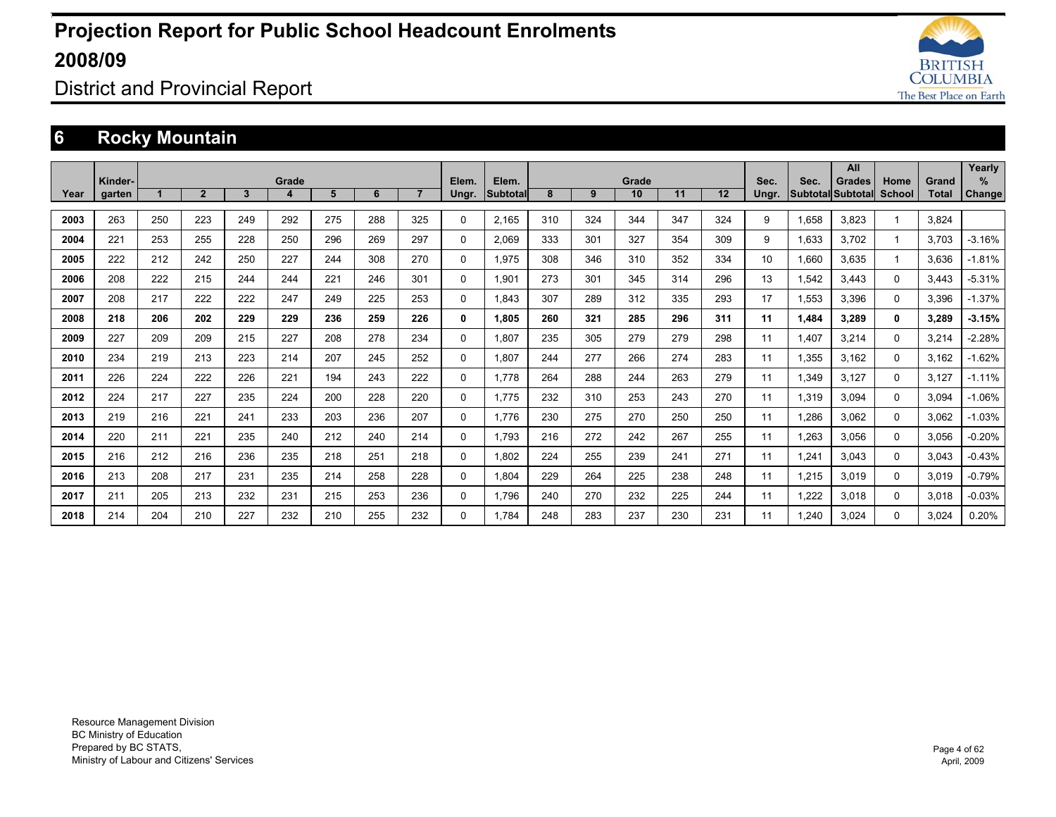# Projection Report for Public School Headcount Enrolments 2008/09

## District and Provincial Report

## 6 Rocky Mountain

| Year | Kinder-garten | Grade 1 | 2 | 3 | 4 | 5 | 6 | 7 | Elem. Ungr. | Elem. Subtotal | Grade 8 | 9 | 10 | 11 | 12 | Sec. Ungr. | Sec. Subtotal | All Grades Subtotal | Home School | Grand Total | Yearly % Change |
|---|---|---|---|---|---|---|---|---|---|---|---|---|---|---|---|---|---|---|---|---|---|
| 2003 | 263 | 250 | 223 | 249 | 292 | 275 | 288 | 325 | 0 | 2,165 | 310 | 324 | 344 | 347 | 324 | 9 | 1,658 | 3,823 | 1 | 3,824 | |
| 2004 | 221 | 253 | 255 | 228 | 250 | 296 | 269 | 297 | 0 | 2,069 | 333 | 301 | 327 | 354 | 309 | 9 | 1,633 | 3,702 | 1 | 3,703 | -3.16% |
| 2005 | 222 | 212 | 242 | 250 | 227 | 244 | 308 | 270 | 0 | 1,975 | 308 | 346 | 310 | 352 | 334 | 10 | 1,660 | 3,635 | 1 | 3,636 | -1.81% |
| 2006 | 208 | 222 | 215 | 244 | 244 | 221 | 246 | 301 | 0 | 1,901 | 273 | 301 | 345 | 314 | 296 | 13 | 1,542 | 3,443 | 0 | 3,443 | -5.31% |
| 2007 | 208 | 217 | 222 | 222 | 247 | 249 | 225 | 253 | 0 | 1,843 | 307 | 289 | 312 | 335 | 293 | 17 | 1,553 | 3,396 | 0 | 3,396 | -1.37% |
| **2008** | **218** | **206** | **202** | **229** | **229** | **236** | **259** | **226** | **0** | **1,805** | **260** | **321** | **285** | **296** | **311** | **11** | **1,484** | **3,289** | **0** | **3,289** | **-3.15%** |
| 2009 | 227 | 209 | 209 | 215 | 227 | 208 | 278 | 234 | 0 | 1,807 | 235 | 305 | 279 | 279 | 298 | 11 | 1,407 | 3,214 | 0 | 3,214 | -2.28% |
| 2010 | 234 | 219 | 213 | 223 | 214 | 207 | 245 | 252 | 0 | 1,807 | 244 | 277 | 266 | 274 | 283 | 11 | 1,355 | 3,162 | 0 | 3,162 | -1.62% |
| 2011 | 226 | 224 | 222 | 226 | 221 | 194 | 243 | 222 | 0 | 1,778 | 264 | 288 | 244 | 263 | 279 | 11 | 1,349 | 3,127 | 0 | 3,127 | -1.11% |
| 2012 | 224 | 217 | 227 | 235 | 224 | 200 | 228 | 220 | 0 | 1,775 | 232 | 310 | 253 | 243 | 270 | 11 | 1,319 | 3,094 | 0 | 3,094 | -1.06% |
| 2013 | 219 | 216 | 221 | 241 | 233 | 203 | 236 | 207 | 0 | 1,776 | 230 | 275 | 270 | 250 | 250 | 11 | 1,286 | 3,062 | 0 | 3,062 | -1.03% |
| 2014 | 220 | 211 | 221 | 235 | 240 | 212 | 240 | 214 | 0 | 1,793 | 216 | 272 | 242 | 267 | 255 | 11 | 1,263 | 3,056 | 0 | 3,056 | -0.20% |
| 2015 | 216 | 212 | 216 | 236 | 235 | 218 | 251 | 218 | 0 | 1,802 | 224 | 255 | 239 | 241 | 271 | 11 | 1,241 | 3,043 | 0 | 3,043 | -0.43% |
| 2016 | 213 | 208 | 217 | 231 | 235 | 214 | 258 | 228 | 0 | 1,804 | 229 | 264 | 225 | 238 | 248 | 11 | 1,215 | 3,019 | 0 | 3,019 | -0.79% |
| 2017 | 211 | 205 | 213 | 232 | 231 | 215 | 253 | 236 | 0 | 1,796 | 240 | 270 | 232 | 225 | 244 | 11 | 1,222 | 3,018 | 0 | 3,018 | -0.03% |
| 2018 | 214 | 204 | 210 | 227 | 232 | 210 | 255 | 232 | 0 | 1,784 | 248 | 283 | 237 | 230 | 231 | 11 | 1,240 | 3,024 | 0 | 3,024 | 0.20% |

Resource Management Division
BC Ministry of Education
Prepared by BC STATS,
Ministry of Labour and Citizens' Services

April, 2009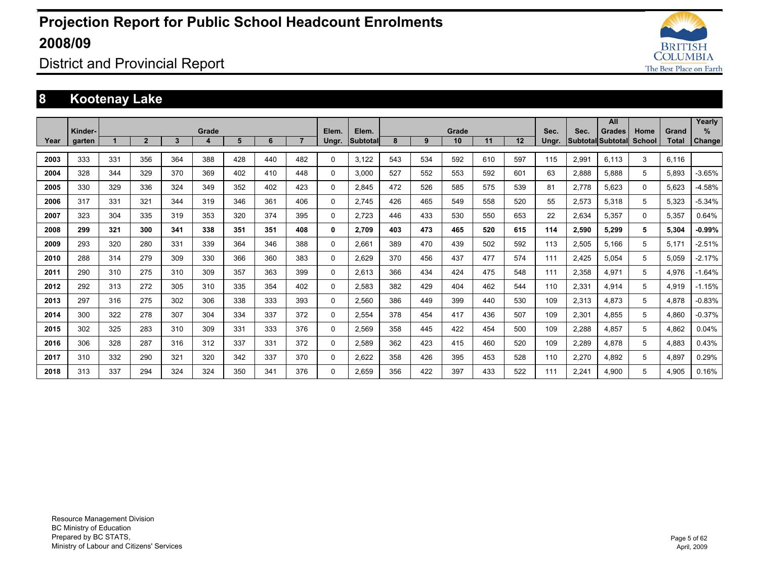# Projection Report for Public School Headcount Enrolments 2008/09

## District and Provincial Report

## 8 Kootenay Lake

| Year | Kinder-garten | Grade 1 | 2 | 3 | 4 | 5 | 6 | 7 | Elem. Ungr. | Elem. Subtotal | Grade 8 | 9 | 10 | 11 | 12 | Sec. Ungr. | Sec. Subtotal | All Grades Subtotal | Home School | Grand Total | Yearly % Change |
|---|---|---|---|---|---|---|---|---|---|---|---|---|---|---|---|---|---|---|---|---|---|
| 2003 | 333 | 331 | 356 | 364 | 388 | 428 | 440 | 482 | 0 | 3,122 | 543 | 534 | 592 | 610 | 597 | 115 | 2,991 | 6,113 | 3 | 6,116 | |
| 2004 | 328 | 344 | 329 | 370 | 369 | 402 | 410 | 448 | 0 | 3,000 | 527 | 552 | 553 | 592 | 601 | 63 | 2,888 | 5,888 | 5 | 5,893 | -3.65% |
| 2005 | 330 | 329 | 336 | 324 | 349 | 352 | 402 | 423 | 0 | 2,845 | 472 | 526 | 585 | 575 | 539 | 81 | 2,778 | 5,623 | 0 | 5,623 | -4.58% |
| 2006 | 317 | 331 | 321 | 344 | 319 | 346 | 361 | 406 | 0 | 2,745 | 426 | 465 | 549 | 558 | 520 | 55 | 2,573 | 5,318 | 5 | 5,323 | -5.34% |
| 2007 | 323 | 304 | 335 | 319 | 353 | 320 | 374 | 395 | 0 | 2,723 | 446 | 433 | 530 | 550 | 653 | 22 | 2,634 | 5,357 | 0 | 5,357 | 0.64% |
| **2008** | **299** | **321** | **300** | **341** | **338** | **351** | **351** | **408** | **0** | **2,709** | **403** | **473** | **465** | **520** | **615** | **114** | **2,590** | **5,299** | **5** | **5,304** | **-0.99%** |
| 2009 | 293 | 320 | 280 | 331 | 339 | 364 | 346 | 388 | 0 | 2,661 | 389 | 470 | 439 | 502 | 592 | 113 | 2,505 | 5,166 | 5 | 5,171 | -2.51% |
| 2010 | 288 | 314 | 279 | 309 | 330 | 366 | 360 | 383 | 0 | 2,629 | 370 | 456 | 437 | 477 | 574 | 111 | 2,425 | 5,054 | 5 | 5,059 | -2.17% |
| 2011 | 290 | 310 | 275 | 310 | 309 | 357 | 363 | 399 | 0 | 2,613 | 366 | 434 | 424 | 475 | 548 | 111 | 2,358 | 4,971 | 5 | 4,976 | -1.64% |
| 2012 | 292 | 313 | 272 | 305 | 310 | 335 | 354 | 402 | 0 | 2,583 | 382 | 429 | 404 | 462 | 544 | 110 | 2,331 | 4,914 | 5 | 4,919 | -1.15% |
| 2013 | 297 | 316 | 275 | 302 | 306 | 338 | 333 | 393 | 0 | 2,560 | 386 | 449 | 399 | 440 | 530 | 109 | 2,313 | 4,873 | 5 | 4,878 | -0.83% |
| 2014 | 300 | 322 | 278 | 307 | 304 | 334 | 337 | 372 | 0 | 2,554 | 378 | 454 | 417 | 436 | 507 | 109 | 2,301 | 4,855 | 5 | 4,860 | -0.37% |
| 2015 | 302 | 325 | 283 | 310 | 309 | 331 | 333 | 376 | 0 | 2,569 | 358 | 445 | 422 | 454 | 500 | 109 | 2,288 | 4,857 | 5 | 4,862 | 0.04% |
| 2016 | 306 | 328 | 287 | 316 | 312 | 337 | 331 | 372 | 0 | 2,589 | 362 | 423 | 415 | 460 | 520 | 109 | 2,289 | 4,878 | 5 | 4,883 | 0.43% |
| 2017 | 310 | 332 | 290 | 321 | 320 | 342 | 337 | 370 | 0 | 2,622 | 358 | 426 | 395 | 453 | 528 | 110 | 2,270 | 4,892 | 5 | 4,897 | 0.29% |
| 2018 | 313 | 337 | 294 | 324 | 324 | 350 | 341 | 376 | 0 | 2,659 | 356 | 422 | 397 | 433 | 522 | 111 | 2,241 | 4,900 | 5 | 4,905 | 0.16% |

Resource Management Division
BC Ministry of Education
Prepared by BC STATS,
Ministry of Labour and Citizens' Services

April, 2009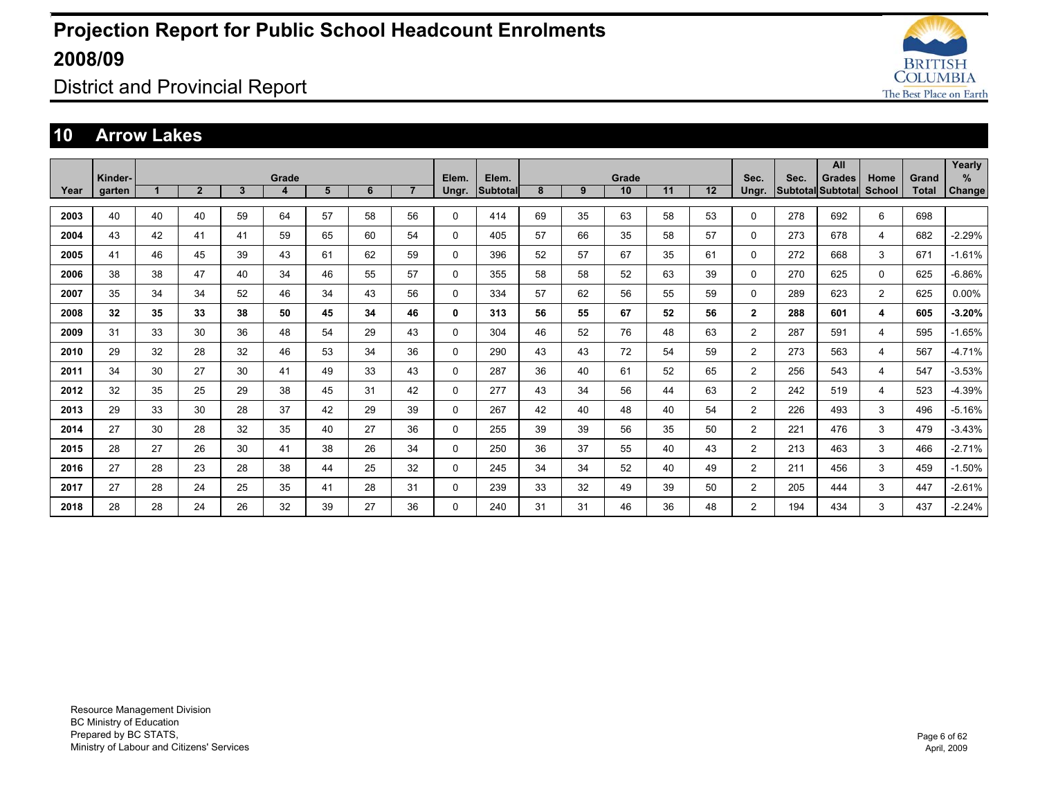# Projection Report for Public School Headcount Enrolments 2008/09

District and Provincial Report

## 10 Arrow Lakes

| Year | Kinder-garten | Grade 1 | Grade 2 | Grade 3 | Grade 4 | Grade 5 | Grade 6 | Grade 7 | Elem. Ungr. | Elem. Subtotal | Grade 8 | Grade 9 | Grade 10 | Grade 11 | Grade 12 | Sec. Ungr. | Sec. Subtotal | All Grades Subtotal | Home School | Grand Total | Yearly % Change |
|---|---|---|---|---|---|---|---|---|---|---|---|---|---|---|---|---|---|---|---|---|---|
| 2003 | 40 | 40 | 40 | 59 | 64 | 57 | 58 | 56 | 0 | 414 | 69 | 35 | 63 | 58 | 53 | 0 | 278 | 692 | 6 | 698 | |
| 2004 | 43 | 42 | 41 | 41 | 59 | 65 | 60 | 54 | 0 | 405 | 57 | 66 | 35 | 58 | 57 | 0 | 273 | 678 | 4 | 682 | -2.29% |
| 2005 | 41 | 46 | 45 | 39 | 43 | 61 | 62 | 59 | 0 | 396 | 52 | 57 | 67 | 35 | 61 | 0 | 272 | 668 | 3 | 671 | -1.61% |
| 2006 | 38 | 38 | 47 | 40 | 34 | 46 | 55 | 57 | 0 | 355 | 58 | 58 | 52 | 63 | 39 | 0 | 270 | 625 | 0 | 625 | -6.86% |
| 2007 | 35 | 34 | 34 | 52 | 46 | 34 | 43 | 56 | 0 | 334 | 57 | 62 | 56 | 55 | 59 | 0 | 289 | 623 | 2 | 625 | 0.00% |
| **2008** | **32** | **35** | **33** | **38** | **50** | **45** | **34** | **46** | **0** | **313** | **56** | **55** | **67** | **52** | **56** | **2** | **288** | **601** | **4** | **605** | **-3.20%** |
| 2009 | 31 | 33 | 30 | 36 | 48 | 54 | 29 | 43 | 0 | 304 | 46 | 52 | 76 | 48 | 63 | 2 | 287 | 591 | 4 | 595 | -1.65% |
| 2010 | 29 | 32 | 28 | 32 | 46 | 53 | 34 | 36 | 0 | 290 | 43 | 43 | 72 | 54 | 59 | 2 | 273 | 563 | 4 | 567 | -4.71% |
| 2011 | 34 | 30 | 27 | 30 | 41 | 49 | 33 | 43 | 0 | 287 | 36 | 40 | 61 | 52 | 65 | 2 | 256 | 543 | 4 | 547 | -3.53% |
| 2012 | 32 | 35 | 25 | 29 | 38 | 45 | 31 | 42 | 0 | 277 | 43 | 34 | 56 | 44 | 63 | 2 | 242 | 519 | 4 | 523 | -4.39% |
| 2013 | 29 | 33 | 30 | 28 | 37 | 42 | 29 | 39 | 0 | 267 | 42 | 40 | 48 | 40 | 54 | 2 | 226 | 493 | 3 | 496 | -5.16% |
| 2014 | 27 | 30 | 28 | 32 | 35 | 40 | 27 | 36 | 0 | 255 | 39 | 39 | 56 | 35 | 50 | 2 | 221 | 476 | 3 | 479 | -3.43% |
| 2015 | 28 | 27 | 26 | 30 | 41 | 38 | 26 | 34 | 0 | 250 | 36 | 37 | 55 | 40 | 43 | 2 | 213 | 463 | 3 | 466 | -2.71% |
| 2016 | 27 | 28 | 23 | 28 | 38 | 44 | 25 | 32 | 0 | 245 | 34 | 34 | 52 | 40 | 49 | 2 | 211 | 456 | 3 | 459 | -1.50% |
| 2017 | 27 | 28 | 24 | 25 | 35 | 41 | 28 | 31 | 0 | 239 | 33 | 32 | 49 | 39 | 50 | 2 | 205 | 444 | 3 | 447 | -2.61% |
| 2018 | 28 | 28 | 24 | 26 | 32 | 39 | 27 | 36 | 0 | 240 | 31 | 31 | 46 | 36 | 48 | 2 | 194 | 434 | 3 | 437 | -2.24% |

Resource Management Division
BC Ministry of Education
Prepared by BC STATS,
Ministry of Labour and Citizens' Services

April, 2009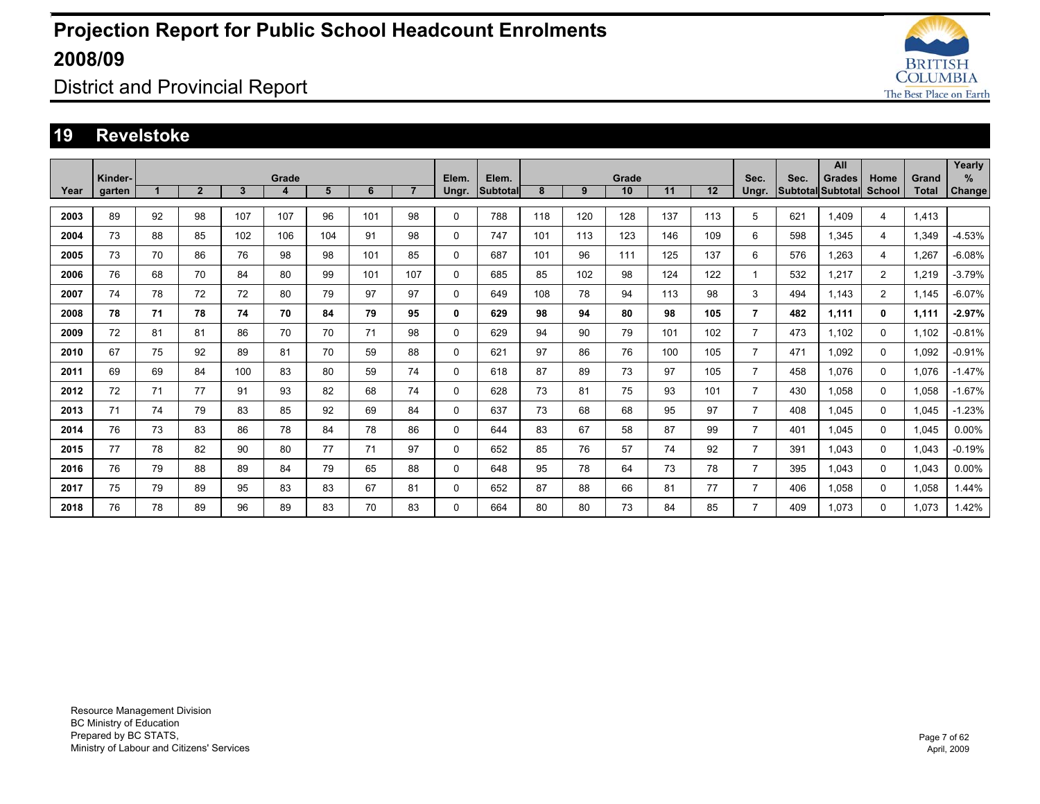# Projection Report for Public School Headcount Enrolments 2008/09

## District and Provincial Report

## 19 Revelstoke

| Year | Kinder-garten | Grade 1 | 2 | 3 | 4 | 5 | 6 | 7 | Elem. Ungr. | Elem. Subtotal | Grade 8 | 9 | 10 | 11 | 12 | Sec. Ungr. | Sec. Subtotal | All Grades Subtotal | Home School | Grand Total | Yearly % Change |
|---|---|---|---|---|---|---|---|---|---|---|---|---|---|---|---|---|---|---|---|---|---|
| 2003 | 89 | 92 | 98 | 107 | 107 | 96 | 101 | 98 | 0 | 788 | 118 | 120 | 128 | 137 | 113 | 5 | 621 | 1,409 | 4 | 1,413 | |
| 2004 | 73 | 88 | 85 | 102 | 106 | 104 | 91 | 98 | 0 | 747 | 101 | 113 | 123 | 146 | 109 | 6 | 598 | 1,345 | 4 | 1,349 | -4.53% |
| 2005 | 73 | 70 | 86 | 76 | 98 | 98 | 101 | 85 | 0 | 687 | 101 | 96 | 111 | 125 | 137 | 6 | 576 | 1,263 | 4 | 1,267 | -6.08% |
| 2006 | 76 | 68 | 70 | 84 | 80 | 99 | 101 | 107 | 0 | 685 | 85 | 102 | 98 | 124 | 122 | 1 | 532 | 1,217 | 2 | 1,219 | -3.79% |
| 2007 | 74 | 78 | 72 | 72 | 80 | 79 | 97 | 97 | 0 | 649 | 108 | 78 | 94 | 113 | 98 | 3 | 494 | 1,143 | 2 | 1,145 | -6.07% |
| **2008** | **78** | **71** | **78** | **74** | **70** | **84** | **79** | **95** | **0** | **629** | **98** | **94** | **80** | **98** | **105** | **7** | **482** | **1,111** | **0** | **1,111** | **-2.97%** |
| 2009 | 72 | 81 | 81 | 86 | 70 | 70 | 71 | 98 | 0 | 629 | 94 | 90 | 79 | 101 | 102 | 7 | 473 | 1,102 | 0 | 1,102 | -0.81% |
| 2010 | 67 | 75 | 92 | 89 | 81 | 70 | 59 | 88 | 0 | 621 | 97 | 86 | 76 | 100 | 105 | 7 | 471 | 1,092 | 0 | 1,092 | -0.91% |
| 2011 | 69 | 69 | 84 | 100 | 83 | 80 | 59 | 74 | 0 | 618 | 87 | 89 | 73 | 97 | 105 | 7 | 458 | 1,076 | 0 | 1,076 | -1.47% |
| 2012 | 72 | 71 | 77 | 91 | 93 | 82 | 68 | 74 | 0 | 628 | 73 | 81 | 75 | 93 | 101 | 7 | 430 | 1,058 | 0 | 1,058 | -1.67% |
| 2013 | 71 | 74 | 79 | 83 | 85 | 92 | 69 | 84 | 0 | 637 | 73 | 68 | 68 | 95 | 97 | 7 | 408 | 1,045 | 0 | 1,045 | -1.23% |
| 2014 | 76 | 73 | 83 | 86 | 78 | 84 | 78 | 86 | 0 | 644 | 83 | 67 | 58 | 87 | 99 | 7 | 401 | 1,045 | 0 | 1,045 | 0.00% |
| 2015 | 77 | 78 | 82 | 90 | 80 | 77 | 71 | 97 | 0 | 652 | 85 | 76 | 57 | 74 | 92 | 7 | 391 | 1,043 | 0 | 1,043 | -0.19% |
| 2016 | 76 | 79 | 88 | 89 | 84 | 79 | 65 | 88 | 0 | 648 | 95 | 78 | 64 | 73 | 78 | 7 | 395 | 1,043 | 0 | 1,043 | 0.00% |
| 2017 | 75 | 79 | 89 | 95 | 83 | 83 | 67 | 81 | 0 | 652 | 87 | 88 | 66 | 81 | 77 | 7 | 406 | 1,058 | 0 | 1,058 | 1.44% |
| 2018 | 76 | 78 | 89 | 96 | 89 | 83 | 70 | 83 | 0 | 664 | 80 | 80 | 73 | 84 | 85 | 7 | 409 | 1,073 | 0 | 1,073 | 1.42% |

Resource Management Division
BC Ministry of Education
Prepared by BC STATS,
Ministry of Labour and Citizens' Services

April, 2009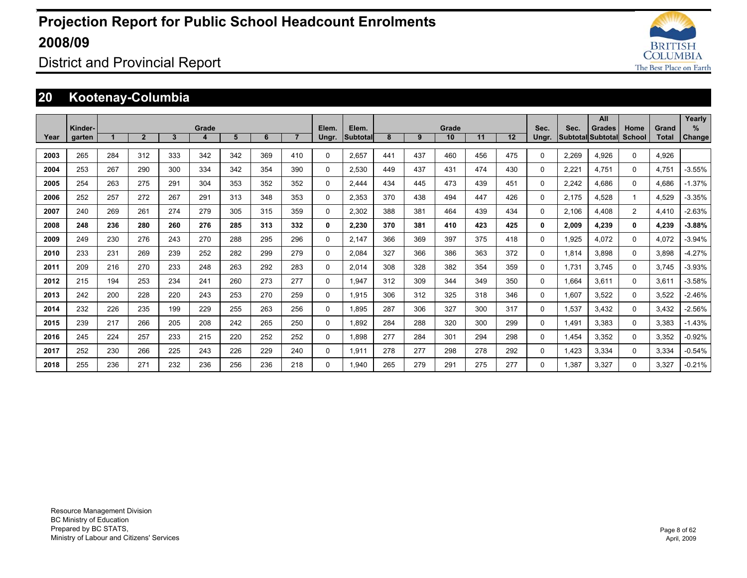# Projection Report for Public School Headcount Enrolments 2008/09

District and Provincial Report

## 20 Kootenay-Columbia

| Year | Kinder-garten | Grade 1 | Grade 2 | Grade 3 | Grade 4 | Grade 5 | Grade 6 | Grade 7 | Elem. Ungr. | Elem. Subtotal | Grade 8 | Grade 9 | Grade 10 | Grade 11 | Grade 12 | Sec. Ungr. | Sec. Subtotal | All Grades Subtotal | Home School | Grand Total | Yearly % Change |
|---|---|---|---|---|---|---|---|---|---|---|---|---|---|---|---|---|---|---|---|---|---|
| 2003 | 265 | 284 | 312 | 333 | 342 | 342 | 369 | 410 | 0 | 2,657 | 441 | 437 | 460 | 456 | 475 | 0 | 2,269 | 4,926 | 0 | 4,926 | |
| 2004 | 253 | 267 | 290 | 300 | 334 | 342 | 354 | 390 | 0 | 2,530 | 449 | 437 | 431 | 474 | 430 | 0 | 2,221 | 4,751 | 0 | 4,751 | -3.55% |
| 2005 | 254 | 263 | 275 | 291 | 304 | 353 | 352 | 352 | 0 | 2,444 | 434 | 445 | 473 | 439 | 451 | 0 | 2,242 | 4,686 | 0 | 4,686 | -1.37% |
| 2006 | 252 | 257 | 272 | 267 | 291 | 313 | 348 | 353 | 0 | 2,353 | 370 | 438 | 494 | 447 | 426 | 0 | 2,175 | 4,528 | 1 | 4,529 | -3.35% |
| 2007 | 240 | 269 | 261 | 274 | 279 | 305 | 315 | 359 | 0 | 2,302 | 388 | 381 | 464 | 439 | 434 | 0 | 2,106 | 4,408 | 2 | 4,410 | -2.63% |
| **2008** | **248** | **236** | **280** | **260** | **276** | **285** | **313** | **332** | **0** | **2,230** | **370** | **381** | **410** | **423** | **425** | **0** | **2,009** | **4,239** | **0** | **4,239** | **-3.88%** |
| 2009 | 249 | 230 | 276 | 243 | 270 | 288 | 295 | 296 | 0 | 2,147 | 366 | 369 | 397 | 375 | 418 | 0 | 1,925 | 4,072 | 0 | 4,072 | -3.94% |
| 2010 | 233 | 231 | 269 | 239 | 252 | 282 | 299 | 279 | 0 | 2,084 | 327 | 366 | 386 | 363 | 372 | 0 | 1,814 | 3,898 | 0 | 3,898 | -4.27% |
| 2011 | 209 | 216 | 270 | 233 | 248 | 263 | 292 | 283 | 0 | 2,014 | 308 | 328 | 382 | 354 | 359 | 0 | 1,731 | 3,745 | 0 | 3,745 | -3.93% |
| 2012 | 215 | 194 | 253 | 234 | 241 | 260 | 273 | 277 | 0 | 1,947 | 312 | 309 | 344 | 349 | 350 | 0 | 1,664 | 3,611 | 0 | 3,611 | -3.58% |
| 2013 | 242 | 200 | 228 | 220 | 243 | 253 | 270 | 259 | 0 | 1,915 | 306 | 312 | 325 | 318 | 346 | 0 | 1,607 | 3,522 | 0 | 3,522 | -2.46% |
| 2014 | 232 | 226 | 235 | 199 | 229 | 255 | 263 | 256 | 0 | 1,895 | 287 | 306 | 327 | 300 | 317 | 0 | 1,537 | 3,432 | 0 | 3,432 | -2.56% |
| 2015 | 239 | 217 | 266 | 205 | 208 | 242 | 265 | 250 | 0 | 1,892 | 284 | 288 | 320 | 300 | 299 | 0 | 1,491 | 3,383 | 0 | 3,383 | -1.43% |
| 2016 | 245 | 224 | 257 | 233 | 215 | 220 | 252 | 252 | 0 | 1,898 | 277 | 284 | 301 | 294 | 298 | 0 | 1,454 | 3,352 | 0 | 3,352 | -0.92% |
| 2017 | 252 | 230 | 266 | 225 | 243 | 226 | 229 | 240 | 0 | 1,911 | 278 | 277 | 298 | 278 | 292 | 0 | 1,423 | 3,334 | 0 | 3,334 | -0.54% |
| 2018 | 255 | 236 | 271 | 232 | 236 | 256 | 236 | 218 | 0 | 1,940 | 265 | 279 | 291 | 275 | 277 | 0 | 1,387 | 3,327 | 0 | 3,327 | -0.21% |

Resource Management Division
BC Ministry of Education
Prepared by BC STATS,
Ministry of Labour and Citizens' Services

April, 2009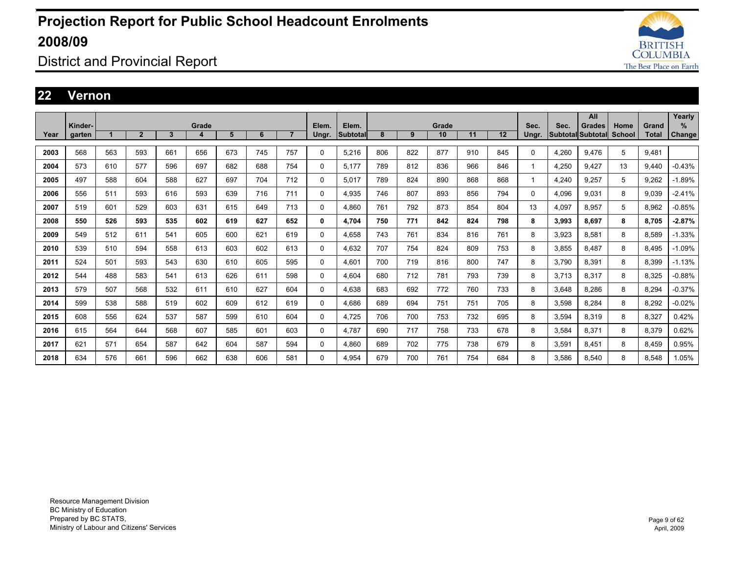# Projection Report for Public School Headcount Enrolments 2008/09

## District and Provincial Report

## 22 Vernon

| Year | Kinder-garten | Grade 1 | 2 | 3 | 4 | 5 | 6 | 7 | Elem. Ungr. | Elem. Subtotal | Grade 8 | 9 | 10 | 11 | 12 | Sec. Ungr. | Sec. Subtotal | All Grades Subtotal | Home School | Grand Total | Yearly % Change |
|---|---|---|---|---|---|---|---|---|---|---|---|---|---|---|---|---|---|---|---|---|---|
| 2003 | 568 | 563 | 593 | 661 | 656 | 673 | 745 | 757 | 0 | 5,216 | 806 | 822 | 877 | 910 | 845 | 0 | 4,260 | 9,476 | 5 | 9,481 | |
| 2004 | 573 | 610 | 577 | 596 | 697 | 682 | 688 | 754 | 0 | 5,177 | 789 | 812 | 836 | 966 | 846 | 1 | 4,250 | 9,427 | 13 | 9,440 | -0.43% |
| 2005 | 497 | 588 | 604 | 588 | 627 | 697 | 704 | 712 | 0 | 5,017 | 789 | 824 | 890 | 868 | 868 | 1 | 4,240 | 9,257 | 5 | 9,262 | -1.89% |
| 2006 | 556 | 511 | 593 | 616 | 593 | 639 | 716 | 711 | 0 | 4,935 | 746 | 807 | 893 | 856 | 794 | 0 | 4,096 | 9,031 | 8 | 9,039 | -2.41% |
| 2007 | 519 | 601 | 529 | 603 | 631 | 615 | 649 | 713 | 0 | 4,860 | 761 | 792 | 873 | 854 | 804 | 13 | 4,097 | 8,957 | 5 | 8,962 | -0.85% |
| **2008** | **550** | **526** | **593** | **535** | **602** | **619** | **627** | **652** | **0** | **4,704** | **750** | **771** | **842** | **824** | **798** | **8** | **3,993** | **8,697** | **8** | **8,705** | **-2.87%** |
| 2009 | 549 | 512 | 611 | 541 | 605 | 600 | 621 | 619 | 0 | 4,658 | 743 | 761 | 834 | 816 | 761 | 8 | 3,923 | 8,581 | 8 | 8,589 | -1.33% |
| 2010 | 539 | 510 | 594 | 558 | 613 | 603 | 602 | 613 | 0 | 4,632 | 707 | 754 | 824 | 809 | 753 | 8 | 3,855 | 8,487 | 8 | 8,495 | -1.09% |
| 2011 | 524 | 501 | 593 | 543 | 630 | 610 | 605 | 595 | 0 | 4,601 | 700 | 719 | 816 | 800 | 747 | 8 | 3,790 | 8,391 | 8 | 8,399 | -1.13% |
| 2012 | 544 | 488 | 583 | 541 | 613 | 626 | 611 | 598 | 0 | 4,604 | 680 | 712 | 781 | 793 | 739 | 8 | 3,713 | 8,317 | 8 | 8,325 | -0.88% |
| 2013 | 579 | 507 | 568 | 532 | 611 | 610 | 627 | 604 | 0 | 4,638 | 683 | 692 | 772 | 760 | 733 | 8 | 3,648 | 8,286 | 8 | 8,294 | -0.37% |
| 2014 | 599 | 538 | 588 | 519 | 602 | 609 | 612 | 619 | 0 | 4,686 | 689 | 694 | 751 | 751 | 705 | 8 | 3,598 | 8,284 | 8 | 8,292 | -0.02% |
| 2015 | 608 | 556 | 624 | 537 | 587 | 599 | 610 | 604 | 0 | 4,725 | 706 | 700 | 753 | 732 | 695 | 8 | 3,594 | 8,319 | 8 | 8,327 | 0.42% |
| 2016 | 615 | 564 | 644 | 568 | 607 | 585 | 601 | 603 | 0 | 4,787 | 690 | 717 | 758 | 733 | 678 | 8 | 3,584 | 8,371 | 8 | 8,379 | 0.62% |
| 2017 | 621 | 571 | 654 | 587 | 642 | 604 | 587 | 594 | 0 | 4,860 | 689 | 702 | 775 | 738 | 679 | 8 | 3,591 | 8,451 | 8 | 8,459 | 0.95% |
| 2018 | 634 | 576 | 661 | 596 | 662 | 638 | 606 | 581 | 0 | 4,954 | 679 | 700 | 761 | 754 | 684 | 8 | 3,586 | 8,540 | 8 | 8,548 | 1.05% |

Resource Management Division
BC Ministry of Education
Prepared by BC STATS,
Ministry of Labour and Citizens' Services

April, 2009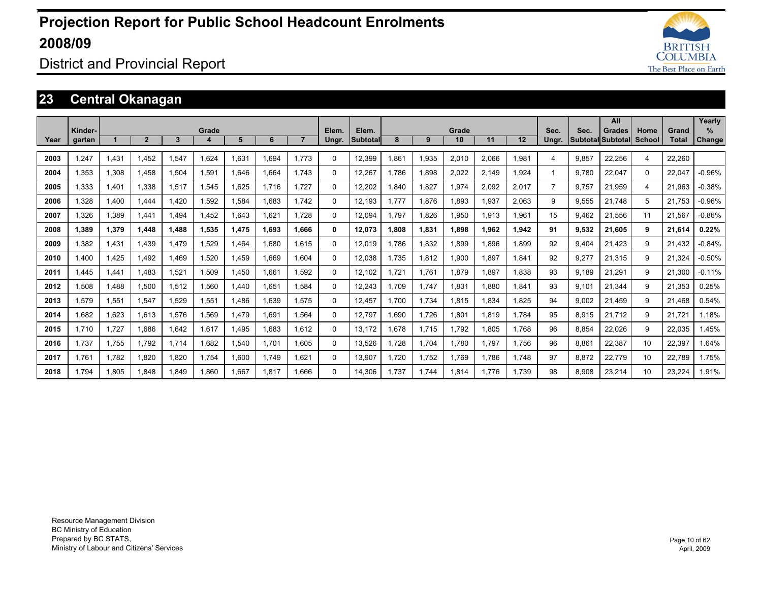# Projection Report for Public School Headcount Enrolments 2008/09

District and Provincial Report

## 23 Central Okanagan

| Year | Kinder-garten | Grade 1 | 2 | 3 | 4 | 5 | 6 | 7 | Elem. Ungr. | Elem. Subtotal | Grade 8 | 9 | 10 | 11 | 12 | Sec. Ungr. | Sec. Subtotal | All Grades Subtotal | Home School | Grand Total | Yearly % Change |
|---|---|---|---|---|---|---|---|---|---|---|---|---|---|---|---|---|---|---|---|---|---|
| 2003 | 1,247 | 1,431 | 1,452 | 1,547 | 1,624 | 1,631 | 1,694 | 1,773 | 0 | 12,399 | 1,861 | 1,935 | 2,010 | 2,066 | 1,981 | 4 | 9,857 | 22,256 | 4 | 22,260 | |
| 2004 | 1,353 | 1,308 | 1,458 | 1,504 | 1,591 | 1,646 | 1,664 | 1,743 | 0 | 12,267 | 1,786 | 1,898 | 2,022 | 2,149 | 1,924 | 1 | 9,780 | 22,047 | 0 | 22,047 | -0.96% |
| 2005 | 1,333 | 1,401 | 1,338 | 1,517 | 1,545 | 1,625 | 1,716 | 1,727 | 0 | 12,202 | 1,840 | 1,827 | 1,974 | 2,092 | 2,017 | 7 | 9,757 | 21,959 | 4 | 21,963 | -0.38% |
| 2006 | 1,328 | 1,400 | 1,444 | 1,420 | 1,592 | 1,584 | 1,683 | 1,742 | 0 | 12,193 | 1,777 | 1,876 | 1,893 | 1,937 | 2,063 | 9 | 9,555 | 21,748 | 5 | 21,753 | -0.96% |
| 2007 | 1,326 | 1,389 | 1,441 | 1,494 | 1,452 | 1,643 | 1,621 | 1,728 | 0 | 12,094 | 1,797 | 1,826 | 1,950 | 1,913 | 1,961 | 15 | 9,462 | 21,556 | 11 | 21,567 | -0.86% |
| **2008** | **1,389** | **1,379** | **1,448** | **1,488** | **1,535** | **1,475** | **1,693** | **1,666** | **0** | **12,073** | **1,808** | **1,831** | **1,898** | **1,962** | **1,942** | **91** | **9,532** | **21,605** | **9** | **21,614** | **0.22%** |
| 2009 | 1,382 | 1,431 | 1,439 | 1,479 | 1,529 | 1,464 | 1,680 | 1,615 | 0 | 12,019 | 1,786 | 1,832 | 1,899 | 1,896 | 1,899 | 92 | 9,404 | 21,423 | 9 | 21,432 | -0.84% |
| 2010 | 1,400 | 1,425 | 1,492 | 1,469 | 1,520 | 1,459 | 1,669 | 1,604 | 0 | 12,038 | 1,735 | 1,812 | 1,900 | 1,897 | 1,841 | 92 | 9,277 | 21,315 | 9 | 21,324 | -0.50% |
| 2011 | 1,445 | 1,441 | 1,483 | 1,521 | 1,509 | 1,450 | 1,661 | 1,592 | 0 | 12,102 | 1,721 | 1,761 | 1,879 | 1,897 | 1,838 | 93 | 9,189 | 21,291 | 9 | 21,300 | -0.11% |
| 2012 | 1,508 | 1,488 | 1,500 | 1,512 | 1,560 | 1,440 | 1,651 | 1,584 | 0 | 12,243 | 1,709 | 1,747 | 1,831 | 1,880 | 1,841 | 93 | 9,101 | 21,344 | 9 | 21,353 | 0.25% |
| 2013 | 1,579 | 1,551 | 1,547 | 1,529 | 1,551 | 1,486 | 1,639 | 1,575 | 0 | 12,457 | 1,700 | 1,734 | 1,815 | 1,834 | 1,825 | 94 | 9,002 | 21,459 | 9 | 21,468 | 0.54% |
| 2014 | 1,682 | 1,623 | 1,613 | 1,576 | 1,569 | 1,479 | 1,691 | 1,564 | 0 | 12,797 | 1,690 | 1,726 | 1,801 | 1,819 | 1,784 | 95 | 8,915 | 21,712 | 9 | 21,721 | 1.18% |
| 2015 | 1,710 | 1,727 | 1,686 | 1,642 | 1,617 | 1,495 | 1,683 | 1,612 | 0 | 13,172 | 1,678 | 1,715 | 1,792 | 1,805 | 1,768 | 96 | 8,854 | 22,026 | 9 | 22,035 | 1.45% |
| 2016 | 1,737 | 1,755 | 1,792 | 1,714 | 1,682 | 1,540 | 1,701 | 1,605 | 0 | 13,526 | 1,728 | 1,704 | 1,780 | 1,797 | 1,756 | 96 | 8,861 | 22,387 | 10 | 22,397 | 1.64% |
| 2017 | 1,761 | 1,782 | 1,820 | 1,820 | 1,754 | 1,600 | 1,749 | 1,621 | 0 | 13,907 | 1,720 | 1,752 | 1,769 | 1,786 | 1,748 | 97 | 8,872 | 22,779 | 10 | 22,789 | 1.75% |
| 2018 | 1,794 | 1,805 | 1,848 | 1,849 | 1,860 | 1,667 | 1,817 | 1,666 | 0 | 14,306 | 1,737 | 1,744 | 1,814 | 1,776 | 1,739 | 98 | 8,908 | 23,214 | 10 | 23,224 | 1.91% |

Resource Management Division
BC Ministry of Education
Prepared by BC STATS,
Ministry of Labour and Citizens' Services

April, 2009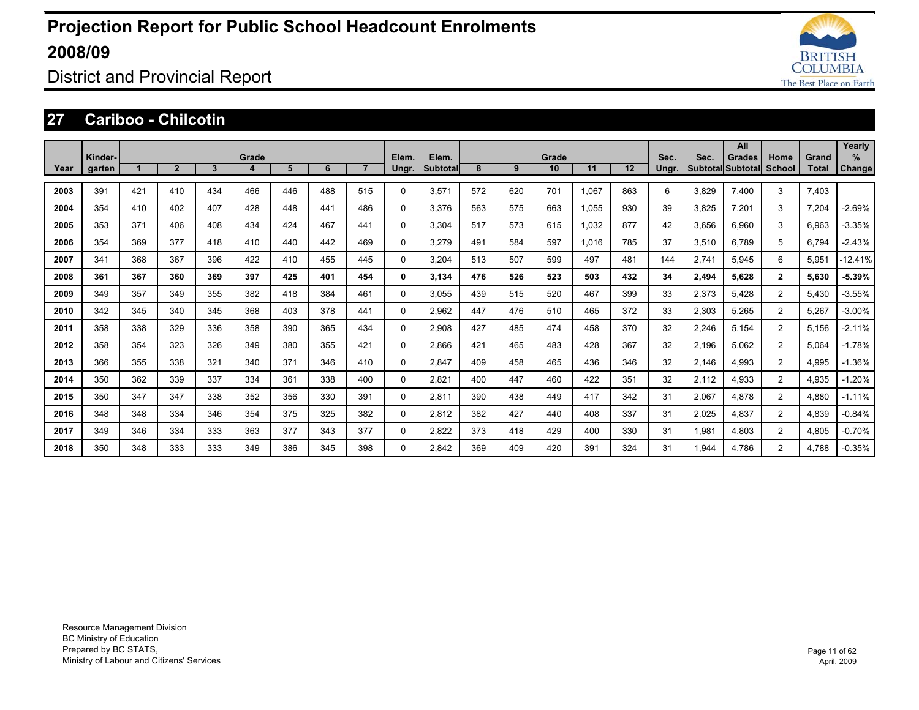# Projection Report for Public School Headcount Enrolments 2008/09

## District and Provincial Report

### 27 Cariboo - Chilcotin

| Year | Kinder-garten | Grade 1 | Grade 2 | Grade 3 | Grade 4 | Grade 5 | Grade 6 | Grade 7 | Elem. Ungr. | Elem. Subtotal | Grade 8 | Grade 9 | Grade 10 | Grade 11 | Grade 12 | Sec. Ungr. | Sec. Subtotal | All Grades Subtotal | Home School | Grand Total | Yearly % Change |
|---|---|---|---|---|---|---|---|---|---|---|---|---|---|---|---|---|---|---|---|---|---|
| 2003 | 391 | 421 | 410 | 434 | 466 | 446 | 488 | 515 | 0 | 3,571 | 572 | 620 | 701 | 1,067 | 863 | 6 | 3,829 | 7,400 | 3 | 7,403 | |
| 2004 | 354 | 410 | 402 | 407 | 428 | 448 | 441 | 486 | 0 | 3,376 | 563 | 575 | 663 | 1,055 | 930 | 39 | 3,825 | 7,201 | 3 | 7,204 | -2.69% |
| 2005 | 353 | 371 | 406 | 408 | 434 | 424 | 467 | 441 | 0 | 3,304 | 517 | 573 | 615 | 1,032 | 877 | 42 | 3,656 | 6,960 | 3 | 6,963 | -3.35% |
| 2006 | 354 | 369 | 377 | 418 | 410 | 440 | 442 | 469 | 0 | 3,279 | 491 | 584 | 597 | 1,016 | 785 | 37 | 3,510 | 6,789 | 5 | 6,794 | -2.43% |
| 2007 | 341 | 368 | 367 | 396 | 422 | 410 | 455 | 445 | 0 | 3,204 | 513 | 507 | 599 | 497 | 481 | 144 | 2,741 | 5,945 | 6 | 5,951 | -12.41% |
| **2008** | **361** | **367** | **360** | **369** | **397** | **425** | **401** | **454** | **0** | **3,134** | **476** | **526** | **523** | **503** | **432** | **34** | **2,494** | **5,628** | **2** | **5,630** | **-5.39%** |
| 2009 | 349 | 357 | 349 | 355 | 382 | 418 | 384 | 461 | 0 | 3,055 | 439 | 515 | 520 | 467 | 399 | 33 | 2,373 | 5,428 | 2 | 5,430 | -3.55% |
| 2010 | 342 | 345 | 340 | 345 | 368 | 403 | 378 | 441 | 0 | 2,962 | 447 | 476 | 510 | 465 | 372 | 33 | 2,303 | 5,265 | 2 | 5,267 | -3.00% |
| 2011 | 358 | 338 | 329 | 336 | 358 | 390 | 365 | 434 | 0 | 2,908 | 427 | 485 | 474 | 458 | 370 | 32 | 2,246 | 5,154 | 2 | 5,156 | -2.11% |
| 2012 | 358 | 354 | 323 | 326 | 349 | 380 | 355 | 421 | 0 | 2,866 | 421 | 465 | 483 | 428 | 367 | 32 | 2,196 | 5,062 | 2 | 5,064 | -1.78% |
| 2013 | 366 | 355 | 338 | 321 | 340 | 371 | 346 | 410 | 0 | 2,847 | 409 | 458 | 465 | 436 | 346 | 32 | 2,146 | 4,993 | 2 | 4,995 | -1.36% |
| 2014 | 350 | 362 | 339 | 337 | 334 | 361 | 338 | 400 | 0 | 2,821 | 400 | 447 | 460 | 422 | 351 | 32 | 2,112 | 4,933 | 2 | 4,935 | -1.20% |
| 2015 | 350 | 347 | 347 | 338 | 352 | 356 | 330 | 391 | 0 | 2,811 | 390 | 438 | 449 | 417 | 342 | 31 | 2,067 | 4,878 | 2 | 4,880 | -1.11% |
| 2016 | 348 | 348 | 334 | 346 | 354 | 375 | 325 | 382 | 0 | 2,812 | 382 | 427 | 440 | 408 | 337 | 31 | 2,025 | 4,837 | 2 | 4,839 | -0.84% |
| 2017 | 349 | 346 | 334 | 333 | 363 | 377 | 343 | 377 | 0 | 2,822 | 373 | 418 | 429 | 400 | 330 | 31 | 1,981 | 4,803 | 2 | 4,805 | -0.70% |
| 2018 | 350 | 348 | 333 | 333 | 349 | 386 | 345 | 398 | 0 | 2,842 | 369 | 409 | 420 | 391 | 324 | 31 | 1,944 | 4,786 | 2 | 4,788 | -0.35% |

Resource Management Division
BC Ministry of Education
Prepared by BC STATS,
Ministry of Labour and Citizens' Services

April, 2009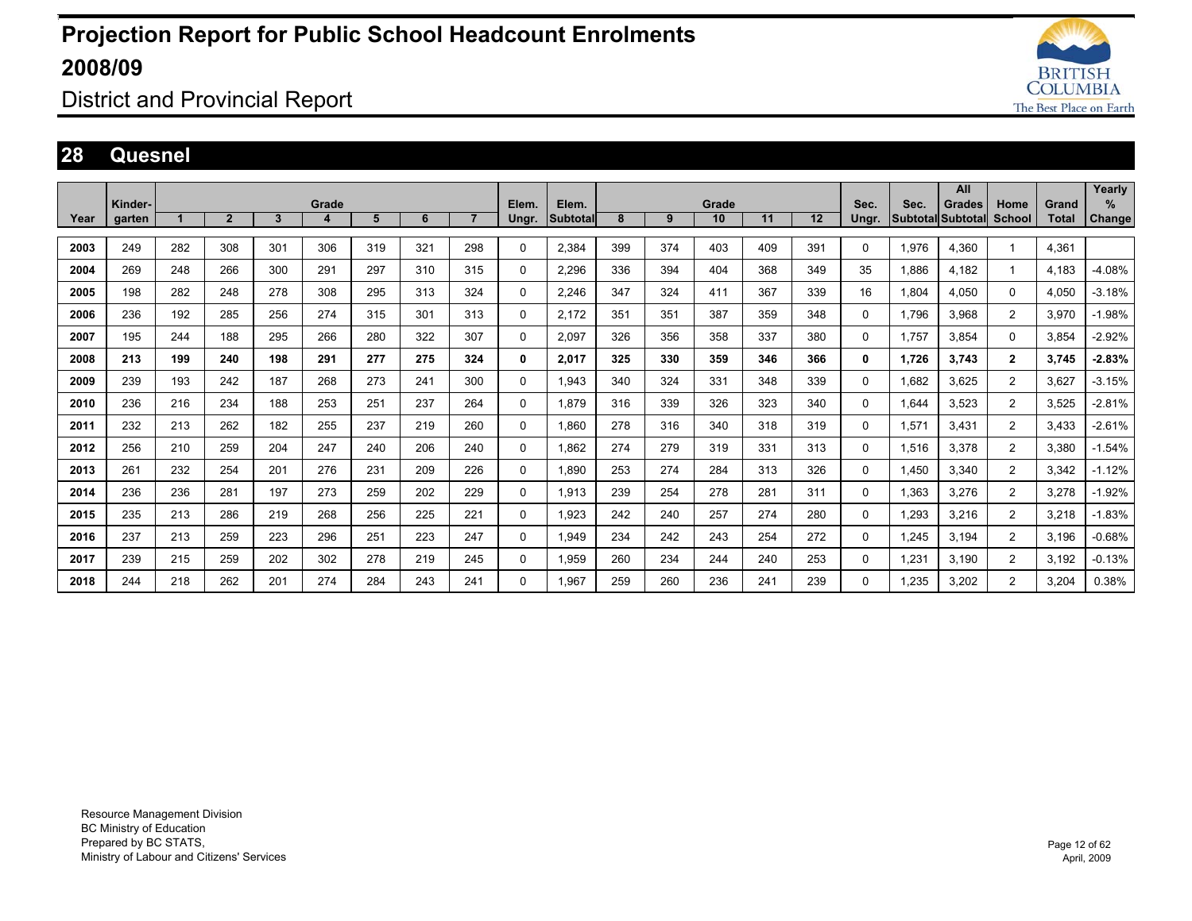# Projection Report for Public School Headcount Enrolments 2008/09

## District and Provincial Report

## 28 Quesnel

| Year | Kinder-garten | Grade 1 | 2 | 3 | 4 | 5 | 6 | 7 | Elem. Ungr. | Elem. Subtotal | Grade 8 | 9 | 10 | 11 | 12 | Sec. Ungr. | Sec. Subtotal | All Grades Subtotal | Home School | Grand Total | Yearly % Change |
|---|---|---|---|---|---|---|---|---|---|---|---|---|---|---|---|---|---|---|---|---|---|
| **2003** | 249 | 282 | 308 | 301 | 306 | 319 | 321 | 298 | 0 | 2,384 | 399 | 374 | 403 | 409 | 391 | 0 | 1,976 | 4,360 | 1 | 4,361 | |
| **2004** | 269 | 248 | 266 | 300 | 291 | 297 | 310 | 315 | 0 | 2,296 | 336 | 394 | 404 | 368 | 349 | 35 | 1,886 | 4,182 | 1 | 4,183 | -4.08% |
| **2005** | 198 | 282 | 248 | 278 | 308 | 295 | 313 | 324 | 0 | 2,246 | 347 | 324 | 411 | 367 | 339 | 16 | 1,804 | 4,050 | 0 | 4,050 | -3.18% |
| **2006** | 236 | 192 | 285 | 256 | 274 | 315 | 301 | 313 | 0 | 2,172 | 351 | 351 | 387 | 359 | 348 | 0 | 1,796 | 3,968 | 2 | 3,970 | -1.98% |
| **2007** | 195 | 244 | 188 | 295 | 266 | 280 | 322 | 307 | 0 | 2,097 | 326 | 356 | 358 | 337 | 380 | 0 | 1,757 | 3,854 | 0 | 3,854 | -2.92% |
| **2008** | **213** | **199** | **240** | **198** | **291** | **277** | **275** | **324** | **0** | **2,017** | **325** | **330** | **359** | **346** | **366** | **0** | **1,726** | **3,743** | **2** | **3,745** | **-2.83%** |
| **2009** | 239 | 193 | 242 | 187 | 268 | 273 | 241 | 300 | 0 | 1,943 | 340 | 324 | 331 | 348 | 339 | 0 | 1,682 | 3,625 | 2 | 3,627 | -3.15% |
| **2010** | 236 | 216 | 234 | 188 | 253 | 251 | 237 | 264 | 0 | 1,879 | 316 | 339 | 326 | 323 | 340 | 0 | 1,644 | 3,523 | 2 | 3,525 | -2.81% |
| **2011** | 232 | 213 | 262 | 182 | 255 | 237 | 219 | 260 | 0 | 1,860 | 278 | 316 | 340 | 318 | 319 | 0 | 1,571 | 3,431 | 2 | 3,433 | -2.61% |
| **2012** | 256 | 210 | 259 | 204 | 247 | 240 | 206 | 240 | 0 | 1,862 | 274 | 279 | 319 | 331 | 313 | 0 | 1,516 | 3,378 | 2 | 3,380 | -1.54% |
| **2013** | 261 | 232 | 254 | 201 | 276 | 231 | 209 | 226 | 0 | 1,890 | 253 | 274 | 284 | 313 | 326 | 0 | 1,450 | 3,340 | 2 | 3,342 | -1.12% |
| **2014** | 236 | 236 | 281 | 197 | 273 | 259 | 202 | 229 | 0 | 1,913 | 239 | 254 | 278 | 281 | 311 | 0 | 1,363 | 3,276 | 2 | 3,278 | -1.92% |
| **2015** | 235 | 213 | 286 | 219 | 268 | 256 | 225 | 221 | 0 | 1,923 | 242 | 240 | 257 | 274 | 280 | 0 | 1,293 | 3,216 | 2 | 3,218 | -1.83% |
| **2016** | 237 | 213 | 259 | 223 | 296 | 251 | 223 | 247 | 0 | 1,949 | 234 | 242 | 243 | 254 | 272 | 0 | 1,245 | 3,194 | 2 | 3,196 | -0.68% |
| **2017** | 239 | 215 | 259 | 202 | 302 | 278 | 219 | 245 | 0 | 1,959 | 260 | 234 | 244 | 240 | 253 | 0 | 1,231 | 3,190 | 2 | 3,192 | -0.13% |
| **2018** | 244 | 218 | 262 | 201 | 274 | 284 | 243 | 241 | 0 | 1,967 | 259 | 260 | 236 | 241 | 239 | 0 | 1,235 | 3,202 | 2 | 3,204 | 0.38% |

Resource Management Division
BC Ministry of Education
Prepared by BC STATS,
Ministry of Labour and Citizens' Services

April, 2009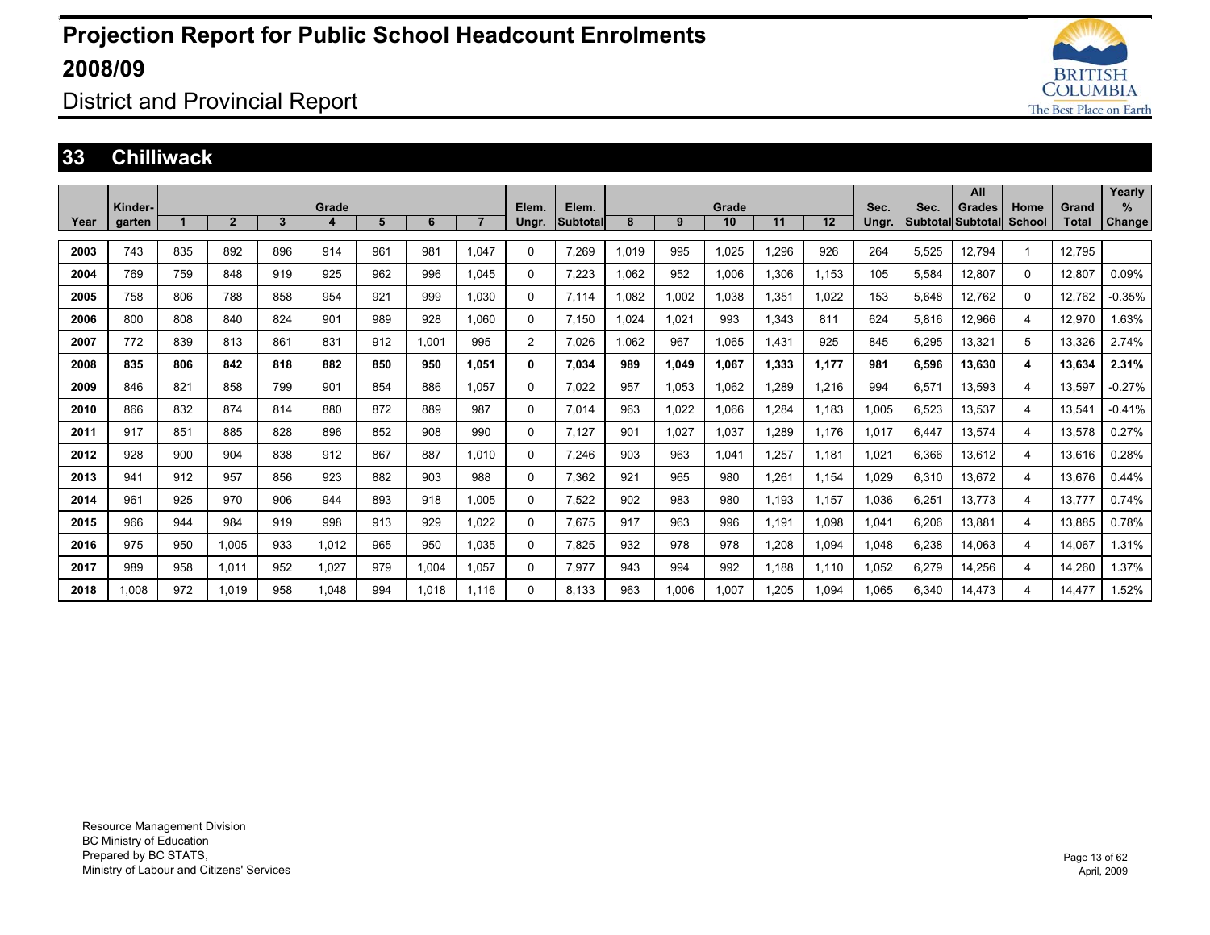# Projection Report for Public School Headcount Enrolments 2008/09

District and Provincial Report

## 33 Chilliwack

| Year | Kinder-garten | Grade 1 | 2 | 3 | 4 | 5 | 6 | 7 | Elem. Ungr. | Elem. Subtotal | Grade 8 | 9 | 10 | 11 | 12 | Sec. Ungr. | Sec. Subtotal | All Grades Subtotal | Home School | Grand Total | Yearly % Change |
|---|---|---|---|---|---|---|---|---|---|---|---|---|---|---|---|---|---|---|---|---|---|
| 2003 | 743 | 835 | 892 | 896 | 914 | 961 | 981 | 1,047 | 0 | 7,269 | 1,019 | 995 | 1,025 | 1,296 | 926 | 264 | 5,525 | 12,794 | 1 | 12,795 | |
| 2004 | 769 | 759 | 848 | 919 | 925 | 962 | 996 | 1,045 | 0 | 7,223 | 1,062 | 952 | 1,006 | 1,306 | 1,153 | 105 | 5,584 | 12,807 | 0 | 12,807 | 0.09% |
| 2005 | 758 | 806 | 788 | 858 | 954 | 921 | 999 | 1,030 | 0 | 7,114 | 1,082 | 1,002 | 1,038 | 1,351 | 1,022 | 153 | 5,648 | 12,762 | 0 | 12,762 | -0.35% |
| 2006 | 800 | 808 | 840 | 824 | 901 | 989 | 928 | 1,060 | 0 | 7,150 | 1,024 | 1,021 | 993 | 1,343 | 811 | 624 | 5,816 | 12,966 | 4 | 12,970 | 1.63% |
| 2007 | 772 | 839 | 813 | 861 | 831 | 912 | 1,001 | 995 | 2 | 7,026 | 1,062 | 967 | 1,065 | 1,431 | 925 | 845 | 6,295 | 13,321 | 5 | 13,326 | 2.74% |
| **2008** | **835** | **806** | **842** | **818** | **882** | **850** | **950** | **1,051** | **0** | **7,034** | **989** | **1,049** | **1,067** | **1,333** | **1,177** | **981** | **6,596** | **13,630** | **4** | **13,634** | **2.31%** |
| 2009 | 846 | 821 | 858 | 799 | 901 | 854 | 886 | 1,057 | 0 | 7,022 | 957 | 1,053 | 1,062 | 1,289 | 1,216 | 994 | 6,571 | 13,593 | 4 | 13,597 | -0.27% |
| 2010 | 866 | 832 | 874 | 814 | 880 | 872 | 889 | 987 | 0 | 7,014 | 963 | 1,022 | 1,066 | 1,284 | 1,183 | 1,005 | 6,523 | 13,537 | 4 | 13,541 | -0.41% |
| 2011 | 917 | 851 | 885 | 828 | 896 | 852 | 908 | 990 | 0 | 7,127 | 901 | 1,027 | 1,037 | 1,289 | 1,176 | 1,017 | 6,447 | 13,574 | 4 | 13,578 | 0.27% |
| 2012 | 928 | 900 | 904 | 838 | 912 | 867 | 887 | 1,010 | 0 | 7,246 | 903 | 963 | 1,041 | 1,257 | 1,181 | 1,021 | 6,366 | 13,612 | 4 | 13,616 | 0.28% |
| 2013 | 941 | 912 | 957 | 856 | 923 | 882 | 903 | 988 | 0 | 7,362 | 921 | 965 | 980 | 1,261 | 1,154 | 1,029 | 6,310 | 13,672 | 4 | 13,676 | 0.44% |
| 2014 | 961 | 925 | 970 | 906 | 944 | 893 | 918 | 1,005 | 0 | 7,522 | 902 | 983 | 980 | 1,193 | 1,157 | 1,036 | 6,251 | 13,773 | 4 | 13,777 | 0.74% |
| 2015 | 966 | 944 | 984 | 919 | 998 | 913 | 929 | 1,022 | 0 | 7,675 | 917 | 963 | 996 | 1,191 | 1,098 | 1,041 | 6,206 | 13,881 | 4 | 13,885 | 0.78% |
| 2016 | 975 | 950 | 1,005 | 933 | 1,012 | 965 | 950 | 1,035 | 0 | 7,825 | 932 | 978 | 978 | 1,208 | 1,094 | 1,048 | 6,238 | 14,063 | 4 | 14,067 | 1.31% |
| 2017 | 989 | 958 | 1,011 | 952 | 1,027 | 979 | 1,004 | 1,057 | 0 | 7,977 | 943 | 994 | 992 | 1,188 | 1,110 | 1,052 | 6,279 | 14,256 | 4 | 14,260 | 1.37% |
| 2018 | 1,008 | 972 | 1,019 | 958 | 1,048 | 994 | 1,018 | 1,116 | 0 | 8,133 | 963 | 1,006 | 1,007 | 1,205 | 1,094 | 1,065 | 6,340 | 14,473 | 4 | 14,477 | 1.52% |

Resource Management Division
BC Ministry of Education
Prepared by BC STATS,
Ministry of Labour and Citizens' Services

April, 2009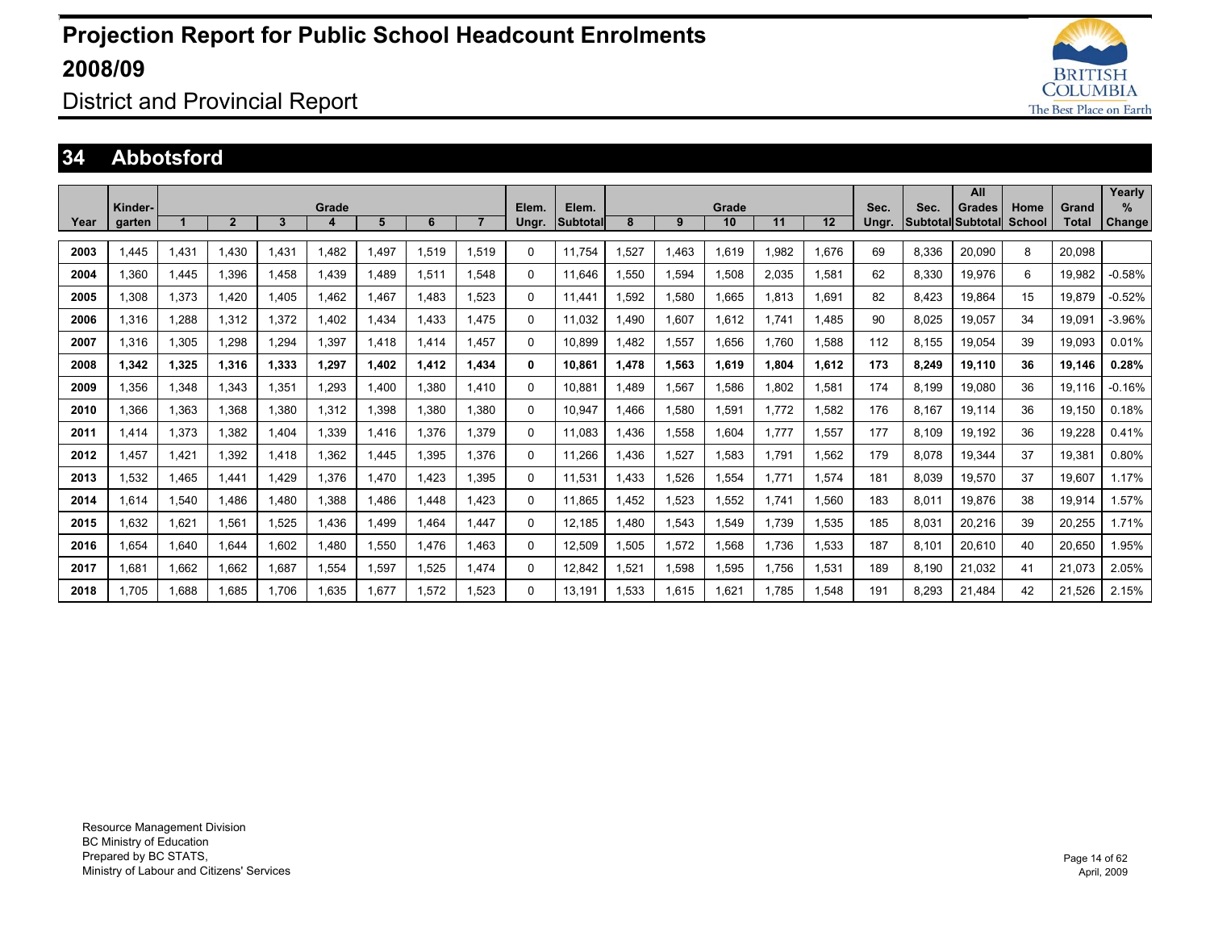# Projection Report for Public School Headcount Enrolments 2008/09

District and Provincial Report

## 34 Abbotsford

| Year | Kinder-garten | Grade 1 | 2 | 3 | 4 | 5 | 6 | 7 | Elem. Ungr. | Elem. Subtotal | Grade 8 | 9 | 10 | 11 | 12 | Sec. Ungr. | Sec. Subtotal | All Grades Subtotal | Home School | Grand Total | Yearly % Change |
|---|---|---|---|---|---|---|---|---|---|---|---|---|---|---|---|---|---|---|---|---|---|
| 2003 | 1,445 | 1,431 | 1,430 | 1,431 | 1,482 | 1,497 | 1,519 | 1,519 | 0 | 11,754 | 1,527 | 1,463 | 1,619 | 1,982 | 1,676 | 69 | 8,336 | 20,090 | 8 | 20,098 | |
| 2004 | 1,360 | 1,445 | 1,396 | 1,458 | 1,439 | 1,489 | 1,511 | 1,548 | 0 | 11,646 | 1,550 | 1,594 | 1,508 | 2,035 | 1,581 | 62 | 8,330 | 19,976 | 6 | 19,982 | -0.58% |
| 2005 | 1,308 | 1,373 | 1,420 | 1,405 | 1,462 | 1,467 | 1,483 | 1,523 | 0 | 11,441 | 1,592 | 1,580 | 1,665 | 1,813 | 1,691 | 82 | 8,423 | 19,864 | 15 | 19,879 | -0.52% |
| 2006 | 1,316 | 1,288 | 1,312 | 1,372 | 1,402 | 1,434 | 1,433 | 1,475 | 0 | 11,032 | 1,490 | 1,607 | 1,612 | 1,741 | 1,485 | 90 | 8,025 | 19,057 | 34 | 19,091 | -3.96% |
| 2007 | 1,316 | 1,305 | 1,298 | 1,294 | 1,397 | 1,418 | 1,414 | 1,457 | 0 | 10,899 | 1,482 | 1,557 | 1,656 | 1,760 | 1,588 | 112 | 8,155 | 19,054 | 39 | 19,093 | 0.01% |
| **2008** | **1,342** | **1,325** | **1,316** | **1,333** | **1,297** | **1,402** | **1,412** | **1,434** | **0** | **10,861** | **1,478** | **1,563** | **1,619** | **1,804** | **1,612** | **173** | **8,249** | **19,110** | **36** | **19,146** | **0.28%** |
| 2009 | 1,356 | 1,348 | 1,343 | 1,351 | 1,293 | 1,400 | 1,380 | 1,410 | 0 | 10,881 | 1,489 | 1,567 | 1,586 | 1,802 | 1,581 | 174 | 8,199 | 19,080 | 36 | 19,116 | -0.16% |
| 2010 | 1,366 | 1,363 | 1,368 | 1,380 | 1,312 | 1,398 | 1,380 | 1,380 | 0 | 10,947 | 1,466 | 1,580 | 1,591 | 1,772 | 1,582 | 176 | 8,167 | 19,114 | 36 | 19,150 | 0.18% |
| 2011 | 1,414 | 1,373 | 1,382 | 1,404 | 1,339 | 1,416 | 1,376 | 1,379 | 0 | 11,083 | 1,436 | 1,558 | 1,604 | 1,777 | 1,557 | 177 | 8,109 | 19,192 | 36 | 19,228 | 0.41% |
| 2012 | 1,457 | 1,421 | 1,392 | 1,418 | 1,362 | 1,445 | 1,395 | 1,376 | 0 | 11,266 | 1,436 | 1,527 | 1,583 | 1,791 | 1,562 | 179 | 8,078 | 19,344 | 37 | 19,381 | 0.80% |
| 2013 | 1,532 | 1,465 | 1,441 | 1,429 | 1,376 | 1,470 | 1,423 | 1,395 | 0 | 11,531 | 1,433 | 1,526 | 1,554 | 1,771 | 1,574 | 181 | 8,039 | 19,570 | 37 | 19,607 | 1.17% |
| 2014 | 1,614 | 1,540 | 1,486 | 1,480 | 1,388 | 1,486 | 1,448 | 1,423 | 0 | 11,865 | 1,452 | 1,523 | 1,552 | 1,741 | 1,560 | 183 | 8,011 | 19,876 | 38 | 19,914 | 1.57% |
| 2015 | 1,632 | 1,621 | 1,561 | 1,525 | 1,436 | 1,499 | 1,464 | 1,447 | 0 | 12,185 | 1,480 | 1,543 | 1,549 | 1,739 | 1,535 | 185 | 8,031 | 20,216 | 39 | 20,255 | 1.71% |
| 2016 | 1,654 | 1,640 | 1,644 | 1,602 | 1,480 | 1,550 | 1,476 | 1,463 | 0 | 12,509 | 1,505 | 1,572 | 1,568 | 1,736 | 1,533 | 187 | 8,101 | 20,610 | 40 | 20,650 | 1.95% |
| 2017 | 1,681 | 1,662 | 1,662 | 1,687 | 1,554 | 1,597 | 1,525 | 1,474 | 0 | 12,842 | 1,521 | 1,598 | 1,595 | 1,756 | 1,531 | 189 | 8,190 | 21,032 | 41 | 21,073 | 2.05% |
| 2018 | 1,705 | 1,688 | 1,685 | 1,706 | 1,635 | 1,677 | 1,572 | 1,523 | 0 | 13,191 | 1,533 | 1,615 | 1,621 | 1,785 | 1,548 | 191 | 8,293 | 21,484 | 42 | 21,526 | 2.15% |

Resource Management Division
BC Ministry of Education
Prepared by BC STATS,
Ministry of Labour and Citizens' Services

April, 2009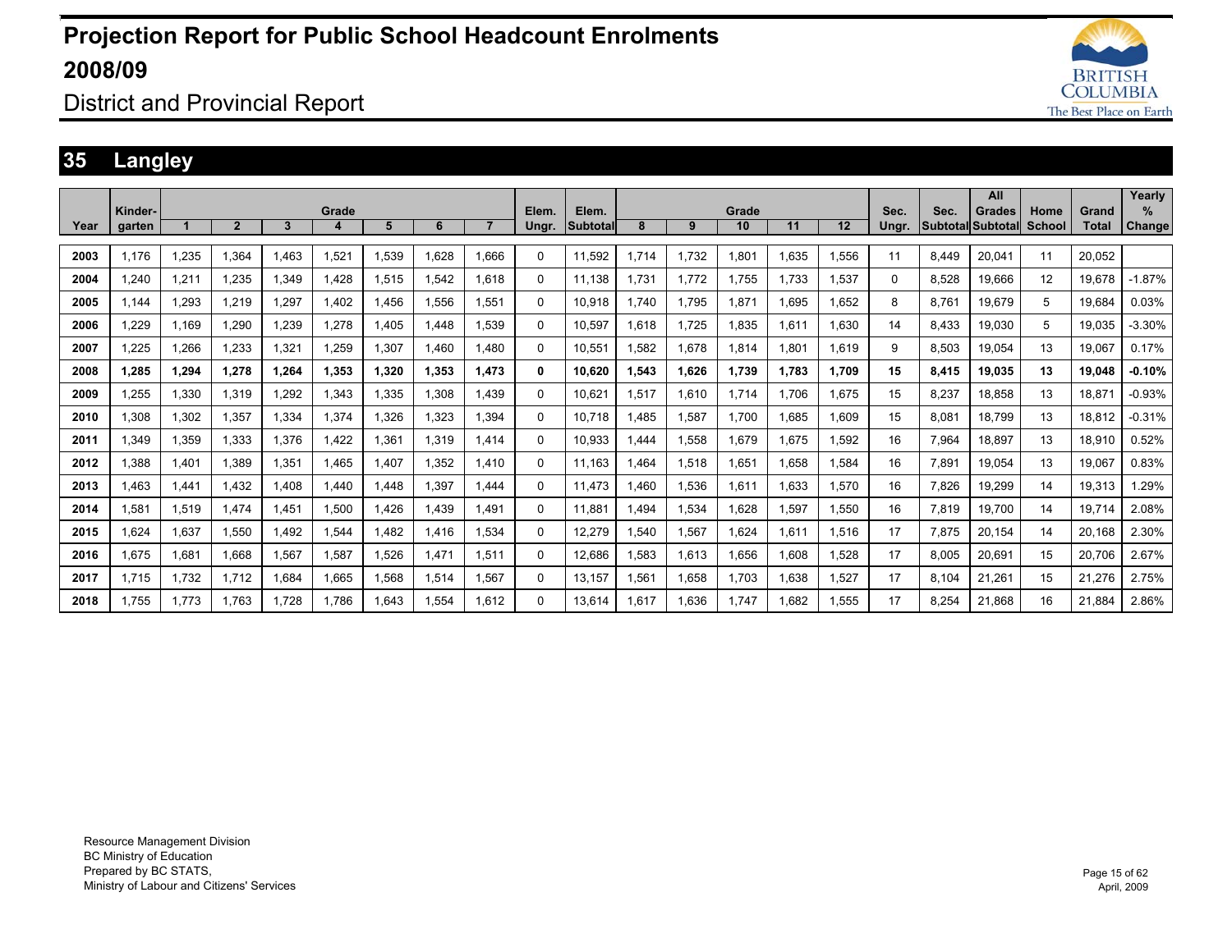# Projection Report for Public School Headcount Enrolments 2008/09

District and Provincial Report

## 35 Langley

| Year | Kinder-garten | Grade 1 | 2 | 3 | 4 | 5 | 6 | 7 | Elem. Ungr. | Elem. Subtotal | Grade 8 | 9 | 10 | 11 | 12 | Sec. Ungr. | Sec. Subtotal | All Grades Subtotal | Home School | Grand Total | Yearly % Change |
|---|---|---|---|---|---|---|---|---|---|---|---|---|---|---|---|---|---|---|---|---|---|
| 2003 | 1,176 | 1,235 | 1,364 | 1,463 | 1,521 | 1,539 | 1,628 | 1,666 | 0 | 11,592 | 1,714 | 1,732 | 1,801 | 1,635 | 1,556 | 11 | 8,449 | 20,041 | 11 | 20,052 | |
| 2004 | 1,240 | 1,211 | 1,235 | 1,349 | 1,428 | 1,515 | 1,542 | 1,618 | 0 | 11,138 | 1,731 | 1,772 | 1,755 | 1,733 | 1,537 | 0 | 8,528 | 19,666 | 12 | 19,678 | -1.87% |
| 2005 | 1,144 | 1,293 | 1,219 | 1,297 | 1,402 | 1,456 | 1,556 | 1,551 | 0 | 10,918 | 1,740 | 1,795 | 1,871 | 1,695 | 1,652 | 8 | 8,761 | 19,679 | 5 | 19,684 | 0.03% |
| 2006 | 1,229 | 1,169 | 1,290 | 1,239 | 1,278 | 1,405 | 1,448 | 1,539 | 0 | 10,597 | 1,618 | 1,725 | 1,835 | 1,611 | 1,630 | 14 | 8,433 | 19,030 | 5 | 19,035 | -3.30% |
| 2007 | 1,225 | 1,266 | 1,233 | 1,321 | 1,259 | 1,307 | 1,460 | 1,480 | 0 | 10,551 | 1,582 | 1,678 | 1,814 | 1,801 | 1,619 | 9 | 8,503 | 19,054 | 13 | 19,067 | 0.17% |
| **2008** | **1,285** | **1,294** | **1,278** | **1,264** | **1,353** | **1,320** | **1,353** | **1,473** | **0** | **10,620** | **1,543** | **1,626** | **1,739** | **1,783** | **1,709** | **15** | **8,415** | **19,035** | **13** | **19,048** | **-0.10%** |
| 2009 | 1,255 | 1,330 | 1,319 | 1,292 | 1,343 | 1,335 | 1,308 | 1,439 | 0 | 10,621 | 1,517 | 1,610 | 1,714 | 1,706 | 1,675 | 15 | 8,237 | 18,858 | 13 | 18,871 | -0.93% |
| 2010 | 1,308 | 1,302 | 1,357 | 1,334 | 1,374 | 1,326 | 1,323 | 1,394 | 0 | 10,718 | 1,485 | 1,587 | 1,700 | 1,685 | 1,609 | 15 | 8,081 | 18,799 | 13 | 18,812 | -0.31% |
| 2011 | 1,349 | 1,359 | 1,333 | 1,376 | 1,422 | 1,361 | 1,319 | 1,414 | 0 | 10,933 | 1,444 | 1,558 | 1,679 | 1,675 | 1,592 | 16 | 7,964 | 18,897 | 13 | 18,910 | 0.52% |
| 2012 | 1,388 | 1,401 | 1,389 | 1,351 | 1,465 | 1,407 | 1,352 | 1,410 | 0 | 11,163 | 1,464 | 1,518 | 1,651 | 1,658 | 1,584 | 16 | 7,891 | 19,054 | 13 | 19,067 | 0.83% |
| 2013 | 1,463 | 1,441 | 1,432 | 1,408 | 1,440 | 1,448 | 1,397 | 1,444 | 0 | 11,473 | 1,460 | 1,536 | 1,611 | 1,633 | 1,570 | 16 | 7,826 | 19,299 | 14 | 19,313 | 1.29% |
| 2014 | 1,581 | 1,519 | 1,474 | 1,451 | 1,500 | 1,426 | 1,439 | 1,491 | 0 | 11,881 | 1,494 | 1,534 | 1,628 | 1,597 | 1,550 | 16 | 7,819 | 19,700 | 14 | 19,714 | 2.08% |
| 2015 | 1,624 | 1,637 | 1,550 | 1,492 | 1,544 | 1,482 | 1,416 | 1,534 | 0 | 12,279 | 1,540 | 1,567 | 1,624 | 1,611 | 1,516 | 17 | 7,875 | 20,154 | 14 | 20,168 | 2.30% |
| 2016 | 1,675 | 1,681 | 1,668 | 1,567 | 1,587 | 1,526 | 1,471 | 1,511 | 0 | 12,686 | 1,583 | 1,613 | 1,656 | 1,608 | 1,528 | 17 | 8,005 | 20,691 | 15 | 20,706 | 2.67% |
| 2017 | 1,715 | 1,732 | 1,712 | 1,684 | 1,665 | 1,568 | 1,514 | 1,567 | 0 | 13,157 | 1,561 | 1,658 | 1,703 | 1,638 | 1,527 | 17 | 8,104 | 21,261 | 15 | 21,276 | 2.75% |
| 2018 | 1,755 | 1,773 | 1,763 | 1,728 | 1,786 | 1,643 | 1,554 | 1,612 | 0 | 13,614 | 1,617 | 1,636 | 1,747 | 1,682 | 1,555 | 17 | 8,254 | 21,868 | 16 | 21,884 | 2.86% |

Resource Management Division
BC Ministry of Education
Prepared by BC STATS,
Ministry of Labour and Citizens' Services

April, 2009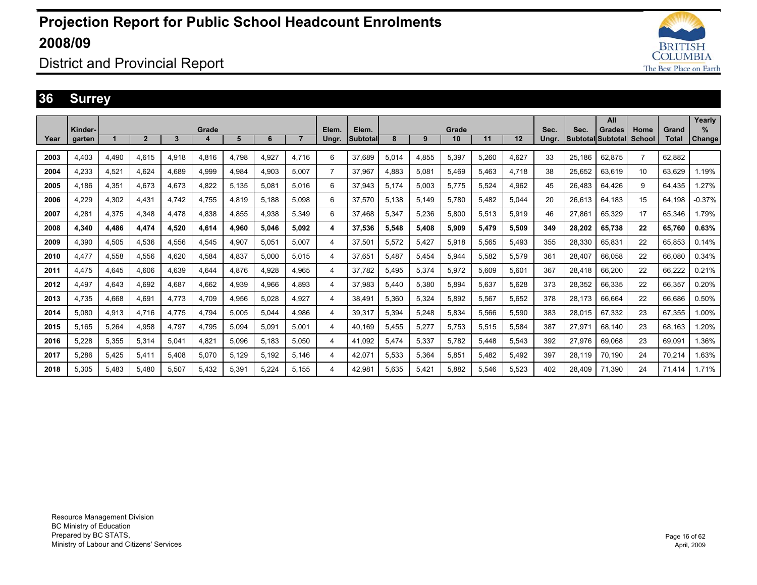# Projection Report for Public School Headcount Enrolments 2008/09

## District and Provincial Report

## 36 Surrey

| Year | Kinder-garten | Grade 1 | 2 | 3 | 4 | 5 | 6 | 7 | Elem. Ungr. | Elem. Subtotal | Grade 8 | 9 | 10 | 11 | 12 | Sec. Ungr. | Sec. Subtotal | All Grades Subtotal | Home School | Grand Total | Yearly % Change |
|---|---|---|---|---|---|---|---|---|---|---|---|---|---|---|---|---|---|---|---|---|---|
| 2003 | 4,403 | 4,490 | 4,615 | 4,918 | 4,816 | 4,798 | 4,927 | 4,716 | 6 | 37,689 | 5,014 | 4,855 | 5,397 | 5,260 | 4,627 | 33 | 25,186 | 62,875 | 7 | 62,882 | |
| 2004 | 4,233 | 4,521 | 4,624 | 4,689 | 4,999 | 4,984 | 4,903 | 5,007 | 7 | 37,967 | 4,883 | 5,081 | 5,469 | 5,463 | 4,718 | 38 | 25,652 | 63,619 | 10 | 63,629 | 1.19% |
| 2005 | 4,186 | 4,351 | 4,673 | 4,673 | 4,822 | 5,135 | 5,081 | 5,016 | 6 | 37,943 | 5,174 | 5,003 | 5,775 | 5,524 | 4,962 | 45 | 26,483 | 64,426 | 9 | 64,435 | 1.27% |
| 2006 | 4,229 | 4,302 | 4,431 | 4,742 | 4,755 | 4,819 | 5,188 | 5,098 | 6 | 37,570 | 5,138 | 5,149 | 5,780 | 5,482 | 5,044 | 20 | 26,613 | 64,183 | 15 | 64,198 | -0.37% |
| 2007 | 4,281 | 4,375 | 4,348 | 4,478 | 4,838 | 4,855 | 4,938 | 5,349 | 6 | 37,468 | 5,347 | 5,236 | 5,800 | 5,513 | 5,919 | 46 | 27,861 | 65,329 | 17 | 65,346 | 1.79% |
| **2008** | **4,340** | **4,486** | **4,474** | **4,520** | **4,614** | **4,960** | **5,046** | **5,092** | **4** | **37,536** | **5,548** | **5,408** | **5,909** | **5,479** | **5,509** | **349** | **28,202** | **65,738** | **22** | **65,760** | **0.63%** |
| 2009 | 4,390 | 4,505 | 4,536 | 4,556 | 4,545 | 4,907 | 5,051 | 5,007 | 4 | 37,501 | 5,572 | 5,427 | 5,918 | 5,565 | 5,493 | 355 | 28,330 | 65,831 | 22 | 65,853 | 0.14% |
| 2010 | 4,477 | 4,558 | 4,556 | 4,620 | 4,584 | 4,837 | 5,000 | 5,015 | 4 | 37,651 | 5,487 | 5,454 | 5,944 | 5,582 | 5,579 | 361 | 28,407 | 66,058 | 22 | 66,080 | 0.34% |
| 2011 | 4,475 | 4,645 | 4,606 | 4,639 | 4,644 | 4,876 | 4,928 | 4,965 | 4 | 37,782 | 5,495 | 5,374 | 5,972 | 5,609 | 5,601 | 367 | 28,418 | 66,200 | 22 | 66,222 | 0.21% |
| 2012 | 4,497 | 4,643 | 4,692 | 4,687 | 4,662 | 4,939 | 4,966 | 4,893 | 4 | 37,983 | 5,440 | 5,380 | 5,894 | 5,637 | 5,628 | 373 | 28,352 | 66,335 | 22 | 66,357 | 0.20% |
| 2013 | 4,735 | 4,668 | 4,691 | 4,773 | 4,709 | 4,956 | 5,028 | 4,927 | 4 | 38,491 | 5,360 | 5,324 | 5,892 | 5,567 | 5,652 | 378 | 28,173 | 66,664 | 22 | 66,686 | 0.50% |
| 2014 | 5,080 | 4,913 | 4,716 | 4,775 | 4,794 | 5,005 | 5,044 | 4,986 | 4 | 39,317 | 5,394 | 5,248 | 5,834 | 5,566 | 5,590 | 383 | 28,015 | 67,332 | 23 | 67,355 | 1.00% |
| 2015 | 5,165 | 5,264 | 4,958 | 4,797 | 4,795 | 5,094 | 5,091 | 5,001 | 4 | 40,169 | 5,455 | 5,277 | 5,753 | 5,515 | 5,584 | 387 | 27,971 | 68,140 | 23 | 68,163 | 1.20% |
| 2016 | 5,228 | 5,355 | 5,314 | 5,041 | 4,821 | 5,096 | 5,183 | 5,050 | 4 | 41,092 | 5,474 | 5,337 | 5,782 | 5,448 | 5,543 | 392 | 27,976 | 69,068 | 23 | 69,091 | 1.36% |
| 2017 | 5,286 | 5,425 | 5,411 | 5,408 | 5,070 | 5,129 | 5,192 | 5,146 | 4 | 42,071 | 5,533 | 5,364 | 5,851 | 5,482 | 5,492 | 397 | 28,119 | 70,190 | 24 | 70,214 | 1.63% |
| 2018 | 5,305 | 5,483 | 5,480 | 5,507 | 5,432 | 5,391 | 5,224 | 5,155 | 4 | 42,981 | 5,635 | 5,421 | 5,882 | 5,546 | 5,523 | 402 | 28,409 | 71,390 | 24 | 71,414 | 1.71% |

Resource Management Division
BC Ministry of Education
Prepared by BC STATS,
Ministry of Labour and Citizens' Services

April, 2009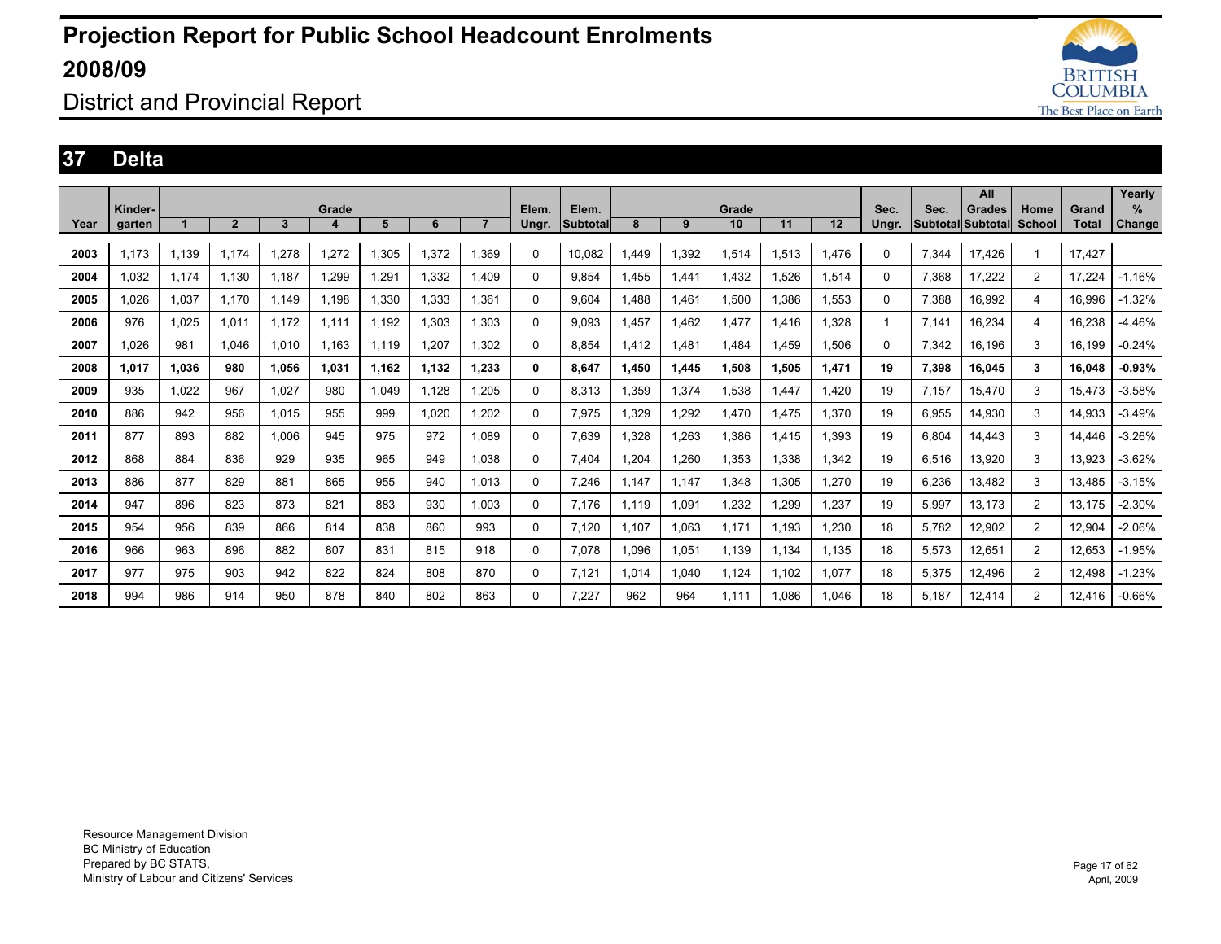# Projection Report for Public School Headcount Enrolments 2008/09

## District and Provincial Report

## 37 Delta

| Year | Kinder-garten | Grade 1 | 2 | 3 | 4 | 5 | 6 | 7 | Elem. Ungr. | Elem. Subtotal | Grade 8 | 9 | 10 | 11 | 12 | Sec. Ungr. | Sec. Subtotal | All Grades Subtotal | Home School | Grand Total | Yearly % Change |
|---|---|---|---|---|---|---|---|---|---|---|---|---|---|---|---|---|---|---|---|---|---|
| 2003 | 1,173 | 1,139 | 1,174 | 1,278 | 1,272 | 1,305 | 1,372 | 1,369 | 0 | 10,082 | 1,449 | 1,392 | 1,514 | 1,513 | 1,476 | 0 | 7,344 | 17,426 | 1 | 17,427 | |
| 2004 | 1,032 | 1,174 | 1,130 | 1,187 | 1,299 | 1,291 | 1,332 | 1,409 | 0 | 9,854 | 1,455 | 1,441 | 1,432 | 1,526 | 1,514 | 0 | 7,368 | 17,222 | 2 | 17,224 | -1.16% |
| 2005 | 1,026 | 1,037 | 1,170 | 1,149 | 1,198 | 1,330 | 1,333 | 1,361 | 0 | 9,604 | 1,488 | 1,461 | 1,500 | 1,386 | 1,553 | 0 | 7,388 | 16,992 | 4 | 16,996 | -1.32% |
| 2006 | 976 | 1,025 | 1,011 | 1,172 | 1,111 | 1,192 | 1,303 | 1,303 | 0 | 9,093 | 1,457 | 1,462 | 1,477 | 1,416 | 1,328 | 1 | 7,141 | 16,234 | 4 | 16,238 | -4.46% |
| 2007 | 1,026 | 981 | 1,046 | 1,010 | 1,163 | 1,119 | 1,207 | 1,302 | 0 | 8,854 | 1,412 | 1,481 | 1,484 | 1,459 | 1,506 | 0 | 7,342 | 16,196 | 3 | 16,199 | -0.24% |
| **2008** | **1,017** | **1,036** | **980** | **1,056** | **1,031** | **1,162** | **1,132** | **1,233** | **0** | **8,647** | **1,450** | **1,445** | **1,508** | **1,505** | **1,471** | **19** | **7,398** | **16,045** | **3** | **16,048** | **-0.93%** |
| 2009 | 935 | 1,022 | 967 | 1,027 | 980 | 1,049 | 1,128 | 1,205 | 0 | 8,313 | 1,359 | 1,374 | 1,538 | 1,447 | 1,420 | 19 | 7,157 | 15,470 | 3 | 15,473 | -3.58% |
| 2010 | 886 | 942 | 956 | 1,015 | 955 | 999 | 1,020 | 1,202 | 0 | 7,975 | 1,329 | 1,292 | 1,470 | 1,475 | 1,370 | 19 | 6,955 | 14,930 | 3 | 14,933 | -3.49% |
| 2011 | 877 | 893 | 882 | 1,006 | 945 | 975 | 972 | 1,089 | 0 | 7,639 | 1,328 | 1,263 | 1,386 | 1,415 | 1,393 | 19 | 6,804 | 14,443 | 3 | 14,446 | -3.26% |
| 2012 | 868 | 884 | 836 | 929 | 935 | 965 | 949 | 1,038 | 0 | 7,404 | 1,204 | 1,260 | 1,353 | 1,338 | 1,342 | 19 | 6,516 | 13,920 | 3 | 13,923 | -3.62% |
| 2013 | 886 | 877 | 829 | 881 | 865 | 955 | 940 | 1,013 | 0 | 7,246 | 1,147 | 1,147 | 1,348 | 1,305 | 1,270 | 19 | 6,236 | 13,482 | 3 | 13,485 | -3.15% |
| 2014 | 947 | 896 | 823 | 873 | 821 | 883 | 930 | 1,003 | 0 | 7,176 | 1,119 | 1,091 | 1,232 | 1,299 | 1,237 | 19 | 5,997 | 13,173 | 2 | 13,175 | -2.30% |
| 2015 | 954 | 956 | 839 | 866 | 814 | 838 | 860 | 993 | 0 | 7,120 | 1,107 | 1,063 | 1,171 | 1,193 | 1,230 | 18 | 5,782 | 12,902 | 2 | 12,904 | -2.06% |
| 2016 | 966 | 963 | 896 | 882 | 807 | 831 | 815 | 918 | 0 | 7,078 | 1,096 | 1,051 | 1,139 | 1,134 | 1,135 | 18 | 5,573 | 12,651 | 2 | 12,653 | -1.95% |
| 2017 | 977 | 975 | 903 | 942 | 822 | 824 | 808 | 870 | 0 | 7,121 | 1,014 | 1,040 | 1,124 | 1,102 | 1,077 | 18 | 5,375 | 12,496 | 2 | 12,498 | -1.23% |
| 2018 | 994 | 986 | 914 | 950 | 878 | 840 | 802 | 863 | 0 | 7,227 | 962 | 964 | 1,111 | 1,086 | 1,046 | 18 | 5,187 | 12,414 | 2 | 12,416 | -0.66% |

Resource Management Division
BC Ministry of Education
Prepared by BC STATS,
Ministry of Labour and Citizens' Services

April, 2009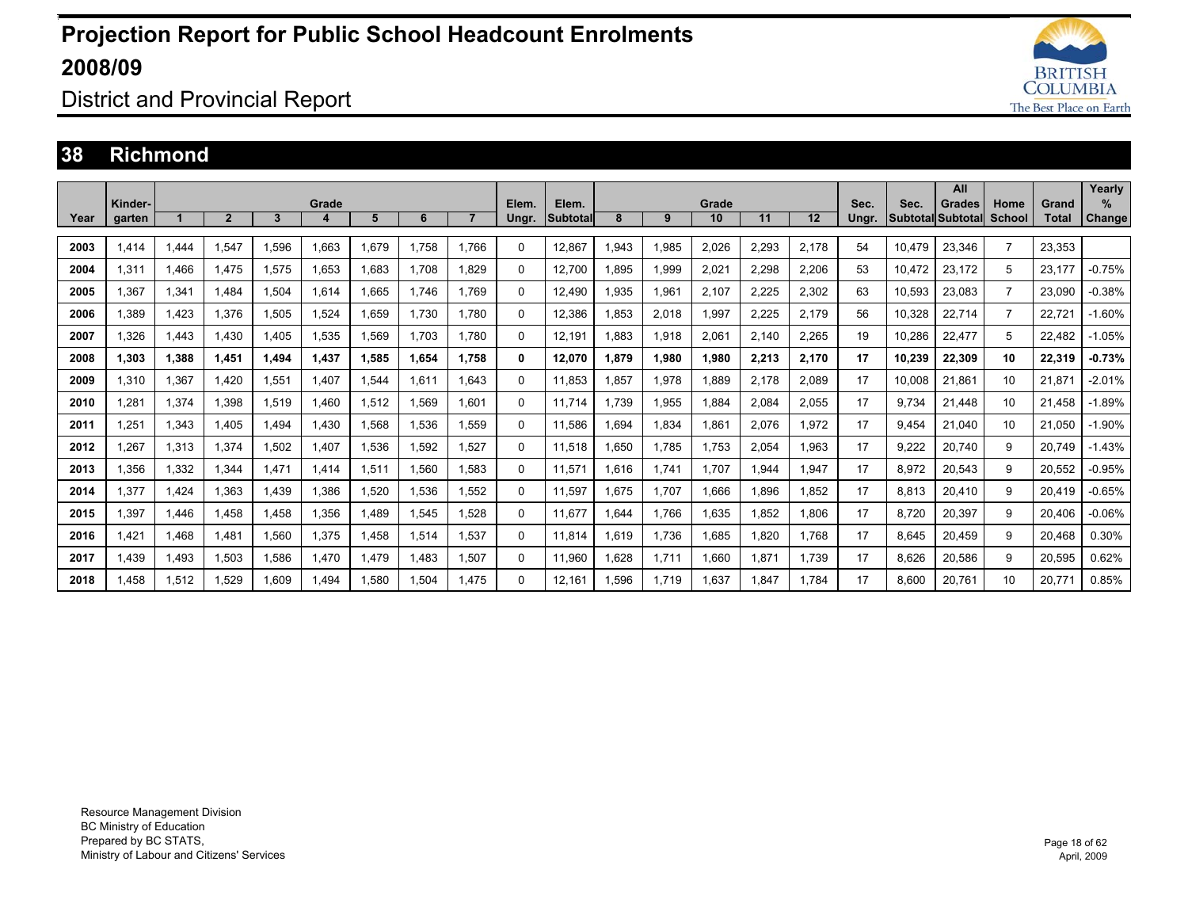# Projection Report for Public School Headcount Enrolments 2008/09

## District and Provincial Report

## 38 Richmond

| Year | Kinder-garten | Grade 1 | 2 | 3 | 4 | 5 | 6 | 7 | Elem. Ungr. | Elem. Subtotal | Grade 8 | 9 | 10 | 11 | 12 | Sec. Ungr. | Sec. Subtotal | All Grades Subtotal | Home School | Grand Total | Yearly % Change |
|---|---|---|---|---|---|---|---|---|---|---|---|---|---|---|---|---|---|---|---|---|---|
| 2003 | 1,414 | 1,444 | 1,547 | 1,596 | 1,663 | 1,679 | 1,758 | 1,766 | 0 | 12,867 | 1,943 | 1,985 | 2,026 | 2,293 | 2,178 | 54 | 10,479 | 23,346 | 7 | 23,353 | |
| 2004 | 1,311 | 1,466 | 1,475 | 1,575 | 1,653 | 1,683 | 1,708 | 1,829 | 0 | 12,700 | 1,895 | 1,999 | 2,021 | 2,298 | 2,206 | 53 | 10,472 | 23,172 | 5 | 23,177 | -0.75% |
| 2005 | 1,367 | 1,341 | 1,484 | 1,504 | 1,614 | 1,665 | 1,746 | 1,769 | 0 | 12,490 | 1,935 | 1,961 | 2,107 | 2,225 | 2,302 | 63 | 10,593 | 23,083 | 7 | 23,090 | -0.38% |
| 2006 | 1,389 | 1,423 | 1,376 | 1,505 | 1,524 | 1,659 | 1,730 | 1,780 | 0 | 12,386 | 1,853 | 2,018 | 1,997 | 2,225 | 2,179 | 56 | 10,328 | 22,714 | 7 | 22,721 | -1.60% |
| 2007 | 1,326 | 1,443 | 1,430 | 1,405 | 1,535 | 1,569 | 1,703 | 1,780 | 0 | 12,191 | 1,883 | 1,918 | 2,061 | 2,140 | 2,265 | 19 | 10,286 | 22,477 | 5 | 22,482 | -1.05% |
| **2008** | **1,303** | **1,388** | **1,451** | **1,494** | **1,437** | **1,585** | **1,654** | **1,758** | **0** | **12,070** | **1,879** | **1,980** | **1,980** | **2,213** | **2,170** | **17** | **10,239** | **22,309** | **10** | **22,319** | **-0.73%** |
| 2009 | 1,310 | 1,367 | 1,420 | 1,551 | 1,407 | 1,544 | 1,611 | 1,643 | 0 | 11,853 | 1,857 | 1,978 | 1,889 | 2,178 | 2,089 | 17 | 10,008 | 21,861 | 10 | 21,871 | -2.01% |
| 2010 | 1,281 | 1,374 | 1,398 | 1,519 | 1,460 | 1,512 | 1,569 | 1,601 | 0 | 11,714 | 1,739 | 1,955 | 1,884 | 2,084 | 2,055 | 17 | 9,734 | 21,448 | 10 | 21,458 | -1.89% |
| 2011 | 1,251 | 1,343 | 1,405 | 1,494 | 1,430 | 1,568 | 1,536 | 1,559 | 0 | 11,586 | 1,694 | 1,834 | 1,861 | 2,076 | 1,972 | 17 | 9,454 | 21,040 | 10 | 21,050 | -1.90% |
| 2012 | 1,267 | 1,313 | 1,374 | 1,502 | 1,407 | 1,536 | 1,592 | 1,527 | 0 | 11,518 | 1,650 | 1,785 | 1,753 | 2,054 | 1,963 | 17 | 9,222 | 20,740 | 9 | 20,749 | -1.43% |
| 2013 | 1,356 | 1,332 | 1,344 | 1,471 | 1,414 | 1,511 | 1,560 | 1,583 | 0 | 11,571 | 1,616 | 1,741 | 1,707 | 1,944 | 1,947 | 17 | 8,972 | 20,543 | 9 | 20,552 | -0.95% |
| 2014 | 1,377 | 1,424 | 1,363 | 1,439 | 1,386 | 1,520 | 1,536 | 1,552 | 0 | 11,597 | 1,675 | 1,707 | 1,666 | 1,896 | 1,852 | 17 | 8,813 | 20,410 | 9 | 20,419 | -0.65% |
| 2015 | 1,397 | 1,446 | 1,458 | 1,458 | 1,356 | 1,489 | 1,545 | 1,528 | 0 | 11,677 | 1,644 | 1,766 | 1,635 | 1,852 | 1,806 | 17 | 8,720 | 20,397 | 9 | 20,406 | -0.06% |
| 2016 | 1,421 | 1,468 | 1,481 | 1,560 | 1,375 | 1,458 | 1,514 | 1,537 | 0 | 11,814 | 1,619 | 1,736 | 1,685 | 1,820 | 1,768 | 17 | 8,645 | 20,459 | 9 | 20,468 | 0.30% |
| 2017 | 1,439 | 1,493 | 1,503 | 1,586 | 1,470 | 1,479 | 1,483 | 1,507 | 0 | 11,960 | 1,628 | 1,711 | 1,660 | 1,871 | 1,739 | 17 | 8,626 | 20,586 | 9 | 20,595 | 0.62% |
| 2018 | 1,458 | 1,512 | 1,529 | 1,609 | 1,494 | 1,580 | 1,504 | 1,475 | 0 | 12,161 | 1,596 | 1,719 | 1,637 | 1,847 | 1,784 | 17 | 8,600 | 20,761 | 10 | 20,771 | 0.85% |

Resource Management Division
BC Ministry of Education
Prepared by BC STATS,
Ministry of Labour and Citizens' Services

April, 2009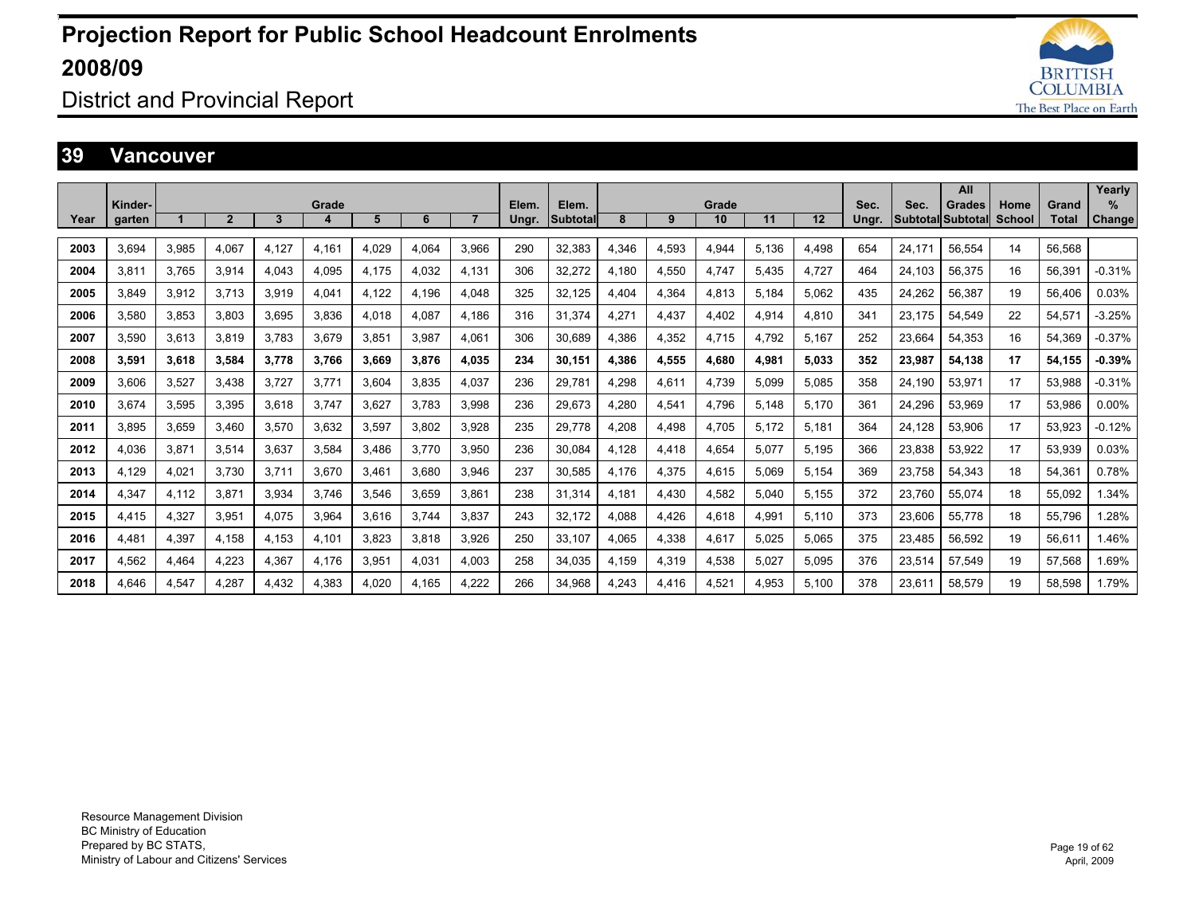# Projection Report for Public School Headcount Enrolments 2008/09

## District and Provincial Report

## 39 Vancouver

| Year | Kinder-garten | Grade 1 | 2 | 3 | 4 | 5 | 6 | 7 | Elem. Ungr. | Elem. Subtotal | Grade 8 | 9 | 10 | 11 | 12 | Sec. Ungr. | Sec. Subtotal | All Grades Subtotal | Home School | Grand Total | Yearly % Change |
|---|---|---|---|---|---|---|---|---|---|---|---|---|---|---|---|---|---|---|---|---|---|
| 2003 | 3,694 | 3,985 | 4,067 | 4,127 | 4,161 | 4,029 | 4,064 | 3,966 | 290 | 32,383 | 4,346 | 4,593 | 4,944 | 5,136 | 4,498 | 654 | 24,171 | 56,554 | 14 | 56,568 | |
| 2004 | 3,811 | 3,765 | 3,914 | 4,043 | 4,095 | 4,175 | 4,032 | 4,131 | 306 | 32,272 | 4,180 | 4,550 | 4,747 | 5,435 | 4,727 | 464 | 24,103 | 56,375 | 16 | 56,391 | -0.31% |
| 2005 | 3,849 | 3,912 | 3,713 | 3,919 | 4,041 | 4,122 | 4,196 | 4,048 | 325 | 32,125 | 4,404 | 4,364 | 4,813 | 5,184 | 5,062 | 435 | 24,262 | 56,387 | 19 | 56,406 | 0.03% |
| 2006 | 3,580 | 3,853 | 3,803 | 3,695 | 3,836 | 4,018 | 4,087 | 4,186 | 316 | 31,374 | 4,271 | 4,437 | 4,402 | 4,914 | 4,810 | 341 | 23,175 | 54,549 | 22 | 54,571 | -3.25% |
| 2007 | 3,590 | 3,613 | 3,819 | 3,783 | 3,679 | 3,851 | 3,987 | 4,061 | 306 | 30,689 | 4,386 | 4,352 | 4,715 | 4,792 | 5,167 | 252 | 23,664 | 54,353 | 16 | 54,369 | -0.37% |
| **2008** | **3,591** | **3,618** | **3,584** | **3,778** | **3,766** | **3,669** | **3,876** | **4,035** | **234** | **30,151** | **4,386** | **4,555** | **4,680** | **4,981** | **5,033** | **352** | **23,987** | **54,138** | **17** | **54,155** | **-0.39%** |
| 2009 | 3,606 | 3,527 | 3,438 | 3,727 | 3,771 | 3,604 | 3,835 | 4,037 | 236 | 29,781 | 4,298 | 4,611 | 4,739 | 5,099 | 5,085 | 358 | 24,190 | 53,971 | 17 | 53,988 | -0.31% |
| 2010 | 3,674 | 3,595 | 3,395 | 3,618 | 3,747 | 3,627 | 3,783 | 3,998 | 236 | 29,673 | 4,280 | 4,541 | 4,796 | 5,148 | 5,170 | 361 | 24,296 | 53,969 | 17 | 53,986 | 0.00% |
| 2011 | 3,895 | 3,659 | 3,460 | 3,570 | 3,632 | 3,597 | 3,802 | 3,928 | 235 | 29,778 | 4,208 | 4,498 | 4,705 | 5,172 | 5,181 | 364 | 24,128 | 53,906 | 17 | 53,923 | -0.12% |
| 2012 | 4,036 | 3,871 | 3,514 | 3,637 | 3,584 | 3,486 | 3,770 | 3,950 | 236 | 30,084 | 4,128 | 4,418 | 4,654 | 5,077 | 5,195 | 366 | 23,838 | 53,922 | 17 | 53,939 | 0.03% |
| 2013 | 4,129 | 4,021 | 3,730 | 3,711 | 3,670 | 3,461 | 3,680 | 3,946 | 237 | 30,585 | 4,176 | 4,375 | 4,615 | 5,069 | 5,154 | 369 | 23,758 | 54,343 | 18 | 54,361 | 0.78% |
| 2014 | 4,347 | 4,112 | 3,871 | 3,934 | 3,746 | 3,546 | 3,659 | 3,861 | 238 | 31,314 | 4,181 | 4,430 | 4,582 | 5,040 | 5,155 | 372 | 23,760 | 55,074 | 18 | 55,092 | 1.34% |
| 2015 | 4,415 | 4,327 | 3,951 | 4,075 | 3,964 | 3,616 | 3,744 | 3,837 | 243 | 32,172 | 4,088 | 4,426 | 4,618 | 4,991 | 5,110 | 373 | 23,606 | 55,778 | 18 | 55,796 | 1.28% |
| 2016 | 4,481 | 4,397 | 4,158 | 4,153 | 4,101 | 3,823 | 3,818 | 3,926 | 250 | 33,107 | 4,065 | 4,338 | 4,617 | 5,025 | 5,065 | 375 | 23,485 | 56,592 | 19 | 56,611 | 1.46% |
| 2017 | 4,562 | 4,464 | 4,223 | 4,367 | 4,176 | 3,951 | 4,031 | 4,003 | 258 | 34,035 | 4,159 | 4,319 | 4,538 | 5,027 | 5,095 | 376 | 23,514 | 57,549 | 19 | 57,568 | 1.69% |
| 2018 | 4,646 | 4,547 | 4,287 | 4,432 | 4,383 | 4,020 | 4,165 | 4,222 | 266 | 34,968 | 4,243 | 4,416 | 4,521 | 4,953 | 5,100 | 378 | 23,611 | 58,579 | 19 | 58,598 | 1.79% |

Resource Management Division
BC Ministry of Education
Prepared by BC STATS,
Ministry of Labour and Citizens' Services

April, 2009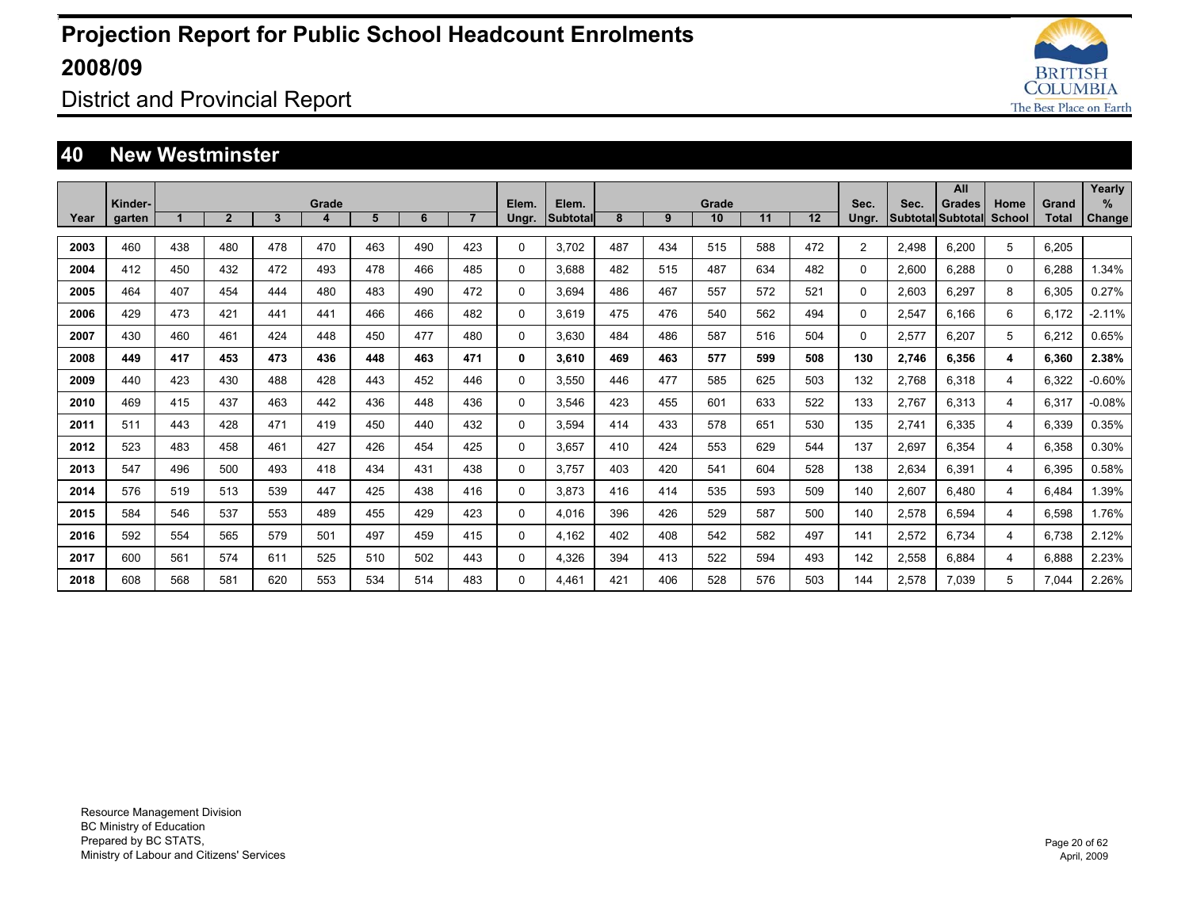# Projection Report for Public School Headcount Enrolments 2008/09

District and Provincial Report

## 40 New Westminster

| Year | Kinder-garten | Grade 1 | 2 | 3 | 4 | 5 | 6 | 7 | Elem. Ungr. | Elem. Subtotal | Grade 8 | 9 | 10 | 11 | 12 | Sec. Ungr. | Sec. Subtotal | All Grades Subtotal | Home School | Grand Total | Yearly % Change |
|---|---|---|---|---|---|---|---|---|---|---|---|---|---|---|---|---|---|---|---|---|---|
| 2003 | 460 | 438 | 480 | 478 | 470 | 463 | 490 | 423 | 0 | 3,702 | 487 | 434 | 515 | 588 | 472 | 2 | 2,498 | 6,200 | 5 | 6,205 | |
| 2004 | 412 | 450 | 432 | 472 | 493 | 478 | 466 | 485 | 0 | 3,688 | 482 | 515 | 487 | 634 | 482 | 0 | 2,600 | 6,288 | 0 | 6,288 | 1.34% |
| 2005 | 464 | 407 | 454 | 444 | 480 | 483 | 490 | 472 | 0 | 3,694 | 486 | 467 | 557 | 572 | 521 | 0 | 2,603 | 6,297 | 8 | 6,305 | 0.27% |
| 2006 | 429 | 473 | 421 | 441 | 441 | 466 | 466 | 482 | 0 | 3,619 | 475 | 476 | 540 | 562 | 494 | 0 | 2,547 | 6,166 | 6 | 6,172 | -2.11% |
| 2007 | 430 | 460 | 461 | 424 | 448 | 450 | 477 | 480 | 0 | 3,630 | 484 | 486 | 587 | 516 | 504 | 0 | 2,577 | 6,207 | 5 | 6,212 | 0.65% |
| **2008** | **449** | **417** | **453** | **473** | **436** | **448** | **463** | **471** | **0** | **3,610** | **469** | **463** | **577** | **599** | **508** | **130** | **2,746** | **6,356** | **4** | **6,360** | **2.38%** |
| 2009 | 440 | 423 | 430 | 488 | 428 | 443 | 452 | 446 | 0 | 3,550 | 446 | 477 | 585 | 625 | 503 | 132 | 2,768 | 6,318 | 4 | 6,322 | -0.60% |
| 2010 | 469 | 415 | 437 | 463 | 442 | 436 | 448 | 436 | 0 | 3,546 | 423 | 455 | 601 | 633 | 522 | 133 | 2,767 | 6,313 | 4 | 6,317 | -0.08% |
| 2011 | 511 | 443 | 428 | 471 | 419 | 450 | 440 | 432 | 0 | 3,594 | 414 | 433 | 578 | 651 | 530 | 135 | 2,741 | 6,335 | 4 | 6,339 | 0.35% |
| 2012 | 523 | 483 | 458 | 461 | 427 | 426 | 454 | 425 | 0 | 3,657 | 410 | 424 | 553 | 629 | 544 | 137 | 2,697 | 6,354 | 4 | 6,358 | 0.30% |
| 2013 | 547 | 496 | 500 | 493 | 418 | 434 | 431 | 438 | 0 | 3,757 | 403 | 420 | 541 | 604 | 528 | 138 | 2,634 | 6,391 | 4 | 6,395 | 0.58% |
| 2014 | 576 | 519 | 513 | 539 | 447 | 425 | 438 | 416 | 0 | 3,873 | 416 | 414 | 535 | 593 | 509 | 140 | 2,607 | 6,480 | 4 | 6,484 | 1.39% |
| 2015 | 584 | 546 | 537 | 553 | 489 | 455 | 429 | 423 | 0 | 4,016 | 396 | 426 | 529 | 587 | 500 | 140 | 2,578 | 6,594 | 4 | 6,598 | 1.76% |
| 2016 | 592 | 554 | 565 | 579 | 501 | 497 | 459 | 415 | 0 | 4,162 | 402 | 408 | 542 | 582 | 497 | 141 | 2,572 | 6,734 | 4 | 6,738 | 2.12% |
| 2017 | 600 | 561 | 574 | 611 | 525 | 510 | 502 | 443 | 0 | 4,326 | 394 | 413 | 522 | 594 | 493 | 142 | 2,558 | 6,884 | 4 | 6,888 | 2.23% |
| 2018 | 608 | 568 | 581 | 620 | 553 | 534 | 514 | 483 | 0 | 4,461 | 421 | 406 | 528 | 576 | 503 | 144 | 2,578 | 7,039 | 5 | 7,044 | 2.26% |

Resource Management Division
BC Ministry of Education
Prepared by BC STATS,
Ministry of Labour and Citizens' Services

April, 2009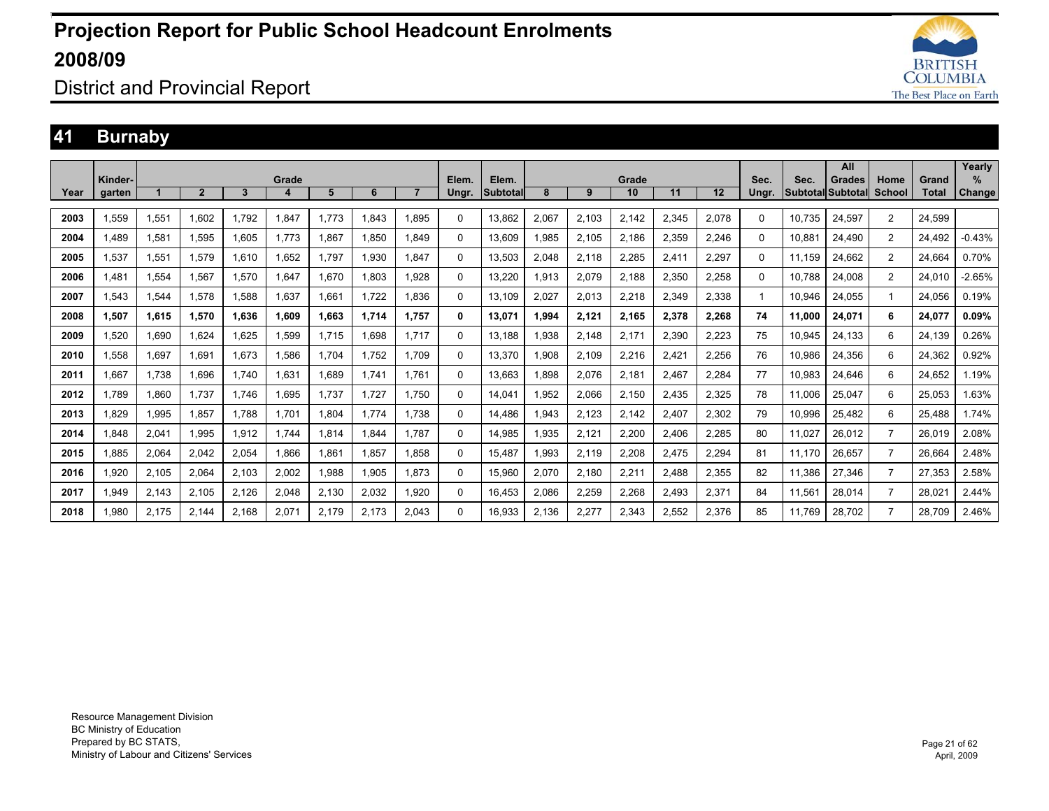# Projection Report for Public School Headcount Enrolments 2008/09

## District and Provincial Report

## 41 Burnaby

| Year | Kinder-garten | Grade 1 | 2 | 3 | 4 | 5 | 6 | 7 | Elem. Ungr. | Elem. Subtotal | Grade 8 | 9 | 10 | 11 | 12 | Sec. Ungr. | Sec. Subtotal | All Grades Subtotal | Home School | Grand Total | Yearly % Change |
|---|---|---|---|---|---|---|---|---|---|---|---|---|---|---|---|---|---|---|---|---|---|
| 2003 | 1,559 | 1,551 | 1,602 | 1,792 | 1,847 | 1,773 | 1,843 | 1,895 | 0 | 13,862 | 2,067 | 2,103 | 2,142 | 2,345 | 2,078 | 0 | 10,735 | 24,597 | 2 | 24,599 | |
| 2004 | 1,489 | 1,581 | 1,595 | 1,605 | 1,773 | 1,867 | 1,850 | 1,849 | 0 | 13,609 | 1,985 | 2,105 | 2,186 | 2,359 | 2,246 | 0 | 10,881 | 24,490 | 2 | 24,492 | -0.43% |
| 2005 | 1,537 | 1,551 | 1,579 | 1,610 | 1,652 | 1,797 | 1,930 | 1,847 | 0 | 13,503 | 2,048 | 2,118 | 2,285 | 2,411 | 2,297 | 0 | 11,159 | 24,662 | 2 | 24,664 | 0.70% |
| 2006 | 1,481 | 1,554 | 1,567 | 1,570 | 1,647 | 1,670 | 1,803 | 1,928 | 0 | 13,220 | 1,913 | 2,079 | 2,188 | 2,350 | 2,258 | 0 | 10,788 | 24,008 | 2 | 24,010 | -2.65% |
| 2007 | 1,543 | 1,544 | 1,578 | 1,588 | 1,637 | 1,661 | 1,722 | 1,836 | 0 | 13,109 | 2,027 | 2,013 | 2,218 | 2,349 | 2,338 | 1 | 10,946 | 24,055 | 1 | 24,056 | 0.19% |
| **2008** | **1,507** | **1,615** | **1,570** | **1,636** | **1,609** | **1,663** | **1,714** | **1,757** | **0** | **13,071** | **1,994** | **2,121** | **2,165** | **2,378** | **2,268** | **74** | **11,000** | **24,071** | **6** | **24,077** | **0.09%** |
| 2009 | 1,520 | 1,690 | 1,624 | 1,625 | 1,599 | 1,715 | 1,698 | 1,717 | 0 | 13,188 | 1,938 | 2,148 | 2,171 | 2,390 | 2,223 | 75 | 10,945 | 24,133 | 6 | 24,139 | 0.26% |
| 2010 | 1,558 | 1,697 | 1,691 | 1,673 | 1,586 | 1,704 | 1,752 | 1,709 | 0 | 13,370 | 1,908 | 2,109 | 2,216 | 2,421 | 2,256 | 76 | 10,986 | 24,356 | 6 | 24,362 | 0.92% |
| 2011 | 1,667 | 1,738 | 1,696 | 1,740 | 1,631 | 1,689 | 1,741 | 1,761 | 0 | 13,663 | 1,898 | 2,076 | 2,181 | 2,467 | 2,284 | 77 | 10,983 | 24,646 | 6 | 24,652 | 1.19% |
| 2012 | 1,789 | 1,860 | 1,737 | 1,746 | 1,695 | 1,737 | 1,727 | 1,750 | 0 | 14,041 | 1,952 | 2,066 | 2,150 | 2,435 | 2,325 | 78 | 11,006 | 25,047 | 6 | 25,053 | 1.63% |
| 2013 | 1,829 | 1,995 | 1,857 | 1,788 | 1,701 | 1,804 | 1,774 | 1,738 | 0 | 14,486 | 1,943 | 2,123 | 2,142 | 2,407 | 2,302 | 79 | 10,996 | 25,482 | 6 | 25,488 | 1.74% |
| 2014 | 1,848 | 2,041 | 1,995 | 1,912 | 1,744 | 1,814 | 1,844 | 1,787 | 0 | 14,985 | 1,935 | 2,121 | 2,200 | 2,406 | 2,285 | 80 | 11,027 | 26,012 | 7 | 26,019 | 2.08% |
| 2015 | 1,885 | 2,064 | 2,042 | 2,054 | 1,866 | 1,861 | 1,857 | 1,858 | 0 | 15,487 | 1,993 | 2,119 | 2,208 | 2,475 | 2,294 | 81 | 11,170 | 26,657 | 7 | 26,664 | 2.48% |
| 2016 | 1,920 | 2,105 | 2,064 | 2,103 | 2,002 | 1,988 | 1,905 | 1,873 | 0 | 15,960 | 2,070 | 2,180 | 2,211 | 2,488 | 2,355 | 82 | 11,386 | 27,346 | 7 | 27,353 | 2.58% |
| 2017 | 1,949 | 2,143 | 2,105 | 2,126 | 2,048 | 2,130 | 2,032 | 1,920 | 0 | 16,453 | 2,086 | 2,259 | 2,268 | 2,493 | 2,371 | 84 | 11,561 | 28,014 | 7 | 28,021 | 2.44% |
| 2018 | 1,980 | 2,175 | 2,144 | 2,168 | 2,071 | 2,179 | 2,173 | 2,043 | 0 | 16,933 | 2,136 | 2,277 | 2,343 | 2,552 | 2,376 | 85 | 11,769 | 28,702 | 7 | 28,709 | 2.46% |

Resource Management Division
BC Ministry of Education
Prepared by BC STATS,
Ministry of Labour and Citizens' Services

April, 2009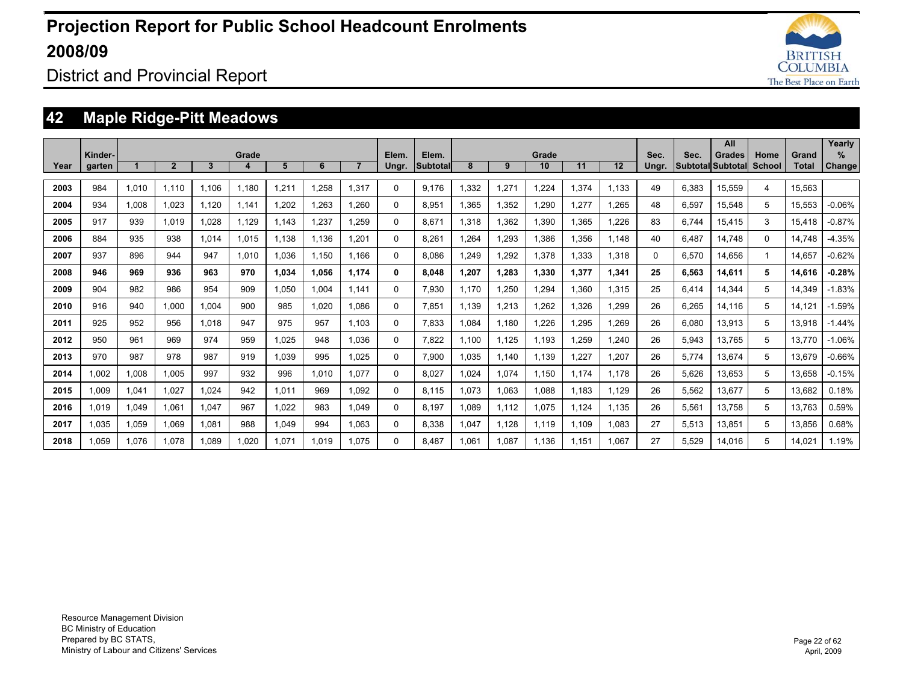# Projection Report for Public School Headcount Enrolments 2008/09

## District and Provincial Report

## 42 Maple Ridge-Pitt Meadows

| Year | Kinder-garten | Grade 1 | 2 | 3 | 4 | 5 | 6 | 7 | Elem. Ungr. | Elem. Subtotal | Grade 8 | 9 | 10 | 11 | 12 | Sec. Ungr. | Sec. Subtotal | All Grades Subtotal | Home School | Grand Total | Yearly % Change |
|---|---|---|---|---|---|---|---|---|---|---|---|---|---|---|---|---|---|---|---|---|---|
| 2003 | 984 | 1,010 | 1,110 | 1,106 | 1,180 | 1,211 | 1,258 | 1,317 | 0 | 9,176 | 1,332 | 1,271 | 1,224 | 1,374 | 1,133 | 49 | 6,383 | 15,559 | 4 | 15,563 | |
| 2004 | 934 | 1,008 | 1,023 | 1,120 | 1,141 | 1,202 | 1,263 | 1,260 | 0 | 8,951 | 1,365 | 1,352 | 1,290 | 1,277 | 1,265 | 48 | 6,597 | 15,548 | 5 | 15,553 | -0.06% |
| 2005 | 917 | 939 | 1,019 | 1,028 | 1,129 | 1,143 | 1,237 | 1,259 | 0 | 8,671 | 1,318 | 1,362 | 1,390 | 1,365 | 1,226 | 83 | 6,744 | 15,415 | 3 | 15,418 | -0.87% |
| 2006 | 884 | 935 | 938 | 1,014 | 1,015 | 1,138 | 1,136 | 1,201 | 0 | 8,261 | 1,264 | 1,293 | 1,386 | 1,356 | 1,148 | 40 | 6,487 | 14,748 | 0 | 14,748 | -4.35% |
| 2007 | 937 | 896 | 944 | 947 | 1,010 | 1,036 | 1,150 | 1,166 | 0 | 8,086 | 1,249 | 1,292 | 1,378 | 1,333 | 1,318 | 0 | 6,570 | 14,656 | 1 | 14,657 | -0.62% |
| **2008** | **946** | **969** | **936** | **963** | **970** | **1,034** | **1,056** | **1,174** | **0** | **8,048** | **1,207** | **1,283** | **1,330** | **1,377** | **1,341** | **25** | **6,563** | **14,611** | **5** | **14,616** | **-0.28%** |
| 2009 | 904 | 982 | 986 | 954 | 909 | 1,050 | 1,004 | 1,141 | 0 | 7,930 | 1,170 | 1,250 | 1,294 | 1,360 | 1,315 | 25 | 6,414 | 14,344 | 5 | 14,349 | -1.83% |
| 2010 | 916 | 940 | 1,000 | 1,004 | 900 | 985 | 1,020 | 1,086 | 0 | 7,851 | 1,139 | 1,213 | 1,262 | 1,326 | 1,299 | 26 | 6,265 | 14,116 | 5 | 14,121 | -1.59% |
| 2011 | 925 | 952 | 956 | 1,018 | 947 | 975 | 957 | 1,103 | 0 | 7,833 | 1,084 | 1,180 | 1,226 | 1,295 | 1,269 | 26 | 6,080 | 13,913 | 5 | 13,918 | -1.44% |
| 2012 | 950 | 961 | 969 | 974 | 959 | 1,025 | 948 | 1,036 | 0 | 7,822 | 1,100 | 1,125 | 1,193 | 1,259 | 1,240 | 26 | 5,943 | 13,765 | 5 | 13,770 | -1.06% |
| 2013 | 970 | 987 | 978 | 987 | 919 | 1,039 | 995 | 1,025 | 0 | 7,900 | 1,035 | 1,140 | 1,139 | 1,227 | 1,207 | 26 | 5,774 | 13,674 | 5 | 13,679 | -0.66% |
| 2014 | 1,002 | 1,008 | 1,005 | 997 | 932 | 996 | 1,010 | 1,077 | 0 | 8,027 | 1,024 | 1,074 | 1,150 | 1,174 | 1,178 | 26 | 5,626 | 13,653 | 5 | 13,658 | -0.15% |
| 2015 | 1,009 | 1,041 | 1,027 | 1,024 | 942 | 1,011 | 969 | 1,092 | 0 | 8,115 | 1,073 | 1,063 | 1,088 | 1,183 | 1,129 | 26 | 5,562 | 13,677 | 5 | 13,682 | 0.18% |
| 2016 | 1,019 | 1,049 | 1,061 | 1,047 | 967 | 1,022 | 983 | 1,049 | 0 | 8,197 | 1,089 | 1,112 | 1,075 | 1,124 | 1,135 | 26 | 5,561 | 13,758 | 5 | 13,763 | 0.59% |
| 2017 | 1,035 | 1,059 | 1,069 | 1,081 | 988 | 1,049 | 994 | 1,063 | 0 | 8,338 | 1,047 | 1,128 | 1,119 | 1,109 | 1,083 | 27 | 5,513 | 13,851 | 5 | 13,856 | 0.68% |
| 2018 | 1,059 | 1,076 | 1,078 | 1,089 | 1,020 | 1,071 | 1,019 | 1,075 | 0 | 8,487 | 1,061 | 1,087 | 1,136 | 1,151 | 1,067 | 27 | 5,529 | 14,016 | 5 | 14,021 | 1.19% |

Resource Management Division
BC Ministry of Education
Prepared by BC STATS,
Ministry of Labour and Citizens' Services

April, 2009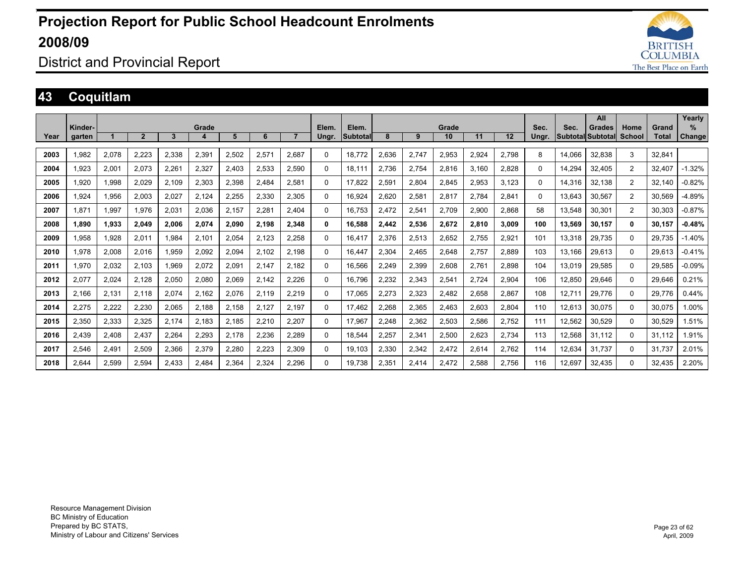# Projection Report for Public School Headcount Enrolments 2008/09

District and Provincial Report

## 43 Coquitlam

| Year | Kindergarten | Grade 1 | Grade 2 | Grade 3 | Grade 4 | Grade 5 | Grade 6 | Grade 7 | Elem. Ungr. | Elem. Subtotal | Grade 8 | Grade 9 | Grade 10 | Grade 11 | Grade 12 | Sec. Ungr. | Sec. Subtotal | All Grades Subtotal | Home School | Grand Total | Yearly % Change |
|---|---|---|---|---|---|---|---|---|---|---|---|---|---|---|---|---|---|---|---|---|---|
| 2003 | 1,982 | 2,078 | 2,223 | 2,338 | 2,391 | 2,502 | 2,571 | 2,687 | 0 | 18,772 | 2,636 | 2,747 | 2,953 | 2,924 | 2,798 | 8 | 14,066 | 32,838 | 3 | 32,841 | |
| 2004 | 1,923 | 2,001 | 2,073 | 2,261 | 2,327 | 2,403 | 2,533 | 2,590 | 0 | 18,111 | 2,736 | 2,754 | 2,816 | 3,160 | 2,828 | 0 | 14,294 | 32,405 | 2 | 32,407 | -1.32% |
| 2005 | 1,920 | 1,998 | 2,029 | 2,109 | 2,303 | 2,398 | 2,484 | 2,581 | 0 | 17,822 | 2,591 | 2,804 | 2,845 | 2,953 | 3,123 | 0 | 14,316 | 32,138 | 2 | 32,140 | -0.82% |
| 2006 | 1,924 | 1,956 | 2,003 | 2,027 | 2,124 | 2,255 | 2,330 | 2,305 | 0 | 16,924 | 2,620 | 2,581 | 2,817 | 2,784 | 2,841 | 0 | 13,643 | 30,567 | 2 | 30,569 | -4.89% |
| 2007 | 1,871 | 1,997 | 1,976 | 2,031 | 2,036 | 2,157 | 2,281 | 2,404 | 0 | 16,753 | 2,472 | 2,541 | 2,709 | 2,900 | 2,868 | 58 | 13,548 | 30,301 | 2 | 30,303 | -0.87% |
| **2008** | **1,890** | **1,933** | **2,049** | **2,006** | **2,074** | **2,090** | **2,198** | **2,348** | **0** | **16,588** | **2,442** | **2,536** | **2,672** | **2,810** | **3,009** | **100** | **13,569** | **30,157** | **0** | **30,157** | **-0.48%** |
| 2009 | 1,958 | 1,928 | 2,011 | 1,984 | 2,101 | 2,054 | 2,123 | 2,258 | 0 | 16,417 | 2,376 | 2,513 | 2,652 | 2,755 | 2,921 | 101 | 13,318 | 29,735 | 0 | 29,735 | -1.40% |
| 2010 | 1,978 | 2,008 | 2,016 | 1,959 | 2,092 | 2,094 | 2,102 | 2,198 | 0 | 16,447 | 2,304 | 2,465 | 2,648 | 2,757 | 2,889 | 103 | 13,166 | 29,613 | 0 | 29,613 | -0.41% |
| 2011 | 1,970 | 2,032 | 2,103 | 1,969 | 2,072 | 2,091 | 2,147 | 2,182 | 0 | 16,566 | 2,249 | 2,399 | 2,608 | 2,761 | 2,898 | 104 | 13,019 | 29,585 | 0 | 29,585 | -0.09% |
| 2012 | 2,077 | 2,024 | 2,128 | 2,050 | 2,080 | 2,069 | 2,142 | 2,226 | 0 | 16,796 | 2,232 | 2,343 | 2,541 | 2,724 | 2,904 | 106 | 12,850 | 29,646 | 0 | 29,646 | 0.21% |
| 2013 | 2,166 | 2,131 | 2,118 | 2,074 | 2,162 | 2,076 | 2,119 | 2,219 | 0 | 17,065 | 2,273 | 2,323 | 2,482 | 2,658 | 2,867 | 108 | 12,711 | 29,776 | 0 | 29,776 | 0.44% |
| 2014 | 2,275 | 2,222 | 2,230 | 2,065 | 2,188 | 2,158 | 2,127 | 2,197 | 0 | 17,462 | 2,268 | 2,365 | 2,463 | 2,603 | 2,804 | 110 | 12,613 | 30,075 | 0 | 30,075 | 1.00% |
| 2015 | 2,350 | 2,333 | 2,325 | 2,174 | 2,183 | 2,185 | 2,210 | 2,207 | 0 | 17,967 | 2,248 | 2,362 | 2,503 | 2,586 | 2,752 | 111 | 12,562 | 30,529 | 0 | 30,529 | 1.51% |
| 2016 | 2,439 | 2,408 | 2,437 | 2,264 | 2,293 | 2,178 | 2,236 | 2,289 | 0 | 18,544 | 2,257 | 2,341 | 2,500 | 2,623 | 2,734 | 113 | 12,568 | 31,112 | 0 | 31,112 | 1.91% |
| 2017 | 2,546 | 2,491 | 2,509 | 2,366 | 2,379 | 2,280 | 2,223 | 2,309 | 0 | 19,103 | 2,330 | 2,342 | 2,472 | 2,614 | 2,762 | 114 | 12,634 | 31,737 | 0 | 31,737 | 2.01% |
| 2018 | 2,644 | 2,599 | 2,594 | 2,433 | 2,484 | 2,364 | 2,324 | 2,296 | 0 | 19,738 | 2,351 | 2,414 | 2,472 | 2,588 | 2,756 | 116 | 12,697 | 32,435 | 0 | 32,435 | 2.20% |

Resource Management Division
BC Ministry of Education
Prepared by BC STATS,
Ministry of Labour and Citizens' Services

April, 2009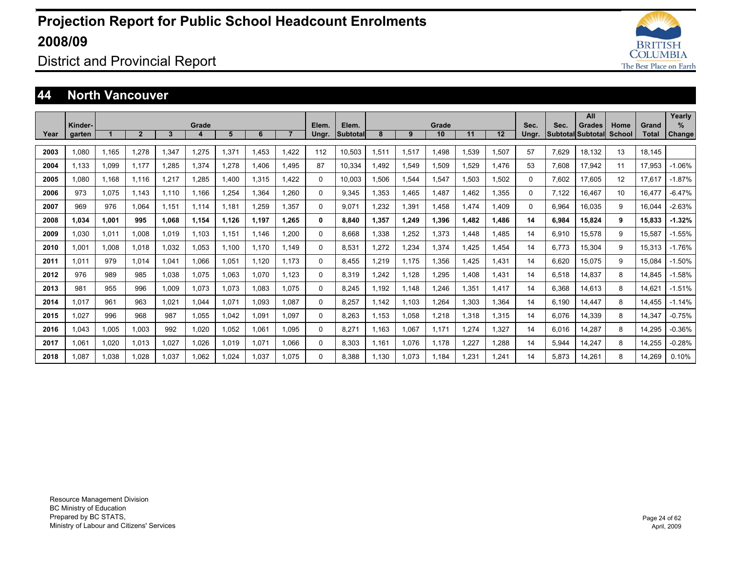# Projection Report for Public School Headcount Enrolments 2008/09

District and Provincial Report

## 44 North Vancouver

| Year | Kinder-garten | Grade 1 | 2 | 3 | 4 | 5 | 6 | 7 | Elem. Ungr. | Elem. Subtotal | Grade 8 | 9 | 10 | 11 | 12 | Sec. Ungr. | Sec. Subtotal | All Grades Subtotal | Home School | Grand Total | Yearly % Change |
|---|---|---|---|---|---|---|---|---|---|---|---|---|---|---|---|---|---|---|---|---|---|
| 2003 | 1,080 | 1,165 | 1,278 | 1,347 | 1,275 | 1,371 | 1,453 | 1,422 | 112 | 10,503 | 1,511 | 1,517 | 1,498 | 1,539 | 1,507 | 57 | 7,629 | 18,132 | 13 | 18,145 | |
| 2004 | 1,133 | 1,099 | 1,177 | 1,285 | 1,374 | 1,278 | 1,406 | 1,495 | 87 | 10,334 | 1,492 | 1,549 | 1,509 | 1,529 | 1,476 | 53 | 7,608 | 17,942 | 11 | 17,953 | -1.06% |
| 2005 | 1,080 | 1,168 | 1,116 | 1,217 | 1,285 | 1,400 | 1,315 | 1,422 | 0 | 10,003 | 1,506 | 1,544 | 1,547 | 1,503 | 1,502 | 0 | 7,602 | 17,605 | 12 | 17,617 | -1.87% |
| 2006 | 973 | 1,075 | 1,143 | 1,110 | 1,166 | 1,254 | 1,364 | 1,260 | 0 | 9,345 | 1,353 | 1,465 | 1,487 | 1,462 | 1,355 | 0 | 7,122 | 16,467 | 10 | 16,477 | -6.47% |
| 2007 | 969 | 976 | 1,064 | 1,151 | 1,114 | 1,181 | 1,259 | 1,357 | 0 | 9,071 | 1,232 | 1,391 | 1,458 | 1,474 | 1,409 | 0 | 6,964 | 16,035 | 9 | 16,044 | -2.63% |
| **2008** | **1,034** | **1,001** | **995** | **1,068** | **1,154** | **1,126** | **1,197** | **1,265** | **0** | **8,840** | **1,357** | **1,249** | **1,396** | **1,482** | **1,486** | **14** | **6,984** | **15,824** | **9** | **15,833** | **-1.32%** |
| 2009 | 1,030 | 1,011 | 1,008 | 1,019 | 1,103 | 1,151 | 1,146 | 1,200 | 0 | 8,668 | 1,338 | 1,252 | 1,373 | 1,448 | 1,485 | 14 | 6,910 | 15,578 | 9 | 15,587 | -1.55% |
| 2010 | 1,001 | 1,008 | 1,018 | 1,032 | 1,053 | 1,100 | 1,170 | 1,149 | 0 | 8,531 | 1,272 | 1,234 | 1,374 | 1,425 | 1,454 | 14 | 6,773 | 15,304 | 9 | 15,313 | -1.76% |
| 2011 | 1,011 | 979 | 1,014 | 1,041 | 1,066 | 1,051 | 1,120 | 1,173 | 0 | 8,455 | 1,219 | 1,175 | 1,356 | 1,425 | 1,431 | 14 | 6,620 | 15,075 | 9 | 15,084 | -1.50% |
| 2012 | 976 | 989 | 985 | 1,038 | 1,075 | 1,063 | 1,070 | 1,123 | 0 | 8,319 | 1,242 | 1,128 | 1,295 | 1,408 | 1,431 | 14 | 6,518 | 14,837 | 8 | 14,845 | -1.58% |
| 2013 | 981 | 955 | 996 | 1,009 | 1,073 | 1,073 | 1,083 | 1,075 | 0 | 8,245 | 1,192 | 1,148 | 1,246 | 1,351 | 1,417 | 14 | 6,368 | 14,613 | 8 | 14,621 | -1.51% |
| 2014 | 1,017 | 961 | 963 | 1,021 | 1,044 | 1,071 | 1,093 | 1,087 | 0 | 8,257 | 1,142 | 1,103 | 1,264 | 1,303 | 1,364 | 14 | 6,190 | 14,447 | 8 | 14,455 | -1.14% |
| 2015 | 1,027 | 996 | 968 | 987 | 1,055 | 1,042 | 1,091 | 1,097 | 0 | 8,263 | 1,153 | 1,058 | 1,218 | 1,318 | 1,315 | 14 | 6,076 | 14,339 | 8 | 14,347 | -0.75% |
| 2016 | 1,043 | 1,005 | 1,003 | 992 | 1,020 | 1,052 | 1,061 | 1,095 | 0 | 8,271 | 1,163 | 1,067 | 1,171 | 1,274 | 1,327 | 14 | 6,016 | 14,287 | 8 | 14,295 | -0.36% |
| 2017 | 1,061 | 1,020 | 1,013 | 1,027 | 1,026 | 1,019 | 1,071 | 1,066 | 0 | 8,303 | 1,161 | 1,076 | 1,178 | 1,227 | 1,288 | 14 | 5,944 | 14,247 | 8 | 14,255 | -0.28% |
| 2018 | 1,087 | 1,038 | 1,028 | 1,037 | 1,062 | 1,024 | 1,037 | 1,075 | 0 | 8,388 | 1,130 | 1,073 | 1,184 | 1,231 | 1,241 | 14 | 5,873 | 14,261 | 8 | 14,269 | 0.10% |

Resource Management Division
BC Ministry of Education
Prepared by BC STATS,
Ministry of Labour and Citizens' Services

April, 2009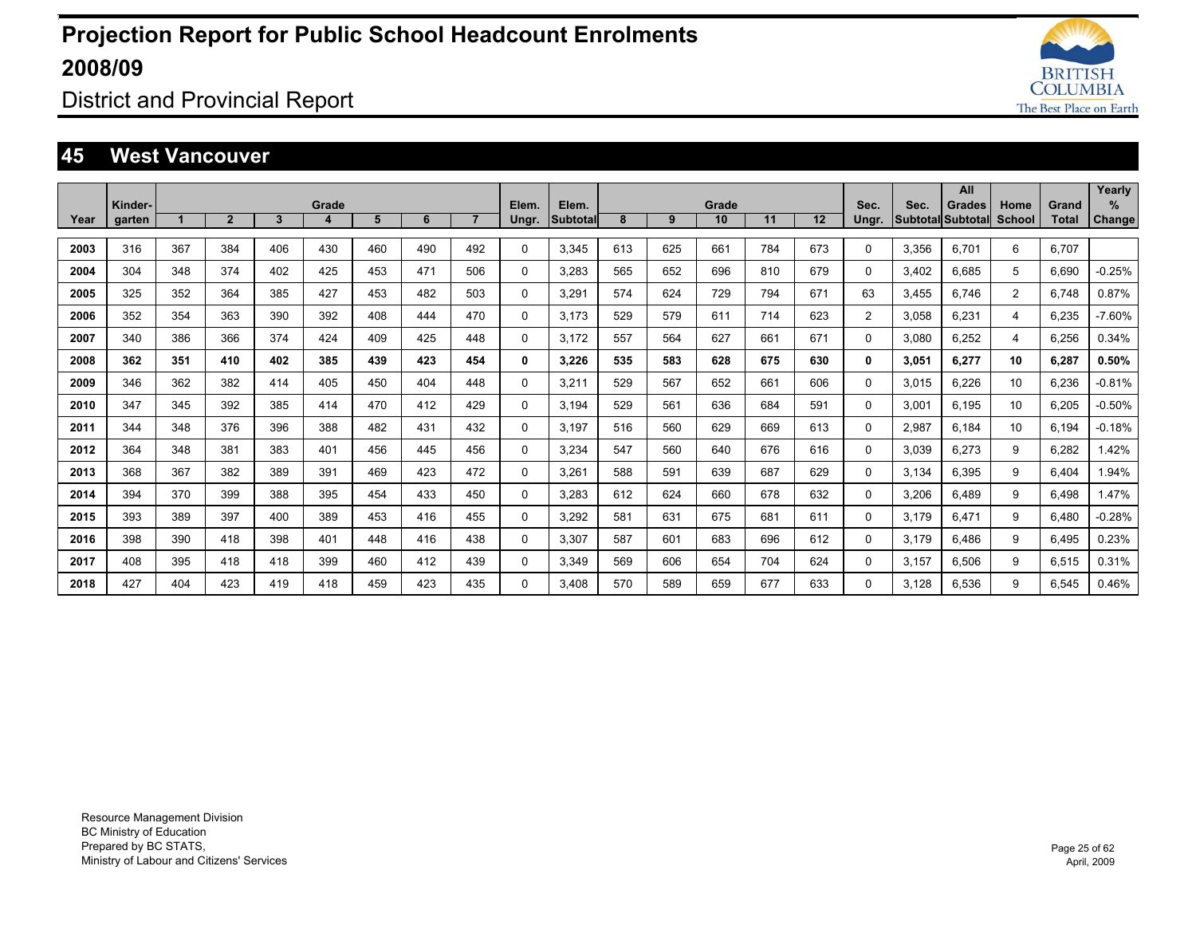# Projection Report for Public School Headcount Enrolments 2008/09

## District and Provincial Report

## 45 West Vancouver

| Year | Kinder-garten | Grade 1 | 2 | 3 | 4 | 5 | 6 | 7 | Elem. Ungr. | Elem. Subtotal | Grade 8 | 9 | 10 | 11 | 12 | Sec. Ungr. | Sec. Subtotal | All Grades Subtotal | Home School | Grand Total | Yearly % Change |
|---|---|---|---|---|---|---|---|---|---|---|---|---|---|---|---|---|---|---|---|---|---|
| **2003** | 316 | 367 | 384 | 406 | 430 | 460 | 490 | 492 | 0 | 3,345 | 613 | 625 | 661 | 784 | 673 | 0 | 3,356 | 6,701 | 6 | 6,707 | |
| **2004** | 304 | 348 | 374 | 402 | 425 | 453 | 471 | 506 | 0 | 3,283 | 565 | 652 | 696 | 810 | 679 | 0 | 3,402 | 6,685 | 5 | 6,690 | -0.25% |
| **2005** | 325 | 352 | 364 | 385 | 427 | 453 | 482 | 503 | 0 | 3,291 | 574 | 624 | 729 | 794 | 671 | 63 | 3,455 | 6,746 | 2 | 6,748 | 0.87% |
| **2006** | 352 | 354 | 363 | 390 | 392 | 408 | 444 | 470 | 0 | 3,173 | 529 | 579 | 611 | 714 | 623 | 2 | 3,058 | 6,231 | 4 | 6,235 | -7.60% |
| **2007** | 340 | 386 | 366 | 374 | 424 | 409 | 425 | 448 | 0 | 3,172 | 557 | 564 | 627 | 661 | 671 | 0 | 3,080 | 6,252 | 4 | 6,256 | 0.34% |
| **2008** | **362** | **351** | **410** | **402** | **385** | **439** | **423** | **454** | **0** | **3,226** | **535** | **583** | **628** | **675** | **630** | **0** | **3,051** | **6,277** | **10** | **6,287** | **0.50%** |
| **2009** | 346 | 362 | 382 | 414 | 405 | 450 | 404 | 448 | 0 | 3,211 | 529 | 567 | 652 | 661 | 606 | 0 | 3,015 | 6,226 | 10 | 6,236 | -0.81% |
| **2010** | 347 | 345 | 392 | 385 | 414 | 470 | 412 | 429 | 0 | 3,194 | 529 | 561 | 636 | 684 | 591 | 0 | 3,001 | 6,195 | 10 | 6,205 | -0.50% |
| **2011** | 344 | 348 | 376 | 396 | 388 | 482 | 431 | 432 | 0 | 3,197 | 516 | 560 | 629 | 669 | 613 | 0 | 2,987 | 6,184 | 10 | 6,194 | -0.18% |
| **2012** | 364 | 348 | 381 | 383 | 401 | 456 | 445 | 456 | 0 | 3,234 | 547 | 560 | 640 | 676 | 616 | 0 | 3,039 | 6,273 | 9 | 6,282 | 1.42% |
| **2013** | 368 | 367 | 382 | 389 | 391 | 469 | 423 | 472 | 0 | 3,261 | 588 | 591 | 639 | 687 | 629 | 0 | 3,134 | 6,395 | 9 | 6,404 | 1.94% |
| **2014** | 394 | 370 | 399 | 388 | 395 | 454 | 433 | 450 | 0 | 3,283 | 612 | 624 | 660 | 678 | 632 | 0 | 3,206 | 6,489 | 9 | 6,498 | 1.47% |
| **2015** | 393 | 389 | 397 | 400 | 389 | 453 | 416 | 455 | 0 | 3,292 | 581 | 631 | 675 | 681 | 611 | 0 | 3,179 | 6,471 | 9 | 6,480 | -0.28% |
| **2016** | 398 | 390 | 418 | 398 | 401 | 448 | 416 | 438 | 0 | 3,307 | 587 | 601 | 683 | 696 | 612 | 0 | 3,179 | 6,486 | 9 | 6,495 | 0.23% |
| **2017** | 408 | 395 | 418 | 418 | 399 | 460 | 412 | 439 | 0 | 3,349 | 569 | 606 | 654 | 704 | 624 | 0 | 3,157 | 6,506 | 9 | 6,515 | 0.31% |
| **2018** | 427 | 404 | 423 | 419 | 418 | 459 | 423 | 435 | 0 | 3,408 | 570 | 589 | 659 | 677 | 633 | 0 | 3,128 | 6,536 | 9 | 6,545 | 0.46% |

Resource Management Division
BC Ministry of Education
Prepared by BC STATS,
Ministry of Labour and Citizens' Services

April, 2009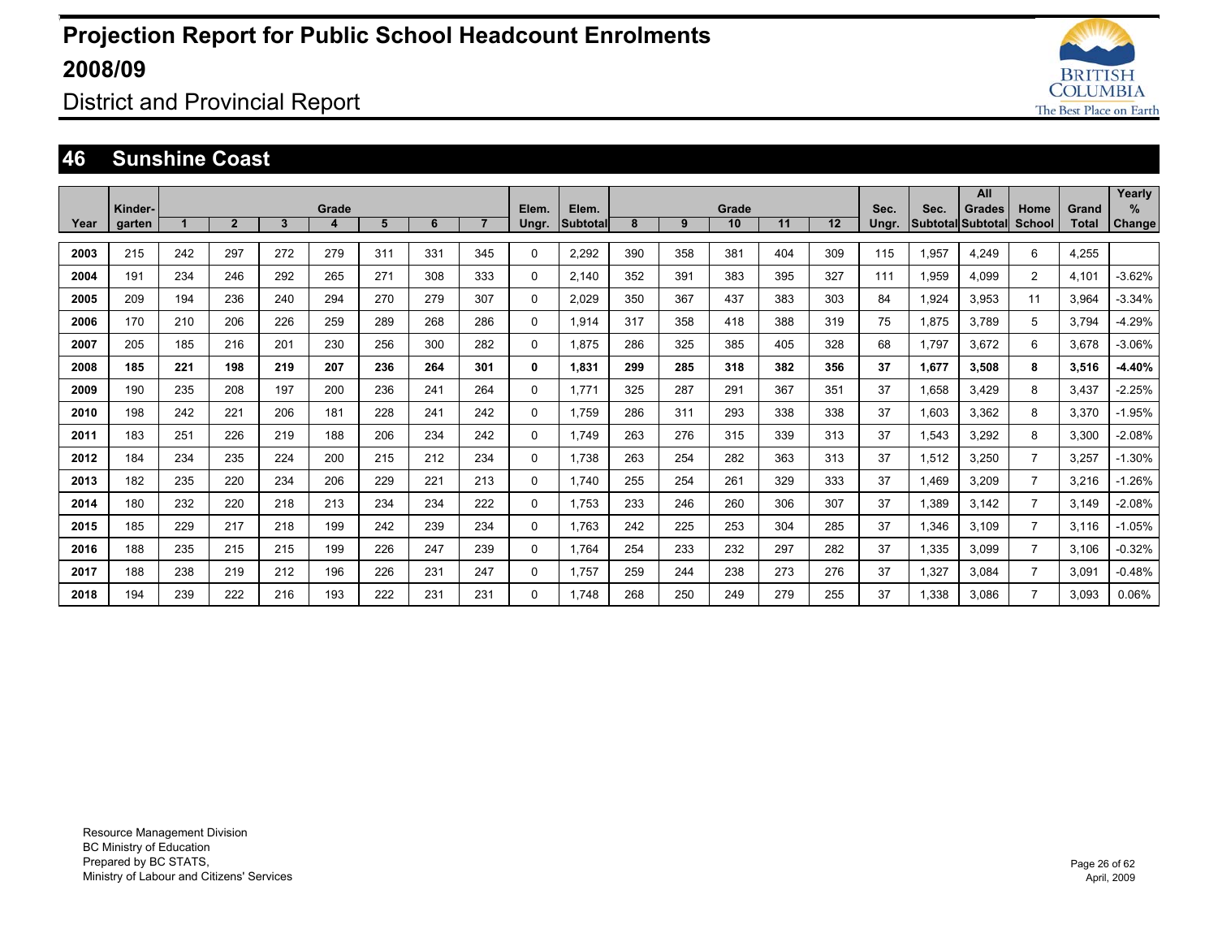# Projection Report for Public School Headcount Enrolments 2008/09

## District and Provincial Report

## 46 Sunshine Coast

| Year | Kinder-garten | Grade 1 | 2 | 3 | 4 | 5 | 6 | 7 | Elem. Ungr. | Elem. Subtotal | Grade 8 | 9 | 10 | 11 | 12 | Sec. Ungr. | Sec. Subtotal | All Grades Subtotal | Home School | Grand Total | Yearly % Change |
|---|---|---|---|---|---|---|---|---|---|---|---|---|---|---|---|---|---|---|---|---|---|
| 2003 | 215 | 242 | 297 | 272 | 279 | 311 | 331 | 345 | 0 | 2,292 | 390 | 358 | 381 | 404 | 309 | 115 | 1,957 | 4,249 | 6 | 4,255 | |
| 2004 | 191 | 234 | 246 | 292 | 265 | 271 | 308 | 333 | 0 | 2,140 | 352 | 391 | 383 | 395 | 327 | 111 | 1,959 | 4,099 | 2 | 4,101 | -3.62% |
| 2005 | 209 | 194 | 236 | 240 | 294 | 270 | 279 | 307 | 0 | 2,029 | 350 | 367 | 437 | 383 | 303 | 84 | 1,924 | 3,953 | 11 | 3,964 | -3.34% |
| 2006 | 170 | 210 | 206 | 226 | 259 | 289 | 268 | 286 | 0 | 1,914 | 317 | 358 | 418 | 388 | 319 | 75 | 1,875 | 3,789 | 5 | 3,794 | -4.29% |
| 2007 | 205 | 185 | 216 | 201 | 230 | 256 | 300 | 282 | 0 | 1,875 | 286 | 325 | 385 | 405 | 328 | 68 | 1,797 | 3,672 | 6 | 3,678 | -3.06% |
| **2008** | **185** | **221** | **198** | **219** | **207** | **236** | **264** | **301** | **0** | **1,831** | **299** | **285** | **318** | **382** | **356** | **37** | **1,677** | **3,508** | **8** | **3,516** | **-4.40%** |
| 2009 | 190 | 235 | 208 | 197 | 200 | 236 | 241 | 264 | 0 | 1,771 | 325 | 287 | 291 | 367 | 351 | 37 | 1,658 | 3,429 | 8 | 3,437 | -2.25% |
| 2010 | 198 | 242 | 221 | 206 | 181 | 228 | 241 | 242 | 0 | 1,759 | 286 | 311 | 293 | 338 | 338 | 37 | 1,603 | 3,362 | 8 | 3,370 | -1.95% |
| 2011 | 183 | 251 | 226 | 219 | 188 | 206 | 234 | 242 | 0 | 1,749 | 263 | 276 | 315 | 339 | 313 | 37 | 1,543 | 3,292 | 8 | 3,300 | -2.08% |
| 2012 | 184 | 234 | 235 | 224 | 200 | 215 | 212 | 234 | 0 | 1,738 | 263 | 254 | 282 | 363 | 313 | 37 | 1,512 | 3,250 | 7 | 3,257 | -1.30% |
| 2013 | 182 | 235 | 220 | 234 | 206 | 229 | 221 | 213 | 0 | 1,740 | 255 | 254 | 261 | 329 | 333 | 37 | 1,469 | 3,209 | 7 | 3,216 | -1.26% |
| 2014 | 180 | 232 | 220 | 218 | 213 | 234 | 234 | 222 | 0 | 1,753 | 233 | 246 | 260 | 306 | 307 | 37 | 1,389 | 3,142 | 7 | 3,149 | -2.08% |
| 2015 | 185 | 229 | 217 | 218 | 199 | 242 | 239 | 234 | 0 | 1,763 | 242 | 225 | 253 | 304 | 285 | 37 | 1,346 | 3,109 | 7 | 3,116 | -1.05% |
| 2016 | 188 | 235 | 215 | 215 | 199 | 226 | 247 | 239 | 0 | 1,764 | 254 | 233 | 232 | 297 | 282 | 37 | 1,335 | 3,099 | 7 | 3,106 | -0.32% |
| 2017 | 188 | 238 | 219 | 212 | 196 | 226 | 231 | 247 | 0 | 1,757 | 259 | 244 | 238 | 273 | 276 | 37 | 1,327 | 3,084 | 7 | 3,091 | -0.48% |
| 2018 | 194 | 239 | 222 | 216 | 193 | 222 | 231 | 231 | 0 | 1,748 | 268 | 250 | 249 | 279 | 255 | 37 | 1,338 | 3,086 | 7 | 3,093 | 0.06% |

Resource Management Division
BC Ministry of Education
Prepared by BC STATS,
Ministry of Labour and Citizens' Services

April, 2009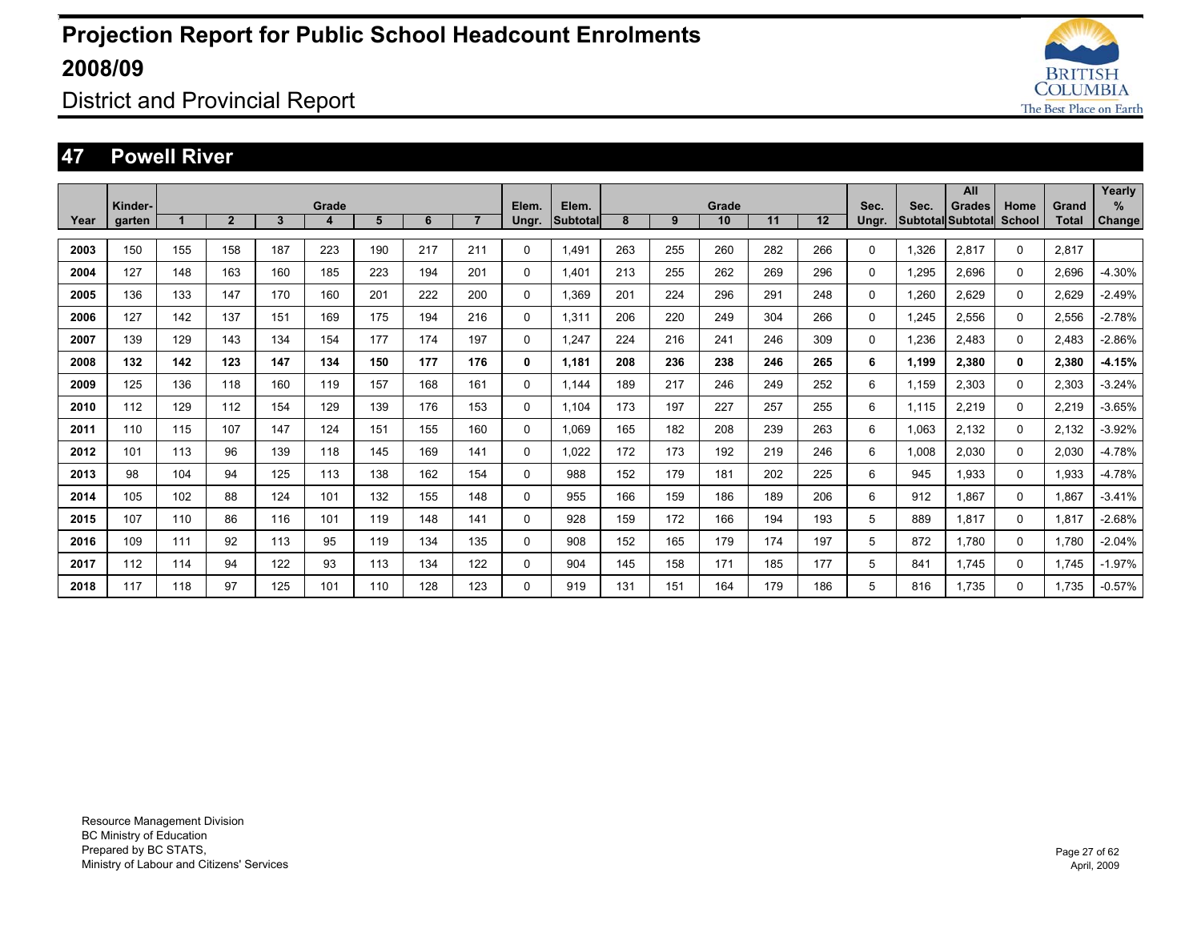# Projection Report for Public School Headcount Enrolments 2008/09

District and Provincial Report

## 47 Powell River

| Year | Kinder-garten | Grade 1 | 2 | 3 | 4 | 5 | 6 | 7 | Elem. Ungr. | Elem. Subtotal | Grade 8 | 9 | 10 | 11 | 12 | Sec. Ungr. | Sec. Subtotal | All Grades Subtotal | Home School | Grand Total | Yearly % Change |
|---|---|---|---|---|---|---|---|---|---|---|---|---|---|---|---|---|---|---|---|---|---|
| 2003 | 150 | 155 | 158 | 187 | 223 | 190 | 217 | 211 | 0 | 1,491 | 263 | 255 | 260 | 282 | 266 | 0 | 1,326 | 2,817 | 0 | 2,817 | |
| 2004 | 127 | 148 | 163 | 160 | 185 | 223 | 194 | 201 | 0 | 1,401 | 213 | 255 | 262 | 269 | 296 | 0 | 1,295 | 2,696 | 0 | 2,696 | -4.30% |
| 2005 | 136 | 133 | 147 | 170 | 160 | 201 | 222 | 200 | 0 | 1,369 | 201 | 224 | 296 | 291 | 248 | 0 | 1,260 | 2,629 | 0 | 2,629 | -2.49% |
| 2006 | 127 | 142 | 137 | 151 | 169 | 175 | 194 | 216 | 0 | 1,311 | 206 | 220 | 249 | 304 | 266 | 0 | 1,245 | 2,556 | 0 | 2,556 | -2.78% |
| 2007 | 139 | 129 | 143 | 134 | 154 | 177 | 174 | 197 | 0 | 1,247 | 224 | 216 | 241 | 246 | 309 | 0 | 1,236 | 2,483 | 0 | 2,483 | -2.86% |
| **2008** | **132** | **142** | **123** | **147** | **134** | **150** | **177** | **176** | **0** | **1,181** | **208** | **236** | **238** | **246** | **265** | **6** | **1,199** | **2,380** | **0** | **2,380** | **-4.15%** |
| 2009 | 125 | 136 | 118 | 160 | 119 | 157 | 168 | 161 | 0 | 1,144 | 189 | 217 | 246 | 249 | 252 | 6 | 1,159 | 2,303 | 0 | 2,303 | -3.24% |
| 2010 | 112 | 129 | 112 | 154 | 129 | 139 | 176 | 153 | 0 | 1,104 | 173 | 197 | 227 | 257 | 255 | 6 | 1,115 | 2,219 | 0 | 2,219 | -3.65% |
| 2011 | 110 | 115 | 107 | 147 | 124 | 151 | 155 | 160 | 0 | 1,069 | 165 | 182 | 208 | 239 | 263 | 6 | 1,063 | 2,132 | 0 | 2,132 | -3.92% |
| 2012 | 101 | 113 | 96 | 139 | 118 | 145 | 169 | 141 | 0 | 1,022 | 172 | 173 | 192 | 219 | 246 | 6 | 1,008 | 2,030 | 0 | 2,030 | -4.78% |
| 2013 | 98 | 104 | 94 | 125 | 113 | 138 | 162 | 154 | 0 | 988 | 152 | 179 | 181 | 202 | 225 | 6 | 945 | 1,933 | 0 | 1,933 | -4.78% |
| 2014 | 105 | 102 | 88 | 124 | 101 | 132 | 155 | 148 | 0 | 955 | 166 | 159 | 186 | 189 | 206 | 6 | 912 | 1,867 | 0 | 1,867 | -3.41% |
| 2015 | 107 | 110 | 86 | 116 | 101 | 119 | 148 | 141 | 0 | 928 | 159 | 172 | 166 | 194 | 193 | 5 | 889 | 1,817 | 0 | 1,817 | -2.68% |
| 2016 | 109 | 111 | 92 | 113 | 95 | 119 | 134 | 135 | 0 | 908 | 152 | 165 | 179 | 174 | 197 | 5 | 872 | 1,780 | 0 | 1,780 | -2.04% |
| 2017 | 112 | 114 | 94 | 122 | 93 | 113 | 134 | 122 | 0 | 904 | 145 | 158 | 171 | 185 | 177 | 5 | 841 | 1,745 | 0 | 1,745 | -1.97% |
| 2018 | 117 | 118 | 97 | 125 | 101 | 110 | 128 | 123 | 0 | 919 | 131 | 151 | 164 | 179 | 186 | 5 | 816 | 1,735 | 0 | 1,735 | -0.57% |

Resource Management Division
BC Ministry of Education
Prepared by BC STATS,
Ministry of Labour and Citizens' Services

April, 2009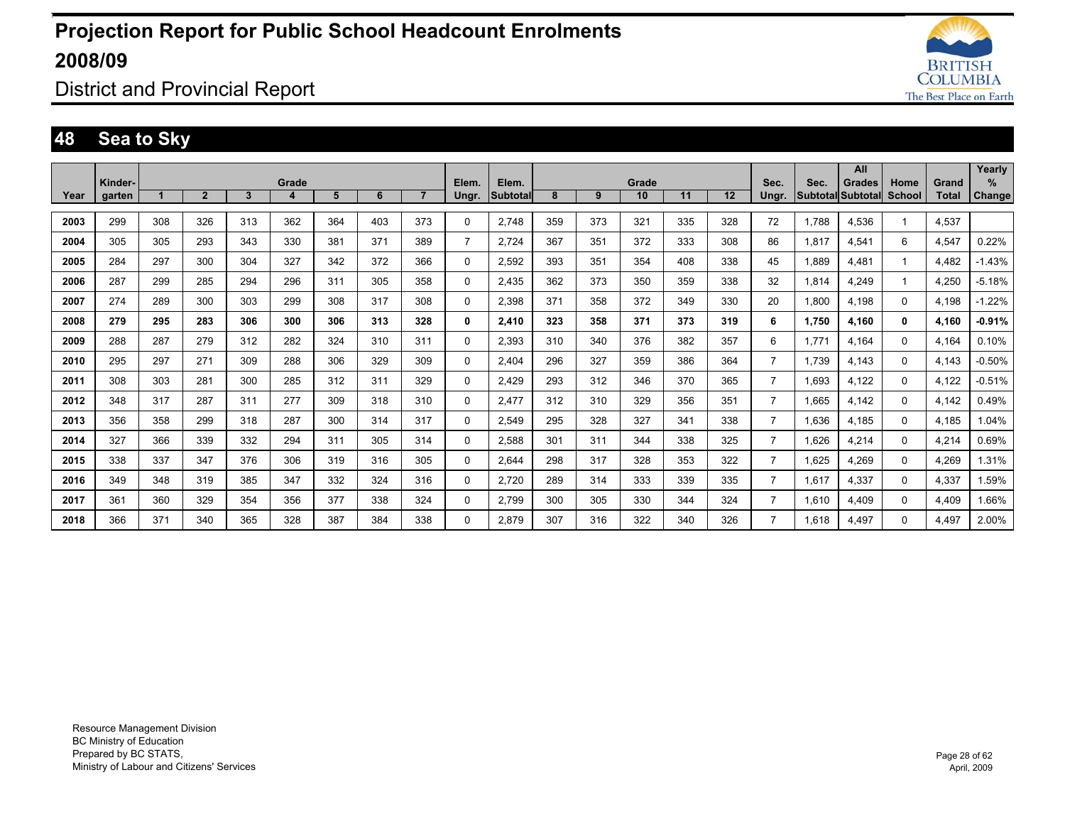# Projection Report for Public School Headcount Enrolments 2008/09

District and Provincial Report

## 48 Sea to Sky

| Year | Kinder-garten | Grade 1 | 2 | 3 | 4 | 5 | 6 | 7 | Elem. Ungr. | Elem. Subtotal | Grade 8 | 9 | 10 | 11 | 12 | Sec. Ungr. | Sec. Subtotal | All Grades Subtotal | Home School | Grand Total | Yearly % Change |
|---|---|---|---|---|---|---|---|---|---|---|---|---|---|---|---|---|---|---|---|---|---|
| 2003 | 299 | 308 | 326 | 313 | 362 | 364 | 403 | 373 | 0 | 2,748 | 359 | 373 | 321 | 335 | 328 | 72 | 1,788 | 4,536 | 1 | 4,537 | |
| 2004 | 305 | 305 | 293 | 343 | 330 | 381 | 371 | 389 | 7 | 2,724 | 367 | 351 | 372 | 333 | 308 | 86 | 1,817 | 4,541 | 6 | 4,547 | 0.22% |
| 2005 | 284 | 297 | 300 | 304 | 327 | 342 | 372 | 366 | 0 | 2,592 | 393 | 351 | 354 | 408 | 338 | 45 | 1,889 | 4,481 | 1 | 4,482 | -1.43% |
| 2006 | 287 | 299 | 285 | 294 | 296 | 311 | 305 | 358 | 0 | 2,435 | 362 | 373 | 350 | 359 | 338 | 32 | 1,814 | 4,249 | 1 | 4,250 | -5.18% |
| 2007 | 274 | 289 | 300 | 303 | 299 | 308 | 317 | 308 | 0 | 2,398 | 371 | 358 | 372 | 349 | 330 | 20 | 1,800 | 4,198 | 0 | 4,198 | -1.22% |
| **2008** | **279** | **295** | **283** | **306** | **300** | **306** | **313** | **328** | **0** | **2,410** | **323** | **358** | **371** | **373** | **319** | **6** | **1,750** | **4,160** | **0** | **4,160** | **-0.91%** |
| 2009 | 288 | 287 | 279 | 312 | 282 | 324 | 310 | 311 | 0 | 2,393 | 310 | 340 | 376 | 382 | 357 | 6 | 1,771 | 4,164 | 0 | 4,164 | 0.10% |
| 2010 | 295 | 297 | 271 | 309 | 288 | 306 | 329 | 309 | 0 | 2,404 | 296 | 327 | 359 | 386 | 364 | 7 | 1,739 | 4,143 | 0 | 4,143 | -0.50% |
| 2011 | 308 | 303 | 281 | 300 | 285 | 312 | 311 | 329 | 0 | 2,429 | 293 | 312 | 346 | 370 | 365 | 7 | 1,693 | 4,122 | 0 | 4,122 | -0.51% |
| 2012 | 348 | 317 | 287 | 311 | 277 | 309 | 318 | 310 | 0 | 2,477 | 312 | 310 | 329 | 356 | 351 | 7 | 1,665 | 4,142 | 0 | 4,142 | 0.49% |
| 2013 | 356 | 358 | 299 | 318 | 287 | 300 | 314 | 317 | 0 | 2,549 | 295 | 328 | 327 | 341 | 338 | 7 | 1,636 | 4,185 | 0 | 4,185 | 1.04% |
| 2014 | 327 | 366 | 339 | 332 | 294 | 311 | 305 | 314 | 0 | 2,588 | 301 | 311 | 344 | 338 | 325 | 7 | 1,626 | 4,214 | 0 | 4,214 | 0.69% |
| 2015 | 338 | 337 | 347 | 376 | 306 | 319 | 316 | 305 | 0 | 2,644 | 298 | 317 | 328 | 353 | 322 | 7 | 1,625 | 4,269 | 0 | 4,269 | 1.31% |
| 2016 | 349 | 348 | 319 | 385 | 347 | 332 | 324 | 316 | 0 | 2,720 | 289 | 314 | 333 | 339 | 335 | 7 | 1,617 | 4,337 | 0 | 4,337 | 1.59% |
| 2017 | 361 | 360 | 329 | 354 | 356 | 377 | 338 | 324 | 0 | 2,799 | 300 | 305 | 330 | 344 | 324 | 7 | 1,610 | 4,409 | 0 | 4,409 | 1.66% |
| 2018 | 366 | 371 | 340 | 365 | 328 | 387 | 384 | 338 | 0 | 2,879 | 307 | 316 | 322 | 340 | 326 | 7 | 1,618 | 4,497 | 0 | 4,497 | 2.00% |

Resource Management Division
BC Ministry of Education
Prepared by BC STATS,
Ministry of Labour and Citizens' Services

April, 2009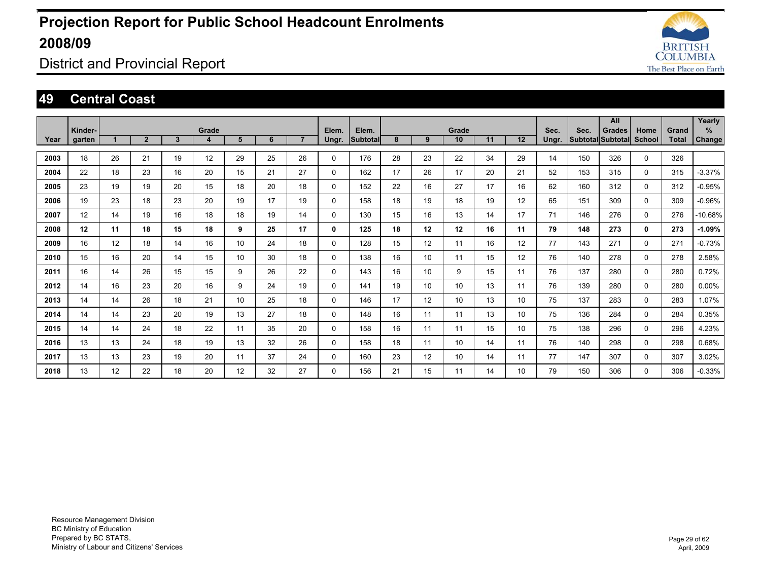# Projection Report for Public School Headcount Enrolments 2008/09

## District and Provincial Report

## 49 Central Coast

| Year | Kinder-garten | Grade 1 | 2 | 3 | 4 | 5 | 6 | 7 | Elem. Ungr. | Elem. Subtotal | Grade 8 | 9 | 10 | 11 | 12 | Sec. Ungr. | Sec. Subtotal | All Grades Subtotal | Home School | Grand Total | Yearly % Change |
|---|---|---|---|---|---|---|---|---|---|---|---|---|---|---|---|---|---|---|---|---|---|
| **2003** | 18 | 26 | 21 | 19 | 12 | 29 | 25 | 26 | 0 | 176 | 28 | 23 | 22 | 34 | 29 | 14 | 150 | 326 | 0 | 326 | |
| **2004** | 22 | 18 | 23 | 16 | 20 | 15 | 21 | 27 | 0 | 162 | 17 | 26 | 17 | 20 | 21 | 52 | 153 | 315 | 0 | 315 | -3.37% |
| **2005** | 23 | 19 | 19 | 20 | 15 | 18 | 20 | 18 | 0 | 152 | 22 | 16 | 27 | 17 | 16 | 62 | 160 | 312 | 0 | 312 | -0.95% |
| **2006** | 19 | 23 | 18 | 23 | 20 | 19 | 17 | 19 | 0 | 158 | 18 | 19 | 18 | 19 | 12 | 65 | 151 | 309 | 0 | 309 | -0.96% |
| **2007** | 12 | 14 | 19 | 16 | 18 | 18 | 19 | 14 | 0 | 130 | 15 | 16 | 13 | 14 | 17 | 71 | 146 | 276 | 0 | 276 | -10.68% |
| **2008** | **12** | **11** | **18** | **15** | **18** | **9** | **25** | **17** | **0** | **125** | **18** | **12** | **12** | **16** | **11** | **79** | **148** | **273** | **0** | **273** | **-1.09%** |
| **2009** | 16 | 12 | 18 | 14 | 16 | 10 | 24 | 18 | 0 | 128 | 15 | 12 | 11 | 16 | 12 | 77 | 143 | 271 | 0 | 271 | -0.73% |
| **2010** | 15 | 16 | 20 | 14 | 15 | 10 | 30 | 18 | 0 | 138 | 16 | 10 | 11 | 15 | 12 | 76 | 140 | 278 | 0 | 278 | 2.58% |
| **2011** | 16 | 14 | 26 | 15 | 15 | 9 | 26 | 22 | 0 | 143 | 16 | 10 | 9 | 15 | 11 | 76 | 137 | 280 | 0 | 280 | 0.72% |
| **2012** | 14 | 16 | 23 | 20 | 16 | 9 | 24 | 19 | 0 | 141 | 19 | 10 | 10 | 13 | 11 | 76 | 139 | 280 | 0 | 280 | 0.00% |
| **2013** | 14 | 14 | 26 | 18 | 21 | 10 | 25 | 18 | 0 | 146 | 17 | 12 | 10 | 13 | 10 | 75 | 137 | 283 | 0 | 283 | 1.07% |
| **2014** | 14 | 14 | 23 | 20 | 19 | 13 | 27 | 18 | 0 | 148 | 16 | 11 | 11 | 13 | 10 | 75 | 136 | 284 | 0 | 284 | 0.35% |
| **2015** | 14 | 14 | 24 | 18 | 22 | 11 | 35 | 20 | 0 | 158 | 16 | 11 | 11 | 15 | 10 | 75 | 138 | 296 | 0 | 296 | 4.23% |
| **2016** | 13 | 13 | 24 | 18 | 19 | 13 | 32 | 26 | 0 | 158 | 18 | 11 | 10 | 14 | 11 | 76 | 140 | 298 | 0 | 298 | 0.68% |
| **2017** | 13 | 13 | 23 | 19 | 20 | 11 | 37 | 24 | 0 | 160 | 23 | 12 | 10 | 14 | 11 | 77 | 147 | 307 | 0 | 307 | 3.02% |
| **2018** | 13 | 12 | 22 | 18 | 20 | 12 | 32 | 27 | 0 | 156 | 21 | 15 | 11 | 14 | 10 | 79 | 150 | 306 | 0 | 306 | -0.33% |

Resource Management Division
BC Ministry of Education
Prepared by BC STATS,
Ministry of Labour and Citizens' Services

April, 2009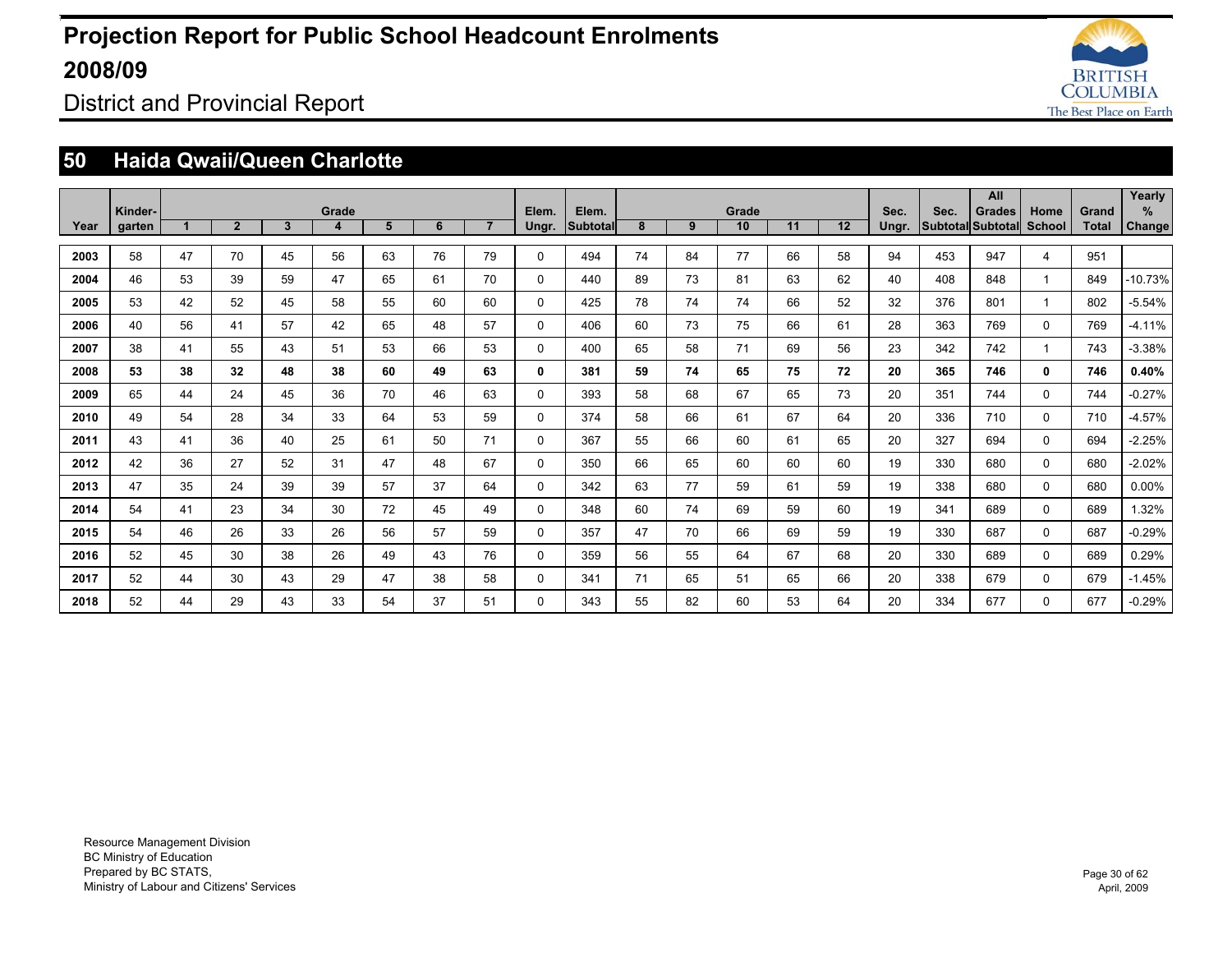# Projection Report for Public School Headcount Enrolments 2008/09

District and Provincial Report

## 50 Haida Qwaii/Queen Charlotte

| Year | Kinder-garten | Grade 1 | 2 | 3 | 4 | 5 | 6 | 7 | Elem. Ungr. | Elem. Subtotal | Grade 8 | 9 | 10 | 11 | 12 | Sec. Ungr. | Sec. Subtotal | All Grades Subtotal | Home School | Grand Total | Yearly % Change |
|---|---|---|---|---|---|---|---|---|---|---|---|---|---|---|---|---|---|---|---|---|---|
| 2003 | 58 | 47 | 70 | 45 | 56 | 63 | 76 | 79 | 0 | 494 | 74 | 84 | 77 | 66 | 58 | 94 | 453 | 947 | 4 | 951 | |
| 2004 | 46 | 53 | 39 | 59 | 47 | 65 | 61 | 70 | 0 | 440 | 89 | 73 | 81 | 63 | 62 | 40 | 408 | 848 | 1 | 849 | -10.73% |
| 2005 | 53 | 42 | 52 | 45 | 58 | 55 | 60 | 60 | 0 | 425 | 78 | 74 | 74 | 66 | 52 | 32 | 376 | 801 | 1 | 802 | -5.54% |
| 2006 | 40 | 56 | 41 | 57 | 42 | 65 | 48 | 57 | 0 | 406 | 60 | 73 | 75 | 66 | 61 | 28 | 363 | 769 | 0 | 769 | -4.11% |
| 2007 | 38 | 41 | 55 | 43 | 51 | 53 | 66 | 53 | 0 | 400 | 65 | 58 | 71 | 69 | 56 | 23 | 342 | 742 | 1 | 743 | -3.38% |
| **2008** | **53** | **38** | **32** | **48** | **38** | **60** | **49** | **63** | **0** | **381** | **59** | **74** | **65** | **75** | **72** | **20** | **365** | **746** | **0** | **746** | **0.40%** |
| 2009 | 65 | 44 | 24 | 45 | 36 | 70 | 46 | 63 | 0 | 393 | 58 | 68 | 67 | 65 | 73 | 20 | 351 | 744 | 0 | 744 | -0.27% |
| 2010 | 49 | 54 | 28 | 34 | 33 | 64 | 53 | 59 | 0 | 374 | 58 | 66 | 61 | 67 | 64 | 20 | 336 | 710 | 0 | 710 | -4.57% |
| 2011 | 43 | 41 | 36 | 40 | 25 | 61 | 50 | 71 | 0 | 367 | 55 | 66 | 60 | 61 | 65 | 20 | 327 | 694 | 0 | 694 | -2.25% |
| 2012 | 42 | 36 | 27 | 52 | 31 | 47 | 48 | 67 | 0 | 350 | 66 | 65 | 60 | 60 | 60 | 19 | 330 | 680 | 0 | 680 | -2.02% |
| 2013 | 47 | 35 | 24 | 39 | 39 | 57 | 37 | 64 | 0 | 342 | 63 | 77 | 59 | 61 | 59 | 19 | 338 | 680 | 0 | 680 | 0.00% |
| 2014 | 54 | 41 | 23 | 34 | 30 | 72 | 45 | 49 | 0 | 348 | 60 | 74 | 69 | 59 | 60 | 19 | 341 | 689 | 0 | 689 | 1.32% |
| 2015 | 54 | 46 | 26 | 33 | 26 | 56 | 57 | 59 | 0 | 357 | 47 | 70 | 66 | 69 | 59 | 19 | 330 | 687 | 0 | 687 | -0.29% |
| 2016 | 52 | 45 | 30 | 38 | 26 | 49 | 43 | 76 | 0 | 359 | 56 | 55 | 64 | 67 | 68 | 20 | 330 | 689 | 0 | 689 | 0.29% |
| 2017 | 52 | 44 | 30 | 43 | 29 | 47 | 38 | 58 | 0 | 341 | 71 | 65 | 51 | 65 | 66 | 20 | 338 | 679 | 0 | 679 | -1.45% |
| 2018 | 52 | 44 | 29 | 43 | 33 | 54 | 37 | 51 | 0 | 343 | 55 | 82 | 60 | 53 | 64 | 20 | 334 | 677 | 0 | 677 | -0.29% |

Resource Management Division
BC Ministry of Education
Prepared by BC STATS,
Ministry of Labour and Citizens' Services

April, 2009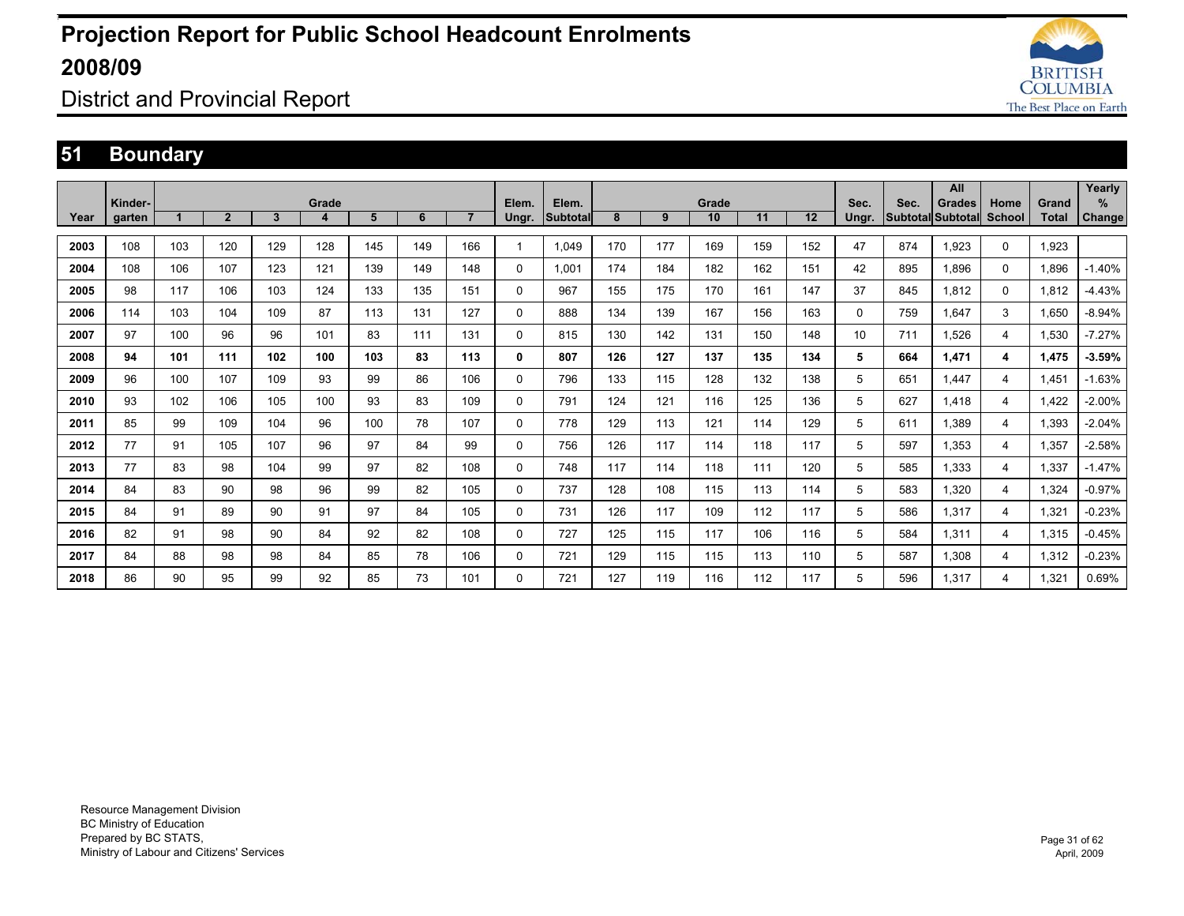# Projection Report for Public School Headcount Enrolments 2008/09

## District and Provincial Report

## 51 Boundary

| Year | Kinder-garten | Grade 1 | 2 | 3 | 4 | 5 | 6 | 7 | Elem. Ungr. | Elem. Subtotal | Grade 8 | 9 | 10 | 11 | 12 | Sec. Ungr. | Sec. Subtotal | All Grades Subtotal | Home School | Grand Total | Yearly % Change |
|---|---|---|---|---|---|---|---|---|---|---|---|---|---|---|---|---|---|---|---|---|---|
| 2003 | 108 | 103 | 120 | 129 | 128 | 145 | 149 | 166 | 1 | 1,049 | 170 | 177 | 169 | 159 | 152 | 47 | 874 | 1,923 | 0 | 1,923 | |
| 2004 | 108 | 106 | 107 | 123 | 121 | 139 | 149 | 148 | 0 | 1,001 | 174 | 184 | 182 | 162 | 151 | 42 | 895 | 1,896 | 0 | 1,896 | -1.40% |
| 2005 | 98 | 117 | 106 | 103 | 124 | 133 | 135 | 151 | 0 | 967 | 155 | 175 | 170 | 161 | 147 | 37 | 845 | 1,812 | 0 | 1,812 | -4.43% |
| 2006 | 114 | 103 | 104 | 109 | 87 | 113 | 131 | 127 | 0 | 888 | 134 | 139 | 167 | 156 | 163 | 0 | 759 | 1,647 | 3 | 1,650 | -8.94% |
| 2007 | 97 | 100 | 96 | 96 | 101 | 83 | 111 | 131 | 0 | 815 | 130 | 142 | 131 | 150 | 148 | 10 | 711 | 1,526 | 4 | 1,530 | -7.27% |
| **2008** | **94** | **101** | **111** | **102** | **100** | **103** | **83** | **113** | **0** | **807** | **126** | **127** | **137** | **135** | **134** | **5** | **664** | **1,471** | **4** | **1,475** | **-3.59%** |
| 2009 | 96 | 100 | 107 | 109 | 93 | 99 | 86 | 106 | 0 | 796 | 133 | 115 | 128 | 132 | 138 | 5 | 651 | 1,447 | 4 | 1,451 | -1.63% |
| 2010 | 93 | 102 | 106 | 105 | 100 | 93 | 83 | 109 | 0 | 791 | 124 | 121 | 116 | 125 | 136 | 5 | 627 | 1,418 | 4 | 1,422 | -2.00% |
| 2011 | 85 | 99 | 109 | 104 | 96 | 100 | 78 | 107 | 0 | 778 | 129 | 113 | 121 | 114 | 129 | 5 | 611 | 1,389 | 4 | 1,393 | -2.04% |
| 2012 | 77 | 91 | 105 | 107 | 96 | 97 | 84 | 99 | 0 | 756 | 126 | 117 | 114 | 118 | 117 | 5 | 597 | 1,353 | 4 | 1,357 | -2.58% |
| 2013 | 77 | 83 | 98 | 104 | 99 | 97 | 82 | 108 | 0 | 748 | 117 | 114 | 118 | 111 | 120 | 5 | 585 | 1,333 | 4 | 1,337 | -1.47% |
| 2014 | 84 | 83 | 90 | 98 | 96 | 99 | 82 | 105 | 0 | 737 | 128 | 108 | 115 | 113 | 114 | 5 | 583 | 1,320 | 4 | 1,324 | -0.97% |
| 2015 | 84 | 91 | 89 | 90 | 91 | 97 | 84 | 105 | 0 | 731 | 126 | 117 | 109 | 112 | 117 | 5 | 586 | 1,317 | 4 | 1,321 | -0.23% |
| 2016 | 82 | 91 | 98 | 90 | 84 | 92 | 82 | 108 | 0 | 727 | 125 | 115 | 117 | 106 | 116 | 5 | 584 | 1,311 | 4 | 1,315 | -0.45% |
| 2017 | 84 | 88 | 98 | 98 | 84 | 85 | 78 | 106 | 0 | 721 | 129 | 115 | 115 | 113 | 110 | 5 | 587 | 1,308 | 4 | 1,312 | -0.23% |
| 2018 | 86 | 90 | 95 | 99 | 92 | 85 | 73 | 101 | 0 | 721 | 127 | 119 | 116 | 112 | 117 | 5 | 596 | 1,317 | 4 | 1,321 | 0.69% |

Resource Management Division
BC Ministry of Education
Prepared by BC STATS,
Ministry of Labour and Citizens' Services

April, 2009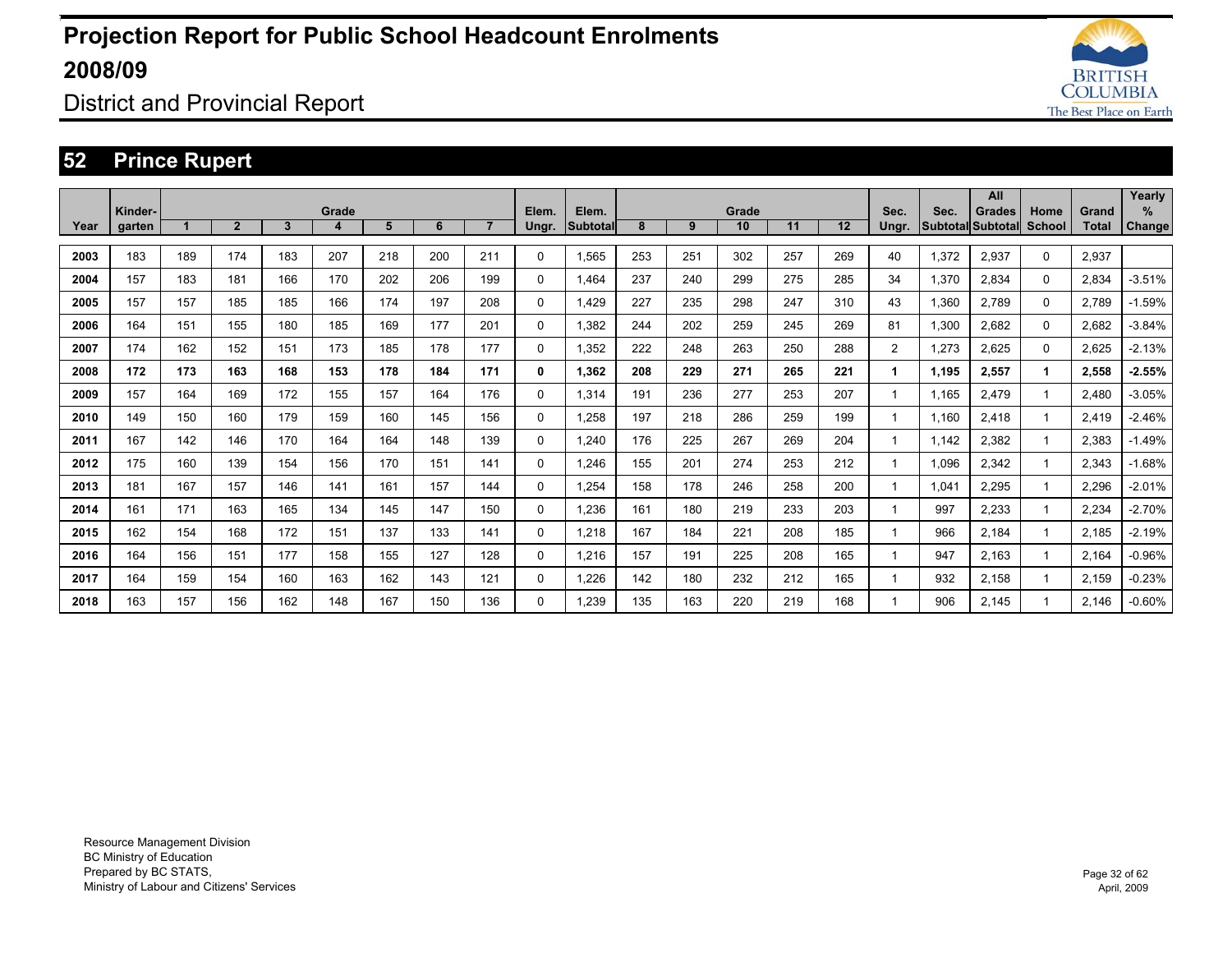# Projection Report for Public School Headcount Enrolments 2008/09

## District and Provincial Report

## 52 Prince Rupert

| Year | Kinder-garten | Grade 1 | 2 | 3 | 4 | 5 | 6 | 7 | Elem. Ungr. | Elem. Subtotal | Grade 8 | 9 | 10 | 11 | 12 | Sec. Ungr. | Sec. Subtotal | All Grades Subtotal | Home School | Grand Total | Yearly % Change |
|---|---|---|---|---|---|---|---|---|---|---|---|---|---|---|---|---|---|---|---|---|---|
| 2003 | 183 | 189 | 174 | 183 | 207 | 218 | 200 | 211 | 0 | 1,565 | 253 | 251 | 302 | 257 | 269 | 40 | 1,372 | 2,937 | 0 | 2,937 | |
| 2004 | 157 | 183 | 181 | 166 | 170 | 202 | 206 | 199 | 0 | 1,464 | 237 | 240 | 299 | 275 | 285 | 34 | 1,370 | 2,834 | 0 | 2,834 | -3.51% |
| 2005 | 157 | 157 | 185 | 185 | 166 | 174 | 197 | 208 | 0 | 1,429 | 227 | 235 | 298 | 247 | 310 | 43 | 1,360 | 2,789 | 0 | 2,789 | -1.59% |
| 2006 | 164 | 151 | 155 | 180 | 185 | 169 | 177 | 201 | 0 | 1,382 | 244 | 202 | 259 | 245 | 269 | 81 | 1,300 | 2,682 | 0 | 2,682 | -3.84% |
| 2007 | 174 | 162 | 152 | 151 | 173 | 185 | 178 | 177 | 0 | 1,352 | 222 | 248 | 263 | 250 | 288 | 2 | 1,273 | 2,625 | 0 | 2,625 | -2.13% |
| **2008** | **172** | **173** | **163** | **168** | **153** | **178** | **184** | **171** | **0** | **1,362** | **208** | **229** | **271** | **265** | **221** | **1** | **1,195** | **2,557** | **1** | **2,558** | **-2.55%** |
| 2009 | 157 | 164 | 169 | 172 | 155 | 157 | 164 | 176 | 0 | 1,314 | 191 | 236 | 277 | 253 | 207 | 1 | 1,165 | 2,479 | 1 | 2,480 | -3.05% |
| 2010 | 149 | 150 | 160 | 179 | 159 | 160 | 145 | 156 | 0 | 1,258 | 197 | 218 | 286 | 259 | 199 | 1 | 1,160 | 2,418 | 1 | 2,419 | -2.46% |
| 2011 | 167 | 142 | 146 | 170 | 164 | 164 | 148 | 139 | 0 | 1,240 | 176 | 225 | 267 | 269 | 204 | 1 | 1,142 | 2,382 | 1 | 2,383 | -1.49% |
| 2012 | 175 | 160 | 139 | 154 | 156 | 170 | 151 | 141 | 0 | 1,246 | 155 | 201 | 274 | 253 | 212 | 1 | 1,096 | 2,342 | 1 | 2,343 | -1.68% |
| 2013 | 181 | 167 | 157 | 146 | 141 | 161 | 157 | 144 | 0 | 1,254 | 158 | 178 | 246 | 258 | 200 | 1 | 1,041 | 2,295 | 1 | 2,296 | -2.01% |
| 2014 | 161 | 171 | 163 | 165 | 134 | 145 | 147 | 150 | 0 | 1,236 | 161 | 180 | 219 | 233 | 203 | 1 | 997 | 2,233 | 1 | 2,234 | -2.70% |
| 2015 | 162 | 154 | 168 | 172 | 151 | 137 | 133 | 141 | 0 | 1,218 | 167 | 184 | 221 | 208 | 185 | 1 | 966 | 2,184 | 1 | 2,185 | -2.19% |
| 2016 | 164 | 156 | 151 | 177 | 158 | 155 | 127 | 128 | 0 | 1,216 | 157 | 191 | 225 | 208 | 165 | 1 | 947 | 2,163 | 1 | 2,164 | -0.96% |
| 2017 | 164 | 159 | 154 | 160 | 163 | 162 | 143 | 121 | 0 | 1,226 | 142 | 180 | 232 | 212 | 165 | 1 | 932 | 2,158 | 1 | 2,159 | -0.23% |
| 2018 | 163 | 157 | 156 | 162 | 148 | 167 | 150 | 136 | 0 | 1,239 | 135 | 163 | 220 | 219 | 168 | 1 | 906 | 2,145 | 1 | 2,146 | -0.60% |

Resource Management Division
BC Ministry of Education
Prepared by BC STATS,
Ministry of Labour and Citizens' Services

April, 2009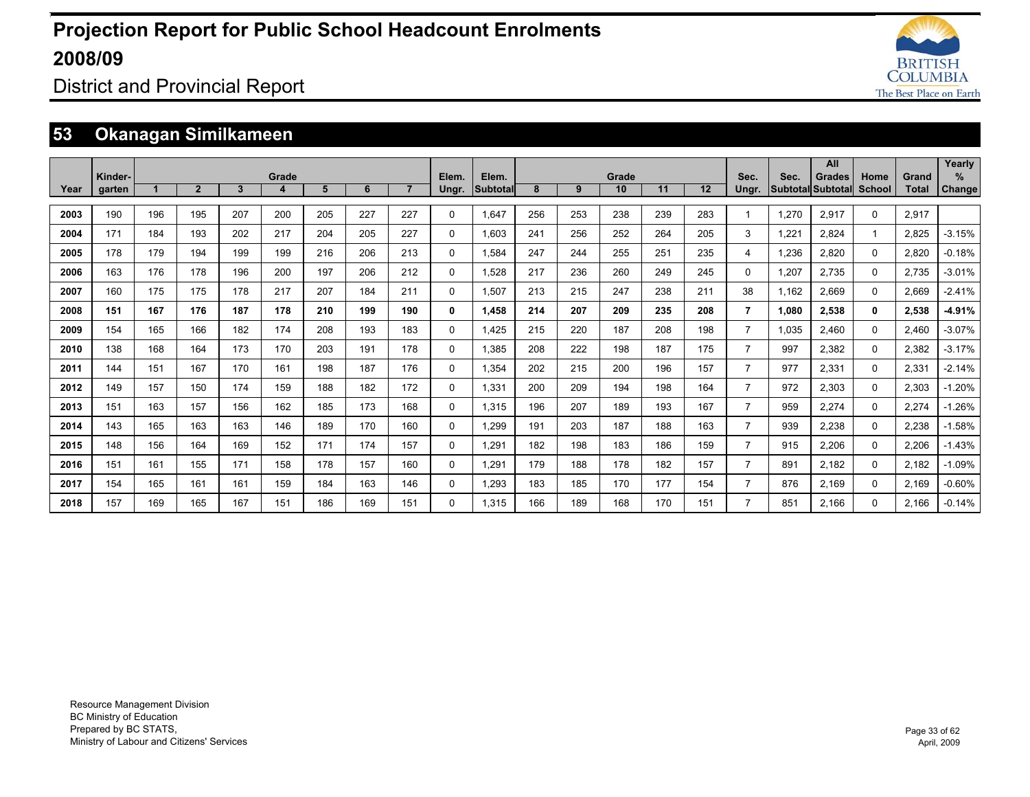# Projection Report for Public School Headcount Enrolments 2008/09

District and Provincial Report

## 53 Okanagan Similkameen

| Year | Kinder-garten | Grade 1 | 2 | 3 | 4 | 5 | 6 | 7 | Elem. Ungr. | Elem. Subtotal | Grade 8 | 9 | 10 | 11 | 12 | Sec. Ungr. | Sec. Subtotal | All Grades Subtotal | Home School | Grand Total | Yearly % Change |
|---|---|---|---|---|---|---|---|---|---|---|---|---|---|---|---|---|---|---|---|---|---|
| **2003** | 190 | 196 | 195 | 207 | 200 | 205 | 227 | 227 | 0 | 1,647 | 256 | 253 | 238 | 239 | 283 | 1 | 1,270 | 2,917 | 0 | 2,917 | |
| **2004** | 171 | 184 | 193 | 202 | 217 | 204 | 205 | 227 | 0 | 1,603 | 241 | 256 | 252 | 264 | 205 | 3 | 1,221 | 2,824 | 1 | 2,825 | -3.15% |
| **2005** | 178 | 179 | 194 | 199 | 199 | 216 | 206 | 213 | 0 | 1,584 | 247 | 244 | 255 | 251 | 235 | 4 | 1,236 | 2,820 | 0 | 2,820 | -0.18% |
| **2006** | 163 | 176 | 178 | 196 | 200 | 197 | 206 | 212 | 0 | 1,528 | 217 | 236 | 260 | 249 | 245 | 0 | 1,207 | 2,735 | 0 | 2,735 | -3.01% |
| **2007** | 160 | 175 | 175 | 178 | 217 | 207 | 184 | 211 | 0 | 1,507 | 213 | 215 | 247 | 238 | 211 | 38 | 1,162 | 2,669 | 0 | 2,669 | -2.41% |
| **2008** | **151** | **167** | **176** | **187** | **178** | **210** | **199** | **190** | **0** | **1,458** | **214** | **207** | **209** | **235** | **208** | **7** | **1,080** | **2,538** | **0** | **2,538** | **-4.91%** |
| **2009** | 154 | 165 | 166 | 182 | 174 | 208 | 193 | 183 | 0 | 1,425 | 215 | 220 | 187 | 208 | 198 | 7 | 1,035 | 2,460 | 0 | 2,460 | -3.07% |
| **2010** | 138 | 168 | 164 | 173 | 170 | 203 | 191 | 178 | 0 | 1,385 | 208 | 222 | 198 | 187 | 175 | 7 | 997 | 2,382 | 0 | 2,382 | -3.17% |
| **2011** | 144 | 151 | 167 | 170 | 161 | 198 | 187 | 176 | 0 | 1,354 | 202 | 215 | 200 | 196 | 157 | 7 | 977 | 2,331 | 0 | 2,331 | -2.14% |
| **2012** | 149 | 157 | 150 | 174 | 159 | 188 | 182 | 172 | 0 | 1,331 | 200 | 209 | 194 | 198 | 164 | 7 | 972 | 2,303 | 0 | 2,303 | -1.20% |
| **2013** | 151 | 163 | 157 | 156 | 162 | 185 | 173 | 168 | 0 | 1,315 | 196 | 207 | 189 | 193 | 167 | 7 | 959 | 2,274 | 0 | 2,274 | -1.26% |
| **2014** | 143 | 165 | 163 | 163 | 146 | 189 | 170 | 160 | 0 | 1,299 | 191 | 203 | 187 | 188 | 163 | 7 | 939 | 2,238 | 0 | 2,238 | -1.58% |
| **2015** | 148 | 156 | 164 | 169 | 152 | 171 | 174 | 157 | 0 | 1,291 | 182 | 198 | 183 | 186 | 159 | 7 | 915 | 2,206 | 0 | 2,206 | -1.43% |
| **2016** | 151 | 161 | 155 | 171 | 158 | 178 | 157 | 160 | 0 | 1,291 | 179 | 188 | 178 | 182 | 157 | 7 | 891 | 2,182 | 0 | 2,182 | -1.09% |
| **2017** | 154 | 165 | 161 | 161 | 159 | 184 | 163 | 146 | 0 | 1,293 | 183 | 185 | 170 | 177 | 154 | 7 | 876 | 2,169 | 0 | 2,169 | -0.60% |
| **2018** | 157 | 169 | 165 | 167 | 151 | 186 | 169 | 151 | 0 | 1,315 | 166 | 189 | 168 | 170 | 151 | 7 | 851 | 2,166 | 0 | 2,166 | -0.14% |

Resource Management Division
BC Ministry of Education
Prepared by BC STATS,
Ministry of Labour and Citizens' Services

April, 2009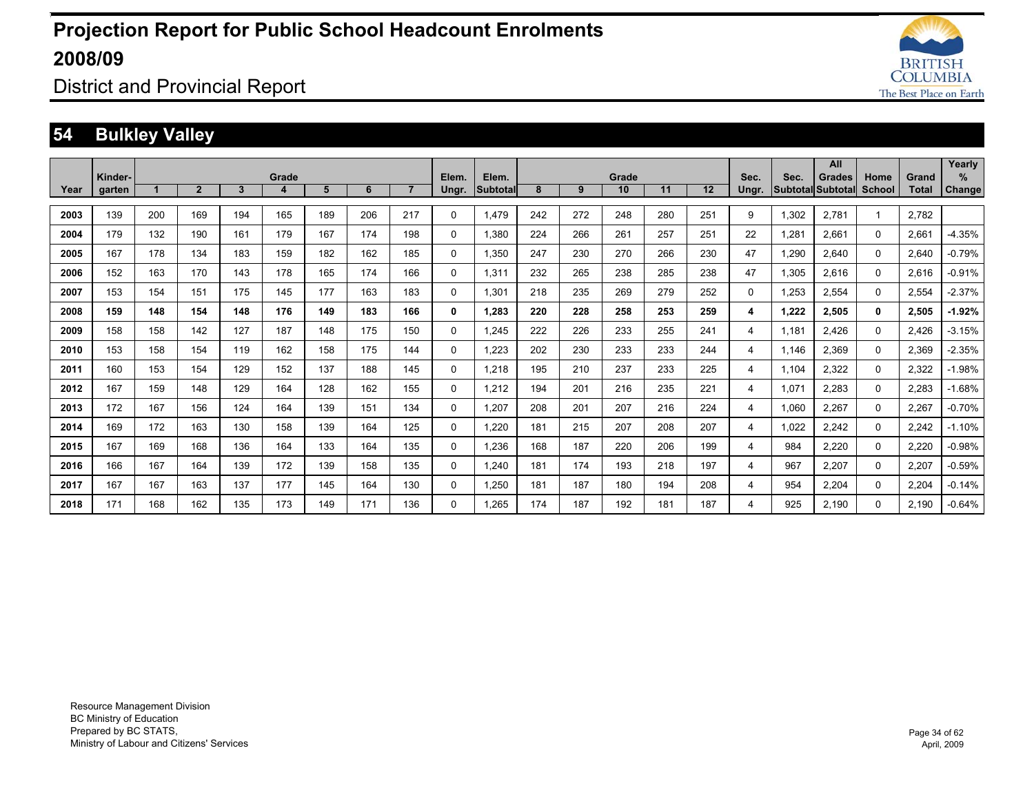# Projection Report for Public School Headcount Enrolments 2008/09

## District and Provincial Report

## 54 Bulkley Valley

| Year | Kinder-garten | Grade 1 | 2 | 3 | 4 | 5 | 6 | 7 | Elem. Ungr. | Elem. Subtotal | Grade 8 | 9 | 10 | 11 | 12 | Sec. Ungr. | Sec. Subtotal | All Grades Subtotal | Home School | Grand Total | Yearly % Change |
|---|---|---|---|---|---|---|---|---|---|---|---|---|---|---|---|---|---|---|---|---|---|
| 2003 | 139 | 200 | 169 | 194 | 165 | 189 | 206 | 217 | 0 | 1,479 | 242 | 272 | 248 | 280 | 251 | 9 | 1,302 | 2,781 | 1 | 2,782 | |
| 2004 | 179 | 132 | 190 | 161 | 179 | 167 | 174 | 198 | 0 | 1,380 | 224 | 266 | 261 | 257 | 251 | 22 | 1,281 | 2,661 | 0 | 2,661 | -4.35% |
| 2005 | 167 | 178 | 134 | 183 | 159 | 182 | 162 | 185 | 0 | 1,350 | 247 | 230 | 270 | 266 | 230 | 47 | 1,290 | 2,640 | 0 | 2,640 | -0.79% |
| 2006 | 152 | 163 | 170 | 143 | 178 | 165 | 174 | 166 | 0 | 1,311 | 232 | 265 | 238 | 285 | 238 | 47 | 1,305 | 2,616 | 0 | 2,616 | -0.91% |
| 2007 | 153 | 154 | 151 | 175 | 145 | 177 | 163 | 183 | 0 | 1,301 | 218 | 235 | 269 | 279 | 252 | 0 | 1,253 | 2,554 | 0 | 2,554 | -2.37% |
| **2008** | **159** | **148** | **154** | **148** | **176** | **149** | **183** | **166** | **0** | **1,283** | **220** | **228** | **258** | **253** | **259** | **4** | **1,222** | **2,505** | **0** | **2,505** | **-1.92%** |
| 2009 | 158 | 158 | 142 | 127 | 187 | 148 | 175 | 150 | 0 | 1,245 | 222 | 226 | 233 | 255 | 241 | 4 | 1,181 | 2,426 | 0 | 2,426 | -3.15% |
| 2010 | 153 | 158 | 154 | 119 | 162 | 158 | 175 | 144 | 0 | 1,223 | 202 | 230 | 233 | 233 | 244 | 4 | 1,146 | 2,369 | 0 | 2,369 | -2.35% |
| 2011 | 160 | 153 | 154 | 129 | 152 | 137 | 188 | 145 | 0 | 1,218 | 195 | 210 | 237 | 233 | 225 | 4 | 1,104 | 2,322 | 0 | 2,322 | -1.98% |
| 2012 | 167 | 159 | 148 | 129 | 164 | 128 | 162 | 155 | 0 | 1,212 | 194 | 201 | 216 | 235 | 221 | 4 | 1,071 | 2,283 | 0 | 2,283 | -1.68% |
| 2013 | 172 | 167 | 156 | 124 | 164 | 139 | 151 | 134 | 0 | 1,207 | 208 | 201 | 207 | 216 | 224 | 4 | 1,060 | 2,267 | 0 | 2,267 | -0.70% |
| 2014 | 169 | 172 | 163 | 130 | 158 | 139 | 164 | 125 | 0 | 1,220 | 181 | 215 | 207 | 208 | 207 | 4 | 1,022 | 2,242 | 0 | 2,242 | -1.10% |
| 2015 | 167 | 169 | 168 | 136 | 164 | 133 | 164 | 135 | 0 | 1,236 | 168 | 187 | 220 | 206 | 199 | 4 | 984 | 2,220 | 0 | 2,220 | -0.98% |
| 2016 | 166 | 167 | 164 | 139 | 172 | 139 | 158 | 135 | 0 | 1,240 | 181 | 174 | 193 | 218 | 197 | 4 | 967 | 2,207 | 0 | 2,207 | -0.59% |
| 2017 | 167 | 167 | 163 | 137 | 177 | 145 | 164 | 130 | 0 | 1,250 | 181 | 187 | 180 | 194 | 208 | 4 | 954 | 2,204 | 0 | 2,204 | -0.14% |
| 2018 | 171 | 168 | 162 | 135 | 173 | 149 | 171 | 136 | 0 | 1,265 | 174 | 187 | 192 | 181 | 187 | 4 | 925 | 2,190 | 0 | 2,190 | -0.64% |

Resource Management Division
BC Ministry of Education
Prepared by BC STATS,
Ministry of Labour and Citizens' Services

April, 2009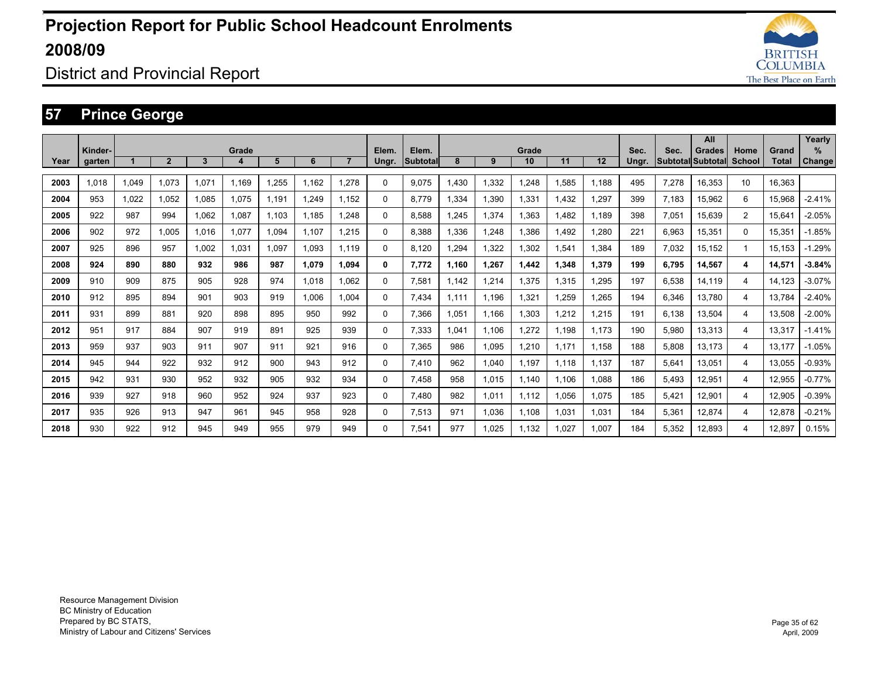# Projection Report for Public School Headcount Enrolments 2008/09

## District and Provincial Report

### 57 Prince George

| Year | Kinder-garten | Grade 1 | 2 | 3 | 4 | 5 | 6 | 7 | Elem. Ungr. | Elem. Subtotal | Grade 8 | 9 | 10 | 11 | 12 | Sec. Ungr. | Sec. Subtotal | All Grades Subtotal | Home School | Grand Total | Yearly % Change |
|---|---|---|---|---|---|---|---|---|---|---|---|---|---|---|---|---|---|---|---|---|---|
| 2003 | 1,018 | 1,049 | 1,073 | 1,071 | 1,169 | 1,255 | 1,162 | 1,278 | 0 | 9,075 | 1,430 | 1,332 | 1,248 | 1,585 | 1,188 | 495 | 7,278 | 16,353 | 10 | 16,363 | |
| 2004 | 953 | 1,022 | 1,052 | 1,085 | 1,075 | 1,191 | 1,249 | 1,152 | 0 | 8,779 | 1,334 | 1,390 | 1,331 | 1,432 | 1,297 | 399 | 7,183 | 15,962 | 6 | 15,968 | -2.41% |
| 2005 | 922 | 987 | 994 | 1,062 | 1,087 | 1,103 | 1,185 | 1,248 | 0 | 8,588 | 1,245 | 1,374 | 1,363 | 1,482 | 1,189 | 398 | 7,051 | 15,639 | 2 | 15,641 | -2.05% |
| 2006 | 902 | 972 | 1,005 | 1,016 | 1,077 | 1,094 | 1,107 | 1,215 | 0 | 8,388 | 1,336 | 1,248 | 1,386 | 1,492 | 1,280 | 221 | 6,963 | 15,351 | 0 | 15,351 | -1.85% |
| 2007 | 925 | 896 | 957 | 1,002 | 1,031 | 1,097 | 1,093 | 1,119 | 0 | 8,120 | 1,294 | 1,322 | 1,302 | 1,541 | 1,384 | 189 | 7,032 | 15,152 | 1 | 15,153 | -1.29% |
| **2008** | **924** | **890** | **880** | **932** | **986** | **987** | **1,079** | **1,094** | **0** | **7,772** | **1,160** | **1,267** | **1,442** | **1,348** | **1,379** | **199** | **6,795** | **14,567** | **4** | **14,571** | **-3.84%** |
| 2009 | 910 | 909 | 875 | 905 | 928 | 974 | 1,018 | 1,062 | 0 | 7,581 | 1,142 | 1,214 | 1,375 | 1,315 | 1,295 | 197 | 6,538 | 14,119 | 4 | 14,123 | -3.07% |
| 2010 | 912 | 895 | 894 | 901 | 903 | 919 | 1,006 | 1,004 | 0 | 7,434 | 1,111 | 1,196 | 1,321 | 1,259 | 1,265 | 194 | 6,346 | 13,780 | 4 | 13,784 | -2.40% |
| 2011 | 931 | 899 | 881 | 920 | 898 | 895 | 950 | 992 | 0 | 7,366 | 1,051 | 1,166 | 1,303 | 1,212 | 1,215 | 191 | 6,138 | 13,504 | 4 | 13,508 | -2.00% |
| 2012 | 951 | 917 | 884 | 907 | 919 | 891 | 925 | 939 | 0 | 7,333 | 1,041 | 1,106 | 1,272 | 1,198 | 1,173 | 190 | 5,980 | 13,313 | 4 | 13,317 | -1.41% |
| 2013 | 959 | 937 | 903 | 911 | 907 | 911 | 921 | 916 | 0 | 7,365 | 986 | 1,095 | 1,210 | 1,171 | 1,158 | 188 | 5,808 | 13,173 | 4 | 13,177 | -1.05% |
| 2014 | 945 | 944 | 922 | 932 | 912 | 900 | 943 | 912 | 0 | 7,410 | 962 | 1,040 | 1,197 | 1,118 | 1,137 | 187 | 5,641 | 13,051 | 4 | 13,055 | -0.93% |
| 2015 | 942 | 931 | 930 | 952 | 932 | 905 | 932 | 934 | 0 | 7,458 | 958 | 1,015 | 1,140 | 1,106 | 1,088 | 186 | 5,493 | 12,951 | 4 | 12,955 | -0.77% |
| 2016 | 939 | 927 | 918 | 960 | 952 | 924 | 937 | 923 | 0 | 7,480 | 982 | 1,011 | 1,112 | 1,056 | 1,075 | 185 | 5,421 | 12,901 | 4 | 12,905 | -0.39% |
| 2017 | 935 | 926 | 913 | 947 | 961 | 945 | 958 | 928 | 0 | 7,513 | 971 | 1,036 | 1,108 | 1,031 | 1,031 | 184 | 5,361 | 12,874 | 4 | 12,878 | -0.21% |
| 2018 | 930 | 922 | 912 | 945 | 949 | 955 | 979 | 949 | 0 | 7,541 | 977 | 1,025 | 1,132 | 1,027 | 1,007 | 184 | 5,352 | 12,893 | 4 | 12,897 | 0.15% |

Resource Management Division
BC Ministry of Education
Prepared by BC STATS,
Ministry of Labour and Citizens' Services

April, 2009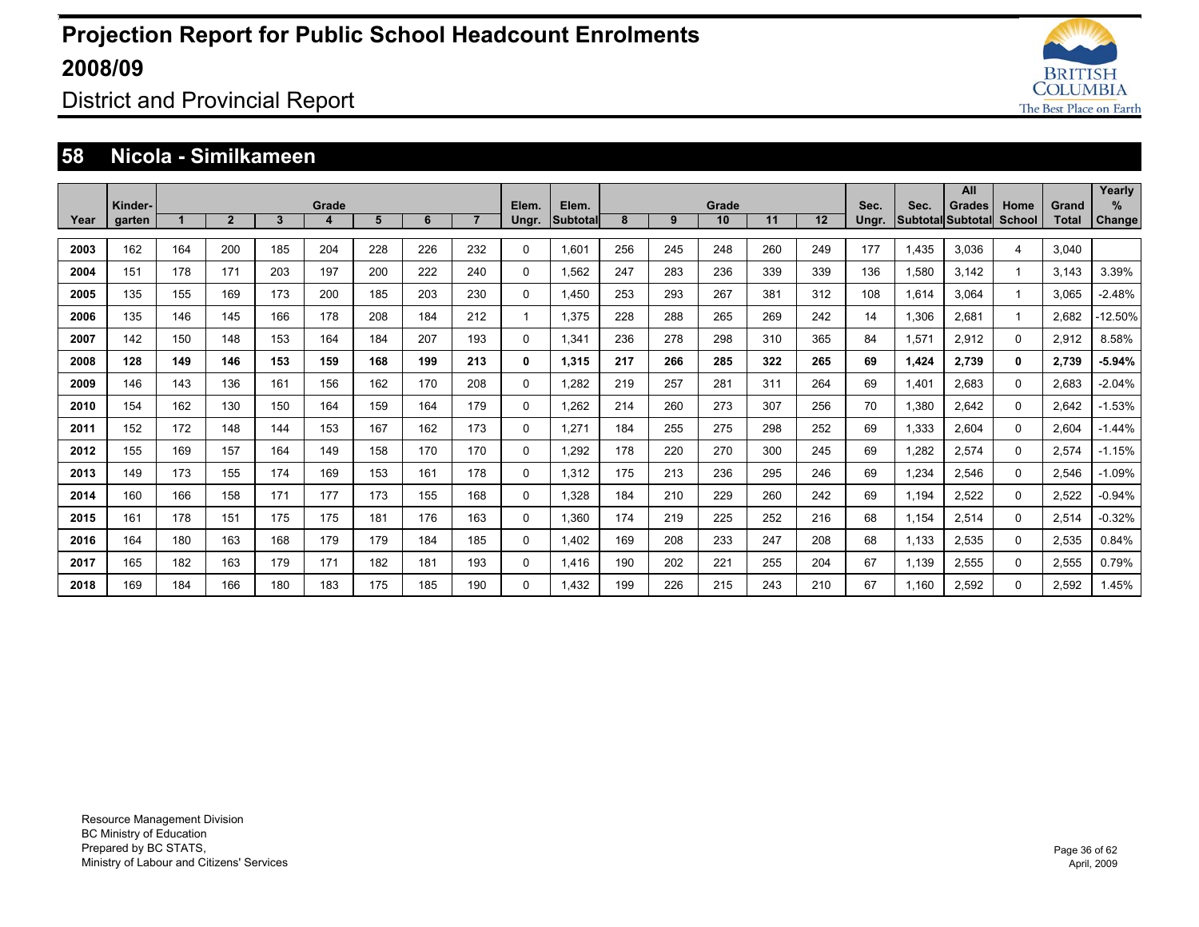# Projection Report for Public School Headcount Enrolments 2008/09

District and Provincial Report

## 58 Nicola - Similkameen

| Year | Kinder-garten | Grade 1 | Grade 2 | Grade 3 | Grade 4 | Grade 5 | Grade 6 | Grade 7 | Elem. Ungr. | Elem. Subtotal | Grade 8 | Grade 9 | Grade 10 | Grade 11 | Grade 12 | Sec. Ungr. | Sec. Subtotal | All Grades Subtotal | Home School | Grand Total | Yearly % Change |
|---|---|---|---|---|---|---|---|---|---|---|---|---|---|---|---|---|---|---|---|---|---|
| **2003** | 162 | 164 | 200 | 185 | 204 | 228 | 226 | 232 | 0 | 1,601 | 256 | 245 | 248 | 260 | 249 | 177 | 1,435 | 3,036 | 4 | 3,040 | |
| **2004** | 151 | 178 | 171 | 203 | 197 | 200 | 222 | 240 | 0 | 1,562 | 247 | 283 | 236 | 339 | 339 | 136 | 1,580 | 3,142 | 1 | 3,143 | 3.39% |
| **2005** | 135 | 155 | 169 | 173 | 200 | 185 | 203 | 230 | 0 | 1,450 | 253 | 293 | 267 | 381 | 312 | 108 | 1,614 | 3,064 | 1 | 3,065 | -2.48% |
| **2006** | 135 | 146 | 145 | 166 | 178 | 208 | 184 | 212 | 1 | 1,375 | 228 | 288 | 265 | 269 | 242 | 14 | 1,306 | 2,681 | 1 | 2,682 | -12.50% |
| **2007** | 142 | 150 | 148 | 153 | 164 | 184 | 207 | 193 | 0 | 1,341 | 236 | 278 | 298 | 310 | 365 | 84 | 1,571 | 2,912 | 0 | 2,912 | 8.58% |
| **2008** | **128** | **149** | **146** | **153** | **159** | **168** | **199** | **213** | **0** | **1,315** | **217** | **266** | **285** | **322** | **265** | **69** | **1,424** | **2,739** | **0** | **2,739** | **-5.94%** |
| **2009** | 146 | 143 | 136 | 161 | 156 | 162 | 170 | 208 | 0 | 1,282 | 219 | 257 | 281 | 311 | 264 | 69 | 1,401 | 2,683 | 0 | 2,683 | -2.04% |
| **2010** | 154 | 162 | 130 | 150 | 164 | 159 | 164 | 179 | 0 | 1,262 | 214 | 260 | 273 | 307 | 256 | 70 | 1,380 | 2,642 | 0 | 2,642 | -1.53% |
| **2011** | 152 | 172 | 148 | 144 | 153 | 167 | 162 | 173 | 0 | 1,271 | 184 | 255 | 275 | 298 | 252 | 69 | 1,333 | 2,604 | 0 | 2,604 | -1.44% |
| **2012** | 155 | 169 | 157 | 164 | 149 | 158 | 170 | 170 | 0 | 1,292 | 178 | 220 | 270 | 300 | 245 | 69 | 1,282 | 2,574 | 0 | 2,574 | -1.15% |
| **2013** | 149 | 173 | 155 | 174 | 169 | 153 | 161 | 178 | 0 | 1,312 | 175 | 213 | 236 | 295 | 246 | 69 | 1,234 | 2,546 | 0 | 2,546 | -1.09% |
| **2014** | 160 | 166 | 158 | 171 | 177 | 173 | 155 | 168 | 0 | 1,328 | 184 | 210 | 229 | 260 | 242 | 69 | 1,194 | 2,522 | 0 | 2,522 | -0.94% |
| **2015** | 161 | 178 | 151 | 175 | 175 | 181 | 176 | 163 | 0 | 1,360 | 174 | 219 | 225 | 252 | 216 | 68 | 1,154 | 2,514 | 0 | 2,514 | -0.32% |
| **2016** | 164 | 180 | 163 | 168 | 179 | 179 | 184 | 185 | 0 | 1,402 | 169 | 208 | 233 | 247 | 208 | 68 | 1,133 | 2,535 | 0 | 2,535 | 0.84% |
| **2017** | 165 | 182 | 163 | 179 | 171 | 182 | 181 | 193 | 0 | 1,416 | 190 | 202 | 221 | 255 | 204 | 67 | 1,139 | 2,555 | 0 | 2,555 | 0.79% |
| **2018** | 169 | 184 | 166 | 180 | 183 | 175 | 185 | 190 | 0 | 1,432 | 199 | 226 | 215 | 243 | 210 | 67 | 1,160 | 2,592 | 0 | 2,592 | 1.45% |

Resource Management Division
BC Ministry of Education
Prepared by BC STATS,
Ministry of Labour and Citizens' Services

April, 2009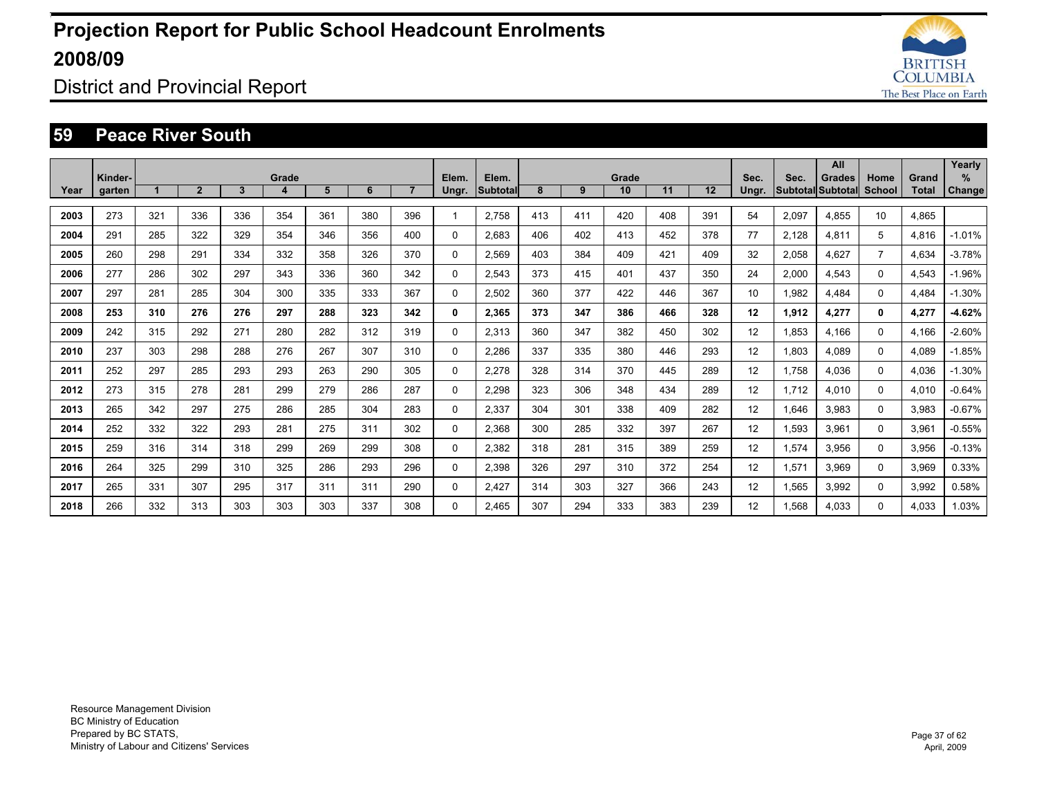# Projection Report for Public School Headcount Enrolments 2008/09

District and Provincial Report

## 59 Peace River South

| Year | Kinder-garten | Grade 1 | 2 | 3 | 4 | 5 | 6 | 7 | Elem. Ungr. | Elem. Subtotal | Grade 8 | 9 | 10 | 11 | 12 | Sec. Ungr. | Sec. Subtotal | All Grades Subtotal | Home School | Grand Total | Yearly % Change |
|---|---|---|---|---|---|---|---|---|---|---|---|---|---|---|---|---|---|---|---|---|---|
| 2003 | 273 | 321 | 336 | 336 | 354 | 361 | 380 | 396 | 1 | 2,758 | 413 | 411 | 420 | 408 | 391 | 54 | 2,097 | 4,855 | 10 | 4,865 | |
| 2004 | 291 | 285 | 322 | 329 | 354 | 346 | 356 | 400 | 0 | 2,683 | 406 | 402 | 413 | 452 | 378 | 77 | 2,128 | 4,811 | 5 | 4,816 | -1.01% |
| 2005 | 260 | 298 | 291 | 334 | 332 | 358 | 326 | 370 | 0 | 2,569 | 403 | 384 | 409 | 421 | 409 | 32 | 2,058 | 4,627 | 7 | 4,634 | -3.78% |
| 2006 | 277 | 286 | 302 | 297 | 343 | 336 | 360 | 342 | 0 | 2,543 | 373 | 415 | 401 | 437 | 350 | 24 | 2,000 | 4,543 | 0 | 4,543 | -1.96% |
| 2007 | 297 | 281 | 285 | 304 | 300 | 335 | 333 | 367 | 0 | 2,502 | 360 | 377 | 422 | 446 | 367 | 10 | 1,982 | 4,484 | 0 | 4,484 | -1.30% |
| **2008** | **253** | **310** | **276** | **276** | **297** | **288** | **323** | **342** | **0** | **2,365** | **373** | **347** | **386** | **466** | **328** | **12** | **1,912** | **4,277** | **0** | **4,277** | **-4.62%** |
| 2009 | 242 | 315 | 292 | 271 | 280 | 282 | 312 | 319 | 0 | 2,313 | 360 | 347 | 382 | 450 | 302 | 12 | 1,853 | 4,166 | 0 | 4,166 | -2.60% |
| 2010 | 237 | 303 | 298 | 288 | 276 | 267 | 307 | 310 | 0 | 2,286 | 337 | 335 | 380 | 446 | 293 | 12 | 1,803 | 4,089 | 0 | 4,089 | -1.85% |
| 2011 | 252 | 297 | 285 | 293 | 293 | 263 | 290 | 305 | 0 | 2,278 | 328 | 314 | 370 | 445 | 289 | 12 | 1,758 | 4,036 | 0 | 4,036 | -1.30% |
| 2012 | 273 | 315 | 278 | 281 | 299 | 279 | 286 | 287 | 0 | 2,298 | 323 | 306 | 348 | 434 | 289 | 12 | 1,712 | 4,010 | 0 | 4,010 | -0.64% |
| 2013 | 265 | 342 | 297 | 275 | 286 | 285 | 304 | 283 | 0 | 2,337 | 304 | 301 | 338 | 409 | 282 | 12 | 1,646 | 3,983 | 0 | 3,983 | -0.67% |
| 2014 | 252 | 332 | 322 | 293 | 281 | 275 | 311 | 302 | 0 | 2,368 | 300 | 285 | 332 | 397 | 267 | 12 | 1,593 | 3,961 | 0 | 3,961 | -0.55% |
| 2015 | 259 | 316 | 314 | 318 | 299 | 269 | 299 | 308 | 0 | 2,382 | 318 | 281 | 315 | 389 | 259 | 12 | 1,574 | 3,956 | 0 | 3,956 | -0.13% |
| 2016 | 264 | 325 | 299 | 310 | 325 | 286 | 293 | 296 | 0 | 2,398 | 326 | 297 | 310 | 372 | 254 | 12 | 1,571 | 3,969 | 0 | 3,969 | 0.33% |
| 2017 | 265 | 331 | 307 | 295 | 317 | 311 | 311 | 290 | 0 | 2,427 | 314 | 303 | 327 | 366 | 243 | 12 | 1,565 | 3,992 | 0 | 3,992 | 0.58% |
| 2018 | 266 | 332 | 313 | 303 | 303 | 303 | 337 | 308 | 0 | 2,465 | 307 | 294 | 333 | 383 | 239 | 12 | 1,568 | 4,033 | 0 | 4,033 | 1.03% |

Resource Management Division
BC Ministry of Education
Prepared by BC STATS,
Ministry of Labour and Citizens' Services

April, 2009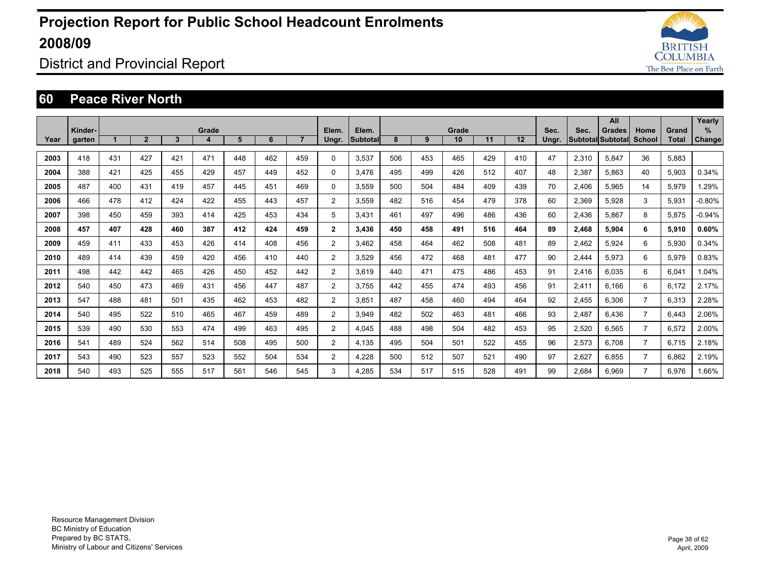# Projection Report for Public School Headcount Enrolments 2008/09

District and Provincial Report

## 60 Peace River North

| Year | Kinder-garten | Grade 1 | 2 | 3 | 4 | 5 | 6 | 7 | Elem. Ungr. | Elem. Subtotal | Grade 8 | 9 | 10 | 11 | 12 | Sec. Ungr. | Sec. Subtotal | All Grades Subtotal | Home School | Grand Total | Yearly % Change |
|---|---|---|---|---|---|---|---|---|---|---|---|---|---|---|---|---|---|---|---|---|---|
| 2003 | 418 | 431 | 427 | 421 | 471 | 448 | 462 | 459 | 0 | 3,537 | 506 | 453 | 465 | 429 | 410 | 47 | 2,310 | 5,847 | 36 | 5,883 | |
| 2004 | 388 | 421 | 425 | 455 | 429 | 457 | 449 | 452 | 0 | 3,476 | 495 | 499 | 426 | 512 | 407 | 48 | 2,387 | 5,863 | 40 | 5,903 | 0.34% |
| 2005 | 487 | 400 | 431 | 419 | 457 | 445 | 451 | 469 | 0 | 3,559 | 500 | 504 | 484 | 409 | 439 | 70 | 2,406 | 5,965 | 14 | 5,979 | 1.29% |
| 2006 | 466 | 478 | 412 | 424 | 422 | 455 | 443 | 457 | 2 | 3,559 | 482 | 516 | 454 | 479 | 378 | 60 | 2,369 | 5,928 | 3 | 5,931 | -0.80% |
| 2007 | 398 | 450 | 459 | 393 | 414 | 425 | 453 | 434 | 5 | 3,431 | 461 | 497 | 496 | 486 | 436 | 60 | 2,436 | 5,867 | 8 | 5,875 | -0.94% |
| **2008** | **457** | **407** | **428** | **460** | **387** | **412** | **424** | **459** | **2** | **3,436** | **450** | **458** | **491** | **516** | **464** | **89** | **2,468** | **5,904** | **6** | **5,910** | **0.60%** |
| 2009 | 459 | 411 | 433 | 453 | 426 | 414 | 408 | 456 | 2 | 3,462 | 458 | 464 | 462 | 508 | 481 | 89 | 2,462 | 5,924 | 6 | 5,930 | 0.34% |
| 2010 | 489 | 414 | 439 | 459 | 420 | 456 | 410 | 440 | 2 | 3,529 | 456 | 472 | 468 | 481 | 477 | 90 | 2,444 | 5,973 | 6 | 5,979 | 0.83% |
| 2011 | 498 | 442 | 442 | 465 | 426 | 450 | 452 | 442 | 2 | 3,619 | 440 | 471 | 475 | 486 | 453 | 91 | 2,416 | 6,035 | 6 | 6,041 | 1.04% |
| 2012 | 540 | 450 | 473 | 469 | 431 | 456 | 447 | 487 | 2 | 3,755 | 442 | 455 | 474 | 493 | 456 | 91 | 2,411 | 6,166 | 6 | 6,172 | 2.17% |
| 2013 | 547 | 488 | 481 | 501 | 435 | 462 | 453 | 482 | 2 | 3,851 | 487 | 458 | 460 | 494 | 464 | 92 | 2,455 | 6,306 | 7 | 6,313 | 2.28% |
| 2014 | 540 | 495 | 522 | 510 | 465 | 467 | 459 | 489 | 2 | 3,949 | 482 | 502 | 463 | 481 | 466 | 93 | 2,487 | 6,436 | 7 | 6,443 | 2.06% |
| 2015 | 539 | 490 | 530 | 553 | 474 | 499 | 463 | 495 | 2 | 4,045 | 488 | 498 | 504 | 482 | 453 | 95 | 2,520 | 6,565 | 7 | 6,572 | 2.00% |
| 2016 | 541 | 489 | 524 | 562 | 514 | 508 | 495 | 500 | 2 | 4,135 | 495 | 504 | 501 | 522 | 455 | 96 | 2,573 | 6,708 | 7 | 6,715 | 2.18% |
| 2017 | 543 | 490 | 523 | 557 | 523 | 552 | 504 | 534 | 2 | 4,228 | 500 | 512 | 507 | 521 | 490 | 97 | 2,627 | 6,855 | 7 | 6,862 | 2.19% |
| 2018 | 540 | 493 | 525 | 555 | 517 | 561 | 546 | 545 | 3 | 4,285 | 534 | 517 | 515 | 528 | 491 | 99 | 2,684 | 6,969 | 7 | 6,976 | 1.66% |

Resource Management Division
BC Ministry of Education
Prepared by BC STATS,
Ministry of Labour and Citizens' Services

April, 2009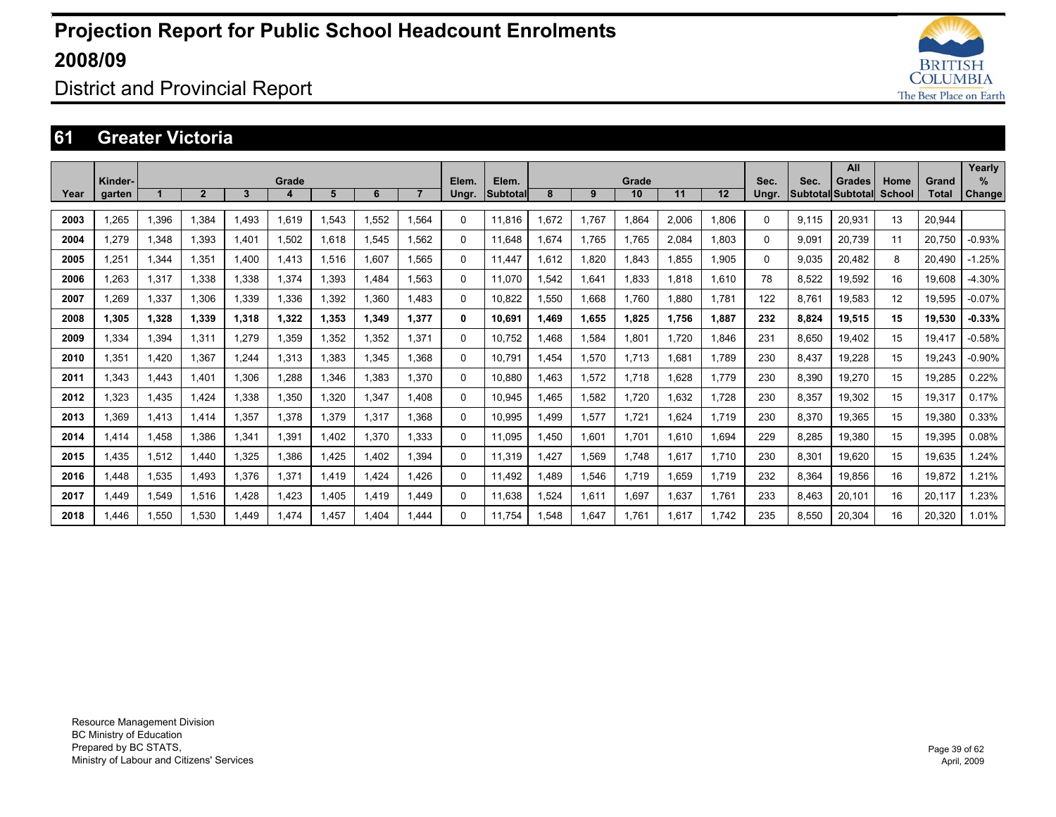# Projection Report for Public School Headcount Enrolments 2008/09

District and Provincial Report

## 61 Greater Victoria

| Year | Kinder-garten | Grade 1 | 2 | 3 | 4 | 5 | 6 | 7 | Elem. Ungr. | Elem. Subtotal | Grade 8 | 9 | 10 | 11 | 12 | Sec. Ungr. | Sec. Subtotal | All Grades Subtotal | Home School | Grand Total | Yearly % Change |
|---|---|---|---|---|---|---|---|---|---|---|---|---|---|---|---|---|---|---|---|---|---|
| 2003 | 1,265 | 1,396 | 1,384 | 1,493 | 1,619 | 1,543 | 1,552 | 1,564 | 0 | 11,816 | 1,672 | 1,767 | 1,864 | 2,006 | 1,806 | 0 | 9,115 | 20,931 | 13 | 20,944 | |
| 2004 | 1,279 | 1,348 | 1,393 | 1,401 | 1,502 | 1,618 | 1,545 | 1,562 | 0 | 11,648 | 1,674 | 1,765 | 1,765 | 2,084 | 1,803 | 0 | 9,091 | 20,739 | 11 | 20,750 | -0.93% |
| 2005 | 1,251 | 1,344 | 1,351 | 1,400 | 1,413 | 1,516 | 1,607 | 1,565 | 0 | 11,447 | 1,612 | 1,820 | 1,843 | 1,855 | 1,905 | 0 | 9,035 | 20,482 | 8 | 20,490 | -1.25% |
| 2006 | 1,263 | 1,317 | 1,338 | 1,338 | 1,374 | 1,393 | 1,484 | 1,563 | 0 | 11,070 | 1,542 | 1,641 | 1,833 | 1,818 | 1,610 | 78 | 8,522 | 19,592 | 16 | 19,608 | -4.30% |
| 2007 | 1,269 | 1,337 | 1,306 | 1,339 | 1,336 | 1,392 | 1,360 | 1,483 | 0 | 10,822 | 1,550 | 1,668 | 1,760 | 1,880 | 1,781 | 122 | 8,761 | 19,583 | 12 | 19,595 | -0.07% |
| **2008** | **1,305** | **1,328** | **1,339** | **1,318** | **1,322** | **1,353** | **1,349** | **1,377** | **0** | **10,691** | **1,469** | **1,655** | **1,825** | **1,756** | **1,887** | **232** | **8,824** | **19,515** | **15** | **19,530** | **-0.33%** |
| 2009 | 1,334 | 1,394 | 1,311 | 1,279 | 1,359 | 1,352 | 1,352 | 1,371 | 0 | 10,752 | 1,468 | 1,584 | 1,801 | 1,720 | 1,846 | 231 | 8,650 | 19,402 | 15 | 19,417 | -0.58% |
| 2010 | 1,351 | 1,420 | 1,367 | 1,244 | 1,313 | 1,383 | 1,345 | 1,368 | 0 | 10,791 | 1,454 | 1,570 | 1,713 | 1,681 | 1,789 | 230 | 8,437 | 19,228 | 15 | 19,243 | -0.90% |
| 2011 | 1,343 | 1,443 | 1,401 | 1,306 | 1,288 | 1,346 | 1,383 | 1,370 | 0 | 10,880 | 1,463 | 1,572 | 1,718 | 1,628 | 1,779 | 230 | 8,390 | 19,270 | 15 | 19,285 | 0.22% |
| 2012 | 1,323 | 1,435 | 1,424 | 1,338 | 1,350 | 1,320 | 1,347 | 1,408 | 0 | 10,945 | 1,465 | 1,582 | 1,720 | 1,632 | 1,728 | 230 | 8,357 | 19,302 | 15 | 19,317 | 0.17% |
| 2013 | 1,369 | 1,413 | 1,414 | 1,357 | 1,378 | 1,379 | 1,317 | 1,368 | 0 | 10,995 | 1,499 | 1,577 | 1,721 | 1,624 | 1,719 | 230 | 8,370 | 19,365 | 15 | 19,380 | 0.33% |
| 2014 | 1,414 | 1,458 | 1,386 | 1,341 | 1,391 | 1,402 | 1,370 | 1,333 | 0 | 11,095 | 1,450 | 1,601 | 1,701 | 1,610 | 1,694 | 229 | 8,285 | 19,380 | 15 | 19,395 | 0.08% |
| 2015 | 1,435 | 1,512 | 1,440 | 1,325 | 1,386 | 1,425 | 1,402 | 1,394 | 0 | 11,319 | 1,427 | 1,569 | 1,748 | 1,617 | 1,710 | 230 | 8,301 | 19,620 | 15 | 19,635 | 1.24% |
| 2016 | 1,448 | 1,535 | 1,493 | 1,376 | 1,371 | 1,419 | 1,424 | 1,426 | 0 | 11,492 | 1,489 | 1,546 | 1,719 | 1,659 | 1,719 | 232 | 8,364 | 19,856 | 16 | 19,872 | 1.21% |
| 2017 | 1,449 | 1,549 | 1,516 | 1,428 | 1,423 | 1,405 | 1,419 | 1,449 | 0 | 11,638 | 1,524 | 1,611 | 1,697 | 1,637 | 1,761 | 233 | 8,463 | 20,101 | 16 | 20,117 | 1.23% |
| 2018 | 1,446 | 1,550 | 1,530 | 1,449 | 1,474 | 1,457 | 1,404 | 1,444 | 0 | 11,754 | 1,548 | 1,647 | 1,761 | 1,617 | 1,742 | 235 | 8,550 | 20,304 | 16 | 20,320 | 1.01% |

Resource Management Division
BC Ministry of Education
Prepared by BC STATS,
Ministry of Labour and Citizens' Services

April, 2009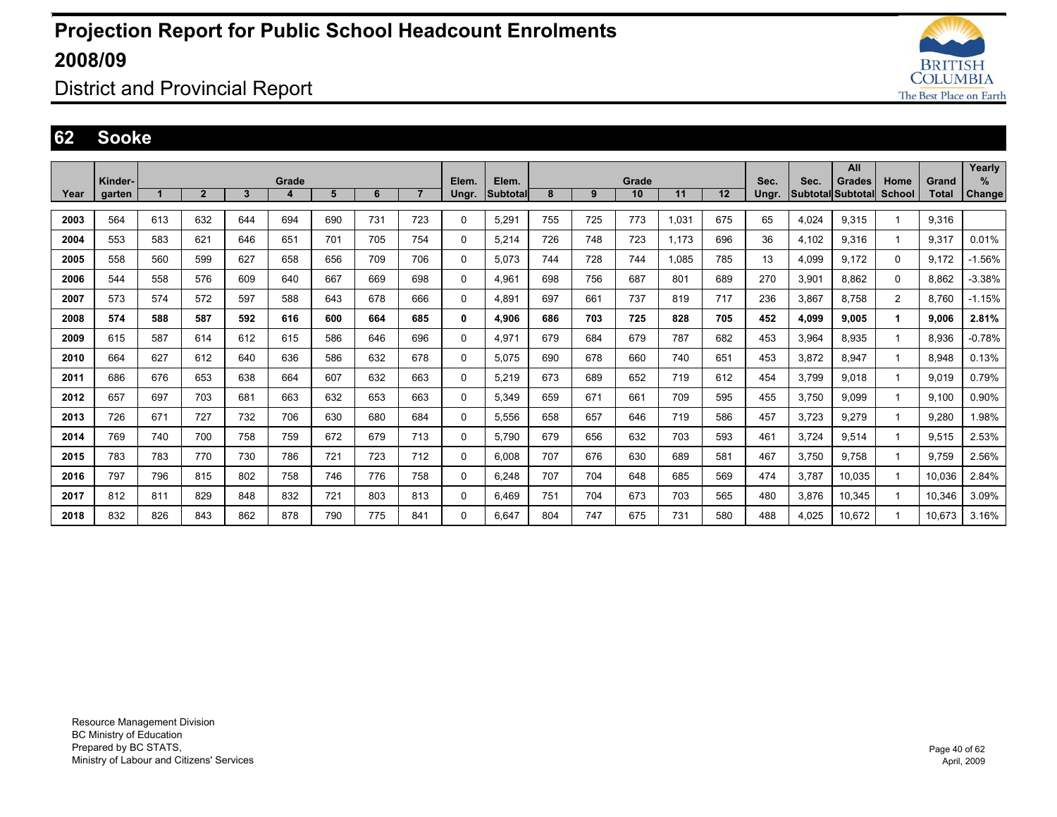# Projection Report for Public School Headcount Enrolments 2008/09

## District and Provincial Report

## 62 Sooke

| Year | Kinder-garten | Grade 1 | 2 | 3 | 4 | 5 | 6 | 7 | Elem. Ungr. | Elem. Subtotal | Grade 8 | 9 | 10 | 11 | 12 | Sec. Ungr. | Sec. Subtotal | All Grades Subtotal | Home School | Grand Total | Yearly % Change |
|---|---|---|---|---|---|---|---|---|---|---|---|---|---|---|---|---|---|---|---|---|---|
| 2003 | 564 | 613 | 632 | 644 | 694 | 690 | 731 | 723 | 0 | 5,291 | 755 | 725 | 773 | 1,031 | 675 | 65 | 4,024 | 9,315 | 1 | 9,316 | |
| 2004 | 553 | 583 | 621 | 646 | 651 | 701 | 705 | 754 | 0 | 5,214 | 726 | 748 | 723 | 1,173 | 696 | 36 | 4,102 | 9,316 | 1 | 9,317 | 0.01% |
| 2005 | 558 | 560 | 599 | 627 | 658 | 656 | 709 | 706 | 0 | 5,073 | 744 | 728 | 744 | 1,085 | 785 | 13 | 4,099 | 9,172 | 0 | 9,172 | -1.56% |
| 2006 | 544 | 558 | 576 | 609 | 640 | 667 | 669 | 698 | 0 | 4,961 | 698 | 756 | 687 | 801 | 689 | 270 | 3,901 | 8,862 | 0 | 8,862 | -3.38% |
| 2007 | 573 | 574 | 572 | 597 | 588 | 643 | 678 | 666 | 0 | 4,891 | 697 | 661 | 737 | 819 | 717 | 236 | 3,867 | 8,758 | 2 | 8,760 | -1.15% |
| **2008** | **574** | **588** | **587** | **592** | **616** | **600** | **664** | **685** | **0** | **4,906** | **686** | **703** | **725** | **828** | **705** | **452** | **4,099** | **9,005** | **1** | **9,006** | **2.81%** |
| 2009 | 615 | 587 | 614 | 612 | 615 | 586 | 646 | 696 | 0 | 4,971 | 679 | 684 | 679 | 787 | 682 | 453 | 3,964 | 8,935 | 1 | 8,936 | -0.78% |
| 2010 | 664 | 627 | 612 | 640 | 636 | 586 | 632 | 678 | 0 | 5,075 | 690 | 678 | 660 | 740 | 651 | 453 | 3,872 | 8,947 | 1 | 8,948 | 0.13% |
| 2011 | 686 | 676 | 653 | 638 | 664 | 607 | 632 | 663 | 0 | 5,219 | 673 | 689 | 652 | 719 | 612 | 454 | 3,799 | 9,018 | 1 | 9,019 | 0.79% |
| 2012 | 657 | 697 | 703 | 681 | 663 | 632 | 653 | 663 | 0 | 5,349 | 659 | 671 | 661 | 709 | 595 | 455 | 3,750 | 9,099 | 1 | 9,100 | 0.90% |
| 2013 | 726 | 671 | 727 | 732 | 706 | 630 | 680 | 684 | 0 | 5,556 | 658 | 657 | 646 | 719 | 586 | 457 | 3,723 | 9,279 | 1 | 9,280 | 1.98% |
| 2014 | 769 | 740 | 700 | 758 | 759 | 672 | 679 | 713 | 0 | 5,790 | 679 | 656 | 632 | 703 | 593 | 461 | 3,724 | 9,514 | 1 | 9,515 | 2.53% |
| 2015 | 783 | 783 | 770 | 730 | 786 | 721 | 723 | 712 | 0 | 6,008 | 707 | 676 | 630 | 689 | 581 | 467 | 3,750 | 9,758 | 1 | 9,759 | 2.56% |
| 2016 | 797 | 796 | 815 | 802 | 758 | 746 | 776 | 758 | 0 | 6,248 | 707 | 704 | 648 | 685 | 569 | 474 | 3,787 | 10,035 | 1 | 10,036 | 2.84% |
| 2017 | 812 | 811 | 829 | 848 | 832 | 721 | 803 | 813 | 0 | 6,469 | 751 | 704 | 673 | 703 | 565 | 480 | 3,876 | 10,345 | 1 | 10,346 | 3.09% |
| 2018 | 832 | 826 | 843 | 862 | 878 | 790 | 775 | 841 | 0 | 6,647 | 804 | 747 | 675 | 731 | 580 | 488 | 4,025 | 10,672 | 1 | 10,673 | 3.16% |

Resource Management Division
BC Ministry of Education
Prepared by BC STATS,
Ministry of Labour and Citizens' Services

April, 2009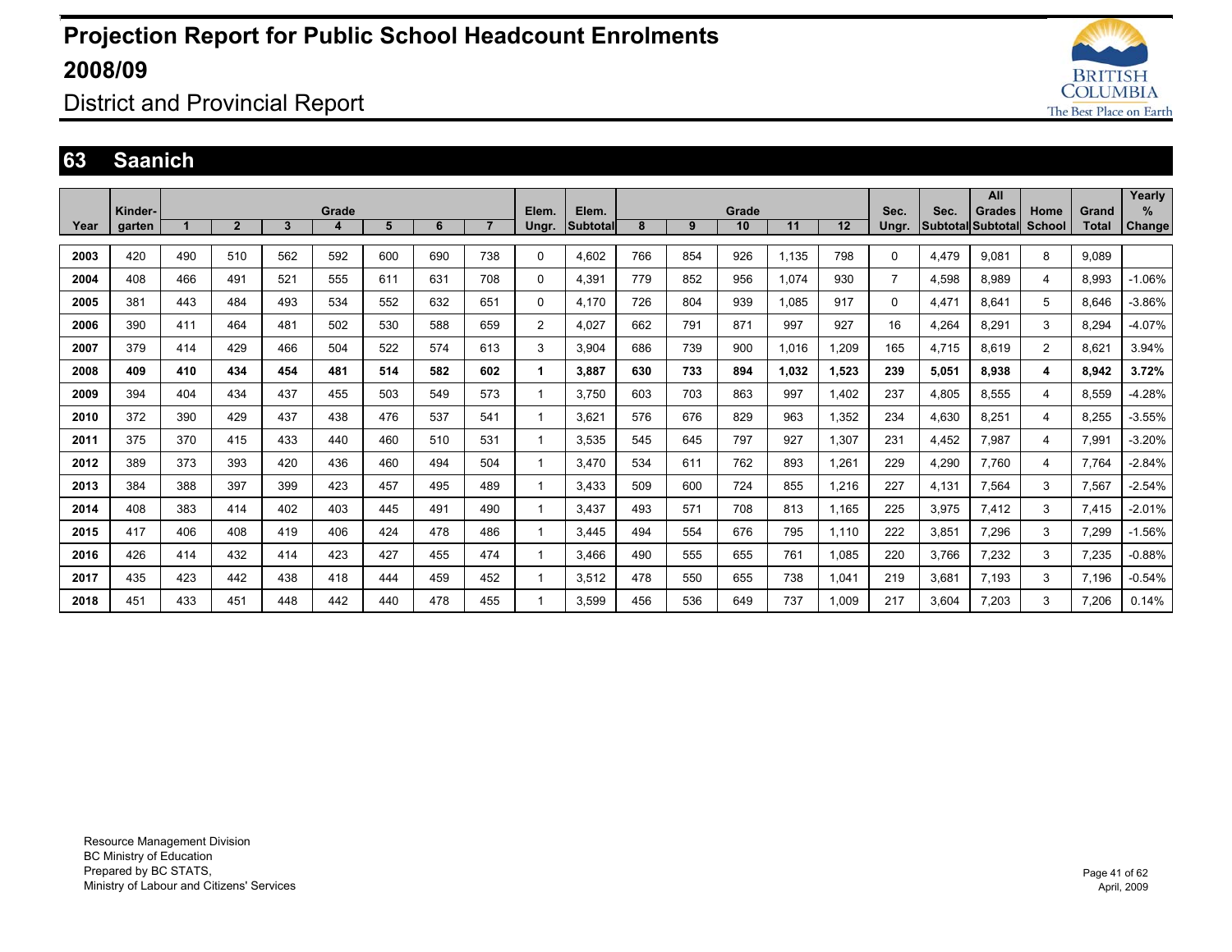# Projection Report for Public School Headcount Enrolments 2008/09

District and Provincial Report

## 63 Saanich

| Year | Kinder-garten | Grade 1 | 2 | 3 | 4 | 5 | 6 | 7 | Elem. Ungr. | Elem. Subtotal | Grade 8 | 9 | 10 | 11 | 12 | Sec. Ungr. | Sec. Subtotal | All Grades Subtotal | Home School | Grand Total | Yearly % Change |
|---|---|---|---|---|---|---|---|---|---|---|---|---|---|---|---|---|---|---|---|---|---|
| 2003 | 420 | 490 | 510 | 562 | 592 | 600 | 690 | 738 | 0 | 4,602 | 766 | 854 | 926 | 1,135 | 798 | 0 | 4,479 | 9,081 | 8 | 9,089 | |
| 2004 | 408 | 466 | 491 | 521 | 555 | 611 | 631 | 708 | 0 | 4,391 | 779 | 852 | 956 | 1,074 | 930 | 7 | 4,598 | 8,989 | 4 | 8,993 | -1.06% |
| 2005 | 381 | 443 | 484 | 493 | 534 | 552 | 632 | 651 | 0 | 4,170 | 726 | 804 | 939 | 1,085 | 917 | 0 | 4,471 | 8,641 | 5 | 8,646 | -3.86% |
| 2006 | 390 | 411 | 464 | 481 | 502 | 530 | 588 | 659 | 2 | 4,027 | 662 | 791 | 871 | 997 | 927 | 16 | 4,264 | 8,291 | 3 | 8,294 | -4.07% |
| 2007 | 379 | 414 | 429 | 466 | 504 | 522 | 574 | 613 | 3 | 3,904 | 686 | 739 | 900 | 1,016 | 1,209 | 165 | 4,715 | 8,619 | 2 | 8,621 | 3.94% |
| **2008** | **409** | **410** | **434** | **454** | **481** | **514** | **582** | **602** | **1** | **3,887** | **630** | **733** | **894** | **1,032** | **1,523** | **239** | **5,051** | **8,938** | **4** | **8,942** | **3.72%** |
| 2009 | 394 | 404 | 434 | 437 | 455 | 503 | 549 | 573 | 1 | 3,750 | 603 | 703 | 863 | 997 | 1,402 | 237 | 4,805 | 8,555 | 4 | 8,559 | -4.28% |
| 2010 | 372 | 390 | 429 | 437 | 438 | 476 | 537 | 541 | 1 | 3,621 | 576 | 676 | 829 | 963 | 1,352 | 234 | 4,630 | 8,251 | 4 | 8,255 | -3.55% |
| 2011 | 375 | 370 | 415 | 433 | 440 | 460 | 510 | 531 | 1 | 3,535 | 545 | 645 | 797 | 927 | 1,307 | 231 | 4,452 | 7,987 | 4 | 7,991 | -3.20% |
| 2012 | 389 | 373 | 393 | 420 | 436 | 460 | 494 | 504 | 1 | 3,470 | 534 | 611 | 762 | 893 | 1,261 | 229 | 4,290 | 7,760 | 4 | 7,764 | -2.84% |
| 2013 | 384 | 388 | 397 | 399 | 423 | 457 | 495 | 489 | 1 | 3,433 | 509 | 600 | 724 | 855 | 1,216 | 227 | 4,131 | 7,564 | 3 | 7,567 | -2.54% |
| 2014 | 408 | 383 | 414 | 402 | 403 | 445 | 491 | 490 | 1 | 3,437 | 493 | 571 | 708 | 813 | 1,165 | 225 | 3,975 | 7,412 | 3 | 7,415 | -2.01% |
| 2015 | 417 | 406 | 408 | 419 | 406 | 424 | 478 | 486 | 1 | 3,445 | 494 | 554 | 676 | 795 | 1,110 | 222 | 3,851 | 7,296 | 3 | 7,299 | -1.56% |
| 2016 | 426 | 414 | 432 | 414 | 423 | 427 | 455 | 474 | 1 | 3,466 | 490 | 555 | 655 | 761 | 1,085 | 220 | 3,766 | 7,232 | 3 | 7,235 | -0.88% |
| 2017 | 435 | 423 | 442 | 438 | 418 | 444 | 459 | 452 | 1 | 3,512 | 478 | 550 | 655 | 738 | 1,041 | 219 | 3,681 | 7,193 | 3 | 7,196 | -0.54% |
| 2018 | 451 | 433 | 451 | 448 | 442 | 440 | 478 | 455 | 1 | 3,599 | 456 | 536 | 649 | 737 | 1,009 | 217 | 3,604 | 7,203 | 3 | 7,206 | 0.14% |

Resource Management Division
BC Ministry of Education
Prepared by BC STATS,
Ministry of Labour and Citizens' Services

April, 2009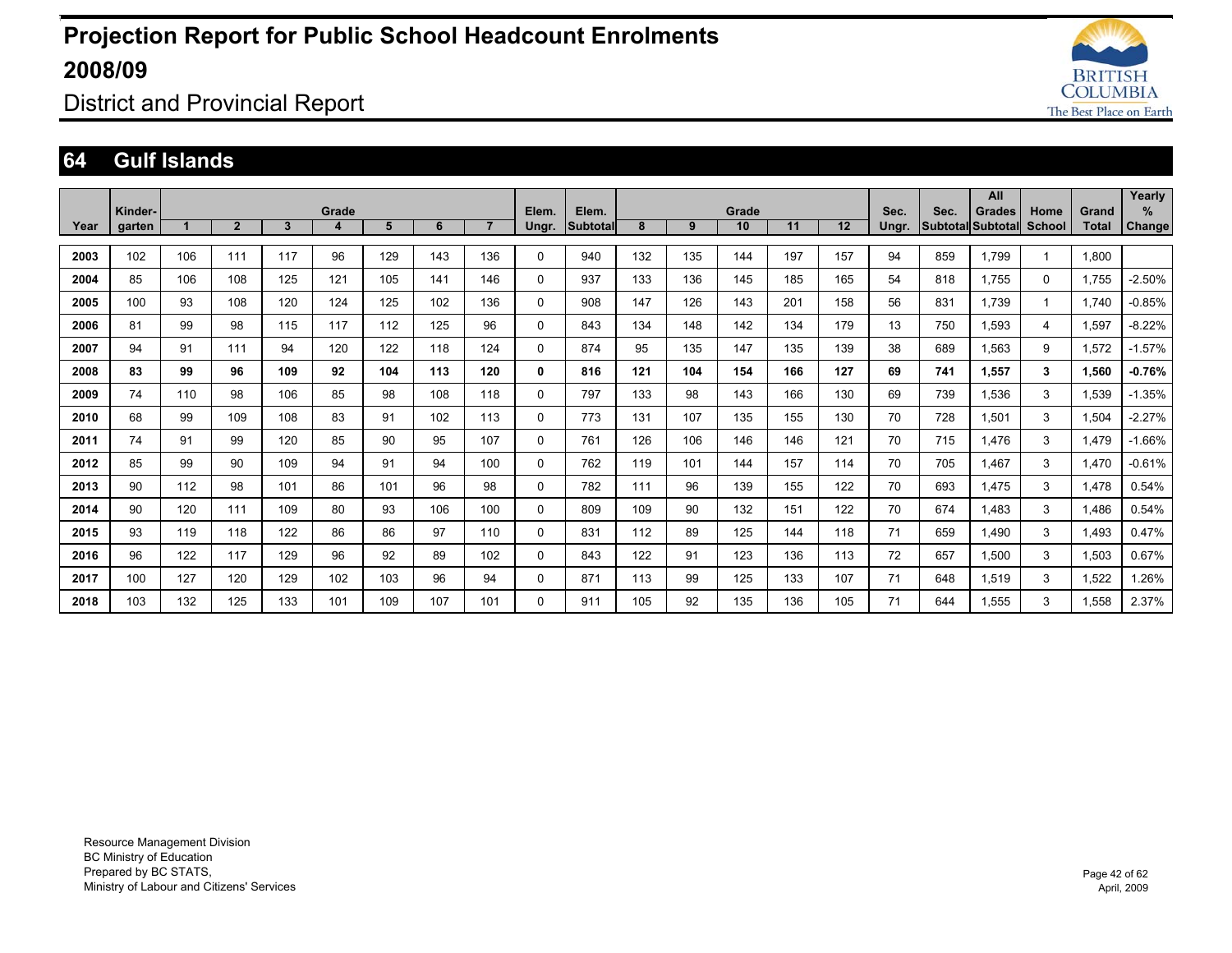# Projection Report for Public School Headcount Enrolments 2008/09

## District and Provincial Report

## 64 Gulf Islands

| Year | Kinder-garten | Grade 1 | 2 | 3 | 4 | 5 | 6 | 7 | Elem. Ungr. | Elem. Subtotal | Grade 8 | 9 | 10 | 11 | 12 | Sec. Ungr. | Sec. Subtotal | All Grades Subtotal | Home School | Grand Total | Yearly % Change |
|---|---|---|---|---|---|---|---|---|---|---|---|---|---|---|---|---|---|---|---|---|---|
| 2003 | 102 | 106 | 111 | 117 | 96 | 129 | 143 | 136 | 0 | 940 | 132 | 135 | 144 | 197 | 157 | 94 | 859 | 1,799 | 1 | 1,800 | |
| 2004 | 85 | 106 | 108 | 125 | 121 | 105 | 141 | 146 | 0 | 937 | 133 | 136 | 145 | 185 | 165 | 54 | 818 | 1,755 | 0 | 1,755 | -2.50% |
| 2005 | 100 | 93 | 108 | 120 | 124 | 125 | 102 | 136 | 0 | 908 | 147 | 126 | 143 | 201 | 158 | 56 | 831 | 1,739 | 1 | 1,740 | -0.85% |
| 2006 | 81 | 99 | 98 | 115 | 117 | 112 | 125 | 96 | 0 | 843 | 134 | 148 | 142 | 134 | 179 | 13 | 750 | 1,593 | 4 | 1,597 | -8.22% |
| 2007 | 94 | 91 | 111 | 94 | 120 | 122 | 118 | 124 | 0 | 874 | 95 | 135 | 147 | 135 | 139 | 38 | 689 | 1,563 | 9 | 1,572 | -1.57% |
| **2008** | **83** | **99** | **96** | **109** | **92** | **104** | **113** | **120** | **0** | **816** | **121** | **104** | **154** | **166** | **127** | **69** | **741** | **1,557** | **3** | **1,560** | **-0.76%** |
| 2009 | 74 | 110 | 98 | 106 | 85 | 98 | 108 | 118 | 0 | 797 | 133 | 98 | 143 | 166 | 130 | 69 | 739 | 1,536 | 3 | 1,539 | -1.35% |
| 2010 | 68 | 99 | 109 | 108 | 83 | 91 | 102 | 113 | 0 | 773 | 131 | 107 | 135 | 155 | 130 | 70 | 728 | 1,501 | 3 | 1,504 | -2.27% |
| 2011 | 74 | 91 | 99 | 120 | 85 | 90 | 95 | 107 | 0 | 761 | 126 | 106 | 146 | 146 | 121 | 70 | 715 | 1,476 | 3 | 1,479 | -1.66% |
| 2012 | 85 | 99 | 90 | 109 | 94 | 91 | 94 | 100 | 0 | 762 | 119 | 101 | 144 | 157 | 114 | 70 | 705 | 1,467 | 3 | 1,470 | -0.61% |
| 2013 | 90 | 112 | 98 | 101 | 86 | 101 | 96 | 98 | 0 | 782 | 111 | 96 | 139 | 155 | 122 | 70 | 693 | 1,475 | 3 | 1,478 | 0.54% |
| 2014 | 90 | 120 | 111 | 109 | 80 | 93 | 106 | 100 | 0 | 809 | 109 | 90 | 132 | 151 | 122 | 70 | 674 | 1,483 | 3 | 1,486 | 0.54% |
| 2015 | 93 | 119 | 118 | 122 | 86 | 86 | 97 | 110 | 0 | 831 | 112 | 89 | 125 | 144 | 118 | 71 | 659 | 1,490 | 3 | 1,493 | 0.47% |
| 2016 | 96 | 122 | 117 | 129 | 96 | 92 | 89 | 102 | 0 | 843 | 122 | 91 | 123 | 136 | 113 | 72 | 657 | 1,500 | 3 | 1,503 | 0.67% |
| 2017 | 100 | 127 | 120 | 129 | 102 | 103 | 96 | 94 | 0 | 871 | 113 | 99 | 125 | 133 | 107 | 71 | 648 | 1,519 | 3 | 1,522 | 1.26% |
| 2018 | 103 | 132 | 125 | 133 | 101 | 109 | 107 | 101 | 0 | 911 | 105 | 92 | 135 | 136 | 105 | 71 | 644 | 1,555 | 3 | 1,558 | 2.37% |

Resource Management Division
BC Ministry of Education
Prepared by BC STATS,
Ministry of Labour and Citizens' Services

April, 2009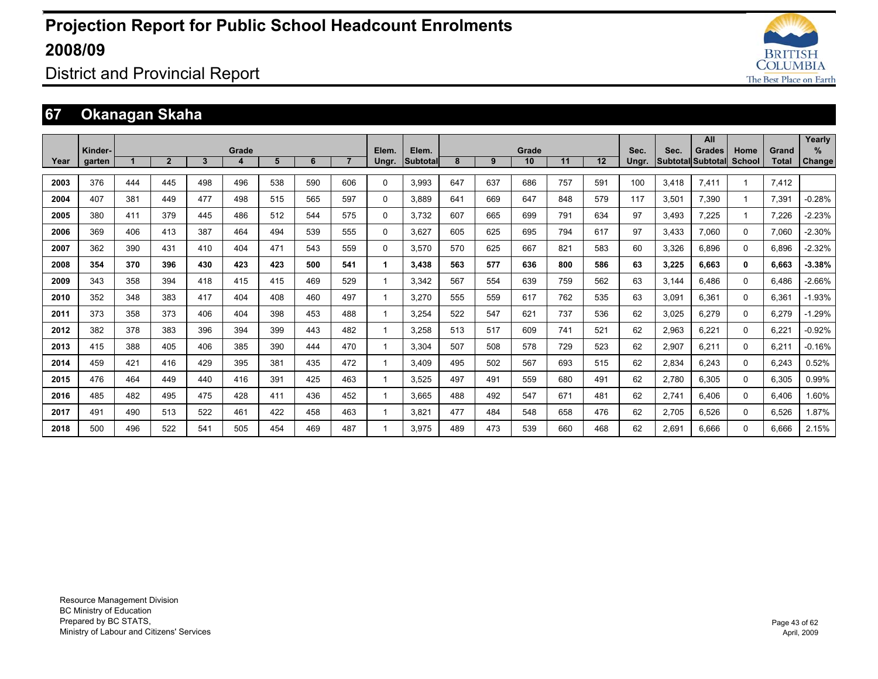# Projection Report for Public School Headcount Enrolments 2008/09

District and Provincial Report

## 67 Okanagan Skaha

| Year | Kinder-garten | Grade 1 | 2 | 3 | 4 | 5 | 6 | 7 | Elem. Ungr. | Elem. Subtotal | Grade 8 | 9 | 10 | 11 | 12 | Sec. Ungr. | Sec. Subtotal | All Grades Subtotal | Home School | Grand Total | Yearly % Change |
|---|---|---|---|---|---|---|---|---|---|---|---|---|---|---|---|---|---|---|---|---|---|
| 2003 | 376 | 444 | 445 | 498 | 496 | 538 | 590 | 606 | 0 | 3,993 | 647 | 637 | 686 | 757 | 591 | 100 | 3,418 | 7,411 | 1 | 7,412 | |
| 2004 | 407 | 381 | 449 | 477 | 498 | 515 | 565 | 597 | 0 | 3,889 | 641 | 669 | 647 | 848 | 579 | 117 | 3,501 | 7,390 | 1 | 7,391 | -0.28% |
| 2005 | 380 | 411 | 379 | 445 | 486 | 512 | 544 | 575 | 0 | 3,732 | 607 | 665 | 699 | 791 | 634 | 97 | 3,493 | 7,225 | 1 | 7,226 | -2.23% |
| 2006 | 369 | 406 | 413 | 387 | 464 | 494 | 539 | 555 | 0 | 3,627 | 605 | 625 | 695 | 794 | 617 | 97 | 3,433 | 7,060 | 0 | 7,060 | -2.30% |
| 2007 | 362 | 390 | 431 | 410 | 404 | 471 | 543 | 559 | 0 | 3,570 | 570 | 625 | 667 | 821 | 583 | 60 | 3,326 | 6,896 | 0 | 6,896 | -2.32% |
| **2008** | **354** | **370** | **396** | **430** | **423** | **423** | **500** | **541** | **1** | **3,438** | **563** | **577** | **636** | **800** | **586** | **63** | **3,225** | **6,663** | **0** | **6,663** | **-3.38%** |
| 2009 | 343 | 358 | 394 | 418 | 415 | 415 | 469 | 529 | 1 | 3,342 | 567 | 554 | 639 | 759 | 562 | 63 | 3,144 | 6,486 | 0 | 6,486 | -2.66% |
| 2010 | 352 | 348 | 383 | 417 | 404 | 408 | 460 | 497 | 1 | 3,270 | 555 | 559 | 617 | 762 | 535 | 63 | 3,091 | 6,361 | 0 | 6,361 | -1.93% |
| 2011 | 373 | 358 | 373 | 406 | 404 | 398 | 453 | 488 | 1 | 3,254 | 522 | 547 | 621 | 737 | 536 | 62 | 3,025 | 6,279 | 0 | 6,279 | -1.29% |
| 2012 | 382 | 378 | 383 | 396 | 394 | 399 | 443 | 482 | 1 | 3,258 | 513 | 517 | 609 | 741 | 521 | 62 | 2,963 | 6,221 | 0 | 6,221 | -0.92% |
| 2013 | 415 | 388 | 405 | 406 | 385 | 390 | 444 | 470 | 1 | 3,304 | 507 | 508 | 578 | 729 | 523 | 62 | 2,907 | 6,211 | 0 | 6,211 | -0.16% |
| 2014 | 459 | 421 | 416 | 429 | 395 | 381 | 435 | 472 | 1 | 3,409 | 495 | 502 | 567 | 693 | 515 | 62 | 2,834 | 6,243 | 0 | 6,243 | 0.52% |
| 2015 | 476 | 464 | 449 | 440 | 416 | 391 | 425 | 463 | 1 | 3,525 | 497 | 491 | 559 | 680 | 491 | 62 | 2,780 | 6,305 | 0 | 6,305 | 0.99% |
| 2016 | 485 | 482 | 495 | 475 | 428 | 411 | 436 | 452 | 1 | 3,665 | 488 | 492 | 547 | 671 | 481 | 62 | 2,741 | 6,406 | 0 | 6,406 | 1.60% |
| 2017 | 491 | 490 | 513 | 522 | 461 | 422 | 458 | 463 | 1 | 3,821 | 477 | 484 | 548 | 658 | 476 | 62 | 2,705 | 6,526 | 0 | 6,526 | 1.87% |
| 2018 | 500 | 496 | 522 | 541 | 505 | 454 | 469 | 487 | 1 | 3,975 | 489 | 473 | 539 | 660 | 468 | 62 | 2,691 | 6,666 | 0 | 6,666 | 2.15% |

Resource Management Division
BC Ministry of Education
Prepared by BC STATS,
Ministry of Labour and Citizens' Services

April, 2009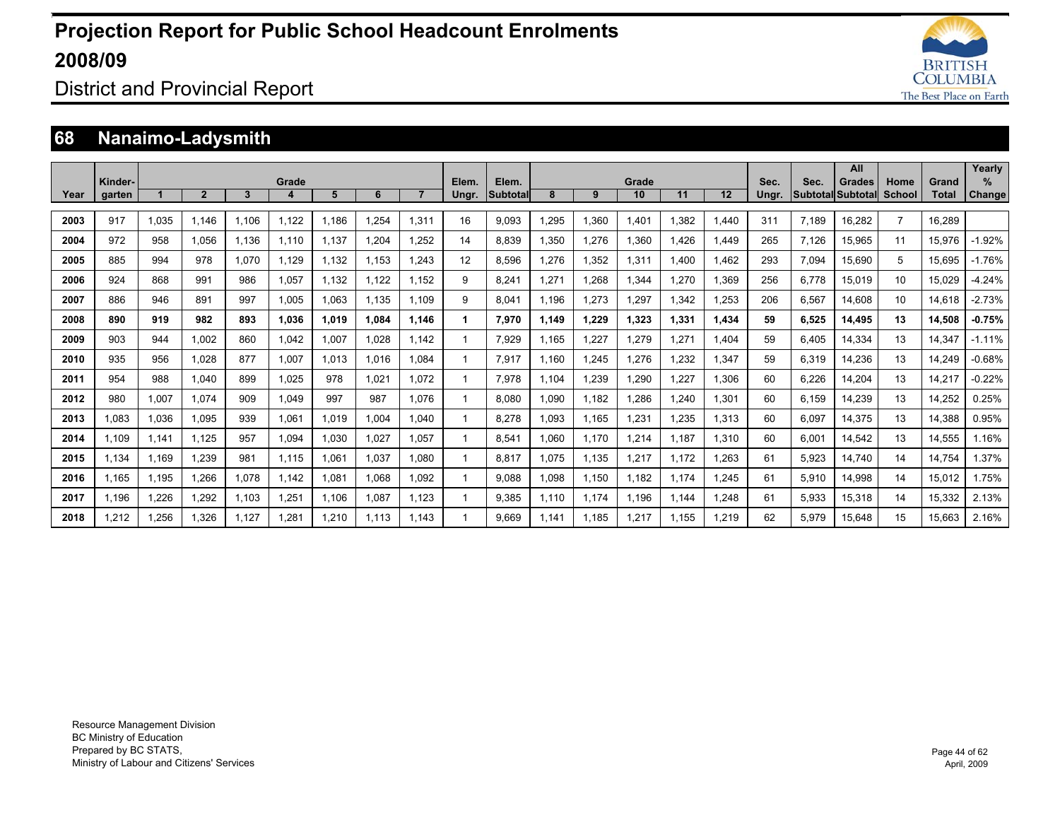# Projection Report for Public School Headcount Enrolments 2008/09

District and Provincial Report

## 68 Nanaimo-Ladysmith

| Year | Kinder-garten | Grade 1 | 2 | 3 | 4 | 5 | 6 | 7 | Elem. Ungr. | Elem. Subtotal | Grade 8 | 9 | 10 | 11 | 12 | Sec. Ungr. | Sec. Subtotal | All Grades Subtotal | Home School | Grand Total | Yearly % Change |
|---|---|---|---|---|---|---|---|---|---|---|---|---|---|---|---|---|---|---|---|---|---|
| 2003 | 917 | 1,035 | 1,146 | 1,106 | 1,122 | 1,186 | 1,254 | 1,311 | 16 | 9,093 | 1,295 | 1,360 | 1,401 | 1,382 | 1,440 | 311 | 7,189 | 16,282 | 7 | 16,289 | |
| 2004 | 972 | 958 | 1,056 | 1,136 | 1,110 | 1,137 | 1,204 | 1,252 | 14 | 8,839 | 1,350 | 1,276 | 1,360 | 1,426 | 1,449 | 265 | 7,126 | 15,965 | 11 | 15,976 | -1.92% |
| 2005 | 885 | 994 | 978 | 1,070 | 1,129 | 1,132 | 1,153 | 1,243 | 12 | 8,596 | 1,276 | 1,352 | 1,311 | 1,400 | 1,462 | 293 | 7,094 | 15,690 | 5 | 15,695 | -1.76% |
| 2006 | 924 | 868 | 991 | 986 | 1,057 | 1,132 | 1,122 | 1,152 | 9 | 8,241 | 1,271 | 1,268 | 1,344 | 1,270 | 1,369 | 256 | 6,778 | 15,019 | 10 | 15,029 | -4.24% |
| 2007 | 886 | 946 | 891 | 997 | 1,005 | 1,063 | 1,135 | 1,109 | 9 | 8,041 | 1,196 | 1,273 | 1,297 | 1,342 | 1,253 | 206 | 6,567 | 14,608 | 10 | 14,618 | -2.73% |
| **2008** | **890** | **919** | **982** | **893** | **1,036** | **1,019** | **1,084** | **1,146** | **1** | **7,970** | **1,149** | **1,229** | **1,323** | **1,331** | **1,434** | **59** | **6,525** | **14,495** | **13** | **14,508** | **-0.75%** |
| 2009 | 903 | 944 | 1,002 | 860 | 1,042 | 1,007 | 1,028 | 1,142 | 1 | 7,929 | 1,165 | 1,227 | 1,279 | 1,271 | 1,404 | 59 | 6,405 | 14,334 | 13 | 14,347 | -1.11% |
| 2010 | 935 | 956 | 1,028 | 877 | 1,007 | 1,013 | 1,016 | 1,084 | 1 | 7,917 | 1,160 | 1,245 | 1,276 | 1,232 | 1,347 | 59 | 6,319 | 14,236 | 13 | 14,249 | -0.68% |
| 2011 | 954 | 988 | 1,040 | 899 | 1,025 | 978 | 1,021 | 1,072 | 1 | 7,978 | 1,104 | 1,239 | 1,290 | 1,227 | 1,306 | 60 | 6,226 | 14,204 | 13 | 14,217 | -0.22% |
| 2012 | 980 | 1,007 | 1,074 | 909 | 1,049 | 997 | 987 | 1,076 | 1 | 8,080 | 1,090 | 1,182 | 1,286 | 1,240 | 1,301 | 60 | 6,159 | 14,239 | 13 | 14,252 | 0.25% |
| 2013 | 1,083 | 1,036 | 1,095 | 939 | 1,061 | 1,019 | 1,004 | 1,040 | 1 | 8,278 | 1,093 | 1,165 | 1,231 | 1,235 | 1,313 | 60 | 6,097 | 14,375 | 13 | 14,388 | 0.95% |
| 2014 | 1,109 | 1,141 | 1,125 | 957 | 1,094 | 1,030 | 1,027 | 1,057 | 1 | 8,541 | 1,060 | 1,170 | 1,214 | 1,187 | 1,310 | 60 | 6,001 | 14,542 | 13 | 14,555 | 1.16% |
| 2015 | 1,134 | 1,169 | 1,239 | 981 | 1,115 | 1,061 | 1,037 | 1,080 | 1 | 8,817 | 1,075 | 1,135 | 1,217 | 1,172 | 1,263 | 61 | 5,923 | 14,740 | 14 | 14,754 | 1.37% |
| 2016 | 1,165 | 1,195 | 1,266 | 1,078 | 1,142 | 1,081 | 1,068 | 1,092 | 1 | 9,088 | 1,098 | 1,150 | 1,182 | 1,174 | 1,245 | 61 | 5,910 | 14,998 | 14 | 15,012 | 1.75% |
| 2017 | 1,196 | 1,226 | 1,292 | 1,103 | 1,251 | 1,106 | 1,087 | 1,123 | 1 | 9,385 | 1,110 | 1,174 | 1,196 | 1,144 | 1,248 | 61 | 5,933 | 15,318 | 14 | 15,332 | 2.13% |
| 2018 | 1,212 | 1,256 | 1,326 | 1,127 | 1,281 | 1,210 | 1,113 | 1,143 | 1 | 9,669 | 1,141 | 1,185 | 1,217 | 1,155 | 1,219 | 62 | 5,979 | 15,648 | 15 | 15,663 | 2.16% |

Resource Management Division
BC Ministry of Education
Prepared by BC STATS,
Ministry of Labour and Citizens' Services

April, 2009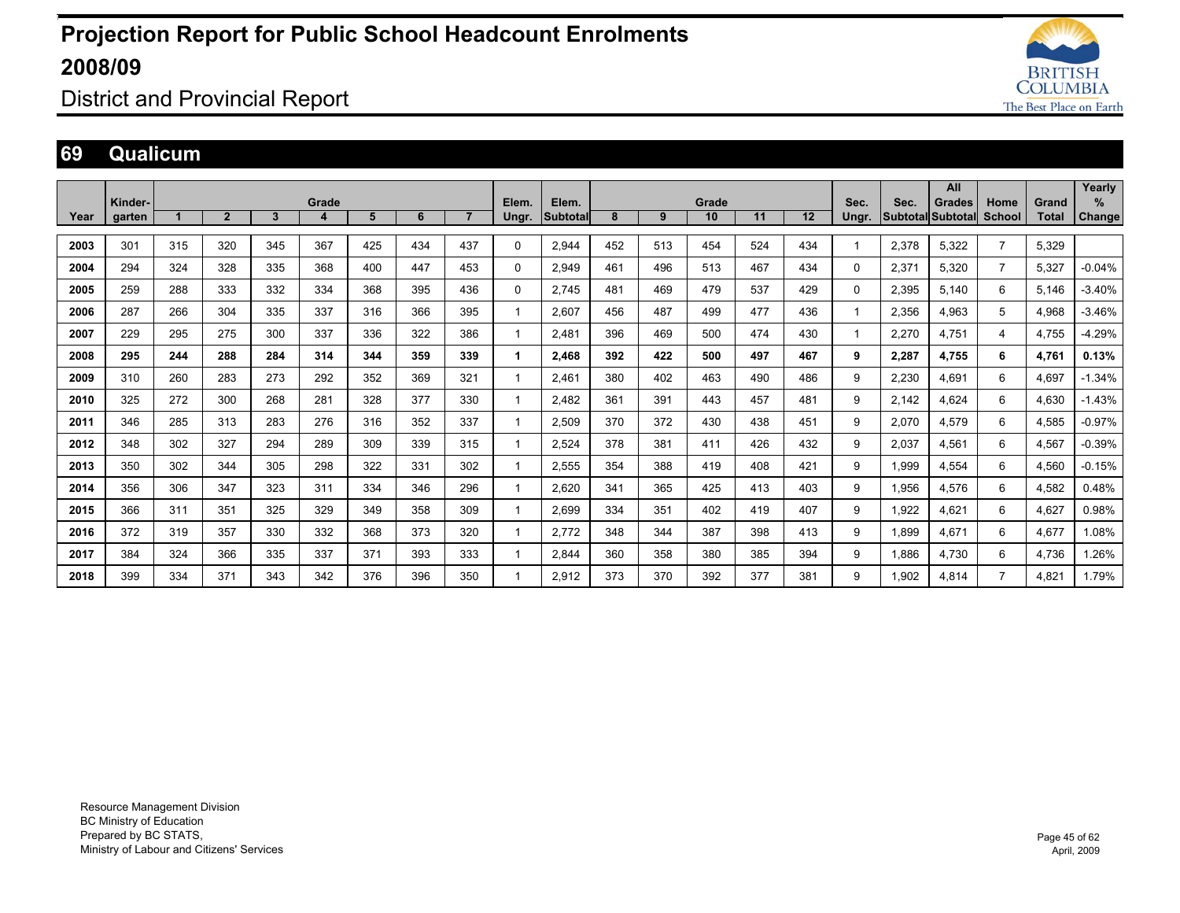# Projection Report for Public School Headcount Enrolments 2008/09

## District and Provincial Report

## 69 Qualicum

| Year | Kinder-garten | Grade 1 | 2 | 3 | 4 | 5 | 6 | 7 | Elem. Ungr. | Elem. Subtotal | Grade 8 | 9 | 10 | 11 | 12 | Sec. Ungr. | Sec. Subtotal | All Grades Subtotal | Home School | Grand Total | Yearly % Change |
|---|---|---|---|---|---|---|---|---|---|---|---|---|---|---|---|---|---|---|---|---|---|
| 2003 | 301 | 315 | 320 | 345 | 367 | 425 | 434 | 437 | 0 | 2,944 | 452 | 513 | 454 | 524 | 434 | 1 | 2,378 | 5,322 | 7 | 5,329 | |
| 2004 | 294 | 324 | 328 | 335 | 368 | 400 | 447 | 453 | 0 | 2,949 | 461 | 496 | 513 | 467 | 434 | 0 | 2,371 | 5,320 | 7 | 5,327 | -0.04% |
| 2005 | 259 | 288 | 333 | 332 | 334 | 368 | 395 | 436 | 0 | 2,745 | 481 | 469 | 479 | 537 | 429 | 0 | 2,395 | 5,140 | 6 | 5,146 | -3.40% |
| 2006 | 287 | 266 | 304 | 335 | 337 | 316 | 366 | 395 | 1 | 2,607 | 456 | 487 | 499 | 477 | 436 | 1 | 2,356 | 4,963 | 5 | 4,968 | -3.46% |
| 2007 | 229 | 295 | 275 | 300 | 337 | 336 | 322 | 386 | 1 | 2,481 | 396 | 469 | 500 | 474 | 430 | 1 | 2,270 | 4,751 | 4 | 4,755 | -4.29% |
| **2008** | **295** | **244** | **288** | **284** | **314** | **344** | **359** | **339** | **1** | **2,468** | **392** | **422** | **500** | **497** | **467** | **9** | **2,287** | **4,755** | **6** | **4,761** | **0.13%** |
| 2009 | 310 | 260 | 283 | 273 | 292 | 352 | 369 | 321 | 1 | 2,461 | 380 | 402 | 463 | 490 | 486 | 9 | 2,230 | 4,691 | 6 | 4,697 | -1.34% |
| 2010 | 325 | 272 | 300 | 268 | 281 | 328 | 377 | 330 | 1 | 2,482 | 361 | 391 | 443 | 457 | 481 | 9 | 2,142 | 4,624 | 6 | 4,630 | -1.43% |
| 2011 | 346 | 285 | 313 | 283 | 276 | 316 | 352 | 337 | 1 | 2,509 | 370 | 372 | 430 | 438 | 451 | 9 | 2,070 | 4,579 | 6 | 4,585 | -0.97% |
| 2012 | 348 | 302 | 327 | 294 | 289 | 309 | 339 | 315 | 1 | 2,524 | 378 | 381 | 411 | 426 | 432 | 9 | 2,037 | 4,561 | 6 | 4,567 | -0.39% |
| 2013 | 350 | 302 | 344 | 305 | 298 | 322 | 331 | 302 | 1 | 2,555 | 354 | 388 | 419 | 408 | 421 | 9 | 1,999 | 4,554 | 6 | 4,560 | -0.15% |
| 2014 | 356 | 306 | 347 | 323 | 311 | 334 | 346 | 296 | 1 | 2,620 | 341 | 365 | 425 | 413 | 403 | 9 | 1,956 | 4,576 | 6 | 4,582 | 0.48% |
| 2015 | 366 | 311 | 351 | 325 | 329 | 349 | 358 | 309 | 1 | 2,699 | 334 | 351 | 402 | 419 | 407 | 9 | 1,922 | 4,621 | 6 | 4,627 | 0.98% |
| 2016 | 372 | 319 | 357 | 330 | 332 | 368 | 373 | 320 | 1 | 2,772 | 348 | 344 | 387 | 398 | 413 | 9 | 1,899 | 4,671 | 6 | 4,677 | 1.08% |
| 2017 | 384 | 324 | 366 | 335 | 337 | 371 | 393 | 333 | 1 | 2,844 | 360 | 358 | 380 | 385 | 394 | 9 | 1,886 | 4,730 | 6 | 4,736 | 1.26% |
| 2018 | 399 | 334 | 371 | 343 | 342 | 376 | 396 | 350 | 1 | 2,912 | 373 | 370 | 392 | 377 | 381 | 9 | 1,902 | 4,814 | 7 | 4,821 | 1.79% |

Resource Management Division
BC Ministry of Education
Prepared by BC STATS,
Ministry of Labour and Citizens' Services

April, 2009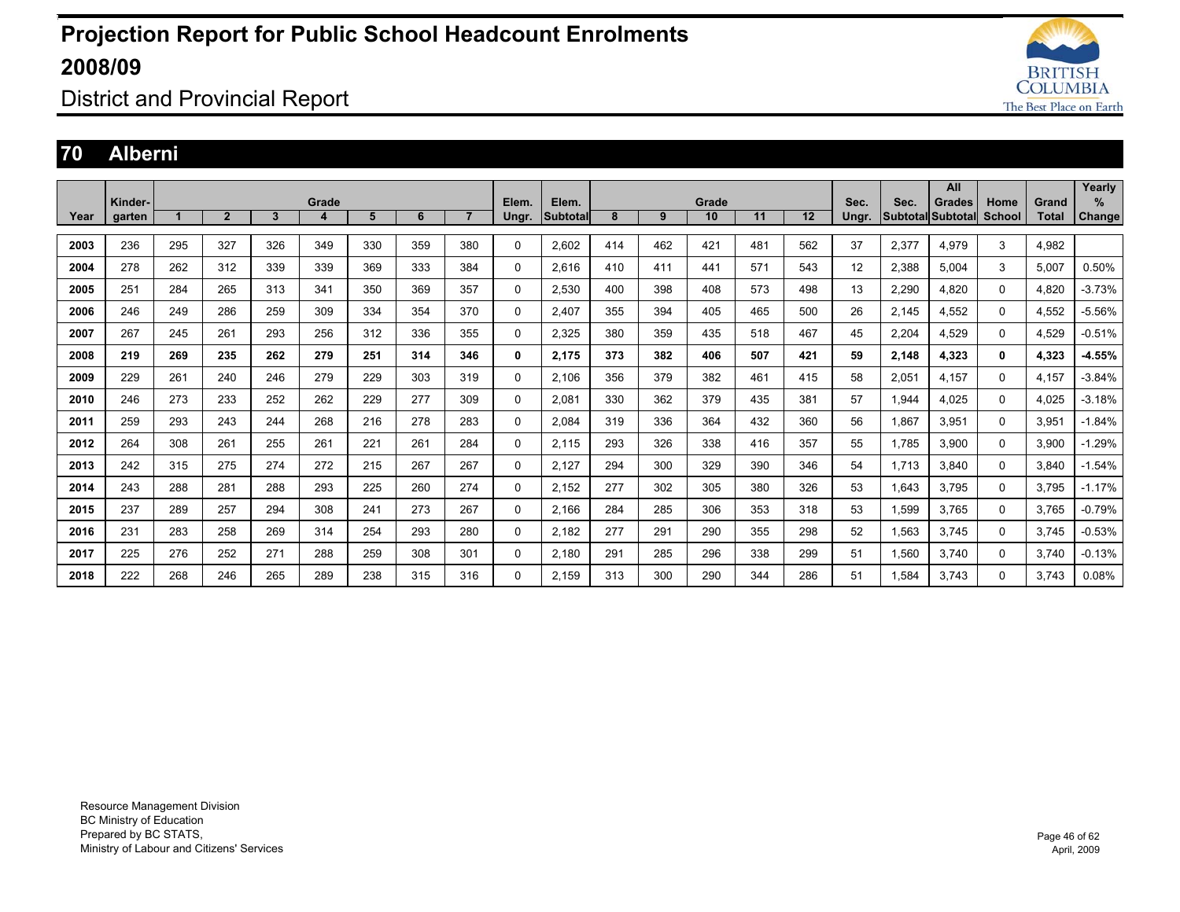# Projection Report for Public School Headcount Enrolments 2008/09

## District and Provincial Report

### 70 Alberni

| Year | Kinder-garten | Grade 1 | 2 | 3 | 4 | 5 | 6 | 7 | Elem. Ungr. | Elem. Subtotal | Grade 8 | 9 | 10 | 11 | 12 | Sec. Ungr. | Sec. Subtotal | All Grades Subtotal | Home School | Grand Total | Yearly % Change |
|---|---|---|---|---|---|---|---|---|---|---|---|---|---|---|---|---|---|---|---|---|---|
| 2003 | 236 | 295 | 327 | 326 | 349 | 330 | 359 | 380 | 0 | 2,602 | 414 | 462 | 421 | 481 | 562 | 37 | 2,377 | 4,979 | 3 | 4,982 | |
| 2004 | 278 | 262 | 312 | 339 | 339 | 369 | 333 | 384 | 0 | 2,616 | 410 | 411 | 441 | 571 | 543 | 12 | 2,388 | 5,004 | 3 | 5,007 | 0.50% |
| 2005 | 251 | 284 | 265 | 313 | 341 | 350 | 369 | 357 | 0 | 2,530 | 400 | 398 | 408 | 573 | 498 | 13 | 2,290 | 4,820 | 0 | 4,820 | -3.73% |
| 2006 | 246 | 249 | 286 | 259 | 309 | 334 | 354 | 370 | 0 | 2,407 | 355 | 394 | 405 | 465 | 500 | 26 | 2,145 | 4,552 | 0 | 4,552 | -5.56% |
| 2007 | 267 | 245 | 261 | 293 | 256 | 312 | 336 | 355 | 0 | 2,325 | 380 | 359 | 435 | 518 | 467 | 45 | 2,204 | 4,529 | 0 | 4,529 | -0.51% |
| **2008** | **219** | **269** | **235** | **262** | **279** | **251** | **314** | **346** | **0** | **2,175** | **373** | **382** | **406** | **507** | **421** | **59** | **2,148** | **4,323** | **0** | **4,323** | **-4.55%** |
| 2009 | 229 | 261 | 240 | 246 | 279 | 229 | 303 | 319 | 0 | 2,106 | 356 | 379 | 382 | 461 | 415 | 58 | 2,051 | 4,157 | 0 | 4,157 | -3.84% |
| 2010 | 246 | 273 | 233 | 252 | 262 | 229 | 277 | 309 | 0 | 2,081 | 330 | 362 | 379 | 435 | 381 | 57 | 1,944 | 4,025 | 0 | 4,025 | -3.18% |
| 2011 | 259 | 293 | 243 | 244 | 268 | 216 | 278 | 283 | 0 | 2,084 | 319 | 336 | 364 | 432 | 360 | 56 | 1,867 | 3,951 | 0 | 3,951 | -1.84% |
| 2012 | 264 | 308 | 261 | 255 | 261 | 221 | 261 | 284 | 0 | 2,115 | 293 | 326 | 338 | 416 | 357 | 55 | 1,785 | 3,900 | 0 | 3,900 | -1.29% |
| 2013 | 242 | 315 | 275 | 274 | 272 | 215 | 267 | 267 | 0 | 2,127 | 294 | 300 | 329 | 390 | 346 | 54 | 1,713 | 3,840 | 0 | 3,840 | -1.54% |
| 2014 | 243 | 288 | 281 | 288 | 293 | 225 | 260 | 274 | 0 | 2,152 | 277 | 302 | 305 | 380 | 326 | 53 | 1,643 | 3,795 | 0 | 3,795 | -1.17% |
| 2015 | 237 | 289 | 257 | 294 | 308 | 241 | 273 | 267 | 0 | 2,166 | 284 | 285 | 306 | 353 | 318 | 53 | 1,599 | 3,765 | 0 | 3,765 | -0.79% |
| 2016 | 231 | 283 | 258 | 269 | 314 | 254 | 293 | 280 | 0 | 2,182 | 277 | 291 | 290 | 355 | 298 | 52 | 1,563 | 3,745 | 0 | 3,745 | -0.53% |
| 2017 | 225 | 276 | 252 | 271 | 288 | 259 | 308 | 301 | 0 | 2,180 | 291 | 285 | 296 | 338 | 299 | 51 | 1,560 | 3,740 | 0 | 3,740 | -0.13% |
| 2018 | 222 | 268 | 246 | 265 | 289 | 238 | 315 | 316 | 0 | 2,159 | 313 | 300 | 290 | 344 | 286 | 51 | 1,584 | 3,743 | 0 | 3,743 | 0.08% |

Resource Management Division
BC Ministry of Education
Prepared by BC STATS,
Ministry of Labour and Citizens' Services

April, 2009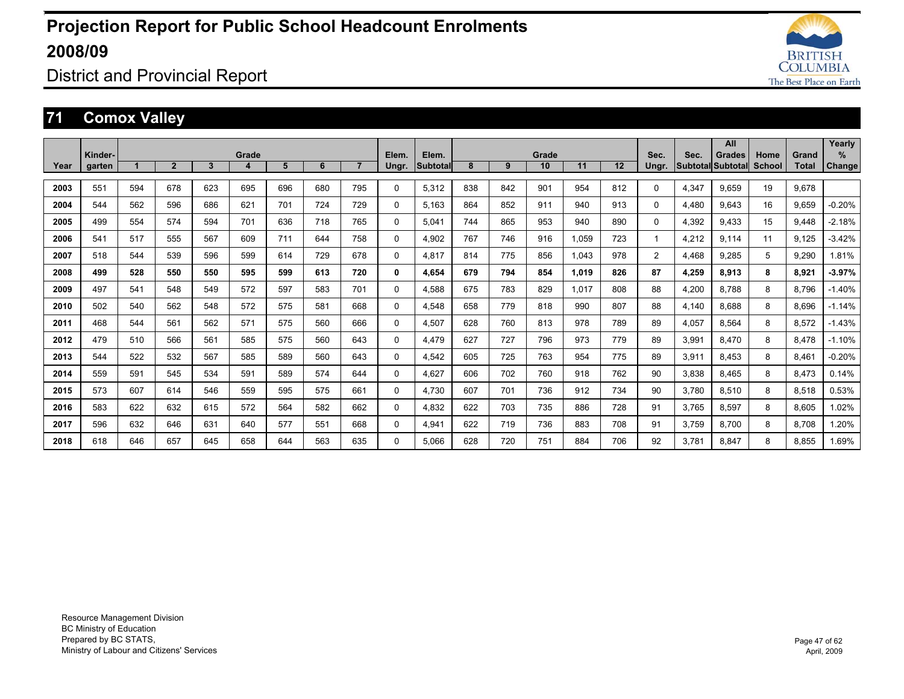# Projection Report for Public School Headcount Enrolments 2008/09

District and Provincial Report

## 71 Comox Valley

| Year | Kinder-garten | Grade 1 | 2 | 3 | 4 | 5 | 6 | 7 | Elem. Ungr. | Elem. Subtotal | Grade 8 | 9 | 10 | 11 | 12 | Sec. Ungr. | Sec. Subtotal | All Grades Subtotal | Home School | Grand Total | Yearly % Change |
|---|---|---|---|---|---|---|---|---|---|---|---|---|---|---|---|---|---|---|---|---|---|
| 2003 | 551 | 594 | 678 | 623 | 695 | 696 | 680 | 795 | 0 | 5,312 | 838 | 842 | 901 | 954 | 812 | 0 | 4,347 | 9,659 | 19 | 9,678 | |
| 2004 | 544 | 562 | 596 | 686 | 621 | 701 | 724 | 729 | 0 | 5,163 | 864 | 852 | 911 | 940 | 913 | 0 | 4,480 | 9,643 | 16 | 9,659 | -0.20% |
| 2005 | 499 | 554 | 574 | 594 | 701 | 636 | 718 | 765 | 0 | 5,041 | 744 | 865 | 953 | 940 | 890 | 0 | 4,392 | 9,433 | 15 | 9,448 | -2.18% |
| 2006 | 541 | 517 | 555 | 567 | 609 | 711 | 644 | 758 | 0 | 4,902 | 767 | 746 | 916 | 1,059 | 723 | 1 | 4,212 | 9,114 | 11 | 9,125 | -3.42% |
| 2007 | 518 | 544 | 539 | 596 | 599 | 614 | 729 | 678 | 0 | 4,817 | 814 | 775 | 856 | 1,043 | 978 | 2 | 4,468 | 9,285 | 5 | 9,290 | 1.81% |
| **2008** | **499** | **528** | **550** | **550** | **595** | **599** | **613** | **720** | **0** | **4,654** | **679** | **794** | **854** | **1,019** | **826** | **87** | **4,259** | **8,913** | **8** | **8,921** | **-3.97%** |
| 2009 | 497 | 541 | 548 | 549 | 572 | 597 | 583 | 701 | 0 | 4,588 | 675 | 783 | 829 | 1,017 | 808 | 88 | 4,200 | 8,788 | 8 | 8,796 | -1.40% |
| 2010 | 502 | 540 | 562 | 548 | 572 | 575 | 581 | 668 | 0 | 4,548 | 658 | 779 | 818 | 990 | 807 | 88 | 4,140 | 8,688 | 8 | 8,696 | -1.14% |
| 2011 | 468 | 544 | 561 | 562 | 571 | 575 | 560 | 666 | 0 | 4,507 | 628 | 760 | 813 | 978 | 789 | 89 | 4,057 | 8,564 | 8 | 8,572 | -1.43% |
| 2012 | 479 | 510 | 566 | 561 | 585 | 575 | 560 | 643 | 0 | 4,479 | 627 | 727 | 796 | 973 | 779 | 89 | 3,991 | 8,470 | 8 | 8,478 | -1.10% |
| 2013 | 544 | 522 | 532 | 567 | 585 | 589 | 560 | 643 | 0 | 4,542 | 605 | 725 | 763 | 954 | 775 | 89 | 3,911 | 8,453 | 8 | 8,461 | -0.20% |
| 2014 | 559 | 591 | 545 | 534 | 591 | 589 | 574 | 644 | 0 | 4,627 | 606 | 702 | 760 | 918 | 762 | 90 | 3,838 | 8,465 | 8 | 8,473 | 0.14% |
| 2015 | 573 | 607 | 614 | 546 | 559 | 595 | 575 | 661 | 0 | 4,730 | 607 | 701 | 736 | 912 | 734 | 90 | 3,780 | 8,510 | 8 | 8,518 | 0.53% |
| 2016 | 583 | 622 | 632 | 615 | 572 | 564 | 582 | 662 | 0 | 4,832 | 622 | 703 | 735 | 886 | 728 | 91 | 3,765 | 8,597 | 8 | 8,605 | 1.02% |
| 2017 | 596 | 632 | 646 | 631 | 640 | 577 | 551 | 668 | 0 | 4,941 | 622 | 719 | 736 | 883 | 708 | 91 | 3,759 | 8,700 | 8 | 8,708 | 1.20% |
| 2018 | 618 | 646 | 657 | 645 | 658 | 644 | 563 | 635 | 0 | 5,066 | 628 | 720 | 751 | 884 | 706 | 92 | 3,781 | 8,847 | 8 | 8,855 | 1.69% |

Resource Management Division
BC Ministry of Education
Prepared by BC STATS,
Ministry of Labour and Citizens' Services

April, 2009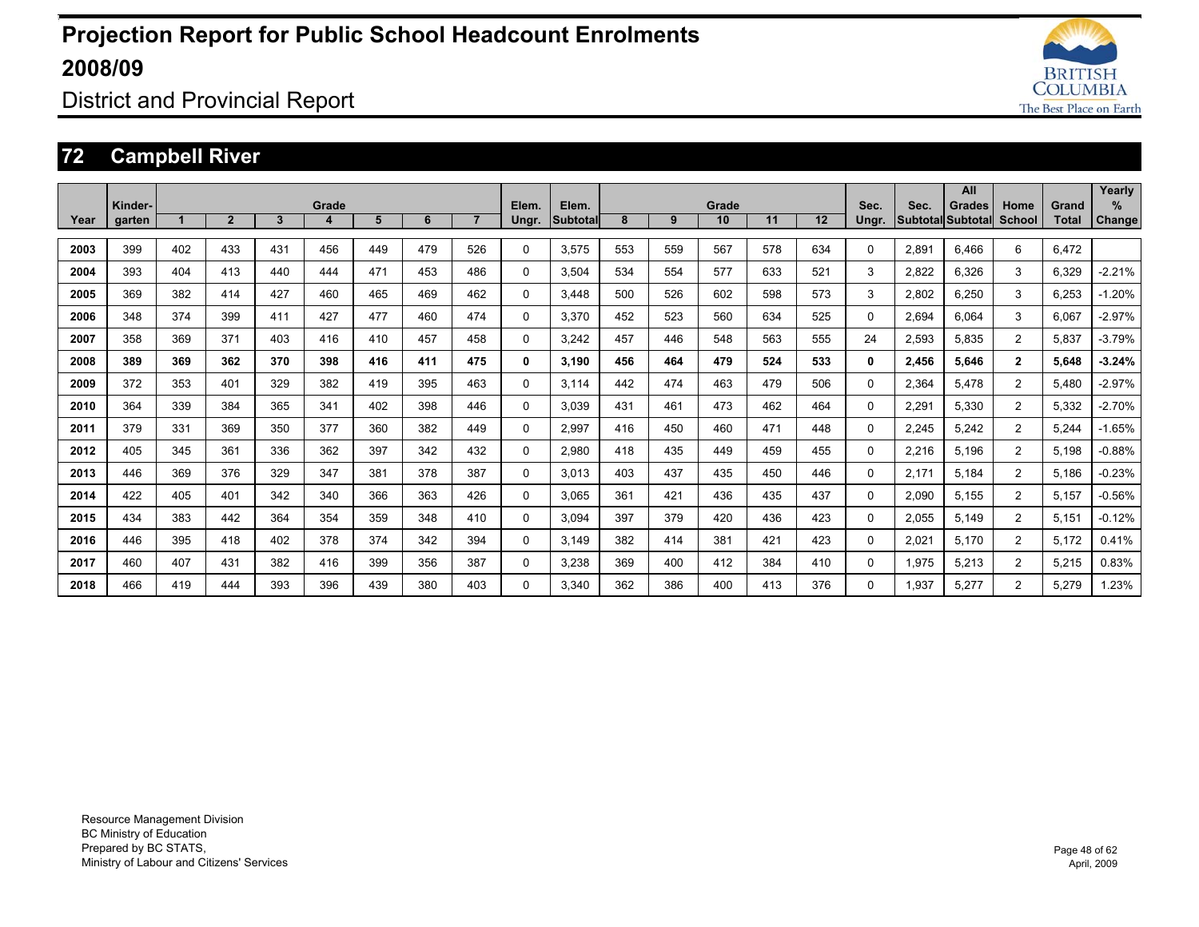# Projection Report for Public School Headcount Enrolments 2008/09

## District and Provincial Report

## 72 Campbell River

| Year | Kinder-garten | Grade 1 | 2 | 3 | 4 | 5 | 6 | 7 | Elem. Ungr. | Elem. Subtotal | Grade 8 | 9 | 10 | 11 | 12 | Sec. Ungr. | Sec. Subtotal | All Grades Subtotal | Home School | Grand Total | Yearly % Change |
|---|---|---|---|---|---|---|---|---|---|---|---|---|---|---|---|---|---|---|---|---|---|
| 2003 | 399 | 402 | 433 | 431 | 456 | 449 | 479 | 526 | 0 | 3,575 | 553 | 559 | 567 | 578 | 634 | 0 | 2,891 | 6,466 | 6 | 6,472 | |
| 2004 | 393 | 404 | 413 | 440 | 444 | 471 | 453 | 486 | 0 | 3,504 | 534 | 554 | 577 | 633 | 521 | 3 | 2,822 | 6,326 | 3 | 6,329 | -2.21% |
| 2005 | 369 | 382 | 414 | 427 | 460 | 465 | 469 | 462 | 0 | 3,448 | 500 | 526 | 602 | 598 | 573 | 3 | 2,802 | 6,250 | 3 | 6,253 | -1.20% |
| 2006 | 348 | 374 | 399 | 411 | 427 | 477 | 460 | 474 | 0 | 3,370 | 452 | 523 | 560 | 634 | 525 | 0 | 2,694 | 6,064 | 3 | 6,067 | -2.97% |
| 2007 | 358 | 369 | 371 | 403 | 416 | 410 | 457 | 458 | 0 | 3,242 | 457 | 446 | 548 | 563 | 555 | 24 | 2,593 | 5,835 | 2 | 5,837 | -3.79% |
| **2008** | **389** | **369** | **362** | **370** | **398** | **416** | **411** | **475** | **0** | **3,190** | **456** | **464** | **479** | **524** | **533** | **0** | **2,456** | **5,646** | **2** | **5,648** | **-3.24%** |
| 2009 | 372 | 353 | 401 | 329 | 382 | 419 | 395 | 463 | 0 | 3,114 | 442 | 474 | 463 | 479 | 506 | 0 | 2,364 | 5,478 | 2 | 5,480 | -2.97% |
| 2010 | 364 | 339 | 384 | 365 | 341 | 402 | 398 | 446 | 0 | 3,039 | 431 | 461 | 473 | 462 | 464 | 0 | 2,291 | 5,330 | 2 | 5,332 | -2.70% |
| 2011 | 379 | 331 | 369 | 350 | 377 | 360 | 382 | 449 | 0 | 2,997 | 416 | 450 | 460 | 471 | 448 | 0 | 2,245 | 5,242 | 2 | 5,244 | -1.65% |
| 2012 | 405 | 345 | 361 | 336 | 362 | 397 | 342 | 432 | 0 | 2,980 | 418 | 435 | 449 | 459 | 455 | 0 | 2,216 | 5,196 | 2 | 5,198 | -0.88% |
| 2013 | 446 | 369 | 376 | 329 | 347 | 381 | 378 | 387 | 0 | 3,013 | 403 | 437 | 435 | 450 | 446 | 0 | 2,171 | 5,184 | 2 | 5,186 | -0.23% |
| 2014 | 422 | 405 | 401 | 342 | 340 | 366 | 363 | 426 | 0 | 3,065 | 361 | 421 | 436 | 435 | 437 | 0 | 2,090 | 5,155 | 2 | 5,157 | -0.56% |
| 2015 | 434 | 383 | 442 | 364 | 354 | 359 | 348 | 410 | 0 | 3,094 | 397 | 379 | 420 | 436 | 423 | 0 | 2,055 | 5,149 | 2 | 5,151 | -0.12% |
| 2016 | 446 | 395 | 418 | 402 | 378 | 374 | 342 | 394 | 0 | 3,149 | 382 | 414 | 381 | 421 | 423 | 0 | 2,021 | 5,170 | 2 | 5,172 | 0.41% |
| 2017 | 460 | 407 | 431 | 382 | 416 | 399 | 356 | 387 | 0 | 3,238 | 369 | 400 | 412 | 384 | 410 | 0 | 1,975 | 5,213 | 2 | 5,215 | 0.83% |
| 2018 | 466 | 419 | 444 | 393 | 396 | 439 | 380 | 403 | 0 | 3,340 | 362 | 386 | 400 | 413 | 376 | 0 | 1,937 | 5,277 | 2 | 5,279 | 1.23% |

Resource Management Division
BC Ministry of Education
Prepared by BC STATS,
Ministry of Labour and Citizens' Services

April, 2009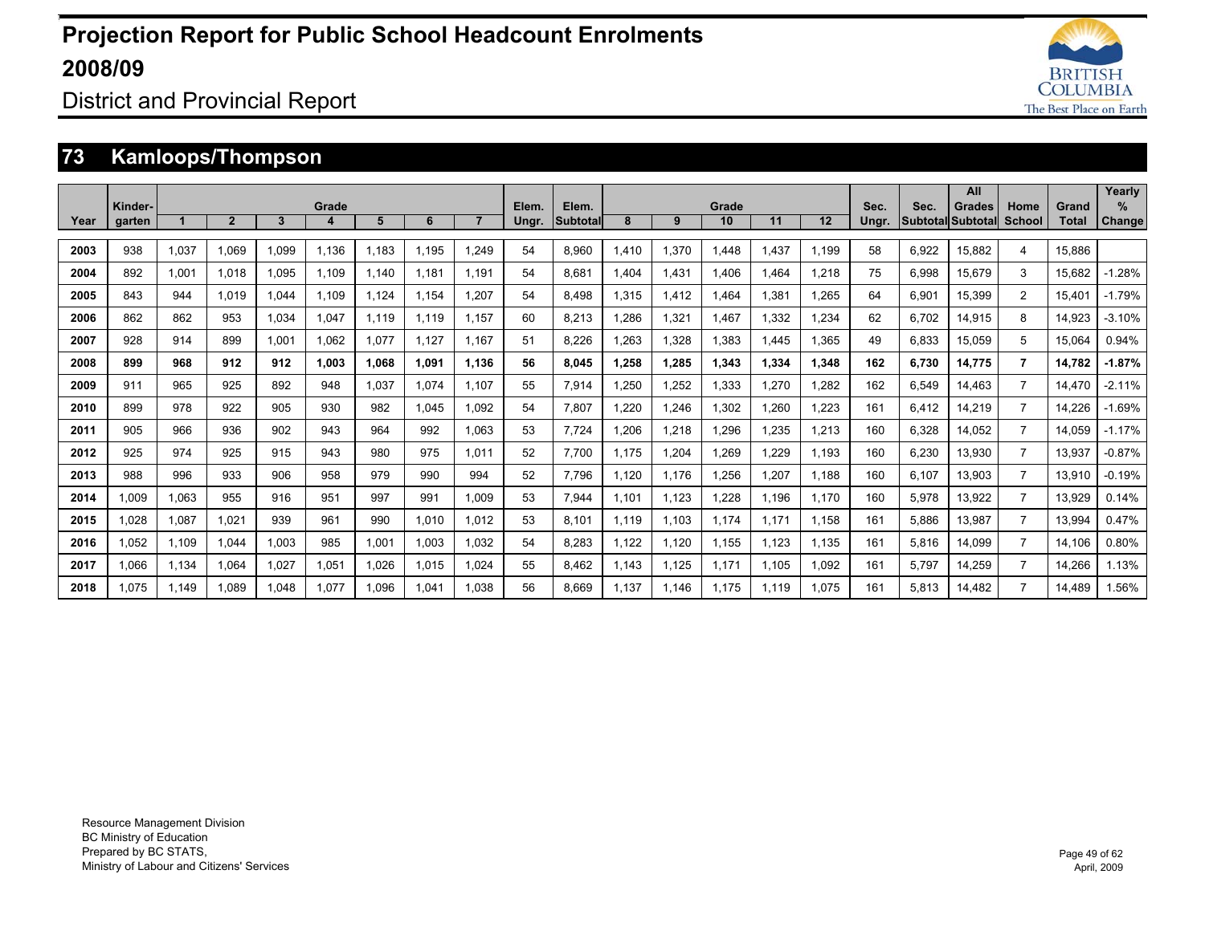# Projection Report for Public School Headcount Enrolments 2008/09

District and Provincial Report

## 73 Kamloops/Thompson

| Year | Kinder-garten | Grade 1 | 2 | 3 | 4 | 5 | 6 | 7 | Elem. Ungr. | Elem. Subtotal | Grade 8 | 9 | 10 | 11 | 12 | Sec. Ungr. | Sec. Subtotal | All Grades Subtotal | Home School | Grand Total | Yearly % Change |
|---|---|---|---|---|---|---|---|---|---|---|---|---|---|---|---|---|---|---|---|---|---|
| 2003 | 938 | 1,037 | 1,069 | 1,099 | 1,136 | 1,183 | 1,195 | 1,249 | 54 | 8,960 | 1,410 | 1,370 | 1,448 | 1,437 | 1,199 | 58 | 6,922 | 15,882 | 4 | 15,886 | |
| 2004 | 892 | 1,001 | 1,018 | 1,095 | 1,109 | 1,140 | 1,181 | 1,191 | 54 | 8,681 | 1,404 | 1,431 | 1,406 | 1,464 | 1,218 | 75 | 6,998 | 15,679 | 3 | 15,682 | -1.28% |
| 2005 | 843 | 944 | 1,019 | 1,044 | 1,109 | 1,124 | 1,154 | 1,207 | 54 | 8,498 | 1,315 | 1,412 | 1,464 | 1,381 | 1,265 | 64 | 6,901 | 15,399 | 2 | 15,401 | -1.79% |
| 2006 | 862 | 862 | 953 | 1,034 | 1,047 | 1,119 | 1,119 | 1,157 | 60 | 8,213 | 1,286 | 1,321 | 1,467 | 1,332 | 1,234 | 62 | 6,702 | 14,915 | 8 | 14,923 | -3.10% |
| 2007 | 928 | 914 | 899 | 1,001 | 1,062 | 1,077 | 1,127 | 1,167 | 51 | 8,226 | 1,263 | 1,328 | 1,383 | 1,445 | 1,365 | 49 | 6,833 | 15,059 | 5 | 15,064 | 0.94% |
| **2008** | **899** | **968** | **912** | **912** | **1,003** | **1,068** | **1,091** | **1,136** | **56** | **8,045** | **1,258** | **1,285** | **1,343** | **1,334** | **1,348** | **162** | **6,730** | **14,775** | **7** | **14,782** | **-1.87%** |
| 2009 | 911 | 965 | 925 | 892 | 948 | 1,037 | 1,074 | 1,107 | 55 | 7,914 | 1,250 | 1,252 | 1,333 | 1,270 | 1,282 | 162 | 6,549 | 14,463 | 7 | 14,470 | -2.11% |
| 2010 | 899 | 978 | 922 | 905 | 930 | 982 | 1,045 | 1,092 | 54 | 7,807 | 1,220 | 1,246 | 1,302 | 1,260 | 1,223 | 161 | 6,412 | 14,219 | 7 | 14,226 | -1.69% |
| 2011 | 905 | 966 | 936 | 902 | 943 | 964 | 992 | 1,063 | 53 | 7,724 | 1,206 | 1,218 | 1,296 | 1,235 | 1,213 | 160 | 6,328 | 14,052 | 7 | 14,059 | -1.17% |
| 2012 | 925 | 974 | 925 | 915 | 943 | 980 | 975 | 1,011 | 52 | 7,700 | 1,175 | 1,204 | 1,269 | 1,229 | 1,193 | 160 | 6,230 | 13,930 | 7 | 13,937 | -0.87% |
| 2013 | 988 | 996 | 933 | 906 | 958 | 979 | 990 | 994 | 52 | 7,796 | 1,120 | 1,176 | 1,256 | 1,207 | 1,188 | 160 | 6,107 | 13,903 | 7 | 13,910 | -0.19% |
| 2014 | 1,009 | 1,063 | 955 | 916 | 951 | 997 | 991 | 1,009 | 53 | 7,944 | 1,101 | 1,123 | 1,228 | 1,196 | 1,170 | 160 | 5,978 | 13,922 | 7 | 13,929 | 0.14% |
| 2015 | 1,028 | 1,087 | 1,021 | 939 | 961 | 990 | 1,010 | 1,012 | 53 | 8,101 | 1,119 | 1,103 | 1,174 | 1,171 | 1,158 | 161 | 5,886 | 13,987 | 7 | 13,994 | 0.47% |
| 2016 | 1,052 | 1,109 | 1,044 | 1,003 | 985 | 1,001 | 1,003 | 1,032 | 54 | 8,283 | 1,122 | 1,120 | 1,155 | 1,123 | 1,135 | 161 | 5,816 | 14,099 | 7 | 14,106 | 0.80% |
| 2017 | 1,066 | 1,134 | 1,064 | 1,027 | 1,051 | 1,026 | 1,015 | 1,024 | 55 | 8,462 | 1,143 | 1,125 | 1,171 | 1,105 | 1,092 | 161 | 5,797 | 14,259 | 7 | 14,266 | 1.13% |
| 2018 | 1,075 | 1,149 | 1,089 | 1,048 | 1,077 | 1,096 | 1,041 | 1,038 | 56 | 8,669 | 1,137 | 1,146 | 1,175 | 1,119 | 1,075 | 161 | 5,813 | 14,482 | 7 | 14,489 | 1.56% |

Resource Management Division
BC Ministry of Education
Prepared by BC STATS,
Ministry of Labour and Citizens' Services

April, 2009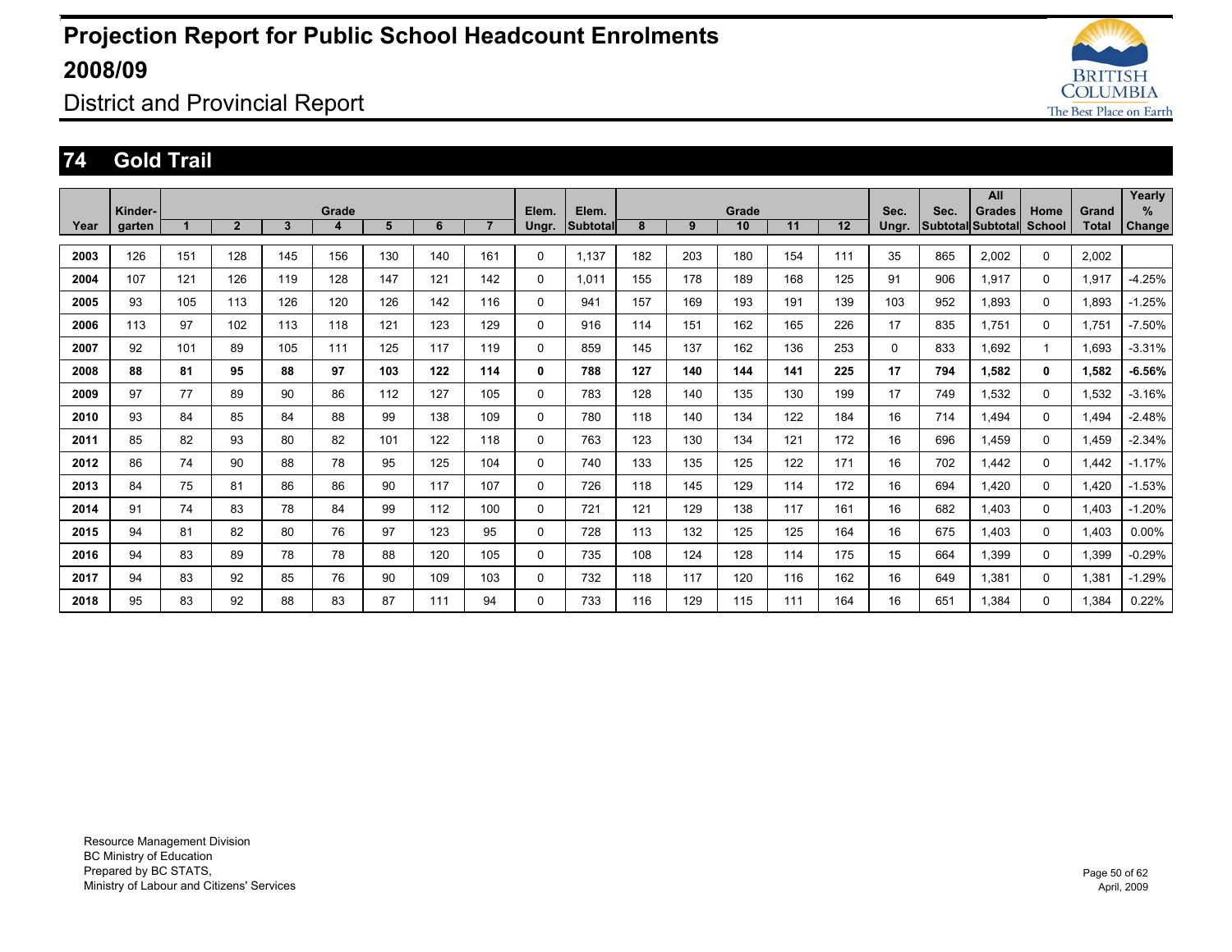# Projection Report for Public School Headcount Enrolments 2008/09

District and Provincial Report

## 74 Gold Trail

| Year | Kinder-garten | Grade 1 | 2 | 3 | 4 | 5 | 6 | 7 | Elem. Ungr. | Elem. Subtotal | Grade 8 | 9 | 10 | 11 | 12 | Sec. Ungr. | Sec. Subtotal | All Grades Subtotal | Home School | Grand Total | Yearly % Change |
|---|---|---|---|---|---|---|---|---|---|---|---|---|---|---|---|---|---|---|---|---|---|
| **2003** | 126 | 151 | 128 | 145 | 156 | 130 | 140 | 161 | 0 | 1,137 | 182 | 203 | 180 | 154 | 111 | 35 | 865 | 2,002 | 0 | 2,002 | |
| **2004** | 107 | 121 | 126 | 119 | 128 | 147 | 121 | 142 | 0 | 1,011 | 155 | 178 | 189 | 168 | 125 | 91 | 906 | 1,917 | 0 | 1,917 | -4.25% |
| **2005** | 93 | 105 | 113 | 126 | 120 | 126 | 142 | 116 | 0 | 941 | 157 | 169 | 193 | 191 | 139 | 103 | 952 | 1,893 | 0 | 1,893 | -1.25% |
| **2006** | 113 | 97 | 102 | 113 | 118 | 121 | 123 | 129 | 0 | 916 | 114 | 151 | 162 | 165 | 226 | 17 | 835 | 1,751 | 0 | 1,751 | -7.50% |
| **2007** | 92 | 101 | 89 | 105 | 111 | 125 | 117 | 119 | 0 | 859 | 145 | 137 | 162 | 136 | 253 | 0 | 833 | 1,692 | 1 | 1,693 | -3.31% |
| **2008** | **88** | **81** | **95** | **88** | **97** | **103** | **122** | **114** | **0** | **788** | **127** | **140** | **144** | **141** | **225** | **17** | **794** | **1,582** | **0** | **1,582** | **-6.56%** |
| **2009** | 97 | 77 | 89 | 90 | 86 | 112 | 127 | 105 | 0 | 783 | 128 | 140 | 135 | 130 | 199 | 17 | 749 | 1,532 | 0 | 1,532 | -3.16% |
| **2010** | 93 | 84 | 85 | 84 | 88 | 99 | 138 | 109 | 0 | 780 | 118 | 140 | 134 | 122 | 184 | 16 | 714 | 1,494 | 0 | 1,494 | -2.48% |
| **2011** | 85 | 82 | 93 | 80 | 82 | 101 | 122 | 118 | 0 | 763 | 123 | 130 | 134 | 121 | 172 | 16 | 696 | 1,459 | 0 | 1,459 | -2.34% |
| **2012** | 86 | 74 | 90 | 88 | 78 | 95 | 125 | 104 | 0 | 740 | 133 | 135 | 125 | 122 | 171 | 16 | 702 | 1,442 | 0 | 1,442 | -1.17% |
| **2013** | 84 | 75 | 81 | 86 | 86 | 90 | 117 | 107 | 0 | 726 | 118 | 145 | 129 | 114 | 172 | 16 | 694 | 1,420 | 0 | 1,420 | -1.53% |
| **2014** | 91 | 74 | 83 | 78 | 84 | 99 | 112 | 100 | 0 | 721 | 121 | 129 | 138 | 117 | 161 | 16 | 682 | 1,403 | 0 | 1,403 | -1.20% |
| **2015** | 94 | 81 | 82 | 80 | 76 | 97 | 123 | 95 | 0 | 728 | 113 | 132 | 125 | 125 | 164 | 16 | 675 | 1,403 | 0 | 1,403 | 0.00% |
| **2016** | 94 | 83 | 89 | 78 | 78 | 88 | 120 | 105 | 0 | 735 | 108 | 124 | 128 | 114 | 175 | 15 | 664 | 1,399 | 0 | 1,399 | -0.29% |
| **2017** | 94 | 83 | 92 | 85 | 76 | 90 | 109 | 103 | 0 | 732 | 118 | 117 | 120 | 116 | 162 | 16 | 649 | 1,381 | 0 | 1,381 | -1.29% |
| **2018** | 95 | 83 | 92 | 88 | 83 | 87 | 111 | 94 | 0 | 733 | 116 | 129 | 115 | 111 | 164 | 16 | 651 | 1,384 | 0 | 1,384 | 0.22% |

Resource Management Division
BC Ministry of Education
Prepared by BC STATS,
Ministry of Labour and Citizens' Services

April, 2009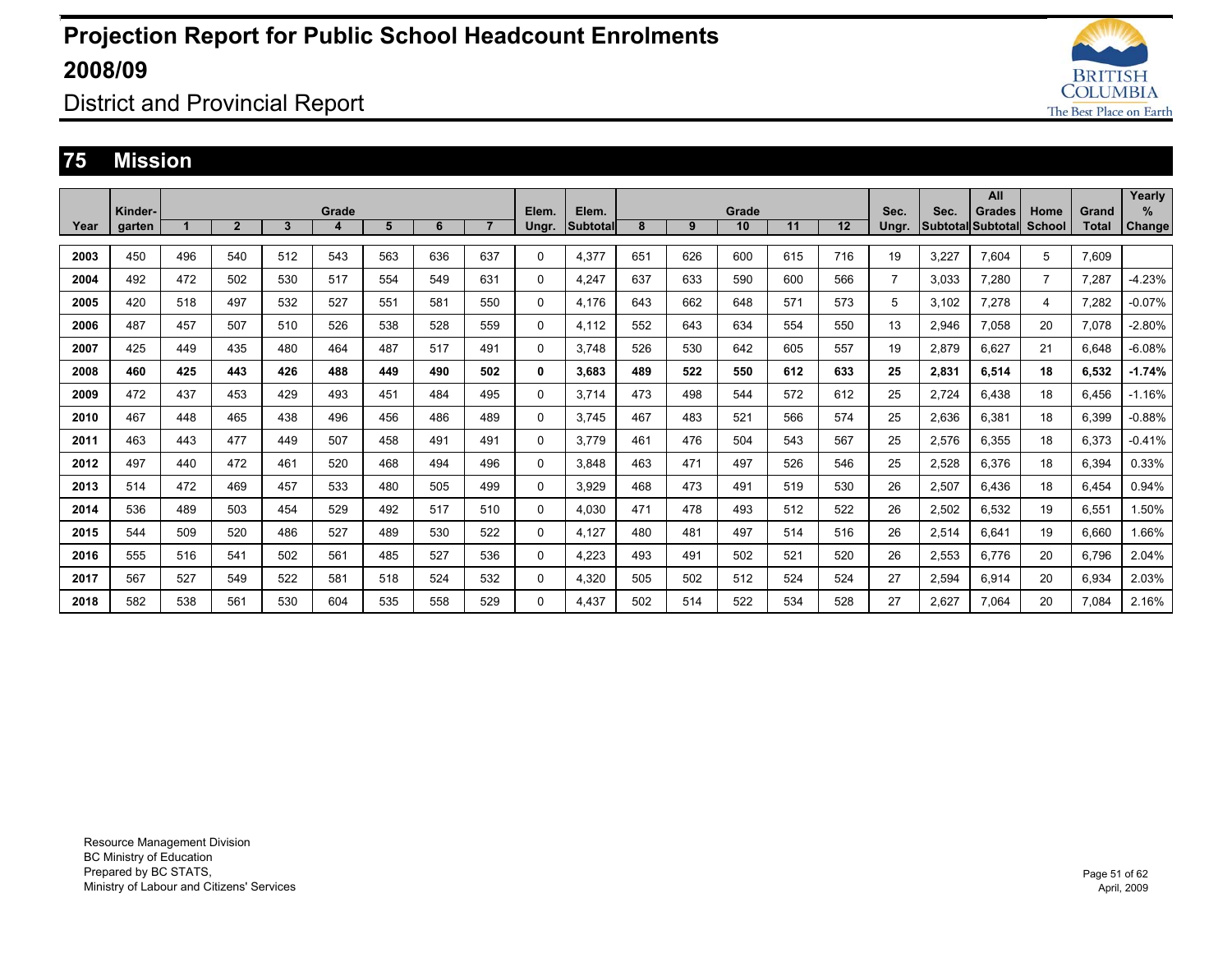# Projection Report for Public School Headcount Enrolments 2008/09

## District and Provincial Report

## 75 Mission

| Year | Kinder-garten | Grade 1 | 2 | 3 | 4 | 5 | 6 | 7 | Elem. Ungr. | Elem. Subtotal | Grade 8 | 9 | 10 | 11 | 12 | Sec. Ungr. | Sec. Subtotal | All Grades Subtotal | Home School | Grand Total | Yearly % Change |
|---|---|---|---|---|---|---|---|---|---|---|---|---|---|---|---|---|---|---|---|---|---|
| 2003 | 450 | 496 | 540 | 512 | 543 | 563 | 636 | 637 | 0 | 4,377 | 651 | 626 | 600 | 615 | 716 | 19 | 3,227 | 7,604 | 5 | 7,609 | |
| 2004 | 492 | 472 | 502 | 530 | 517 | 554 | 549 | 631 | 0 | 4,247 | 637 | 633 | 590 | 600 | 566 | 7 | 3,033 | 7,280 | 7 | 7,287 | -4.23% |
| 2005 | 420 | 518 | 497 | 532 | 527 | 551 | 581 | 550 | 0 | 4,176 | 643 | 662 | 648 | 571 | 573 | 5 | 3,102 | 7,278 | 4 | 7,282 | -0.07% |
| 2006 | 487 | 457 | 507 | 510 | 526 | 538 | 528 | 559 | 0 | 4,112 | 552 | 643 | 634 | 554 | 550 | 13 | 2,946 | 7,058 | 20 | 7,078 | -2.80% |
| 2007 | 425 | 449 | 435 | 480 | 464 | 487 | 517 | 491 | 0 | 3,748 | 526 | 530 | 642 | 605 | 557 | 19 | 2,879 | 6,627 | 21 | 6,648 | -6.08% |
| **2008** | **460** | **425** | **443** | **426** | **488** | **449** | **490** | **502** | **0** | **3,683** | **489** | **522** | **550** | **612** | **633** | **25** | **2,831** | **6,514** | **18** | **6,532** | **-1.74%** |
| 2009 | 472 | 437 | 453 | 429 | 493 | 451 | 484 | 495 | 0 | 3,714 | 473 | 498 | 544 | 572 | 612 | 25 | 2,724 | 6,438 | 18 | 6,456 | -1.16% |
| 2010 | 467 | 448 | 465 | 438 | 496 | 456 | 486 | 489 | 0 | 3,745 | 467 | 483 | 521 | 566 | 574 | 25 | 2,636 | 6,381 | 18 | 6,399 | -0.88% |
| 2011 | 463 | 443 | 477 | 449 | 507 | 458 | 491 | 491 | 0 | 3,779 | 461 | 476 | 504 | 543 | 567 | 25 | 2,576 | 6,355 | 18 | 6,373 | -0.41% |
| 2012 | 497 | 440 | 472 | 461 | 520 | 468 | 494 | 496 | 0 | 3,848 | 463 | 471 | 497 | 526 | 546 | 25 | 2,528 | 6,376 | 18 | 6,394 | 0.33% |
| 2013 | 514 | 472 | 469 | 457 | 533 | 480 | 505 | 499 | 0 | 3,929 | 468 | 473 | 491 | 519 | 530 | 26 | 2,507 | 6,436 | 18 | 6,454 | 0.94% |
| 2014 | 536 | 489 | 503 | 454 | 529 | 492 | 517 | 510 | 0 | 4,030 | 471 | 478 | 493 | 512 | 522 | 26 | 2,502 | 6,532 | 19 | 6,551 | 1.50% |
| 2015 | 544 | 509 | 520 | 486 | 527 | 489 | 530 | 522 | 0 | 4,127 | 480 | 481 | 497 | 514 | 516 | 26 | 2,514 | 6,641 | 19 | 6,660 | 1.66% |
| 2016 | 555 | 516 | 541 | 502 | 561 | 485 | 527 | 536 | 0 | 4,223 | 493 | 491 | 502 | 521 | 520 | 26 | 2,553 | 6,776 | 20 | 6,796 | 2.04% |
| 2017 | 567 | 527 | 549 | 522 | 581 | 518 | 524 | 532 | 0 | 4,320 | 505 | 502 | 512 | 524 | 524 | 27 | 2,594 | 6,914 | 20 | 6,934 | 2.03% |
| 2018 | 582 | 538 | 561 | 530 | 604 | 535 | 558 | 529 | 0 | 4,437 | 502 | 514 | 522 | 534 | 528 | 27 | 2,627 | 7,064 | 20 | 7,084 | 2.16% |

Resource Management Division
BC Ministry of Education
Prepared by BC STATS,
Ministry of Labour and Citizens' Services

April, 2009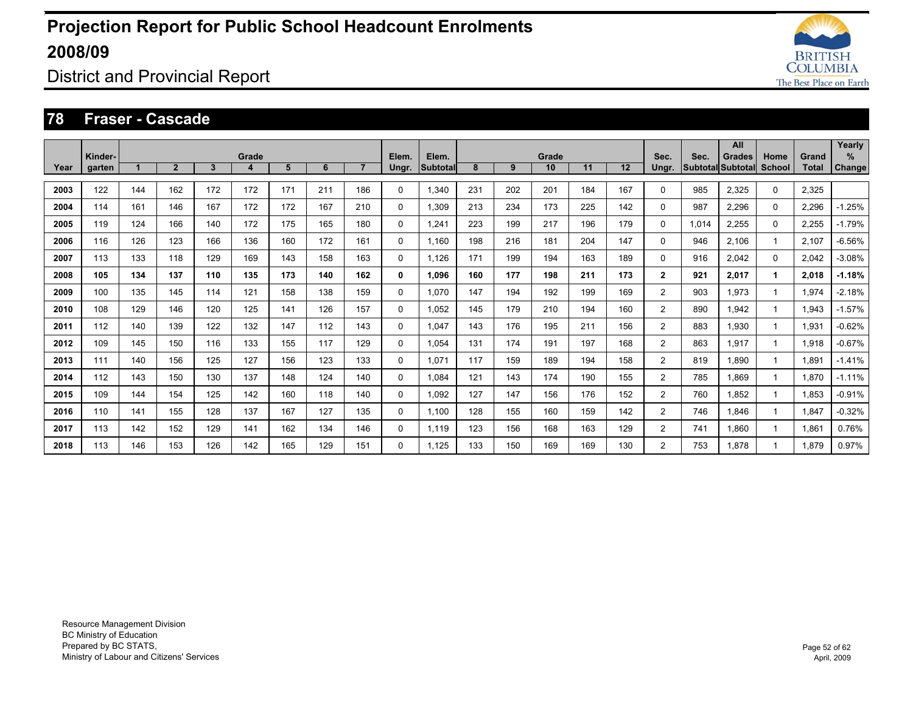# Projection Report for Public School Headcount Enrolments 2008/09

District and Provincial Report

## 78 Fraser - Cascade

| Year | Kinder-garten | Grade 1 | Grade 2 | Grade 3 | Grade 4 | Grade 5 | Grade 6 | Grade 7 | Elem. Ungr. | Elem. Subtotal | Grade 8 | Grade 9 | Grade 10 | Grade 11 | Grade 12 | Sec. Ungr. | Sec. Subtotal | All Grades Subtotal | Home School | Grand Total | Yearly % Change |
|---|---|---|---|---|---|---|---|---|---|---|---|---|---|---|---|---|---|---|---|---|---|
| 2003 | 122 | 144 | 162 | 172 | 172 | 171 | 211 | 186 | 0 | 1,340 | 231 | 202 | 201 | 184 | 167 | 0 | 985 | 2,325 | 0 | 2,325 | |
| 2004 | 114 | 161 | 146 | 167 | 172 | 172 | 167 | 210 | 0 | 1,309 | 213 | 234 | 173 | 225 | 142 | 0 | 987 | 2,296 | 0 | 2,296 | -1.25% |
| 2005 | 119 | 124 | 166 | 140 | 172 | 175 | 165 | 180 | 0 | 1,241 | 223 | 199 | 217 | 196 | 179 | 0 | 1,014 | 2,255 | 0 | 2,255 | -1.79% |
| 2006 | 116 | 126 | 123 | 166 | 136 | 160 | 172 | 161 | 0 | 1,160 | 198 | 216 | 181 | 204 | 147 | 0 | 946 | 2,106 | 1 | 2,107 | -6.56% |
| 2007 | 113 | 133 | 118 | 129 | 169 | 143 | 158 | 163 | 0 | 1,126 | 171 | 199 | 194 | 163 | 189 | 0 | 916 | 2,042 | 0 | 2,042 | -3.08% |
| **2008** | **105** | **134** | **137** | **110** | **135** | **173** | **140** | **162** | **0** | **1,096** | **160** | **177** | **198** | **211** | **173** | **2** | **921** | **2,017** | **1** | **2,018** | **-1.18%** |
| 2009 | 100 | 135 | 145 | 114 | 121 | 158 | 138 | 159 | 0 | 1,070 | 147 | 194 | 192 | 199 | 169 | 2 | 903 | 1,973 | 1 | 1,974 | -2.18% |
| 2010 | 108 | 129 | 146 | 120 | 125 | 141 | 126 | 157 | 0 | 1,052 | 145 | 179 | 210 | 194 | 160 | 2 | 890 | 1,942 | 1 | 1,943 | -1.57% |
| 2011 | 112 | 140 | 139 | 122 | 132 | 147 | 112 | 143 | 0 | 1,047 | 143 | 176 | 195 | 211 | 156 | 2 | 883 | 1,930 | 1 | 1,931 | -0.62% |
| 2012 | 109 | 145 | 150 | 116 | 133 | 155 | 117 | 129 | 0 | 1,054 | 131 | 174 | 191 | 197 | 168 | 2 | 863 | 1,917 | 1 | 1,918 | -0.67% |
| 2013 | 111 | 140 | 156 | 125 | 127 | 156 | 123 | 133 | 0 | 1,071 | 117 | 159 | 189 | 194 | 158 | 2 | 819 | 1,890 | 1 | 1,891 | -1.41% |
| 2014 | 112 | 143 | 150 | 130 | 137 | 148 | 124 | 140 | 0 | 1,084 | 121 | 143 | 174 | 190 | 155 | 2 | 785 | 1,869 | 1 | 1,870 | -1.11% |
| 2015 | 109 | 144 | 154 | 125 | 142 | 160 | 118 | 140 | 0 | 1,092 | 127 | 147 | 156 | 176 | 152 | 2 | 760 | 1,852 | 1 | 1,853 | -0.91% |
| 2016 | 110 | 141 | 155 | 128 | 137 | 167 | 127 | 135 | 0 | 1,100 | 128 | 155 | 160 | 159 | 142 | 2 | 746 | 1,846 | 1 | 1,847 | -0.32% |
| 2017 | 113 | 142 | 152 | 129 | 141 | 162 | 134 | 146 | 0 | 1,119 | 123 | 156 | 168 | 163 | 129 | 2 | 741 | 1,860 | 1 | 1,861 | 0.76% |
| 2018 | 113 | 146 | 153 | 126 | 142 | 165 | 129 | 151 | 0 | 1,125 | 133 | 150 | 169 | 169 | 130 | 2 | 753 | 1,878 | 1 | 1,879 | 0.97% |

Resource Management Division
BC Ministry of Education
Prepared by BC STATS,
Ministry of Labour and Citizens' Services

April, 2009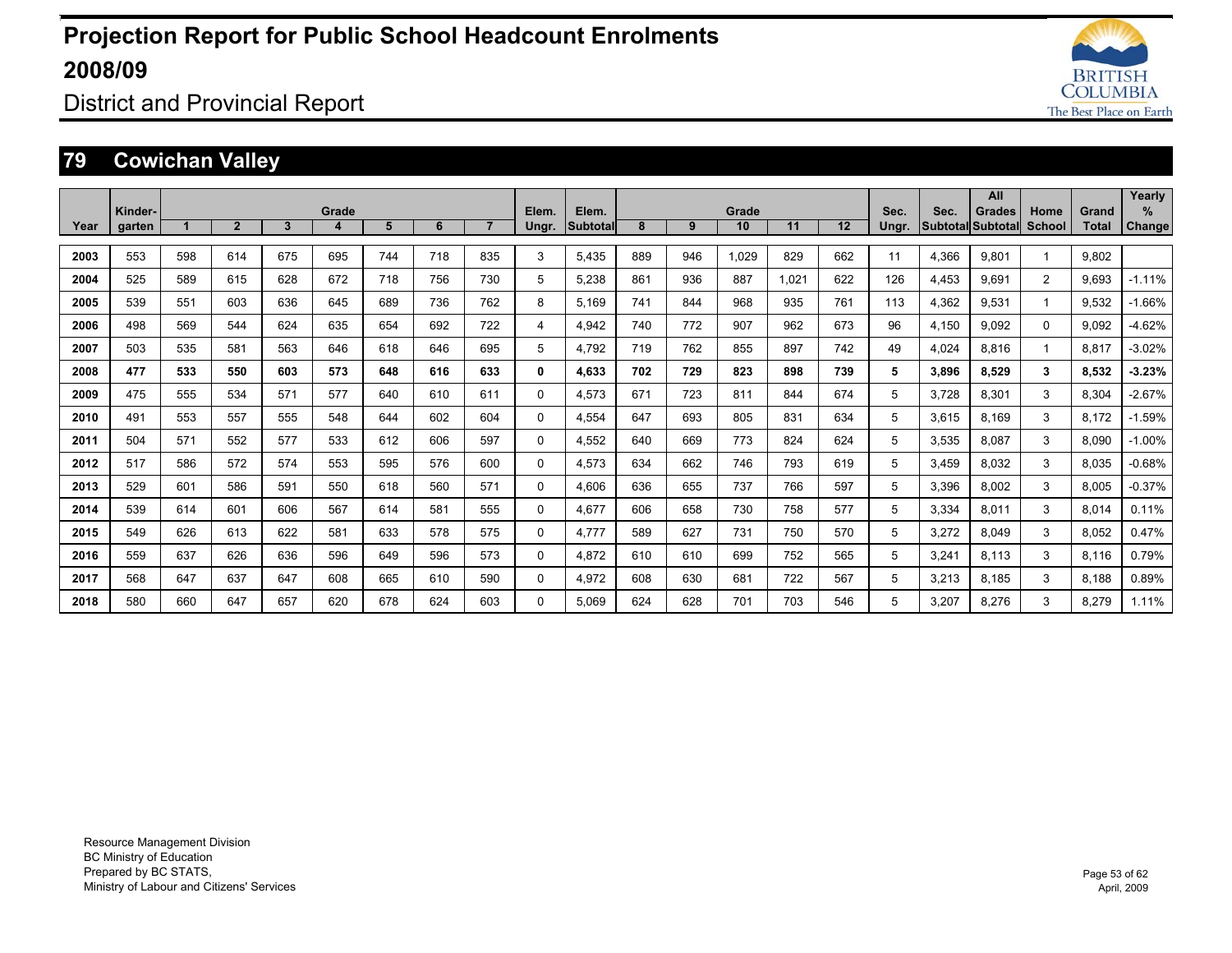# Projection Report for Public School Headcount Enrolments 2008/09

District and Provincial Report

## 79 Cowichan Valley

| Year | Kinder-garten | Grade 1 | 2 | 3 | 4 | 5 | 6 | 7 | Elem. Ungr. | Elem. Subtotal | Grade 8 | 9 | 10 | 11 | 12 | Sec. Ungr. | Sec. Subtotal | All Grades Subtotal | Home School | Grand Total | Yearly % Change |
|---|---|---|---|---|---|---|---|---|---|---|---|---|---|---|---|---|---|---|---|---|---|
| 2003 | 553 | 598 | 614 | 675 | 695 | 744 | 718 | 835 | 3 | 5,435 | 889 | 946 | 1,029 | 829 | 662 | 11 | 4,366 | 9,801 | 1 | 9,802 | |
| 2004 | 525 | 589 | 615 | 628 | 672 | 718 | 756 | 730 | 5 | 5,238 | 861 | 936 | 887 | 1,021 | 622 | 126 | 4,453 | 9,691 | 2 | 9,693 | -1.11% |
| 2005 | 539 | 551 | 603 | 636 | 645 | 689 | 736 | 762 | 8 | 5,169 | 741 | 844 | 968 | 935 | 761 | 113 | 4,362 | 9,531 | 1 | 9,532 | -1.66% |
| 2006 | 498 | 569 | 544 | 624 | 635 | 654 | 692 | 722 | 4 | 4,942 | 740 | 772 | 907 | 962 | 673 | 96 | 4,150 | 9,092 | 0 | 9,092 | -4.62% |
| 2007 | 503 | 535 | 581 | 563 | 646 | 618 | 646 | 695 | 5 | 4,792 | 719 | 762 | 855 | 897 | 742 | 49 | 4,024 | 8,816 | 1 | 8,817 | -3.02% |
| **2008** | **477** | **533** | **550** | **603** | **573** | **648** | **616** | **633** | **0** | **4,633** | **702** | **729** | **823** | **898** | **739** | **5** | **3,896** | **8,529** | **3** | **8,532** | **-3.23%** |
| 2009 | 475 | 555 | 534 | 571 | 577 | 640 | 610 | 611 | 0 | 4,573 | 671 | 723 | 811 | 844 | 674 | 5 | 3,728 | 8,301 | 3 | 8,304 | -2.67% |
| 2010 | 491 | 553 | 557 | 555 | 548 | 644 | 602 | 604 | 0 | 4,554 | 647 | 693 | 805 | 831 | 634 | 5 | 3,615 | 8,169 | 3 | 8,172 | -1.59% |
| 2011 | 504 | 571 | 552 | 577 | 533 | 612 | 606 | 597 | 0 | 4,552 | 640 | 669 | 773 | 824 | 624 | 5 | 3,535 | 8,087 | 3 | 8,090 | -1.00% |
| 2012 | 517 | 586 | 572 | 574 | 553 | 595 | 576 | 600 | 0 | 4,573 | 634 | 662 | 746 | 793 | 619 | 5 | 3,459 | 8,032 | 3 | 8,035 | -0.68% |
| 2013 | 529 | 601 | 586 | 591 | 550 | 618 | 560 | 571 | 0 | 4,606 | 636 | 655 | 737 | 766 | 597 | 5 | 3,396 | 8,002 | 3 | 8,005 | -0.37% |
| 2014 | 539 | 614 | 601 | 606 | 567 | 614 | 581 | 555 | 0 | 4,677 | 606 | 658 | 730 | 758 | 577 | 5 | 3,334 | 8,011 | 3 | 8,014 | 0.11% |
| 2015 | 549 | 626 | 613 | 622 | 581 | 633 | 578 | 575 | 0 | 4,777 | 589 | 627 | 731 | 750 | 570 | 5 | 3,272 | 8,049 | 3 | 8,052 | 0.47% |
| 2016 | 559 | 637 | 626 | 636 | 596 | 649 | 596 | 573 | 0 | 4,872 | 610 | 610 | 699 | 752 | 565 | 5 | 3,241 | 8,113 | 3 | 8,116 | 0.79% |
| 2017 | 568 | 647 | 637 | 647 | 608 | 665 | 610 | 590 | 0 | 4,972 | 608 | 630 | 681 | 722 | 567 | 5 | 3,213 | 8,185 | 3 | 8,188 | 0.89% |
| 2018 | 580 | 660 | 647 | 657 | 620 | 678 | 624 | 603 | 0 | 5,069 | 624 | 628 | 701 | 703 | 546 | 5 | 3,207 | 8,276 | 3 | 8,279 | 1.11% |

Resource Management Division
BC Ministry of Education
Prepared by BC STATS,
Ministry of Labour and Citizens' Services

April, 2009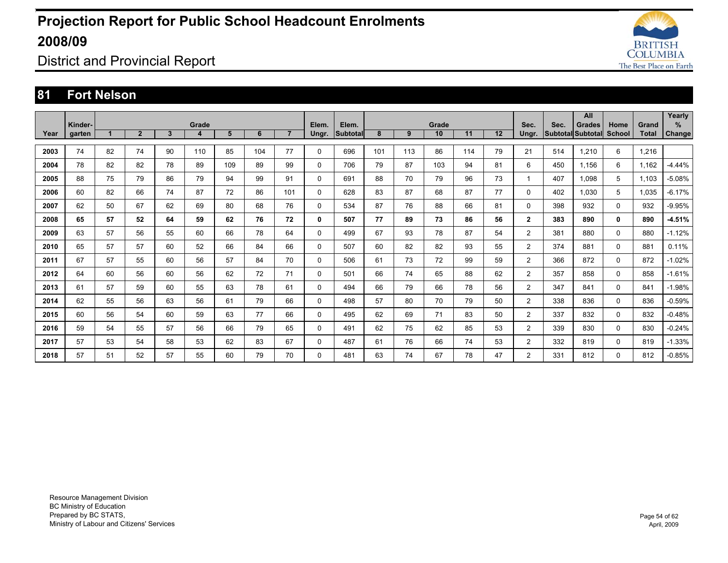# Projection Report for Public School Headcount Enrolments 2008/09

District and Provincial Report

## 81 Fort Nelson

| Year | Kinder-garten | Grade 1 | 2 | 3 | 4 | 5 | 6 | 7 | Elem. Ungr. | Elem. Subtotal | Grade 8 | 9 | 10 | 11 | 12 | Sec. Ungr. | Sec. Subtotal | All Grades Subtotal | Home School | Grand Total | Yearly % Change |
|---|---|---|---|---|---|---|---|---|---|---|---|---|---|---|---|---|---|---|---|---|---|
| 2003 | 74 | 82 | 74 | 90 | 110 | 85 | 104 | 77 | 0 | 696 | 101 | 113 | 86 | 114 | 79 | 21 | 514 | 1,210 | 6 | 1,216 | |
| 2004 | 78 | 82 | 82 | 78 | 89 | 109 | 89 | 99 | 0 | 706 | 79 | 87 | 103 | 94 | 81 | 6 | 450 | 1,156 | 6 | 1,162 | -4.44% |
| 2005 | 88 | 75 | 79 | 86 | 79 | 94 | 99 | 91 | 0 | 691 | 88 | 70 | 79 | 96 | 73 | 1 | 407 | 1,098 | 5 | 1,103 | -5.08% |
| 2006 | 60 | 82 | 66 | 74 | 87 | 72 | 86 | 101 | 0 | 628 | 83 | 87 | 68 | 87 | 77 | 0 | 402 | 1,030 | 5 | 1,035 | -6.17% |
| 2007 | 62 | 50 | 67 | 62 | 69 | 80 | 68 | 76 | 0 | 534 | 87 | 76 | 88 | 66 | 81 | 0 | 398 | 932 | 0 | 932 | -9.95% |
| **2008** | **65** | **57** | **52** | **64** | **59** | **62** | **76** | **72** | **0** | **507** | **77** | **89** | **73** | **86** | **56** | **2** | **383** | **890** | **0** | **890** | **-4.51%** |
| 2009 | 63 | 57 | 56 | 55 | 60 | 66 | 78 | 64 | 0 | 499 | 67 | 93 | 78 | 87 | 54 | 2 | 381 | 880 | 0 | 880 | -1.12% |
| 2010 | 65 | 57 | 57 | 60 | 52 | 66 | 84 | 66 | 0 | 507 | 60 | 82 | 82 | 93 | 55 | 2 | 374 | 881 | 0 | 881 | 0.11% |
| 2011 | 67 | 57 | 55 | 60 | 56 | 57 | 84 | 70 | 0 | 506 | 61 | 73 | 72 | 99 | 59 | 2 | 366 | 872 | 0 | 872 | -1.02% |
| 2012 | 64 | 60 | 56 | 60 | 56 | 62 | 72 | 71 | 0 | 501 | 66 | 74 | 65 | 88 | 62 | 2 | 357 | 858 | 0 | 858 | -1.61% |
| 2013 | 61 | 57 | 59 | 60 | 55 | 63 | 78 | 61 | 0 | 494 | 66 | 79 | 66 | 78 | 56 | 2 | 347 | 841 | 0 | 841 | -1.98% |
| 2014 | 62 | 55 | 56 | 63 | 56 | 61 | 79 | 66 | 0 | 498 | 57 | 80 | 70 | 79 | 50 | 2 | 338 | 836 | 0 | 836 | -0.59% |
| 2015 | 60 | 56 | 54 | 60 | 59 | 63 | 77 | 66 | 0 | 495 | 62 | 69 | 71 | 83 | 50 | 2 | 337 | 832 | 0 | 832 | -0.48% |
| 2016 | 59 | 54 | 55 | 57 | 56 | 66 | 79 | 65 | 0 | 491 | 62 | 75 | 62 | 85 | 53 | 2 | 339 | 830 | 0 | 830 | -0.24% |
| 2017 | 57 | 53 | 54 | 58 | 53 | 62 | 83 | 67 | 0 | 487 | 61 | 76 | 66 | 74 | 53 | 2 | 332 | 819 | 0 | 819 | -1.33% |
| 2018 | 57 | 51 | 52 | 57 | 55 | 60 | 79 | 70 | 0 | 481 | 63 | 74 | 67 | 78 | 47 | 2 | 331 | 812 | 0 | 812 | -0.85% |

Resource Management Division
BC Ministry of Education
Prepared by BC STATS,
Ministry of Labour and Citizens' Services

April, 2009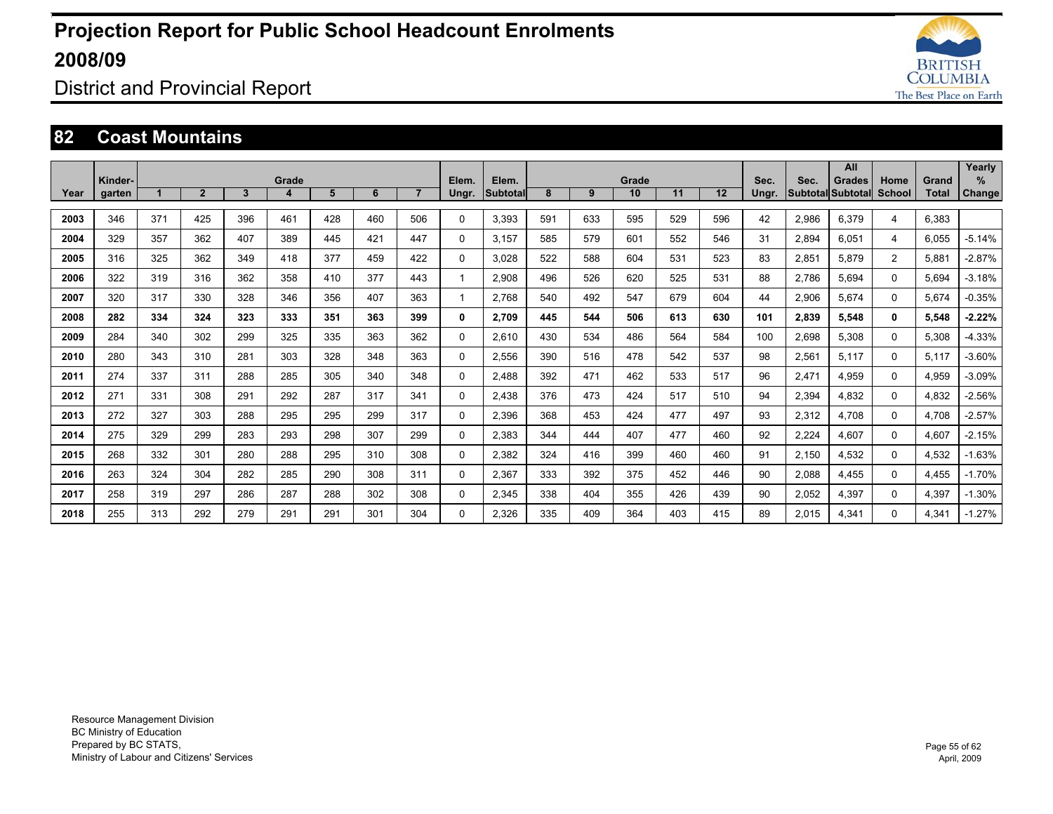# Projection Report for Public School Headcount Enrolments 2008/09

District and Provincial Report

## 82 Coast Mountains

| Year | Kinder-garten | Grade 1 | 2 | 3 | 4 | 5 | 6 | 7 | Elem. Ungr. | Elem. Subtotal | Grade 8 | 9 | 10 | 11 | 12 | Sec. Ungr. | Sec. Subtotal | All Grades Subtotal | Home School | Grand Total | Yearly % Change |
|---|---|---|---|---|---|---|---|---|---|---|---|---|---|---|---|---|---|---|---|---|---|
| 2003 | 346 | 371 | 425 | 396 | 461 | 428 | 460 | 506 | 0 | 3,393 | 591 | 633 | 595 | 529 | 596 | 42 | 2,986 | 6,379 | 4 | 6,383 | |
| 2004 | 329 | 357 | 362 | 407 | 389 | 445 | 421 | 447 | 0 | 3,157 | 585 | 579 | 601 | 552 | 546 | 31 | 2,894 | 6,051 | 4 | 6,055 | -5.14% |
| 2005 | 316 | 325 | 362 | 349 | 418 | 377 | 459 | 422 | 0 | 3,028 | 522 | 588 | 604 | 531 | 523 | 83 | 2,851 | 5,879 | 2 | 5,881 | -2.87% |
| 2006 | 322 | 319 | 316 | 362 | 358 | 410 | 377 | 443 | 1 | 2,908 | 496 | 526 | 620 | 525 | 531 | 88 | 2,786 | 5,694 | 0 | 5,694 | -3.18% |
| 2007 | 320 | 317 | 330 | 328 | 346 | 356 | 407 | 363 | 1 | 2,768 | 540 | 492 | 547 | 679 | 604 | 44 | 2,906 | 5,674 | 0 | 5,674 | -0.35% |
| **2008** | **282** | **334** | **324** | **323** | **333** | **351** | **363** | **399** | **0** | **2,709** | **445** | **544** | **506** | **613** | **630** | **101** | **2,839** | **5,548** | **0** | **5,548** | **-2.22%** |
| 2009 | 284 | 340 | 302 | 299 | 325 | 335 | 363 | 362 | 0 | 2,610 | 430 | 534 | 486 | 564 | 584 | 100 | 2,698 | 5,308 | 0 | 5,308 | -4.33% |
| 2010 | 280 | 343 | 310 | 281 | 303 | 328 | 348 | 363 | 0 | 2,556 | 390 | 516 | 478 | 542 | 537 | 98 | 2,561 | 5,117 | 0 | 5,117 | -3.60% |
| 2011 | 274 | 337 | 311 | 288 | 285 | 305 | 340 | 348 | 0 | 2,488 | 392 | 471 | 462 | 533 | 517 | 96 | 2,471 | 4,959 | 0 | 4,959 | -3.09% |
| 2012 | 271 | 331 | 308 | 291 | 292 | 287 | 317 | 341 | 0 | 2,438 | 376 | 473 | 424 | 517 | 510 | 94 | 2,394 | 4,832 | 0 | 4,832 | -2.56% |
| 2013 | 272 | 327 | 303 | 288 | 295 | 295 | 299 | 317 | 0 | 2,396 | 368 | 453 | 424 | 477 | 497 | 93 | 2,312 | 4,708 | 0 | 4,708 | -2.57% |
| 2014 | 275 | 329 | 299 | 283 | 293 | 298 | 307 | 299 | 0 | 2,383 | 344 | 444 | 407 | 477 | 460 | 92 | 2,224 | 4,607 | 0 | 4,607 | -2.15% |
| 2015 | 268 | 332 | 301 | 280 | 288 | 295 | 310 | 308 | 0 | 2,382 | 324 | 416 | 399 | 460 | 460 | 91 | 2,150 | 4,532 | 0 | 4,532 | -1.63% |
| 2016 | 263 | 324 | 304 | 282 | 285 | 290 | 308 | 311 | 0 | 2,367 | 333 | 392 | 375 | 452 | 446 | 90 | 2,088 | 4,455 | 0 | 4,455 | -1.70% |
| 2017 | 258 | 319 | 297 | 286 | 287 | 288 | 302 | 308 | 0 | 2,345 | 338 | 404 | 355 | 426 | 439 | 90 | 2,052 | 4,397 | 0 | 4,397 | -1.30% |
| 2018 | 255 | 313 | 292 | 279 | 291 | 291 | 301 | 304 | 0 | 2,326 | 335 | 409 | 364 | 403 | 415 | 89 | 2,015 | 4,341 | 0 | 4,341 | -1.27% |

Resource Management Division
BC Ministry of Education
Prepared by BC STATS,
Ministry of Labour and Citizens' Services

April, 2009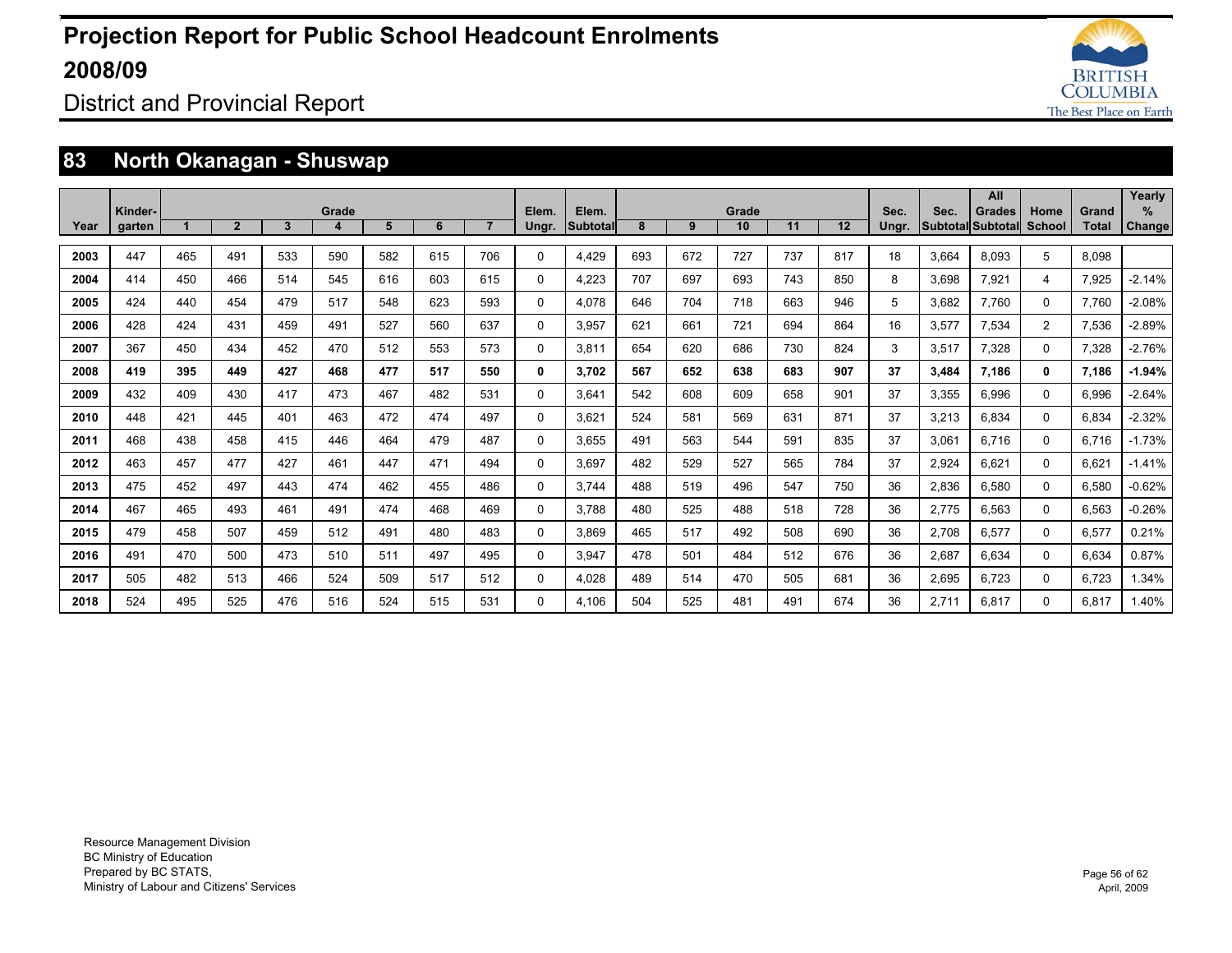# Projection Report for Public School Headcount Enrolments 2008/09

District and Provincial Report

## 83 North Okanagan - Shuswap

| Year | Kinder-garten | Grade 1 | Grade 2 | Grade 3 | Grade 4 | Grade 5 | Grade 6 | Grade 7 | Elem. Ungr. | Elem. Subtotal | Grade 8 | Grade 9 | Grade 10 | Grade 11 | Grade 12 | Sec. Ungr. | Sec. Subtotal | All Grades Subtotal | Home School | Grand Total | Yearly % Change |
|---|---|---|---|---|---|---|---|---|---|---|---|---|---|---|---|---|---|---|---|---|---|
| **2003** | 447 | 465 | 491 | 533 | 590 | 582 | 615 | 706 | 0 | 4,429 | 693 | 672 | 727 | 737 | 817 | 18 | 3,664 | 8,093 | 5 | 8,098 | |
| **2004** | 414 | 450 | 466 | 514 | 545 | 616 | 603 | 615 | 0 | 4,223 | 707 | 697 | 693 | 743 | 850 | 8 | 3,698 | 7,921 | 4 | 7,925 | -2.14% |
| **2005** | 424 | 440 | 454 | 479 | 517 | 548 | 623 | 593 | 0 | 4,078 | 646 | 704 | 718 | 663 | 946 | 5 | 3,682 | 7,760 | 0 | 7,760 | -2.08% |
| **2006** | 428 | 424 | 431 | 459 | 491 | 527 | 560 | 637 | 0 | 3,957 | 621 | 661 | 721 | 694 | 864 | 16 | 3,577 | 7,534 | 2 | 7,536 | -2.89% |
| **2007** | 367 | 450 | 434 | 452 | 470 | 512 | 553 | 573 | 0 | 3,811 | 654 | 620 | 686 | 730 | 824 | 3 | 3,517 | 7,328 | 0 | 7,328 | -2.76% |
| **2008** | **419** | **395** | **449** | **427** | **468** | **477** | **517** | **550** | **0** | **3,702** | **567** | **652** | **638** | **683** | **907** | **37** | **3,484** | **7,186** | **0** | **7,186** | **-1.94%** |
| **2009** | 432 | 409 | 430 | 417 | 473 | 467 | 482 | 531 | 0 | 3,641 | 542 | 608 | 609 | 658 | 901 | 37 | 3,355 | 6,996 | 0 | 6,996 | -2.64% |
| **2010** | 448 | 421 | 445 | 401 | 463 | 472 | 474 | 497 | 0 | 3,621 | 524 | 581 | 569 | 631 | 871 | 37 | 3,213 | 6,834 | 0 | 6,834 | -2.32% |
| **2011** | 468 | 438 | 458 | 415 | 446 | 464 | 479 | 487 | 0 | 3,655 | 491 | 563 | 544 | 591 | 835 | 37 | 3,061 | 6,716 | 0 | 6,716 | -1.73% |
| **2012** | 463 | 457 | 477 | 427 | 461 | 447 | 471 | 494 | 0 | 3,697 | 482 | 529 | 527 | 565 | 784 | 37 | 2,924 | 6,621 | 0 | 6,621 | -1.41% |
| **2013** | 475 | 452 | 497 | 443 | 474 | 462 | 455 | 486 | 0 | 3,744 | 488 | 519 | 496 | 547 | 750 | 36 | 2,836 | 6,580 | 0 | 6,580 | -0.62% |
| **2014** | 467 | 465 | 493 | 461 | 491 | 474 | 468 | 469 | 0 | 3,788 | 480 | 525 | 488 | 518 | 728 | 36 | 2,775 | 6,563 | 0 | 6,563 | -0.26% |
| **2015** | 479 | 458 | 507 | 459 | 512 | 491 | 480 | 483 | 0 | 3,869 | 465 | 517 | 492 | 508 | 690 | 36 | 2,708 | 6,577 | 0 | 6,577 | 0.21% |
| **2016** | 491 | 470 | 500 | 473 | 510 | 511 | 497 | 495 | 0 | 3,947 | 478 | 501 | 484 | 512 | 676 | 36 | 2,687 | 6,634 | 0 | 6,634 | 0.87% |
| **2017** | 505 | 482 | 513 | 466 | 524 | 509 | 517 | 512 | 0 | 4,028 | 489 | 514 | 470 | 505 | 681 | 36 | 2,695 | 6,723 | 0 | 6,723 | 1.34% |
| **2018** | 524 | 495 | 525 | 476 | 516 | 524 | 515 | 531 | 0 | 4,106 | 504 | 525 | 481 | 491 | 674 | 36 | 2,711 | 6,817 | 0 | 6,817 | 1.40% |

Resource Management Division
BC Ministry of Education
Prepared by BC STATS,
Ministry of Labour and Citizens' Services

April, 2009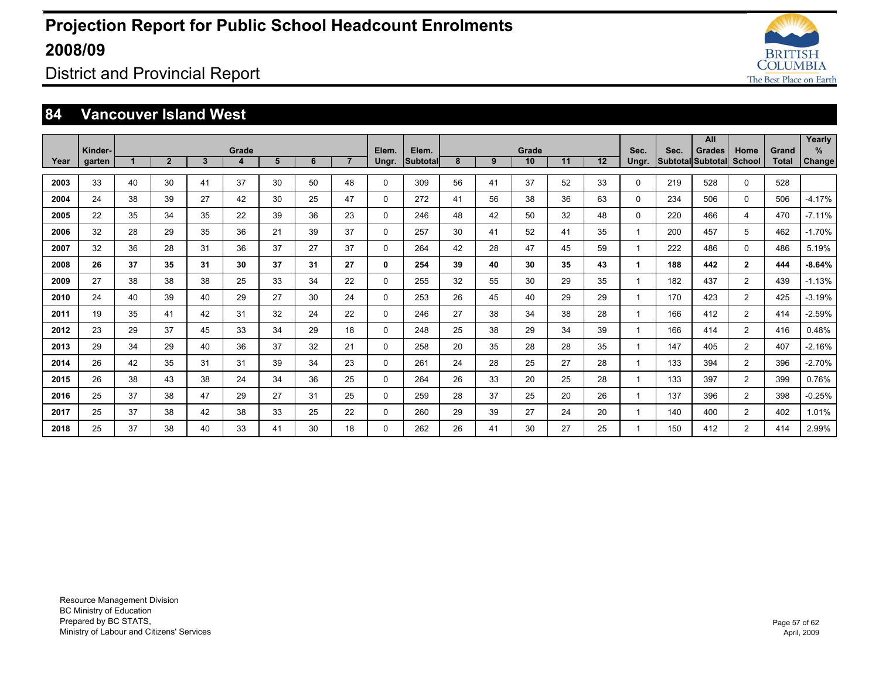# Projection Report for Public School Headcount Enrolments 2008/09

## District and Provincial Report

## 84 Vancouver Island West

| Year | Kinder-garten | Grade 1 | 2 | 3 | 4 | 5 | 6 | 7 | Elem. Ungr. | Elem. Subtotal | Grade 8 | 9 | 10 | 11 | 12 | Sec. Ungr. | Sec. Subtotal | All Grades Subtotal | Home School | Grand Total | Yearly % Change |
|---|---|---|---|---|---|---|---|---|---|---|---|---|---|---|---|---|---|---|---|---|---|
| 2003 | 33 | 40 | 30 | 41 | 37 | 30 | 50 | 48 | 0 | 309 | 56 | 41 | 37 | 52 | 33 | 0 | 219 | 528 | 0 | 528 | |
| 2004 | 24 | 38 | 39 | 27 | 42 | 30 | 25 | 47 | 0 | 272 | 41 | 56 | 38 | 36 | 63 | 0 | 234 | 506 | 0 | 506 | -4.17% |
| 2005 | 22 | 35 | 34 | 35 | 22 | 39 | 36 | 23 | 0 | 246 | 48 | 42 | 50 | 32 | 48 | 0 | 220 | 466 | 4 | 470 | -7.11% |
| 2006 | 32 | 28 | 29 | 35 | 36 | 21 | 39 | 37 | 0 | 257 | 30 | 41 | 52 | 41 | 35 | 1 | 200 | 457 | 5 | 462 | -1.70% |
| 2007 | 32 | 36 | 28 | 31 | 36 | 37 | 27 | 37 | 0 | 264 | 42 | 28 | 47 | 45 | 59 | 1 | 222 | 486 | 0 | 486 | 5.19% |
| **2008** | **26** | **37** | **35** | **31** | **30** | **37** | **31** | **27** | **0** | **254** | **39** | **40** | **30** | **35** | **43** | **1** | **188** | **442** | **2** | **444** | **-8.64%** |
| 2009 | 27 | 38 | 38 | 38 | 25 | 33 | 34 | 22 | 0 | 255 | 32 | 55 | 30 | 29 | 35 | 1 | 182 | 437 | 2 | 439 | -1.13% |
| 2010 | 24 | 40 | 39 | 40 | 29 | 27 | 30 | 24 | 0 | 253 | 26 | 45 | 40 | 29 | 29 | 1 | 170 | 423 | 2 | 425 | -3.19% |
| 2011 | 19 | 35 | 41 | 42 | 31 | 32 | 24 | 22 | 0 | 246 | 27 | 38 | 34 | 38 | 28 | 1 | 166 | 412 | 2 | 414 | -2.59% |
| 2012 | 23 | 29 | 37 | 45 | 33 | 34 | 29 | 18 | 0 | 248 | 25 | 38 | 29 | 34 | 39 | 1 | 166 | 414 | 2 | 416 | 0.48% |
| 2013 | 29 | 34 | 29 | 40 | 36 | 37 | 32 | 21 | 0 | 258 | 20 | 35 | 28 | 28 | 35 | 1 | 147 | 405 | 2 | 407 | -2.16% |
| 2014 | 26 | 42 | 35 | 31 | 31 | 39 | 34 | 23 | 0 | 261 | 24 | 28 | 25 | 27 | 28 | 1 | 133 | 394 | 2 | 396 | -2.70% |
| 2015 | 26 | 38 | 43 | 38 | 24 | 34 | 36 | 25 | 0 | 264 | 26 | 33 | 20 | 25 | 28 | 1 | 133 | 397 | 2 | 399 | 0.76% |
| 2016 | 25 | 37 | 38 | 47 | 29 | 27 | 31 | 25 | 0 | 259 | 28 | 37 | 25 | 20 | 26 | 1 | 137 | 396 | 2 | 398 | -0.25% |
| 2017 | 25 | 37 | 38 | 42 | 38 | 33 | 25 | 22 | 0 | 260 | 29 | 39 | 27 | 24 | 20 | 1 | 140 | 400 | 2 | 402 | 1.01% |
| 2018 | 25 | 37 | 38 | 40 | 33 | 41 | 30 | 18 | 0 | 262 | 26 | 41 | 30 | 27 | 25 | 1 | 150 | 412 | 2 | 414 | 2.99% |

Resource Management Division
BC Ministry of Education
Prepared by BC STATS,
Ministry of Labour and Citizens' Services

April, 2009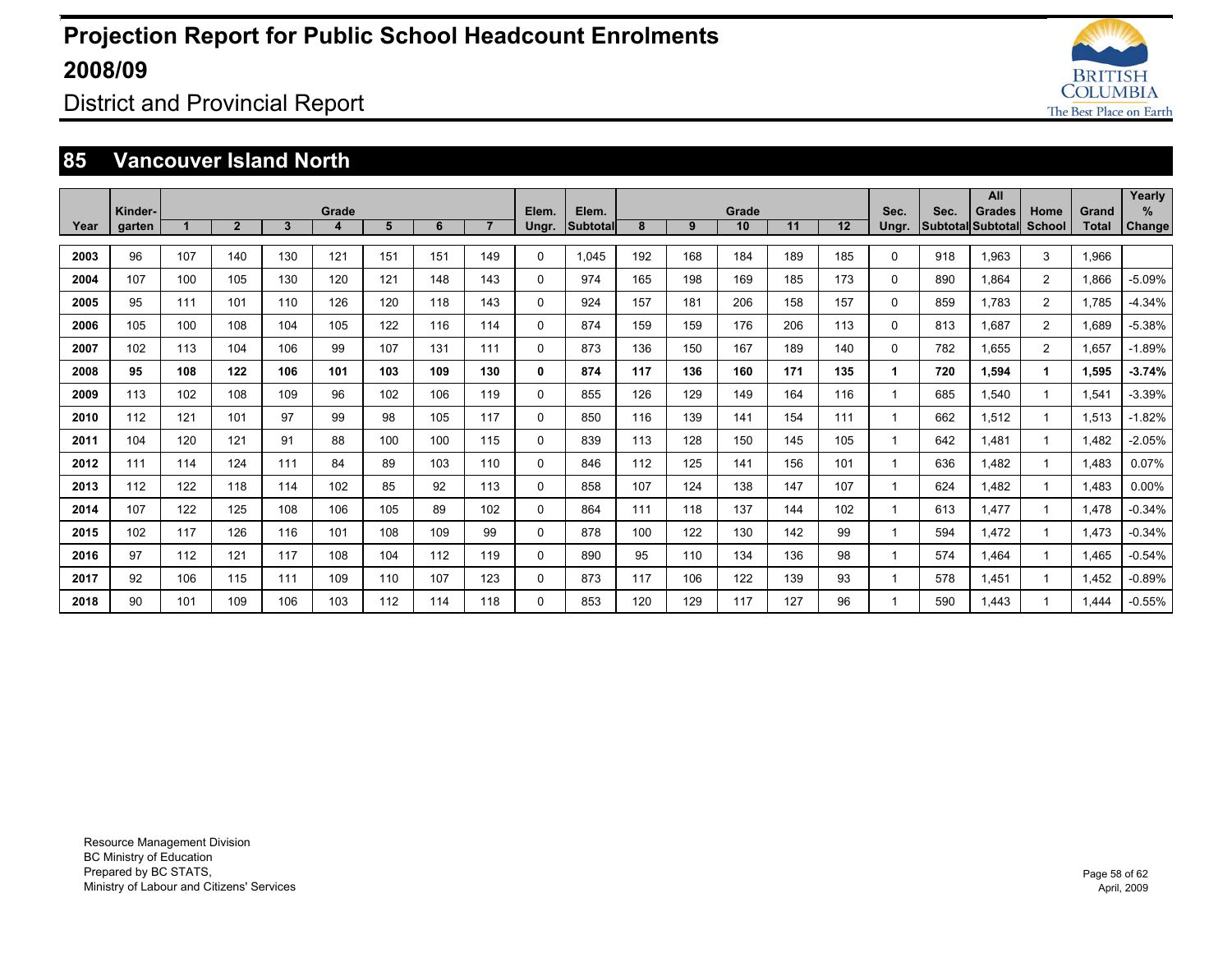# Projection Report for Public School Headcount Enrolments 2008/09

District and Provincial Report

## 85 Vancouver Island North

| Year | Kinder-garten | Grade 1 | 2 | 3 | 4 | 5 | 6 | 7 | Elem. Ungr. | Elem. Subtotal | Grade 8 | 9 | 10 | 11 | 12 | Sec. Ungr. | Sec. Subtotal | All Grades Subtotal | Home School | Grand Total | Yearly % Change |
|---|---|---|---|---|---|---|---|---|---|---|---|---|---|---|---|---|---|---|---|---|---|
| 2003 | 96 | 107 | 140 | 130 | 121 | 151 | 151 | 149 | 0 | 1,045 | 192 | 168 | 184 | 189 | 185 | 0 | 918 | 1,963 | 3 | 1,966 | |
| 2004 | 107 | 100 | 105 | 130 | 120 | 121 | 148 | 143 | 0 | 974 | 165 | 198 | 169 | 185 | 173 | 0 | 890 | 1,864 | 2 | 1,866 | -5.09% |
| 2005 | 95 | 111 | 101 | 110 | 126 | 120 | 118 | 143 | 0 | 924 | 157 | 181 | 206 | 158 | 157 | 0 | 859 | 1,783 | 2 | 1,785 | -4.34% |
| 2006 | 105 | 100 | 108 | 104 | 105 | 122 | 116 | 114 | 0 | 874 | 159 | 159 | 176 | 206 | 113 | 0 | 813 | 1,687 | 2 | 1,689 | -5.38% |
| 2007 | 102 | 113 | 104 | 106 | 99 | 107 | 131 | 111 | 0 | 873 | 136 | 150 | 167 | 189 | 140 | 0 | 782 | 1,655 | 2 | 1,657 | -1.89% |
| **2008** | **95** | **108** | **122** | **106** | **101** | **103** | **109** | **130** | **0** | **874** | **117** | **136** | **160** | **171** | **135** | **1** | **720** | **1,594** | **1** | **1,595** | **-3.74%** |
| 2009 | 113 | 102 | 108 | 109 | 96 | 102 | 106 | 119 | 0 | 855 | 126 | 129 | 149 | 164 | 116 | 1 | 685 | 1,540 | 1 | 1,541 | -3.39% |
| 2010 | 112 | 121 | 101 | 97 | 99 | 98 | 105 | 117 | 0 | 850 | 116 | 139 | 141 | 154 | 111 | 1 | 662 | 1,512 | 1 | 1,513 | -1.82% |
| 2011 | 104 | 120 | 121 | 91 | 88 | 100 | 100 | 115 | 0 | 839 | 113 | 128 | 150 | 145 | 105 | 1 | 642 | 1,481 | 1 | 1,482 | -2.05% |
| 2012 | 111 | 114 | 124 | 111 | 84 | 89 | 103 | 110 | 0 | 846 | 112 | 125 | 141 | 156 | 101 | 1 | 636 | 1,482 | 1 | 1,483 | 0.07% |
| 2013 | 112 | 122 | 118 | 114 | 102 | 85 | 92 | 113 | 0 | 858 | 107 | 124 | 138 | 147 | 107 | 1 | 624 | 1,482 | 1 | 1,483 | 0.00% |
| 2014 | 107 | 122 | 125 | 108 | 106 | 105 | 89 | 102 | 0 | 864 | 111 | 118 | 137 | 144 | 102 | 1 | 613 | 1,477 | 1 | 1,478 | -0.34% |
| 2015 | 102 | 117 | 126 | 116 | 101 | 108 | 109 | 99 | 0 | 878 | 100 | 122 | 130 | 142 | 99 | 1 | 594 | 1,472 | 1 | 1,473 | -0.34% |
| 2016 | 97 | 112 | 121 | 117 | 108 | 104 | 112 | 119 | 0 | 890 | 95 | 110 | 134 | 136 | 98 | 1 | 574 | 1,464 | 1 | 1,465 | -0.54% |
| 2017 | 92 | 106 | 115 | 111 | 109 | 110 | 107 | 123 | 0 | 873 | 117 | 106 | 122 | 139 | 93 | 1 | 578 | 1,451 | 1 | 1,452 | -0.89% |
| 2018 | 90 | 101 | 109 | 106 | 103 | 112 | 114 | 118 | 0 | 853 | 120 | 129 | 117 | 127 | 96 | 1 | 590 | 1,443 | 1 | 1,444 | -0.55% |

Resource Management Division
BC Ministry of Education
Prepared by BC STATS,
Ministry of Labour and Citizens' Services

April, 2009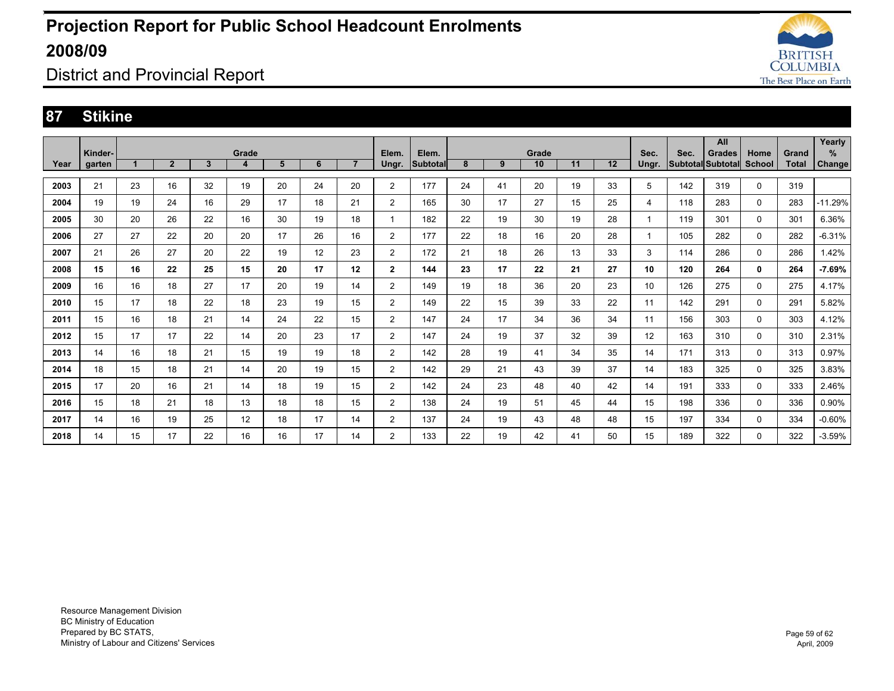# Projection Report for Public School Headcount Enrolments 2008/09

District and Provincial Report

## 87 Stikine

| Year | Kinder-garten | Grade 1 | 2 | 3 | 4 | 5 | 6 | 7 | Elem. Ungr. | Elem. Subtotal | Grade 8 | 9 | 10 | 11 | 12 | Sec. Ungr. | Sec. Subtotal | All Grades Subtotal | Home School | Grand Total | Yearly % Change |
|---|---|---|---|---|---|---|---|---|---|---|---|---|---|---|---|---|---|---|---|---|---|
| **2003** | 21 | 23 | 16 | 32 | 19 | 20 | 24 | 20 | 2 | 177 | 24 | 41 | 20 | 19 | 33 | 5 | 142 | 319 | 0 | 319 | |
| **2004** | 19 | 19 | 24 | 16 | 29 | 17 | 18 | 21 | 2 | 165 | 30 | 17 | 27 | 15 | 25 | 4 | 118 | 283 | 0 | 283 | -11.29% |
| **2005** | 30 | 20 | 26 | 22 | 16 | 30 | 19 | 18 | 1 | 182 | 22 | 19 | 30 | 19 | 28 | 1 | 119 | 301 | 0 | 301 | 6.36% |
| **2006** | 27 | 27 | 22 | 20 | 20 | 17 | 26 | 16 | 2 | 177 | 22 | 18 | 16 | 20 | 28 | 1 | 105 | 282 | 0 | 282 | -6.31% |
| **2007** | 21 | 26 | 27 | 20 | 22 | 19 | 12 | 23 | 2 | 172 | 21 | 18 | 26 | 13 | 33 | 3 | 114 | 286 | 0 | 286 | 1.42% |
| **2008** | **15** | **16** | **22** | **25** | **15** | **20** | **17** | **12** | **2** | **144** | **23** | **17** | **22** | **21** | **27** | **10** | **120** | **264** | **0** | **264** | **-7.69%** |
| **2009** | 16 | 16 | 18 | 27 | 17 | 20 | 19 | 14 | 2 | 149 | 19 | 18 | 36 | 20 | 23 | 10 | 126 | 275 | 0 | 275 | 4.17% |
| **2010** | 15 | 17 | 18 | 22 | 18 | 23 | 19 | 15 | 2 | 149 | 22 | 15 | 39 | 33 | 22 | 11 | 142 | 291 | 0 | 291 | 5.82% |
| **2011** | 15 | 16 | 18 | 21 | 14 | 24 | 22 | 15 | 2 | 147 | 24 | 17 | 34 | 36 | 34 | 11 | 156 | 303 | 0 | 303 | 4.12% |
| **2012** | 15 | 17 | 17 | 22 | 14 | 20 | 23 | 17 | 2 | 147 | 24 | 19 | 37 | 32 | 39 | 12 | 163 | 310 | 0 | 310 | 2.31% |
| **2013** | 14 | 16 | 18 | 21 | 15 | 19 | 19 | 18 | 2 | 142 | 28 | 19 | 41 | 34 | 35 | 14 | 171 | 313 | 0 | 313 | 0.97% |
| **2014** | 18 | 15 | 18 | 21 | 14 | 20 | 19 | 15 | 2 | 142 | 29 | 21 | 43 | 39 | 37 | 14 | 183 | 325 | 0 | 325 | 3.83% |
| **2015** | 17 | 20 | 16 | 21 | 14 | 18 | 19 | 15 | 2 | 142 | 24 | 23 | 48 | 40 | 42 | 14 | 191 | 333 | 0 | 333 | 2.46% |
| **2016** | 15 | 18 | 21 | 18 | 13 | 18 | 18 | 15 | 2 | 138 | 24 | 19 | 51 | 45 | 44 | 15 | 198 | 336 | 0 | 336 | 0.90% |
| **2017** | 14 | 16 | 19 | 25 | 12 | 18 | 17 | 14 | 2 | 137 | 24 | 19 | 43 | 48 | 48 | 15 | 197 | 334 | 0 | 334 | -0.60% |
| **2018** | 14 | 15 | 17 | 22 | 16 | 16 | 17 | 14 | 2 | 133 | 22 | 19 | 42 | 41 | 50 | 15 | 189 | 322 | 0 | 322 | -3.59% |

Resource Management Division
BC Ministry of Education
Prepared by BC STATS,
Ministry of Labour and Citizens' Services

April, 2009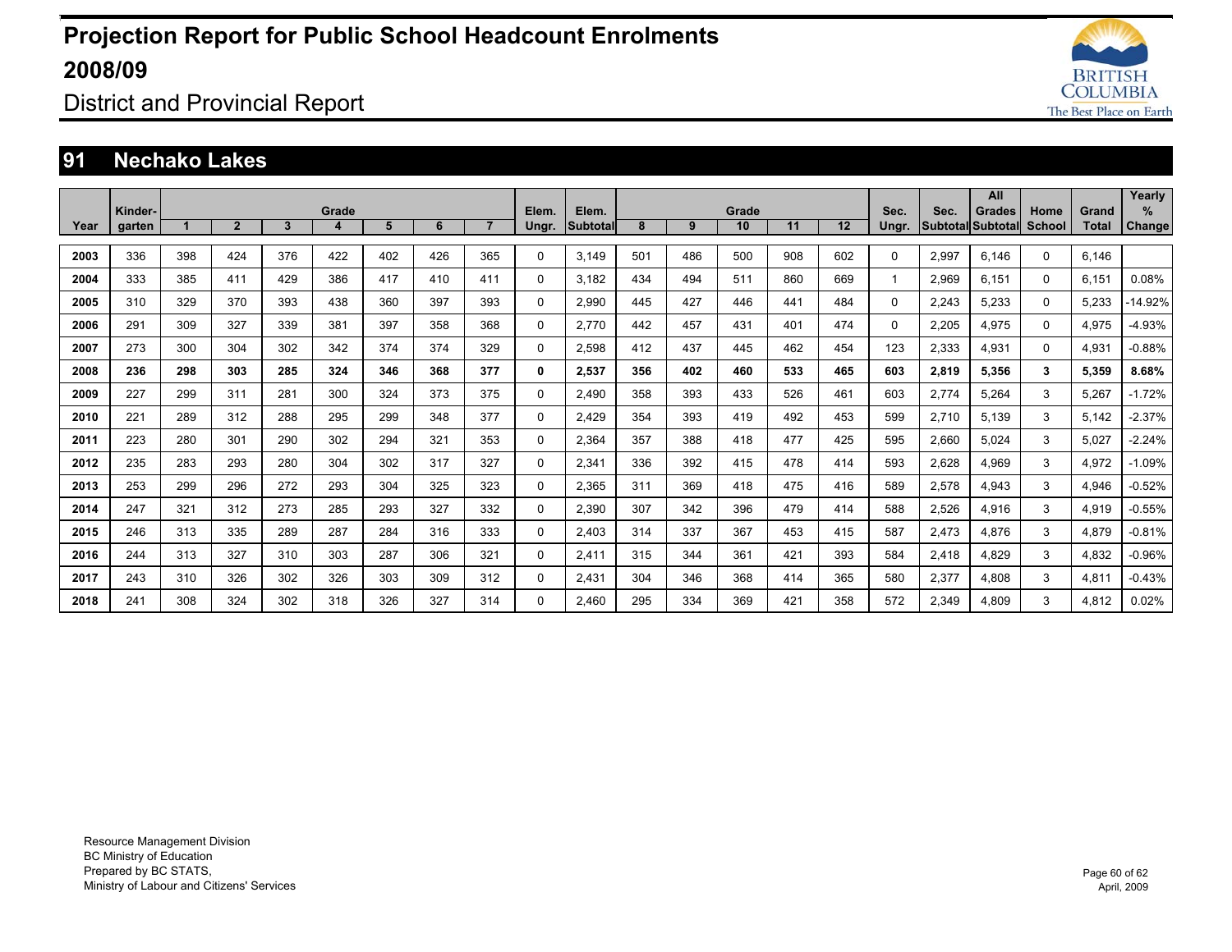# Projection Report for Public School Headcount Enrolments 2008/09

District and Provincial Report

## 91 Nechako Lakes

| Year | Kinder-garten | Grade 1 | 2 | 3 | 4 | 5 | 6 | 7 | Elem. Ungr. | Elem. Subtotal | Grade 8 | 9 | 10 | 11 | 12 | Sec. Ungr. | Sec. Subtotal | All Grades Subtotal | Home School | Grand Total | Yearly % Change |
|---|---|---|---|---|---|---|---|---|---|---|---|---|---|---|---|---|---|---|---|---|---|
| 2003 | 336 | 398 | 424 | 376 | 422 | 402 | 426 | 365 | 0 | 3,149 | 501 | 486 | 500 | 908 | 602 | 0 | 2,997 | 6,146 | 0 | 6,146 | |
| 2004 | 333 | 385 | 411 | 429 | 386 | 417 | 410 | 411 | 0 | 3,182 | 434 | 494 | 511 | 860 | 669 | 1 | 2,969 | 6,151 | 0 | 6,151 | 0.08% |
| 2005 | 310 | 329 | 370 | 393 | 438 | 360 | 397 | 393 | 0 | 2,990 | 445 | 427 | 446 | 441 | 484 | 0 | 2,243 | 5,233 | 0 | 5,233 | -14.92% |
| 2006 | 291 | 309 | 327 | 339 | 381 | 397 | 358 | 368 | 0 | 2,770 | 442 | 457 | 431 | 401 | 474 | 0 | 2,205 | 4,975 | 0 | 4,975 | -4.93% |
| 2007 | 273 | 300 | 304 | 302 | 342 | 374 | 374 | 329 | 0 | 2,598 | 412 | 437 | 445 | 462 | 454 | 123 | 2,333 | 4,931 | 0 | 4,931 | -0.88% |
| **2008** | **236** | **298** | **303** | **285** | **324** | **346** | **368** | **377** | **0** | **2,537** | **356** | **402** | **460** | **533** | **465** | **603** | **2,819** | **5,356** | **3** | **5,359** | **8.68%** |
| 2009 | 227 | 299 | 311 | 281 | 300 | 324 | 373 | 375 | 0 | 2,490 | 358 | 393 | 433 | 526 | 461 | 603 | 2,774 | 5,264 | 3 | 5,267 | -1.72% |
| 2010 | 221 | 289 | 312 | 288 | 295 | 299 | 348 | 377 | 0 | 2,429 | 354 | 393 | 419 | 492 | 453 | 599 | 2,710 | 5,139 | 3 | 5,142 | -2.37% |
| 2011 | 223 | 280 | 301 | 290 | 302 | 294 | 321 | 353 | 0 | 2,364 | 357 | 388 | 418 | 477 | 425 | 595 | 2,660 | 5,024 | 3 | 5,027 | -2.24% |
| 2012 | 235 | 283 | 293 | 280 | 304 | 302 | 317 | 327 | 0 | 2,341 | 336 | 392 | 415 | 478 | 414 | 593 | 2,628 | 4,969 | 3 | 4,972 | -1.09% |
| 2013 | 253 | 299 | 296 | 272 | 293 | 304 | 325 | 323 | 0 | 2,365 | 311 | 369 | 418 | 475 | 416 | 589 | 2,578 | 4,943 | 3 | 4,946 | -0.52% |
| 2014 | 247 | 321 | 312 | 273 | 285 | 293 | 327 | 332 | 0 | 2,390 | 307 | 342 | 396 | 479 | 414 | 588 | 2,526 | 4,916 | 3 | 4,919 | -0.55% |
| 2015 | 246 | 313 | 335 | 289 | 287 | 284 | 316 | 333 | 0 | 2,403 | 314 | 337 | 367 | 453 | 415 | 587 | 2,473 | 4,876 | 3 | 4,879 | -0.81% |
| 2016 | 244 | 313 | 327 | 310 | 303 | 287 | 306 | 321 | 0 | 2,411 | 315 | 344 | 361 | 421 | 393 | 584 | 2,418 | 4,829 | 3 | 4,832 | -0.96% |
| 2017 | 243 | 310 | 326 | 302 | 326 | 303 | 309 | 312 | 0 | 2,431 | 304 | 346 | 368 | 414 | 365 | 580 | 2,377 | 4,808 | 3 | 4,811 | -0.43% |
| 2018 | 241 | 308 | 324 | 302 | 318 | 326 | 327 | 314 | 0 | 2,460 | 295 | 334 | 369 | 421 | 358 | 572 | 2,349 | 4,809 | 3 | 4,812 | 0.02% |

Resource Management Division
BC Ministry of Education
Prepared by BC STATS,
Ministry of Labour and Citizens' Services

April, 2009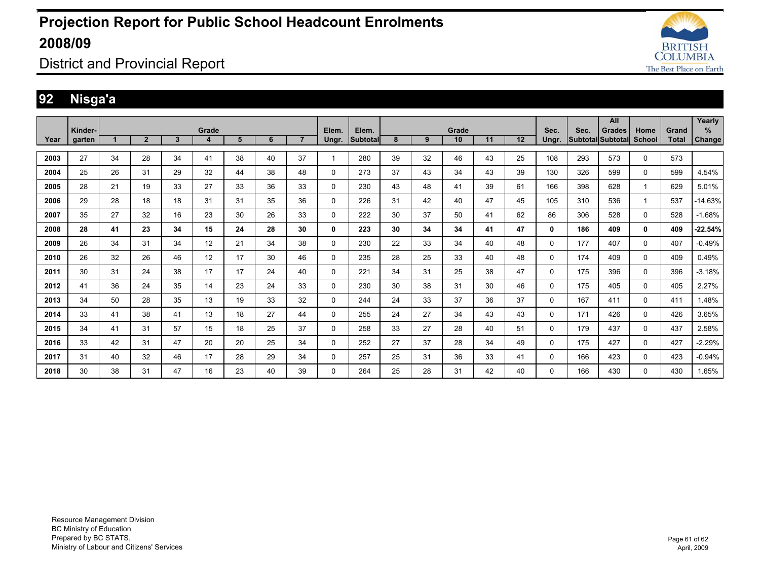# Projection Report for Public School Headcount Enrolments 2008/09

## District and Provincial Report

## 92 Nisga'a

| Year | Kinder-garten | Grade 1 | 2 | 3 | 4 | 5 | 6 | 7 | Elem. Ungr. | Elem. Subtotal | Grade 8 | 9 | 10 | 11 | 12 | Sec. Ungr. | Sec. Subtotal | All Grades Subtotal | Home School | Grand Total | Yearly % Change |
|---|---|---|---|---|---|---|---|---|---|---|---|---|---|---|---|---|---|---|---|---|---|
| **2003** | 27 | 34 | 28 | 34 | 41 | 38 | 40 | 37 | 1 | 280 | 39 | 32 | 46 | 43 | 25 | 108 | 293 | 573 | 0 | 573 | |
| **2004** | 25 | 26 | 31 | 29 | 32 | 44 | 38 | 48 | 0 | 273 | 37 | 43 | 34 | 43 | 39 | 130 | 326 | 599 | 0 | 599 | 4.54% |
| **2005** | 28 | 21 | 19 | 33 | 27 | 33 | 36 | 33 | 0 | 230 | 43 | 48 | 41 | 39 | 61 | 166 | 398 | 628 | 1 | 629 | 5.01% |
| **2006** | 29 | 28 | 18 | 18 | 31 | 31 | 35 | 36 | 0 | 226 | 31 | 42 | 40 | 47 | 45 | 105 | 310 | 536 | 1 | 537 | -14.63% |
| **2007** | 35 | 27 | 32 | 16 | 23 | 30 | 26 | 33 | 0 | 222 | 30 | 37 | 50 | 41 | 62 | 86 | 306 | 528 | 0 | 528 | -1.68% |
| **2008** | **28** | **41** | **23** | **34** | **15** | **24** | **28** | **30** | **0** | **223** | **30** | **34** | **34** | **41** | **47** | **0** | **186** | **409** | **0** | **409** | **-22.54%** |
| **2009** | 26 | 34 | 31 | 34 | 12 | 21 | 34 | 38 | 0 | 230 | 22 | 33 | 34 | 40 | 48 | 0 | 177 | 407 | 0 | 407 | -0.49% |
| **2010** | 26 | 32 | 26 | 46 | 12 | 17 | 30 | 46 | 0 | 235 | 28 | 25 | 33 | 40 | 48 | 0 | 174 | 409 | 0 | 409 | 0.49% |
| **2011** | 30 | 31 | 24 | 38 | 17 | 17 | 24 | 40 | 0 | 221 | 34 | 31 | 25 | 38 | 47 | 0 | 175 | 396 | 0 | 396 | -3.18% |
| **2012** | 41 | 36 | 24 | 35 | 14 | 23 | 24 | 33 | 0 | 230 | 30 | 38 | 31 | 30 | 46 | 0 | 175 | 405 | 0 | 405 | 2.27% |
| **2013** | 34 | 50 | 28 | 35 | 13 | 19 | 33 | 32 | 0 | 244 | 24 | 33 | 37 | 36 | 37 | 0 | 167 | 411 | 0 | 411 | 1.48% |
| **2014** | 33 | 41 | 38 | 41 | 13 | 18 | 27 | 44 | 0 | 255 | 24 | 27 | 34 | 43 | 43 | 0 | 171 | 426 | 0 | 426 | 3.65% |
| **2015** | 34 | 41 | 31 | 57 | 15 | 18 | 25 | 37 | 0 | 258 | 33 | 27 | 28 | 40 | 51 | 0 | 179 | 437 | 0 | 437 | 2.58% |
| **2016** | 33 | 42 | 31 | 47 | 20 | 20 | 25 | 34 | 0 | 252 | 27 | 37 | 28 | 34 | 49 | 0 | 175 | 427 | 0 | 427 | -2.29% |
| **2017** | 31 | 40 | 32 | 46 | 17 | 28 | 29 | 34 | 0 | 257 | 25 | 31 | 36 | 33 | 41 | 0 | 166 | 423 | 0 | 423 | -0.94% |
| **2018** | 30 | 38 | 31 | 47 | 16 | 23 | 40 | 39 | 0 | 264 | 25 | 28 | 31 | 42 | 40 | 0 | 166 | 430 | 0 | 430 | 1.65% |

Resource Management Division
BC Ministry of Education
Prepared by BC STATS,
Ministry of Labour and Citizens' Services

April, 2009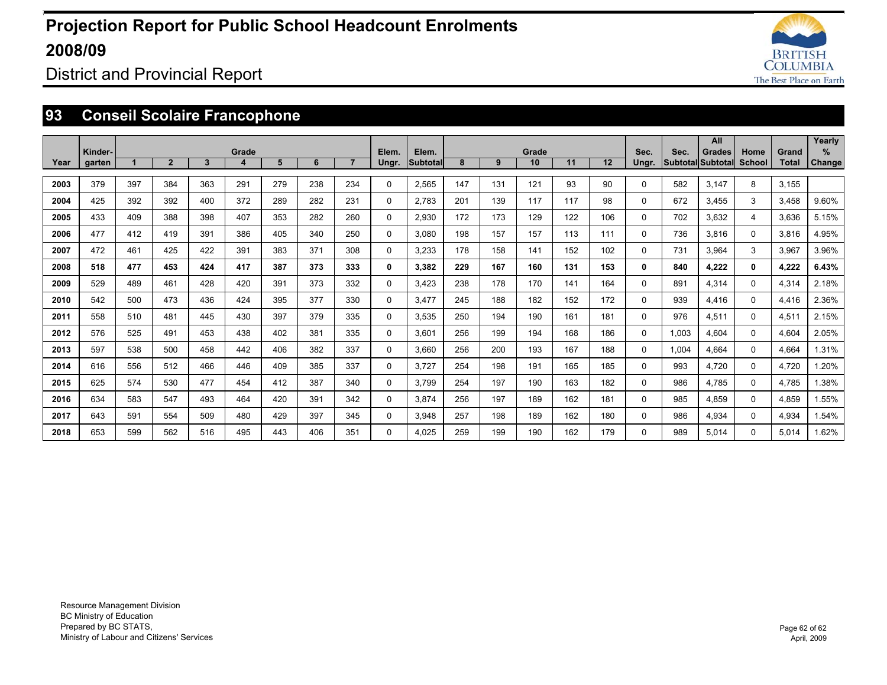# Projection Report for Public School Headcount Enrolments 2008/09

District and Provincial Report

## 93 Conseil Scolaire Francophone

| Year | Kinder-garten | Grade 1 | 2 | 3 | 4 | 5 | 6 | 7 | Elem. Ungr. | Elem. Subtotal | Grade 8 | 9 | 10 | 11 | 12 | Sec. Ungr. | Sec. Subtotal | All Grades Subtotal | Home School | Grand Total | Yearly % Change |
|---|---|---|---|---|---|---|---|---|---|---|---|---|---|---|---|---|---|---|---|---|---|
| 2003 | 379 | 397 | 384 | 363 | 291 | 279 | 238 | 234 | 0 | 2,565 | 147 | 131 | 121 | 93 | 90 | 0 | 582 | 3,147 | 8 | 3,155 | |
| 2004 | 425 | 392 | 392 | 400 | 372 | 289 | 282 | 231 | 0 | 2,783 | 201 | 139 | 117 | 117 | 98 | 0 | 672 | 3,455 | 3 | 3,458 | 9.60% |
| 2005 | 433 | 409 | 388 | 398 | 407 | 353 | 282 | 260 | 0 | 2,930 | 172 | 173 | 129 | 122 | 106 | 0 | 702 | 3,632 | 4 | 3,636 | 5.15% |
| 2006 | 477 | 412 | 419 | 391 | 386 | 405 | 340 | 250 | 0 | 3,080 | 198 | 157 | 157 | 113 | 111 | 0 | 736 | 3,816 | 0 | 3,816 | 4.95% |
| 2007 | 472 | 461 | 425 | 422 | 391 | 383 | 371 | 308 | 0 | 3,233 | 178 | 158 | 141 | 152 | 102 | 0 | 731 | 3,964 | 3 | 3,967 | 3.96% |
| **2008** | **518** | **477** | **453** | **424** | **417** | **387** | **373** | **333** | **0** | **3,382** | **229** | **167** | **160** | **131** | **153** | **0** | **840** | **4,222** | **0** | **4,222** | **6.43%** |
| 2009 | 529 | 489 | 461 | 428 | 420 | 391 | 373 | 332 | 0 | 3,423 | 238 | 178 | 170 | 141 | 164 | 0 | 891 | 4,314 | 0 | 4,314 | 2.18% |
| 2010 | 542 | 500 | 473 | 436 | 424 | 395 | 377 | 330 | 0 | 3,477 | 245 | 188 | 182 | 152 | 172 | 0 | 939 | 4,416 | 0 | 4,416 | 2.36% |
| 2011 | 558 | 510 | 481 | 445 | 430 | 397 | 379 | 335 | 0 | 3,535 | 250 | 194 | 190 | 161 | 181 | 0 | 976 | 4,511 | 0 | 4,511 | 2.15% |
| 2012 | 576 | 525 | 491 | 453 | 438 | 402 | 381 | 335 | 0 | 3,601 | 256 | 199 | 194 | 168 | 186 | 0 | 1,003 | 4,604 | 0 | 4,604 | 2.05% |
| 2013 | 597 | 538 | 500 | 458 | 442 | 406 | 382 | 337 | 0 | 3,660 | 256 | 200 | 193 | 167 | 188 | 0 | 1,004 | 4,664 | 0 | 4,664 | 1.31% |
| 2014 | 616 | 556 | 512 | 466 | 446 | 409 | 385 | 337 | 0 | 3,727 | 254 | 198 | 191 | 165 | 185 | 0 | 993 | 4,720 | 0 | 4,720 | 1.20% |
| 2015 | 625 | 574 | 530 | 477 | 454 | 412 | 387 | 340 | 0 | 3,799 | 254 | 197 | 190 | 163 | 182 | 0 | 986 | 4,785 | 0 | 4,785 | 1.38% |
| 2016 | 634 | 583 | 547 | 493 | 464 | 420 | 391 | 342 | 0 | 3,874 | 256 | 197 | 189 | 162 | 181 | 0 | 985 | 4,859 | 0 | 4,859 | 1.55% |
| 2017 | 643 | 591 | 554 | 509 | 480 | 429 | 397 | 345 | 0 | 3,948 | 257 | 198 | 189 | 162 | 180 | 0 | 986 | 4,934 | 0 | 4,934 | 1.54% |
| 2018 | 653 | 599 | 562 | 516 | 495 | 443 | 406 | 351 | 0 | 4,025 | 259 | 199 | 190 | 162 | 179 | 0 | 989 | 5,014 | 0 | 5,014 | 1.62% |

Resource Management Division
BC Ministry of Education
Prepared by BC STATS,
Ministry of Labour and Citizens' Services

April, 2009